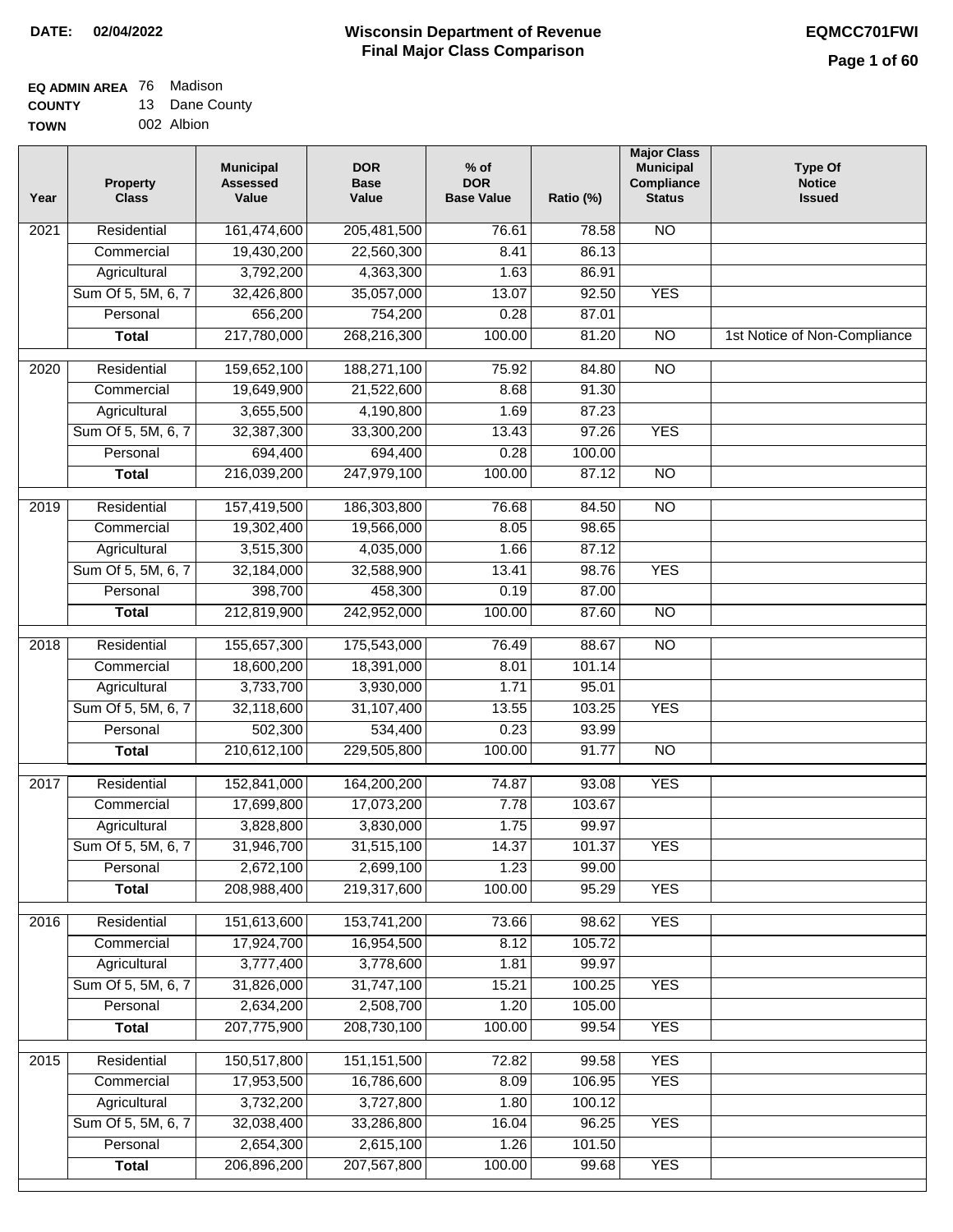**DATE:** 02/04/2022

# Wisconsin Department of Revenue
## Final Major Class Comparison

**EQMCC701FWI**

**EQ ADMIN AREA** 76 Madison
**COUNTY** 13 Dane County
**TOWN** 002 Albion

| Year | Property Class | Municipal Assessed Value | DOR Base Value | % of DOR Base Value | Ratio (%) | Major Class Municipal Compliance Status | Type Of Notice Issued |
|---|---|---|---|---|---|---|---|
| 2021 | Residential | 161,474,600 | 205,481,500 | 76.61 | 78.58 | NO | |
| | Commercial | 19,430,200 | 22,560,300 | 8.41 | 86.13 | | |
| | Agricultural | 3,792,200 | 4,363,300 | 1.63 | 86.91 | | |
| | Sum Of 5, 5M, 6, 7 | 32,426,800 | 35,057,000 | 13.07 | 92.50 | YES | |
| | Personal | 656,200 | 754,200 | 0.28 | 87.01 | | |
| | **Total** | 217,780,000 | 268,216,300 | 100.00 | 81.20 | NO | 1st Notice of Non-Compliance |
| 2020 | Residential | 159,652,100 | 188,271,100 | 75.92 | 84.80 | NO | |
| | Commercial | 19,649,900 | 21,522,600 | 8.68 | 91.30 | | |
| | Agricultural | 3,655,500 | 4,190,800 | 1.69 | 87.23 | | |
| | Sum Of 5, 5M, 6, 7 | 32,387,300 | 33,300,200 | 13.43 | 97.26 | YES | |
| | Personal | 694,400 | 694,400 | 0.28 | 100.00 | | |
| | **Total** | 216,039,200 | 247,979,100 | 100.00 | 87.12 | NO | |
| 2019 | Residential | 157,419,500 | 186,303,800 | 76.68 | 84.50 | NO | |
| | Commercial | 19,302,400 | 19,566,000 | 8.05 | 98.65 | | |
| | Agricultural | 3,515,300 | 4,035,000 | 1.66 | 87.12 | | |
| | Sum Of 5, 5M, 6, 7 | 32,184,000 | 32,588,900 | 13.41 | 98.76 | YES | |
| | Personal | 398,700 | 458,300 | 0.19 | 87.00 | | |
| | **Total** | 212,819,900 | 242,952,000 | 100.00 | 87.60 | NO | |
| 2018 | Residential | 155,657,300 | 175,543,000 | 76.49 | 88.67 | NO | |
| | Commercial | 18,600,200 | 18,391,000 | 8.01 | 101.14 | | |
| | Agricultural | 3,733,700 | 3,930,000 | 1.71 | 95.01 | | |
| | Sum Of 5, 5M, 6, 7 | 32,118,600 | 31,107,400 | 13.55 | 103.25 | YES | |
| | Personal | 502,300 | 534,400 | 0.23 | 93.99 | | |
| | **Total** | 210,612,100 | 229,505,800 | 100.00 | 91.77 | NO | |
| 2017 | Residential | 152,841,000 | 164,200,200 | 74.87 | 93.08 | YES | |
| | Commercial | 17,699,800 | 17,073,200 | 7.78 | 103.67 | | |
| | Agricultural | 3,828,800 | 3,830,000 | 1.75 | 99.97 | | |
| | Sum Of 5, 5M, 6, 7 | 31,946,700 | 31,515,100 | 14.37 | 101.37 | YES | |
| | Personal | 2,672,100 | 2,699,100 | 1.23 | 99.00 | | |
| | **Total** | 208,988,400 | 219,317,600 | 100.00 | 95.29 | YES | |
| 2016 | Residential | 151,613,600 | 153,741,200 | 73.66 | 98.62 | YES | |
| | Commercial | 17,924,700 | 16,954,500 | 8.12 | 105.72 | | |
| | Agricultural | 3,777,400 | 3,778,600 | 1.81 | 99.97 | | |
| | Sum Of 5, 5M, 6, 7 | 31,826,000 | 31,747,100 | 15.21 | 100.25 | YES | |
| | Personal | 2,634,200 | 2,508,700 | 1.20 | 105.00 | | |
| | **Total** | 207,775,900 | 208,730,100 | 100.00 | 99.54 | YES | |
| 2015 | Residential | 150,517,800 | 151,151,500 | 72.82 | 99.58 | YES | |
| | Commercial | 17,953,500 | 16,786,600 | 8.09 | 106.95 | YES | |
| | Agricultural | 3,732,200 | 3,727,800 | 1.80 | 100.12 | | |
| | Sum Of 5, 5M, 6, 7 | 32,038,400 | 33,286,800 | 16.04 | 96.25 | YES | |
| | Personal | 2,654,300 | 2,615,100 | 1.26 | 101.50 | | |
| | **Total** | 206,896,200 | 207,567,800 | 100.00 | 99.68 | YES | |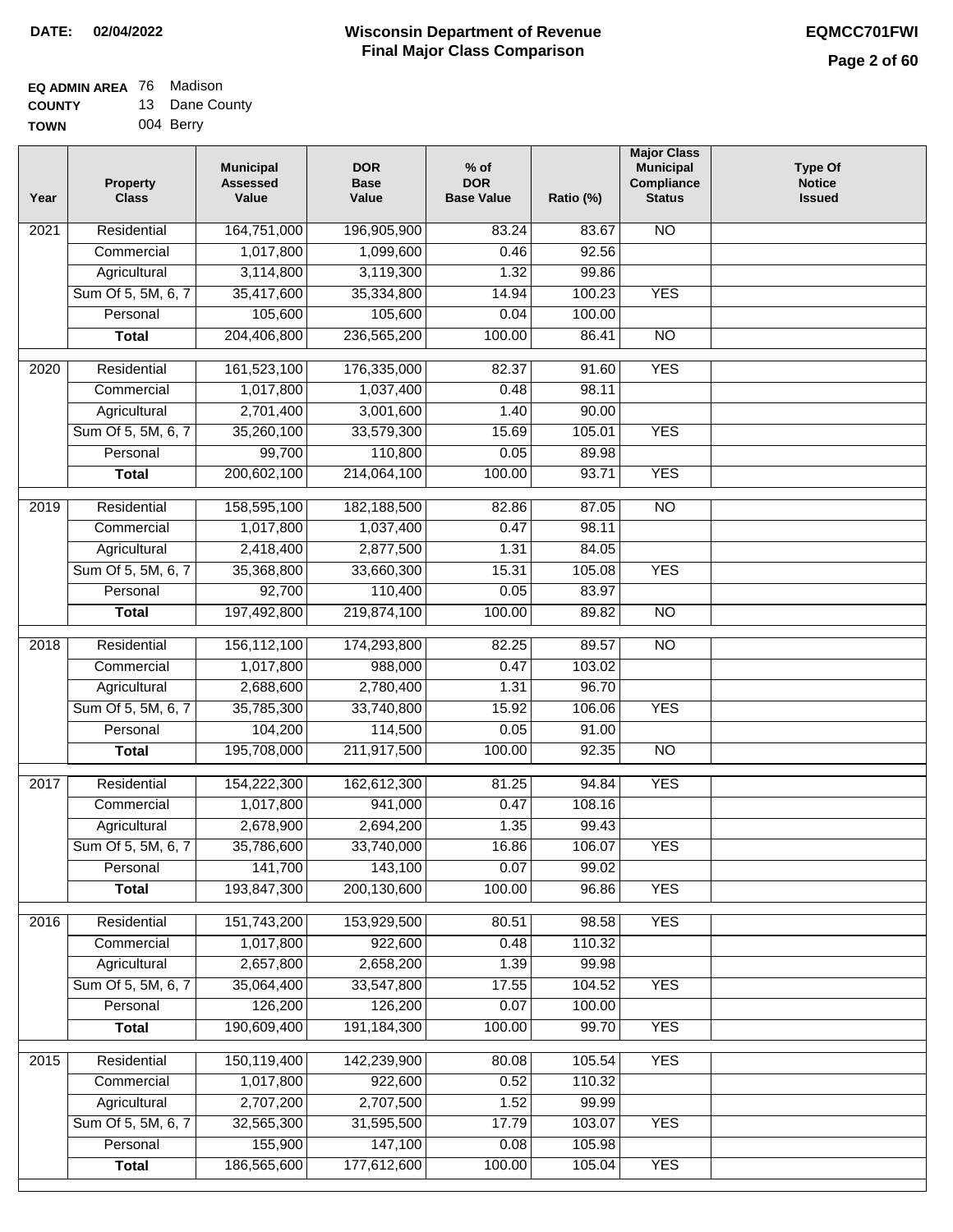**DATE:** 02/04/2022

# Wisconsin Department of Revenue
## Final Major Class Comparison

**EQMCC701FWI**

**EQ ADMIN AREA** 76 Madison
**COUNTY** 13 Dane County
**TOWN** 004 Berry

| Year | Property Class | Municipal Assessed Value | DOR Base Value | % of DOR Base Value | Ratio (%) | Major Class Municipal Compliance Status | Type Of Notice Issued |
|---|---|---|---|---|---|---|---|
| 2021 | Residential | 164,751,000 | 196,905,900 | 83.24 | 83.67 | NO | |
| | Commercial | 1,017,800 | 1,099,600 | 0.46 | 92.56 | | |
| | Agricultural | 3,114,800 | 3,119,300 | 1.32 | 99.86 | | |
| | Sum Of 5, 5M, 6, 7 | 35,417,600 | 35,334,800 | 14.94 | 100.23 | YES | |
| | Personal | 105,600 | 105,600 | 0.04 | 100.00 | | |
| | **Total** | 204,406,800 | 236,565,200 | 100.00 | 86.41 | NO | |
| 2020 | Residential | 161,523,100 | 176,335,000 | 82.37 | 91.60 | YES | |
| | Commercial | 1,017,800 | 1,037,400 | 0.48 | 98.11 | | |
| | Agricultural | 2,701,400 | 3,001,600 | 1.40 | 90.00 | | |
| | Sum Of 5, 5M, 6, 7 | 35,260,100 | 33,579,300 | 15.69 | 105.01 | YES | |
| | Personal | 99,700 | 110,800 | 0.05 | 89.98 | | |
| | **Total** | 200,602,100 | 214,064,100 | 100.00 | 93.71 | YES | |
| 2019 | Residential | 158,595,100 | 182,188,500 | 82.86 | 87.05 | NO | |
| | Commercial | 1,017,800 | 1,037,400 | 0.47 | 98.11 | | |
| | Agricultural | 2,418,400 | 2,877,500 | 1.31 | 84.05 | | |
| | Sum Of 5, 5M, 6, 7 | 35,368,800 | 33,660,300 | 15.31 | 105.08 | YES | |
| | Personal | 92,700 | 110,400 | 0.05 | 83.97 | | |
| | **Total** | 197,492,800 | 219,874,100 | 100.00 | 89.82 | NO | |
| 2018 | Residential | 156,112,100 | 174,293,800 | 82.25 | 89.57 | NO | |
| | Commercial | 1,017,800 | 988,000 | 0.47 | 103.02 | | |
| | Agricultural | 2,688,600 | 2,780,400 | 1.31 | 96.70 | | |
| | Sum Of 5, 5M, 6, 7 | 35,785,300 | 33,740,800 | 15.92 | 106.06 | YES | |
| | Personal | 104,200 | 114,500 | 0.05 | 91.00 | | |
| | **Total** | 195,708,000 | 211,917,500 | 100.00 | 92.35 | NO | |
| 2017 | Residential | 154,222,300 | 162,612,300 | 81.25 | 94.84 | YES | |
| | Commercial | 1,017,800 | 941,000 | 0.47 | 108.16 | | |
| | Agricultural | 2,678,900 | 2,694,200 | 1.35 | 99.43 | | |
| | Sum Of 5, 5M, 6, 7 | 35,786,600 | 33,740,000 | 16.86 | 106.07 | YES | |
| | Personal | 141,700 | 143,100 | 0.07 | 99.02 | | |
| | **Total** | 193,847,300 | 200,130,600 | 100.00 | 96.86 | YES | |
| 2016 | Residential | 151,743,200 | 153,929,500 | 80.51 | 98.58 | YES | |
| | Commercial | 1,017,800 | 922,600 | 0.48 | 110.32 | | |
| | Agricultural | 2,657,800 | 2,658,200 | 1.39 | 99.98 | | |
| | Sum Of 5, 5M, 6, 7 | 35,064,400 | 33,547,800 | 17.55 | 104.52 | YES | |
| | Personal | 126,200 | 126,200 | 0.07 | 100.00 | | |
| | **Total** | 190,609,400 | 191,184,300 | 100.00 | 99.70 | YES | |
| 2015 | Residential | 150,119,400 | 142,239,900 | 80.08 | 105.54 | YES | |
| | Commercial | 1,017,800 | 922,600 | 0.52 | 110.32 | | |
| | Agricultural | 2,707,200 | 2,707,500 | 1.52 | 99.99 | | |
| | Sum Of 5, 5M, 6, 7 | 32,565,300 | 31,595,500 | 17.79 | 103.07 | YES | |
| | Personal | 155,900 | 147,100 | 0.08 | 105.98 | | |
| | **Total** | 186,565,600 | 177,612,600 | 100.00 | 105.04 | YES | |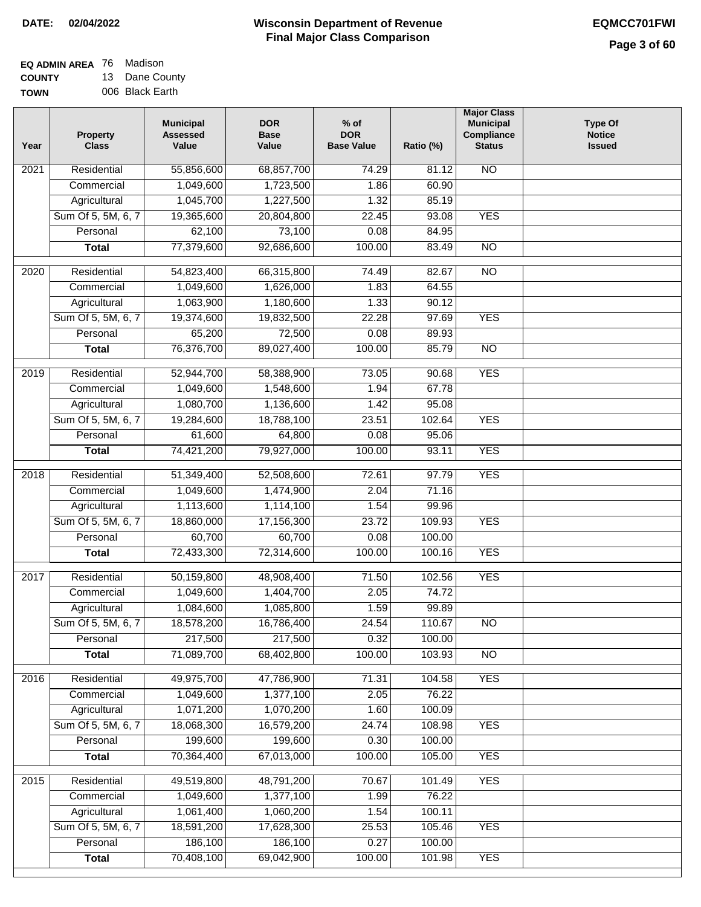**DATE:** 02/04/2022

# Wisconsin Department of Revenue
## Final Major Class Comparison

**EQMCC701FWI**

**EQ ADMIN AREA** 76 Madison
**COUNTY** 13 Dane County
**TOWN** 006 Black Earth

| Year | Property Class | Municipal Assessed Value | DOR Base Value | % of DOR Base Value | Ratio (%) | Major Class Municipal Compliance Status | Type Of Notice Issued |
|---|---|---|---|---|---|---|---|
| 2021 | Residential | 55,856,600 | 68,857,700 | 74.29 | 81.12 | NO | |
| | Commercial | 1,049,600 | 1,723,500 | 1.86 | 60.90 | | |
| | Agricultural | 1,045,700 | 1,227,500 | 1.32 | 85.19 | | |
| | Sum Of 5, 5M, 6, 7 | 19,365,600 | 20,804,800 | 22.45 | 93.08 | YES | |
| | Personal | 62,100 | 73,100 | 0.08 | 84.95 | | |
| | **Total** | 77,379,600 | 92,686,600 | 100.00 | 83.49 | NO | |
| 2020 | Residential | 54,823,400 | 66,315,800 | 74.49 | 82.67 | NO | |
| | Commercial | 1,049,600 | 1,626,000 | 1.83 | 64.55 | | |
| | Agricultural | 1,063,900 | 1,180,600 | 1.33 | 90.12 | | |
| | Sum Of 5, 5M, 6, 7 | 19,374,600 | 19,832,500 | 22.28 | 97.69 | YES | |
| | Personal | 65,200 | 72,500 | 0.08 | 89.93 | | |
| | **Total** | 76,376,700 | 89,027,400 | 100.00 | 85.79 | NO | |
| 2019 | Residential | 52,944,700 | 58,388,900 | 73.05 | 90.68 | YES | |
| | Commercial | 1,049,600 | 1,548,600 | 1.94 | 67.78 | | |
| | Agricultural | 1,080,700 | 1,136,600 | 1.42 | 95.08 | | |
| | Sum Of 5, 5M, 6, 7 | 19,284,600 | 18,788,100 | 23.51 | 102.64 | YES | |
| | Personal | 61,600 | 64,800 | 0.08 | 95.06 | | |
| | **Total** | 74,421,200 | 79,927,000 | 100.00 | 93.11 | YES | |
| 2018 | Residential | 51,349,400 | 52,508,600 | 72.61 | 97.79 | YES | |
| | Commercial | 1,049,600 | 1,474,900 | 2.04 | 71.16 | | |
| | Agricultural | 1,113,600 | 1,114,100 | 1.54 | 99.96 | | |
| | Sum Of 5, 5M, 6, 7 | 18,860,000 | 17,156,300 | 23.72 | 109.93 | YES | |
| | Personal | 60,700 | 60,700 | 0.08 | 100.00 | | |
| | **Total** | 72,433,300 | 72,314,600 | 100.00 | 100.16 | YES | |
| 2017 | Residential | 50,159,800 | 48,908,400 | 71.50 | 102.56 | YES | |
| | Commercial | 1,049,600 | 1,404,700 | 2.05 | 74.72 | | |
| | Agricultural | 1,084,600 | 1,085,800 | 1.59 | 99.89 | | |
| | Sum Of 5, 5M, 6, 7 | 18,578,200 | 16,786,400 | 24.54 | 110.67 | NO | |
| | Personal | 217,500 | 217,500 | 0.32 | 100.00 | | |
| | **Total** | 71,089,700 | 68,402,800 | 100.00 | 103.93 | NO | |
| 2016 | Residential | 49,975,700 | 47,786,900 | 71.31 | 104.58 | YES | |
| | Commercial | 1,049,600 | 1,377,100 | 2.05 | 76.22 | | |
| | Agricultural | 1,071,200 | 1,070,200 | 1.60 | 100.09 | | |
| | Sum Of 5, 5M, 6, 7 | 18,068,300 | 16,579,200 | 24.74 | 108.98 | YES | |
| | Personal | 199,600 | 199,600 | 0.30 | 100.00 | | |
| | **Total** | 70,364,400 | 67,013,000 | 100.00 | 105.00 | YES | |
| 2015 | Residential | 49,519,800 | 48,791,200 | 70.67 | 101.49 | YES | |
| | Commercial | 1,049,600 | 1,377,100 | 1.99 | 76.22 | | |
| | Agricultural | 1,061,400 | 1,060,200 | 1.54 | 100.11 | | |
| | Sum Of 5, 5M, 6, 7 | 18,591,200 | 17,628,300 | 25.53 | 105.46 | YES | |
| | Personal | 186,100 | 186,100 | 0.27 | 100.00 | | |
| | **Total** | 70,408,100 | 69,042,900 | 100.00 | 101.98 | YES | |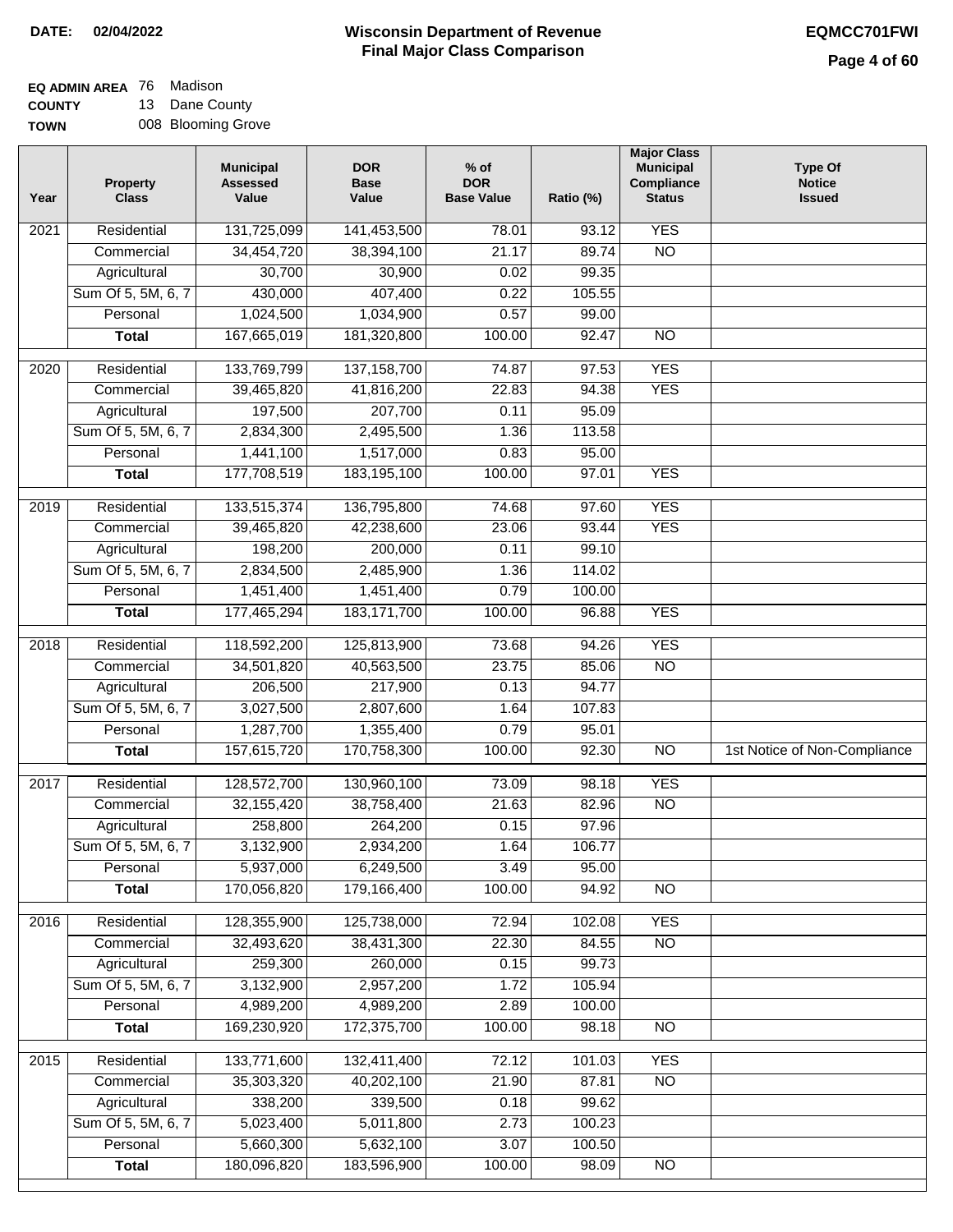**DATE:** 02/04/2022

# Wisconsin Department of Revenue
## Final Major Class Comparison

**EQMCC701FWI**

**EQ ADMIN AREA** 76 Madison
**COUNTY** 13 Dane County
**TOWN** 008 Blooming Grove

| Year | Property Class | Municipal Assessed Value | DOR Base Value | % of DOR Base Value | Ratio (%) | Major Class Municipal Compliance Status | Type Of Notice Issued |
|---|---|---|---|---|---|---|---|
| 2021 | Residential | 131,725,099 | 141,453,500 | 78.01 | 93.12 | YES | |
| | Commercial | 34,454,720 | 38,394,100 | 21.17 | 89.74 | NO | |
| | Agricultural | 30,700 | 30,900 | 0.02 | 99.35 | | |
| | Sum Of 5, 5M, 6, 7 | 430,000 | 407,400 | 0.22 | 105.55 | | |
| | Personal | 1,024,500 | 1,034,900 | 0.57 | 99.00 | | |
| | **Total** | 167,665,019 | 181,320,800 | 100.00 | 92.47 | NO | |
| 2020 | Residential | 133,769,799 | 137,158,700 | 74.87 | 97.53 | YES | |
| | Commercial | 39,465,820 | 41,816,200 | 22.83 | 94.38 | YES | |
| | Agricultural | 197,500 | 207,700 | 0.11 | 95.09 | | |
| | Sum Of 5, 5M, 6, 7 | 2,834,300 | 2,495,500 | 1.36 | 113.58 | | |
| | Personal | 1,441,100 | 1,517,000 | 0.83 | 95.00 | | |
| | **Total** | 177,708,519 | 183,195,100 | 100.00 | 97.01 | YES | |
| 2019 | Residential | 133,515,374 | 136,795,800 | 74.68 | 97.60 | YES | |
| | Commercial | 39,465,820 | 42,238,600 | 23.06 | 93.44 | YES | |
| | Agricultural | 198,200 | 200,000 | 0.11 | 99.10 | | |
| | Sum Of 5, 5M, 6, 7 | 2,834,500 | 2,485,900 | 1.36 | 114.02 | | |
| | Personal | 1,451,400 | 1,451,400 | 0.79 | 100.00 | | |
| | **Total** | 177,465,294 | 183,171,700 | 100.00 | 96.88 | YES | |
| 2018 | Residential | 118,592,200 | 125,813,900 | 73.68 | 94.26 | YES | |
| | Commercial | 34,501,820 | 40,563,500 | 23.75 | 85.06 | NO | |
| | Agricultural | 206,500 | 217,900 | 0.13 | 94.77 | | |
| | Sum Of 5, 5M, 6, 7 | 3,027,500 | 2,807,600 | 1.64 | 107.83 | | |
| | Personal | 1,287,700 | 1,355,400 | 0.79 | 95.01 | | |
| | **Total** | 157,615,720 | 170,758,300 | 100.00 | 92.30 | NO | 1st Notice of Non-Compliance |
| 2017 | Residential | 128,572,700 | 130,960,100 | 73.09 | 98.18 | YES | |
| | Commercial | 32,155,420 | 38,758,400 | 21.63 | 82.96 | NO | |
| | Agricultural | 258,800 | 264,200 | 0.15 | 97.96 | | |
| | Sum Of 5, 5M, 6, 7 | 3,132,900 | 2,934,200 | 1.64 | 106.77 | | |
| | Personal | 5,937,000 | 6,249,500 | 3.49 | 95.00 | | |
| | **Total** | 170,056,820 | 179,166,400 | 100.00 | 94.92 | NO | |
| 2016 | Residential | 128,355,900 | 125,738,000 | 72.94 | 102.08 | YES | |
| | Commercial | 32,493,620 | 38,431,300 | 22.30 | 84.55 | NO | |
| | Agricultural | 259,300 | 260,000 | 0.15 | 99.73 | | |
| | Sum Of 5, 5M, 6, 7 | 3,132,900 | 2,957,200 | 1.72 | 105.94 | | |
| | Personal | 4,989,200 | 4,989,200 | 2.89 | 100.00 | | |
| | **Total** | 169,230,920 | 172,375,700 | 100.00 | 98.18 | NO | |
| 2015 | Residential | 133,771,600 | 132,411,400 | 72.12 | 101.03 | YES | |
| | Commercial | 35,303,320 | 40,202,100 | 21.90 | 87.81 | NO | |
| | Agricultural | 338,200 | 339,500 | 0.18 | 99.62 | | |
| | Sum Of 5, 5M, 6, 7 | 5,023,400 | 5,011,800 | 2.73 | 100.23 | | |
| | Personal | 5,660,300 | 5,632,100 | 3.07 | 100.50 | | |
| | **Total** | 180,096,820 | 183,596,900 | 100.00 | 98.09 | NO | |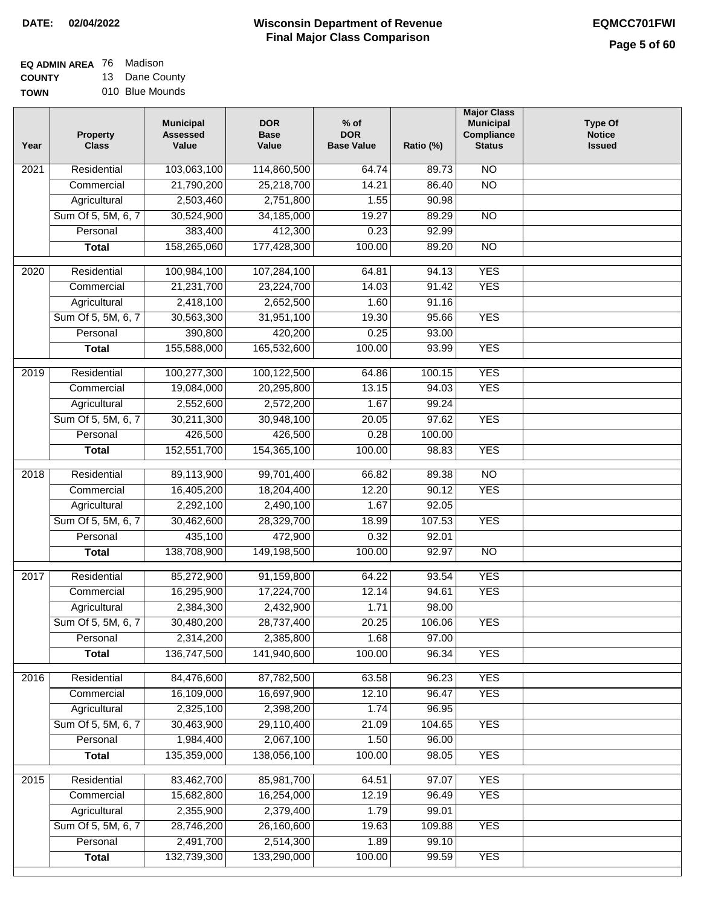# Wisconsin Department of Revenue
## Final Major Class Comparison

**DATE:** 02/04/2022

**EQMCC701FWI**

**EQ ADMIN AREA** 76 Madison
**COUNTY** 13 Dane County
**TOWN** 010 Blue Mounds

| Year | Property Class | Municipal Assessed Value | DOR Base Value | % of DOR Base Value | Ratio (%) | Major Class Municipal Compliance Status | Type Of Notice Issued |
|---|---|---|---|---|---|---|---|
| 2021 | Residential | 103,063,100 | 114,860,500 | 64.74 | 89.73 | NO | |
| | Commercial | 21,790,200 | 25,218,700 | 14.21 | 86.40 | NO | |
| | Agricultural | 2,503,460 | 2,751,800 | 1.55 | 90.98 | | |
| | Sum Of 5, 5M, 6, 7 | 30,524,900 | 34,185,000 | 19.27 | 89.29 | NO | |
| | Personal | 383,400 | 412,300 | 0.23 | 92.99 | | |
| | **Total** | 158,265,060 | 177,428,300 | 100.00 | 89.20 | NO | |
| 2020 | Residential | 100,984,100 | 107,284,100 | 64.81 | 94.13 | YES | |
| | Commercial | 21,231,700 | 23,224,700 | 14.03 | 91.42 | YES | |
| | Agricultural | 2,418,100 | 2,652,500 | 1.60 | 91.16 | | |
| | Sum Of 5, 5M, 6, 7 | 30,563,300 | 31,951,100 | 19.30 | 95.66 | YES | |
| | Personal | 390,800 | 420,200 | 0.25 | 93.00 | | |
| | **Total** | 155,588,000 | 165,532,600 | 100.00 | 93.99 | YES | |
| 2019 | Residential | 100,277,300 | 100,122,500 | 64.86 | 100.15 | YES | |
| | Commercial | 19,084,000 | 20,295,800 | 13.15 | 94.03 | YES | |
| | Agricultural | 2,552,600 | 2,572,200 | 1.67 | 99.24 | | |
| | Sum Of 5, 5M, 6, 7 | 30,211,300 | 30,948,100 | 20.05 | 97.62 | YES | |
| | Personal | 426,500 | 426,500 | 0.28 | 100.00 | | |
| | **Total** | 152,551,700 | 154,365,100 | 100.00 | 98.83 | YES | |
| 2018 | Residential | 89,113,900 | 99,701,400 | 66.82 | 89.38 | NO | |
| | Commercial | 16,405,200 | 18,204,400 | 12.20 | 90.12 | YES | |
| | Agricultural | 2,292,100 | 2,490,100 | 1.67 | 92.05 | | |
| | Sum Of 5, 5M, 6, 7 | 30,462,600 | 28,329,700 | 18.99 | 107.53 | YES | |
| | Personal | 435,100 | 472,900 | 0.32 | 92.01 | | |
| | **Total** | 138,708,900 | 149,198,500 | 100.00 | 92.97 | NO | |
| 2017 | Residential | 85,272,900 | 91,159,800 | 64.22 | 93.54 | YES | |
| | Commercial | 16,295,900 | 17,224,700 | 12.14 | 94.61 | YES | |
| | Agricultural | 2,384,300 | 2,432,900 | 1.71 | 98.00 | | |
| | Sum Of 5, 5M, 6, 7 | 30,480,200 | 28,737,400 | 20.25 | 106.06 | YES | |
| | Personal | 2,314,200 | 2,385,800 | 1.68 | 97.00 | | |
| | **Total** | 136,747,500 | 141,940,600 | 100.00 | 96.34 | YES | |
| 2016 | Residential | 84,476,600 | 87,782,500 | 63.58 | 96.23 | YES | |
| | Commercial | 16,109,000 | 16,697,900 | 12.10 | 96.47 | YES | |
| | Agricultural | 2,325,100 | 2,398,200 | 1.74 | 96.95 | | |
| | Sum Of 5, 5M, 6, 7 | 30,463,900 | 29,110,400 | 21.09 | 104.65 | YES | |
| | Personal | 1,984,400 | 2,067,100 | 1.50 | 96.00 | | |
| | **Total** | 135,359,000 | 138,056,100 | 100.00 | 98.05 | YES | |
| 2015 | Residential | 83,462,700 | 85,981,700 | 64.51 | 97.07 | YES | |
| | Commercial | 15,682,800 | 16,254,000 | 12.19 | 96.49 | YES | |
| | Agricultural | 2,355,900 | 2,379,400 | 1.79 | 99.01 | | |
| | Sum Of 5, 5M, 6, 7 | 28,746,200 | 26,160,600 | 19.63 | 109.88 | YES | |
| | Personal | 2,491,700 | 2,514,300 | 1.89 | 99.10 | | |
| | **Total** | 132,739,300 | 133,290,000 | 100.00 | 99.59 | YES | |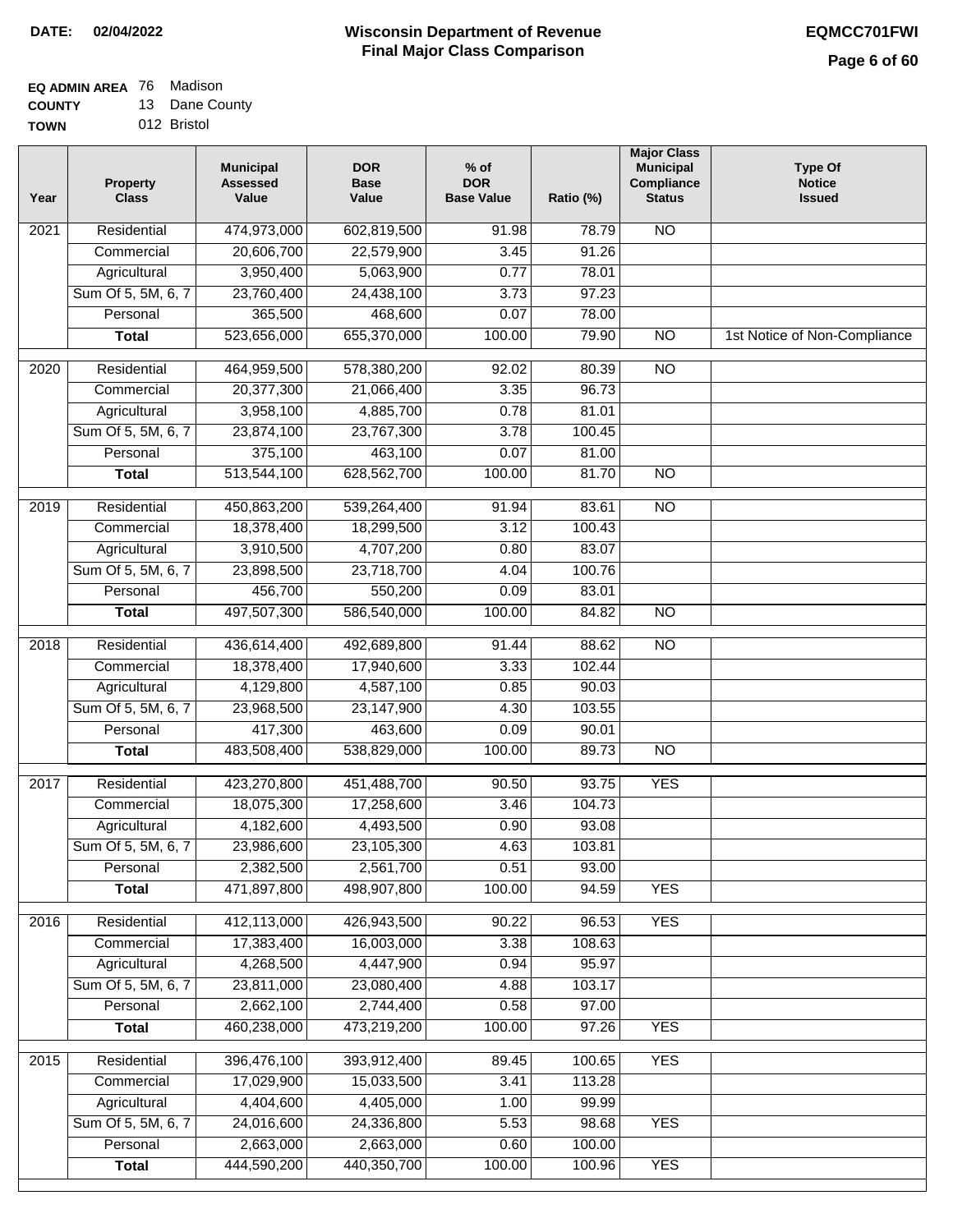**DATE: 02/04/2022**

# Wisconsin Department of Revenue
## Final Major Class Comparison

**EQMCC701FWI**

**EQ ADMIN AREA** 76 Madison
**COUNTY** 13 Dane County
**TOWN** 012 Bristol

| Year | Property Class | Municipal Assessed Value | DOR Base Value | % of DOR Base Value | Ratio (%) | Major Class Municipal Compliance Status | Type Of Notice Issued |
|---|---|---|---|---|---|---|---|
| 2021 | Residential | 474,973,000 | 602,819,500 | 91.98 | 78.79 | NO | |
| | Commercial | 20,606,700 | 22,579,900 | 3.45 | 91.26 | | |
| | Agricultural | 3,950,400 | 5,063,900 | 0.77 | 78.01 | | |
| | Sum Of 5, 5M, 6, 7 | 23,760,400 | 24,438,100 | 3.73 | 97.23 | | |
| | Personal | 365,500 | 468,600 | 0.07 | 78.00 | | |
| | **Total** | 523,656,000 | 655,370,000 | 100.00 | 79.90 | NO | 1st Notice of Non-Compliance |
| 2020 | Residential | 464,959,500 | 578,380,200 | 92.02 | 80.39 | NO | |
| | Commercial | 20,377,300 | 21,066,400 | 3.35 | 96.73 | | |
| | Agricultural | 3,958,100 | 4,885,700 | 0.78 | 81.01 | | |
| | Sum Of 5, 5M, 6, 7 | 23,874,100 | 23,767,300 | 3.78 | 100.45 | | |
| | Personal | 375,100 | 463,100 | 0.07 | 81.00 | | |
| | **Total** | 513,544,100 | 628,562,700 | 100.00 | 81.70 | NO | |
| 2019 | Residential | 450,863,200 | 539,264,400 | 91.94 | 83.61 | NO | |
| | Commercial | 18,378,400 | 18,299,500 | 3.12 | 100.43 | | |
| | Agricultural | 3,910,500 | 4,707,200 | 0.80 | 83.07 | | |
| | Sum Of 5, 5M, 6, 7 | 23,898,500 | 23,718,700 | 4.04 | 100.76 | | |
| | Personal | 456,700 | 550,200 | 0.09 | 83.01 | | |
| | **Total** | 497,507,300 | 586,540,000 | 100.00 | 84.82 | NO | |
| 2018 | Residential | 436,614,400 | 492,689,800 | 91.44 | 88.62 | NO | |
| | Commercial | 18,378,400 | 17,940,600 | 3.33 | 102.44 | | |
| | Agricultural | 4,129,800 | 4,587,100 | 0.85 | 90.03 | | |
| | Sum Of 5, 5M, 6, 7 | 23,968,500 | 23,147,900 | 4.30 | 103.55 | | |
| | Personal | 417,300 | 463,600 | 0.09 | 90.01 | | |
| | **Total** | 483,508,400 | 538,829,000 | 100.00 | 89.73 | NO | |
| 2017 | Residential | 423,270,800 | 451,488,700 | 90.50 | 93.75 | YES | |
| | Commercial | 18,075,300 | 17,258,600 | 3.46 | 104.73 | | |
| | Agricultural | 4,182,600 | 4,493,500 | 0.90 | 93.08 | | |
| | Sum Of 5, 5M, 6, 7 | 23,986,600 | 23,105,300 | 4.63 | 103.81 | | |
| | Personal | 2,382,500 | 2,561,700 | 0.51 | 93.00 | | |
| | **Total** | 471,897,800 | 498,907,800 | 100.00 | 94.59 | YES | |
| 2016 | Residential | 412,113,000 | 426,943,500 | 90.22 | 96.53 | YES | |
| | Commercial | 17,383,400 | 16,003,000 | 3.38 | 108.63 | | |
| | Agricultural | 4,268,500 | 4,447,900 | 0.94 | 95.97 | | |
| | Sum Of 5, 5M, 6, 7 | 23,811,000 | 23,080,400 | 4.88 | 103.17 | | |
| | Personal | 2,662,100 | 2,744,400 | 0.58 | 97.00 | | |
| | **Total** | 460,238,000 | 473,219,200 | 100.00 | 97.26 | YES | |
| 2015 | Residential | 396,476,100 | 393,912,400 | 89.45 | 100.65 | YES | |
| | Commercial | 17,029,900 | 15,033,500 | 3.41 | 113.28 | | |
| | Agricultural | 4,404,600 | 4,405,000 | 1.00 | 99.99 | | |
| | Sum Of 5, 5M, 6, 7 | 24,016,600 | 24,336,800 | 5.53 | 98.68 | YES | |
| | Personal | 2,663,000 | 2,663,000 | 0.60 | 100.00 | | |
| | **Total** | 444,590,200 | 440,350,700 | 100.00 | 100.96 | YES | |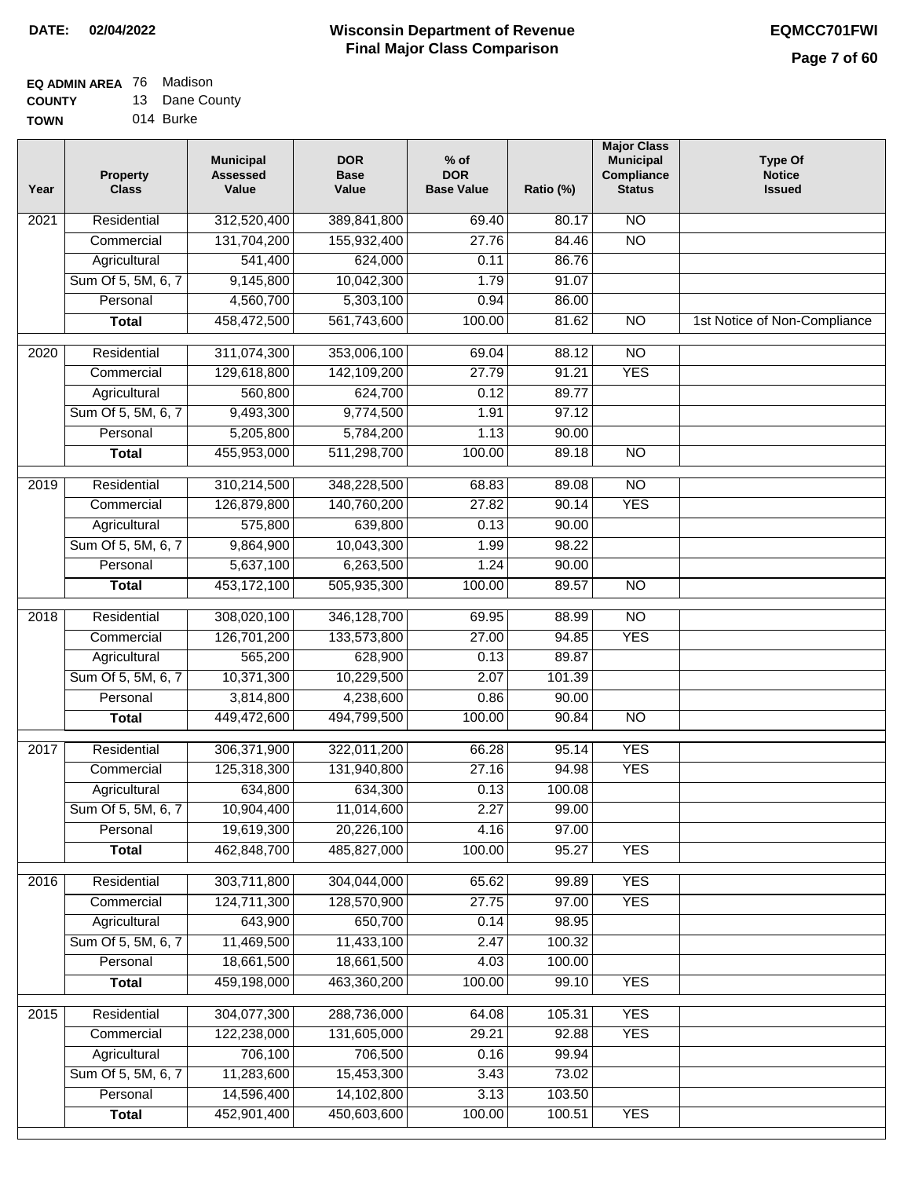**DATE: 02/04/2022**

# Wisconsin Department of Revenue
## Final Major Class Comparison

**EQMCC701FWI**

**EQ ADMIN AREA** 76 Madison
**COUNTY** 13 Dane County
**TOWN** 014 Burke

| Year | Property Class | Municipal Assessed Value | DOR Base Value | % of DOR Base Value | Ratio (%) | Major Class Municipal Compliance Status | Type Of Notice Issued |
|---|---|---|---|---|---|---|---|
| 2021 | Residential | 312,520,400 | 389,841,800 | 69.40 | 80.17 | NO | |
| | Commercial | 131,704,200 | 155,932,400 | 27.76 | 84.46 | NO | |
| | Agricultural | 541,400 | 624,000 | 0.11 | 86.76 | | |
| | Sum Of 5, 5M, 6, 7 | 9,145,800 | 10,042,300 | 1.79 | 91.07 | | |
| | Personal | 4,560,700 | 5,303,100 | 0.94 | 86.00 | | |
| | **Total** | 458,472,500 | 561,743,600 | 100.00 | 81.62 | NO | 1st Notice of Non-Compliance |
| 2020 | Residential | 311,074,300 | 353,006,100 | 69.04 | 88.12 | NO | |
| | Commercial | 129,618,800 | 142,109,200 | 27.79 | 91.21 | YES | |
| | Agricultural | 560,800 | 624,700 | 0.12 | 89.77 | | |
| | Sum Of 5, 5M, 6, 7 | 9,493,300 | 9,774,500 | 1.91 | 97.12 | | |
| | Personal | 5,205,800 | 5,784,200 | 1.13 | 90.00 | | |
| | **Total** | 455,953,000 | 511,298,700 | 100.00 | 89.18 | NO | |
| 2019 | Residential | 310,214,500 | 348,228,500 | 68.83 | 89.08 | NO | |
| | Commercial | 126,879,800 | 140,760,200 | 27.82 | 90.14 | YES | |
| | Agricultural | 575,800 | 639,800 | 0.13 | 90.00 | | |
| | Sum Of 5, 5M, 6, 7 | 9,864,900 | 10,043,300 | 1.99 | 98.22 | | |
| | Personal | 5,637,100 | 6,263,500 | 1.24 | 90.00 | | |
| | **Total** | 453,172,100 | 505,935,300 | 100.00 | 89.57 | NO | |
| 2018 | Residential | 308,020,100 | 346,128,700 | 69.95 | 88.99 | NO | |
| | Commercial | 126,701,200 | 133,573,800 | 27.00 | 94.85 | YES | |
| | Agricultural | 565,200 | 628,900 | 0.13 | 89.87 | | |
| | Sum Of 5, 5M, 6, 7 | 10,371,300 | 10,229,500 | 2.07 | 101.39 | | |
| | Personal | 3,814,800 | 4,238,600 | 0.86 | 90.00 | | |
| | **Total** | 449,472,600 | 494,799,500 | 100.00 | 90.84 | NO | |
| 2017 | Residential | 306,371,900 | 322,011,200 | 66.28 | 95.14 | YES | |
| | Commercial | 125,318,300 | 131,940,800 | 27.16 | 94.98 | YES | |
| | Agricultural | 634,800 | 634,300 | 0.13 | 100.08 | | |
| | Sum Of 5, 5M, 6, 7 | 10,904,400 | 11,014,600 | 2.27 | 99.00 | | |
| | Personal | 19,619,300 | 20,226,100 | 4.16 | 97.00 | | |
| | **Total** | 462,848,700 | 485,827,000 | 100.00 | 95.27 | YES | |
| 2016 | Residential | 303,711,800 | 304,044,000 | 65.62 | 99.89 | YES | |
| | Commercial | 124,711,300 | 128,570,900 | 27.75 | 97.00 | YES | |
| | Agricultural | 643,900 | 650,700 | 0.14 | 98.95 | | |
| | Sum Of 5, 5M, 6, 7 | 11,469,500 | 11,433,100 | 2.47 | 100.32 | | |
| | Personal | 18,661,500 | 18,661,500 | 4.03 | 100.00 | | |
| | **Total** | 459,198,000 | 463,360,200 | 100.00 | 99.10 | YES | |
| 2015 | Residential | 304,077,300 | 288,736,000 | 64.08 | 105.31 | YES | |
| | Commercial | 122,238,000 | 131,605,000 | 29.21 | 92.88 | YES | |
| | Agricultural | 706,100 | 706,500 | 0.16 | 99.94 | | |
| | Sum Of 5, 5M, 6, 7 | 11,283,600 | 15,453,300 | 3.43 | 73.02 | | |
| | Personal | 14,596,400 | 14,102,800 | 3.13 | 103.50 | | |
| | **Total** | 452,901,400 | 450,603,600 | 100.00 | 100.51 | YES | |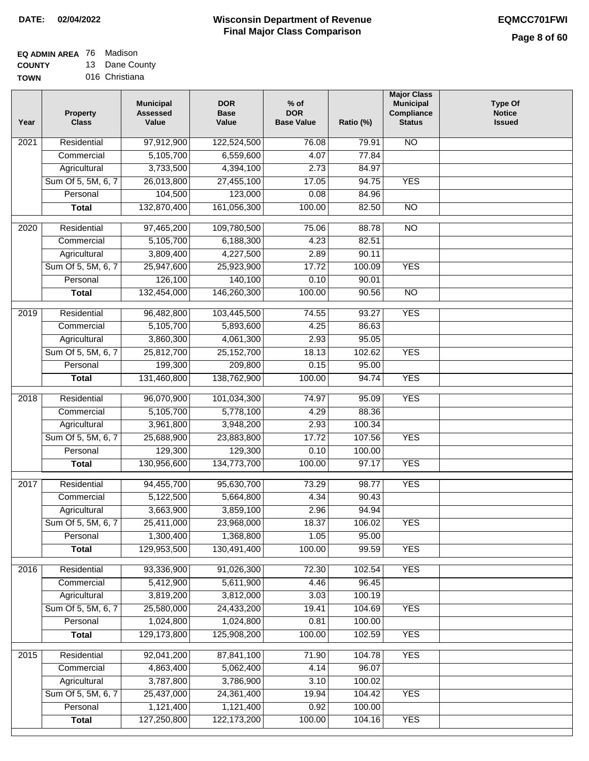**DATE:** 02/04/2022

# Wisconsin Department of Revenue
## Final Major Class Comparison

**EQMCC701FWI**

**EQ ADMIN AREA** 76 Madison
**COUNTY** 13 Dane County
**TOWN** 016 Christiana

| Year | Property Class | Municipal Assessed Value | DOR Base Value | % of DOR Base Value | Ratio (%) | Major Class Municipal Compliance Status | Type Of Notice Issued |
|---|---|---|---|---|---|---|---|
| 2021 | Residential | 97,912,900 | 122,524,500 | 76.08 | 79.91 | NO | |
| | Commercial | 5,105,700 | 6,559,600 | 4.07 | 77.84 | | |
| | Agricultural | 3,733,500 | 4,394,100 | 2.73 | 84.97 | | |
| | Sum Of 5, 5M, 6, 7 | 26,013,800 | 27,455,100 | 17.05 | 94.75 | YES | |
| | Personal | 104,500 | 123,000 | 0.08 | 84.96 | | |
| | **Total** | 132,870,400 | 161,056,300 | 100.00 | 82.50 | NO | |
| 2020 | Residential | 97,465,200 | 109,780,500 | 75.06 | 88.78 | NO | |
| | Commercial | 5,105,700 | 6,188,300 | 4.23 | 82.51 | | |
| | Agricultural | 3,809,400 | 4,227,500 | 2.89 | 90.11 | | |
| | Sum Of 5, 5M, 6, 7 | 25,947,600 | 25,923,900 | 17.72 | 100.09 | YES | |
| | Personal | 126,100 | 140,100 | 0.10 | 90.01 | | |
| | **Total** | 132,454,000 | 146,260,300 | 100.00 | 90.56 | NO | |
| 2019 | Residential | 96,482,800 | 103,445,500 | 74.55 | 93.27 | YES | |
| | Commercial | 5,105,700 | 5,893,600 | 4.25 | 86.63 | | |
| | Agricultural | 3,860,300 | 4,061,300 | 2.93 | 95.05 | | |
| | Sum Of 5, 5M, 6, 7 | 25,812,700 | 25,152,700 | 18.13 | 102.62 | YES | |
| | Personal | 199,300 | 209,800 | 0.15 | 95.00 | | |
| | **Total** | 131,460,800 | 138,762,900 | 100.00 | 94.74 | YES | |
| 2018 | Residential | 96,070,900 | 101,034,300 | 74.97 | 95.09 | YES | |
| | Commercial | 5,105,700 | 5,778,100 | 4.29 | 88.36 | | |
| | Agricultural | 3,961,800 | 3,948,200 | 2.93 | 100.34 | | |
| | Sum Of 5, 5M, 6, 7 | 25,688,900 | 23,883,800 | 17.72 | 107.56 | YES | |
| | Personal | 129,300 | 129,300 | 0.10 | 100.00 | | |
| | **Total** | 130,956,600 | 134,773,700 | 100.00 | 97.17 | YES | |
| 2017 | Residential | 94,455,700 | 95,630,700 | 73.29 | 98.77 | YES | |
| | Commercial | 5,122,500 | 5,664,800 | 4.34 | 90.43 | | |
| | Agricultural | 3,663,900 | 3,859,100 | 2.96 | 94.94 | | |
| | Sum Of 5, 5M, 6, 7 | 25,411,000 | 23,968,000 | 18.37 | 106.02 | YES | |
| | Personal | 1,300,400 | 1,368,800 | 1.05 | 95.00 | | |
| | **Total** | 129,953,500 | 130,491,400 | 100.00 | 99.59 | YES | |
| 2016 | Residential | 93,336,900 | 91,026,300 | 72.30 | 102.54 | YES | |
| | Commercial | 5,412,900 | 5,611,900 | 4.46 | 96.45 | | |
| | Agricultural | 3,819,200 | 3,812,000 | 3.03 | 100.19 | | |
| | Sum Of 5, 5M, 6, 7 | 25,580,000 | 24,433,200 | 19.41 | 104.69 | YES | |
| | Personal | 1,024,800 | 1,024,800 | 0.81 | 100.00 | | |
| | **Total** | 129,173,800 | 125,908,200 | 100.00 | 102.59 | YES | |
| 2015 | Residential | 92,041,200 | 87,841,100 | 71.90 | 104.78 | YES | |
| | Commercial | 4,863,400 | 5,062,400 | 4.14 | 96.07 | | |
| | Agricultural | 3,787,800 | 3,786,900 | 3.10 | 100.02 | | |
| | Sum Of 5, 5M, 6, 7 | 25,437,000 | 24,361,400 | 19.94 | 104.42 | YES | |
| | Personal | 1,121,400 | 1,121,400 | 0.92 | 100.00 | | |
| | **Total** | 127,250,800 | 122,173,200 | 100.00 | 104.16 | YES | |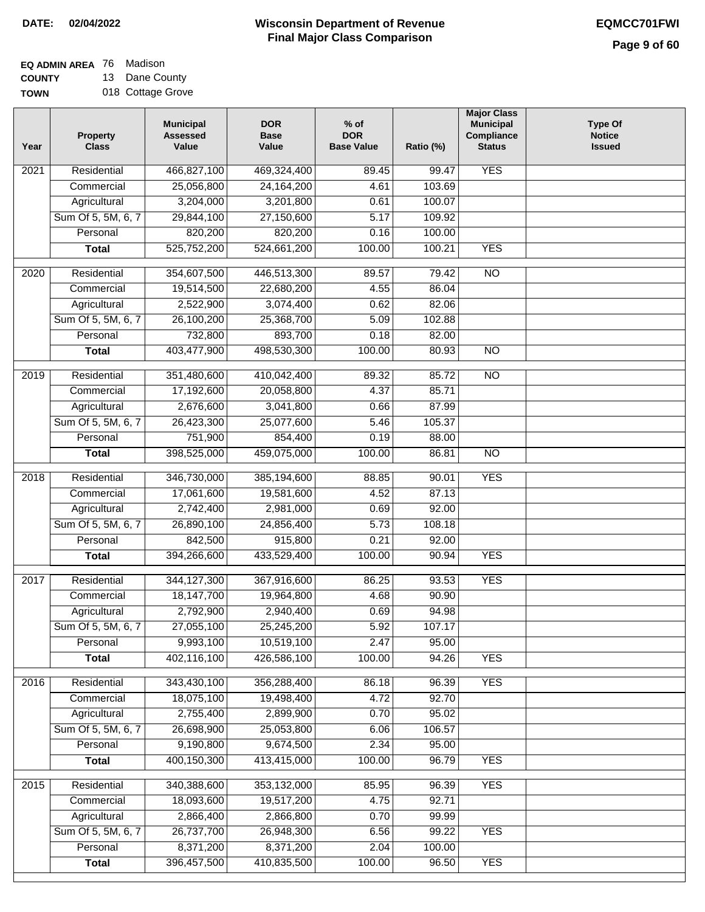**DATE:** 02/04/2022

# Wisconsin Department of Revenue
## Final Major Class Comparison

**EQMCC701FWI**

**EQ ADMIN AREA** 76 Madison
**COUNTY** 13 Dane County
**TOWN** 018 Cottage Grove

| Year | Property Class | Municipal Assessed Value | DOR Base Value | % of DOR Base Value | Ratio (%) | Major Class Municipal Compliance Status | Type Of Notice Issued |
|---|---|---|---|---|---|---|---|
| 2021 | Residential | 466,827,100 | 469,324,400 | 89.45 | 99.47 | YES | |
| | Commercial | 25,056,800 | 24,164,200 | 4.61 | 103.69 | | |
| | Agricultural | 3,204,000 | 3,201,800 | 0.61 | 100.07 | | |
| | Sum Of 5, 5M, 6, 7 | 29,844,100 | 27,150,600 | 5.17 | 109.92 | | |
| | Personal | 820,200 | 820,200 | 0.16 | 100.00 | | |
| | **Total** | 525,752,200 | 524,661,200 | 100.00 | 100.21 | YES | |
| 2020 | Residential | 354,607,500 | 446,513,300 | 89.57 | 79.42 | NO | |
| | Commercial | 19,514,500 | 22,680,200 | 4.55 | 86.04 | | |
| | Agricultural | 2,522,900 | 3,074,400 | 0.62 | 82.06 | | |
| | Sum Of 5, 5M, 6, 7 | 26,100,200 | 25,368,700 | 5.09 | 102.88 | | |
| | Personal | 732,800 | 893,700 | 0.18 | 82.00 | | |
| | **Total** | 403,477,900 | 498,530,300 | 100.00 | 80.93 | NO | |
| 2019 | Residential | 351,480,600 | 410,042,400 | 89.32 | 85.72 | NO | |
| | Commercial | 17,192,600 | 20,058,800 | 4.37 | 85.71 | | |
| | Agricultural | 2,676,600 | 3,041,800 | 0.66 | 87.99 | | |
| | Sum Of 5, 5M, 6, 7 | 26,423,300 | 25,077,600 | 5.46 | 105.37 | | |
| | Personal | 751,900 | 854,400 | 0.19 | 88.00 | | |
| | **Total** | 398,525,000 | 459,075,000 | 100.00 | 86.81 | NO | |
| 2018 | Residential | 346,730,000 | 385,194,600 | 88.85 | 90.01 | YES | |
| | Commercial | 17,061,600 | 19,581,600 | 4.52 | 87.13 | | |
| | Agricultural | 2,742,400 | 2,981,000 | 0.69 | 92.00 | | |
| | Sum Of 5, 5M, 6, 7 | 26,890,100 | 24,856,400 | 5.73 | 108.18 | | |
| | Personal | 842,500 | 915,800 | 0.21 | 92.00 | | |
| | **Total** | 394,266,600 | 433,529,400 | 100.00 | 90.94 | YES | |
| 2017 | Residential | 344,127,300 | 367,916,600 | 86.25 | 93.53 | YES | |
| | Commercial | 18,147,700 | 19,964,800 | 4.68 | 90.90 | | |
| | Agricultural | 2,792,900 | 2,940,400 | 0.69 | 94.98 | | |
| | Sum Of 5, 5M, 6, 7 | 27,055,100 | 25,245,200 | 5.92 | 107.17 | | |
| | Personal | 9,993,100 | 10,519,100 | 2.47 | 95.00 | | |
| | **Total** | 402,116,100 | 426,586,100 | 100.00 | 94.26 | YES | |
| 2016 | Residential | 343,430,100 | 356,288,400 | 86.18 | 96.39 | YES | |
| | Commercial | 18,075,100 | 19,498,400 | 4.72 | 92.70 | | |
| | Agricultural | 2,755,400 | 2,899,900 | 0.70 | 95.02 | | |
| | Sum Of 5, 5M, 6, 7 | 26,698,900 | 25,053,800 | 6.06 | 106.57 | | |
| | Personal | 9,190,800 | 9,674,500 | 2.34 | 95.00 | | |
| | **Total** | 400,150,300 | 413,415,000 | 100.00 | 96.79 | YES | |
| 2015 | Residential | 340,388,600 | 353,132,000 | 85.95 | 96.39 | YES | |
| | Commercial | 18,093,600 | 19,517,200 | 4.75 | 92.71 | | |
| | Agricultural | 2,866,400 | 2,866,800 | 0.70 | 99.99 | | |
| | Sum Of 5, 5M, 6, 7 | 26,737,700 | 26,948,300 | 6.56 | 99.22 | YES | |
| | Personal | 8,371,200 | 8,371,200 | 2.04 | 100.00 | | |
| | **Total** | 396,457,500 | 410,835,500 | 100.00 | 96.50 | YES | |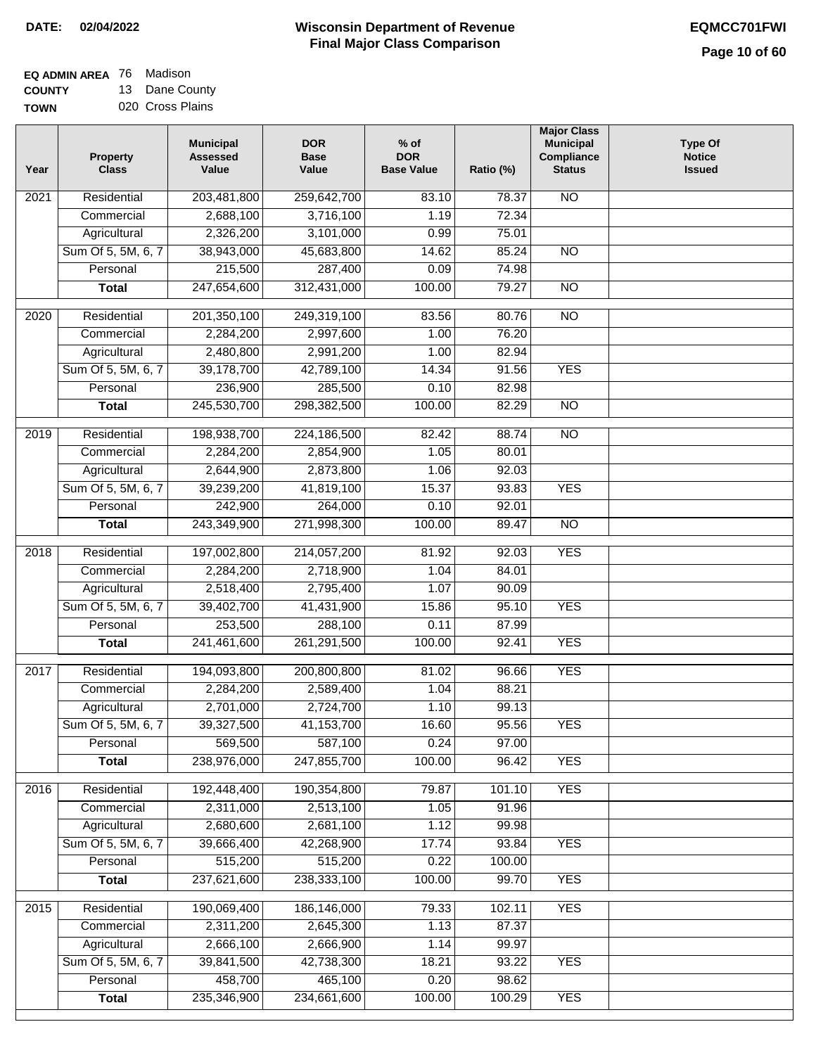**DATE: 02/04/2022**

# Wisconsin Department of Revenue
## Final Major Class Comparison

**EQMCC701FWI**

**EQ ADMIN AREA** 76 Madison
**COUNTY** 13 Dane County
**TOWN** 020 Cross Plains

| Year | Property Class | Municipal Assessed Value | DOR Base Value | % of DOR Base Value | Ratio (%) | Major Class Municipal Compliance Status | Type Of Notice Issued |
|---|---|---|---|---|---|---|---|
| 2021 | Residential | 203,481,800 | 259,642,700 | 83.10 | 78.37 | NO | |
| | Commercial | 2,688,100 | 3,716,100 | 1.19 | 72.34 | | |
| | Agricultural | 2,326,200 | 3,101,000 | 0.99 | 75.01 | | |
| | Sum Of 5, 5M, 6, 7 | 38,943,000 | 45,683,800 | 14.62 | 85.24 | NO | |
| | Personal | 215,500 | 287,400 | 0.09 | 74.98 | | |
| | **Total** | 247,654,600 | 312,431,000 | 100.00 | 79.27 | NO | |
| 2020 | Residential | 201,350,100 | 249,319,100 | 83.56 | 80.76 | NO | |
| | Commercial | 2,284,200 | 2,997,600 | 1.00 | 76.20 | | |
| | Agricultural | 2,480,800 | 2,991,200 | 1.00 | 82.94 | | |
| | Sum Of 5, 5M, 6, 7 | 39,178,700 | 42,789,100 | 14.34 | 91.56 | YES | |
| | Personal | 236,900 | 285,500 | 0.10 | 82.98 | | |
| | **Total** | 245,530,700 | 298,382,500 | 100.00 | 82.29 | NO | |
| 2019 | Residential | 198,938,700 | 224,186,500 | 82.42 | 88.74 | NO | |
| | Commercial | 2,284,200 | 2,854,900 | 1.05 | 80.01 | | |
| | Agricultural | 2,644,900 | 2,873,800 | 1.06 | 92.03 | | |
| | Sum Of 5, 5M, 6, 7 | 39,239,200 | 41,819,100 | 15.37 | 93.83 | YES | |
| | Personal | 242,900 | 264,000 | 0.10 | 92.01 | | |
| | **Total** | 243,349,900 | 271,998,300 | 100.00 | 89.47 | NO | |
| 2018 | Residential | 197,002,800 | 214,057,200 | 81.92 | 92.03 | YES | |
| | Commercial | 2,284,200 | 2,718,900 | 1.04 | 84.01 | | |
| | Agricultural | 2,518,400 | 2,795,400 | 1.07 | 90.09 | | |
| | Sum Of 5, 5M, 6, 7 | 39,402,700 | 41,431,900 | 15.86 | 95.10 | YES | |
| | Personal | 253,500 | 288,100 | 0.11 | 87.99 | | |
| | **Total** | 241,461,600 | 261,291,500 | 100.00 | 92.41 | YES | |
| 2017 | Residential | 194,093,800 | 200,800,800 | 81.02 | 96.66 | YES | |
| | Commercial | 2,284,200 | 2,589,400 | 1.04 | 88.21 | | |
| | Agricultural | 2,701,000 | 2,724,700 | 1.10 | 99.13 | | |
| | Sum Of 5, 5M, 6, 7 | 39,327,500 | 41,153,700 | 16.60 | 95.56 | YES | |
| | Personal | 569,500 | 587,100 | 0.24 | 97.00 | | |
| | **Total** | 238,976,000 | 247,855,700 | 100.00 | 96.42 | YES | |
| 2016 | Residential | 192,448,400 | 190,354,800 | 79.87 | 101.10 | YES | |
| | Commercial | 2,311,000 | 2,513,100 | 1.05 | 91.96 | | |
| | Agricultural | 2,680,600 | 2,681,100 | 1.12 | 99.98 | | |
| | Sum Of 5, 5M, 6, 7 | 39,666,400 | 42,268,900 | 17.74 | 93.84 | YES | |
| | Personal | 515,200 | 515,200 | 0.22 | 100.00 | | |
| | **Total** | 237,621,600 | 238,333,100 | 100.00 | 99.70 | YES | |
| 2015 | Residential | 190,069,400 | 186,146,000 | 79.33 | 102.11 | YES | |
| | Commercial | 2,311,200 | 2,645,300 | 1.13 | 87.37 | | |
| | Agricultural | 2,666,100 | 2,666,900 | 1.14 | 99.97 | | |
| | Sum Of 5, 5M, 6, 7 | 39,841,500 | 42,738,300 | 18.21 | 93.22 | YES | |
| | Personal | 458,700 | 465,100 | 0.20 | 98.62 | | |
| | **Total** | 235,346,900 | 234,661,600 | 100.00 | 100.29 | YES | |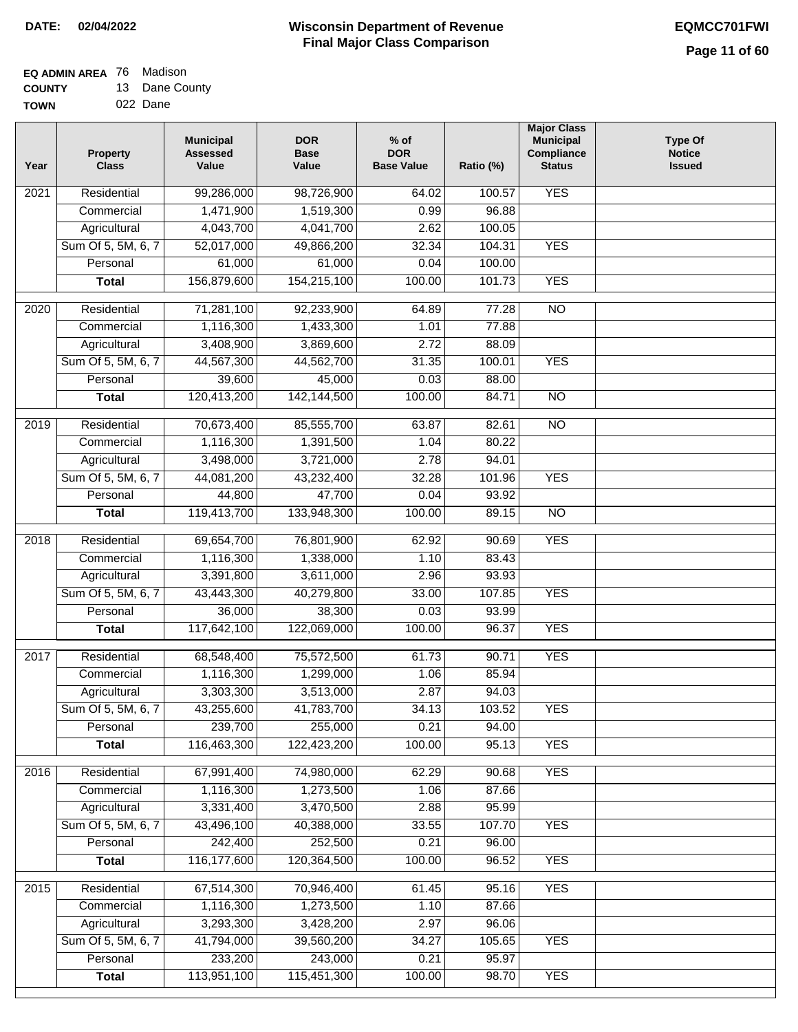**DATE:** 02/04/2022

# Wisconsin Department of Revenue
## Final Major Class Comparison

**EQMCC701FWI**

**EQ ADMIN AREA** 76 Madison
**COUNTY** 13 Dane County
**TOWN** 022 Dane

| Year | Property Class | Municipal Assessed Value | DOR Base Value | % of DOR Base Value | Ratio (%) | Major Class Municipal Compliance Status | Type Of Notice Issued |
|---|---|---|---|---|---|---|---|
| 2021 | Residential | 99,286,000 | 98,726,900 | 64.02 | 100.57 | YES | |
| | Commercial | 1,471,900 | 1,519,300 | 0.99 | 96.88 | | |
| | Agricultural | 4,043,700 | 4,041,700 | 2.62 | 100.05 | | |
| | Sum Of 5, 5M, 6, 7 | 52,017,000 | 49,866,200 | 32.34 | 104.31 | YES | |
| | Personal | 61,000 | 61,000 | 0.04 | 100.00 | | |
| | **Total** | 156,879,600 | 154,215,100 | 100.00 | 101.73 | YES | |
| 2020 | Residential | 71,281,100 | 92,233,900 | 64.89 | 77.28 | NO | |
| | Commercial | 1,116,300 | 1,433,300 | 1.01 | 77.88 | | |
| | Agricultural | 3,408,900 | 3,869,600 | 2.72 | 88.09 | | |
| | Sum Of 5, 5M, 6, 7 | 44,567,300 | 44,562,700 | 31.35 | 100.01 | YES | |
| | Personal | 39,600 | 45,000 | 0.03 | 88.00 | | |
| | **Total** | 120,413,200 | 142,144,500 | 100.00 | 84.71 | NO | |
| 2019 | Residential | 70,673,400 | 85,555,700 | 63.87 | 82.61 | NO | |
| | Commercial | 1,116,300 | 1,391,500 | 1.04 | 80.22 | | |
| | Agricultural | 3,498,000 | 3,721,000 | 2.78 | 94.01 | | |
| | Sum Of 5, 5M, 6, 7 | 44,081,200 | 43,232,400 | 32.28 | 101.96 | YES | |
| | Personal | 44,800 | 47,700 | 0.04 | 93.92 | | |
| | **Total** | 119,413,700 | 133,948,300 | 100.00 | 89.15 | NO | |
| 2018 | Residential | 69,654,700 | 76,801,900 | 62.92 | 90.69 | YES | |
| | Commercial | 1,116,300 | 1,338,000 | 1.10 | 83.43 | | |
| | Agricultural | 3,391,800 | 3,611,000 | 2.96 | 93.93 | | |
| | Sum Of 5, 5M, 6, 7 | 43,443,300 | 40,279,800 | 33.00 | 107.85 | YES | |
| | Personal | 36,000 | 38,300 | 0.03 | 93.99 | | |
| | **Total** | 117,642,100 | 122,069,000 | 100.00 | 96.37 | YES | |
| 2017 | Residential | 68,548,400 | 75,572,500 | 61.73 | 90.71 | YES | |
| | Commercial | 1,116,300 | 1,299,000 | 1.06 | 85.94 | | |
| | Agricultural | 3,303,300 | 3,513,000 | 2.87 | 94.03 | | |
| | Sum Of 5, 5M, 6, 7 | 43,255,600 | 41,783,700 | 34.13 | 103.52 | YES | |
| | Personal | 239,700 | 255,000 | 0.21 | 94.00 | | |
| | **Total** | 116,463,300 | 122,423,200 | 100.00 | 95.13 | YES | |
| 2016 | Residential | 67,991,400 | 74,980,000 | 62.29 | 90.68 | YES | |
| | Commercial | 1,116,300 | 1,273,500 | 1.06 | 87.66 | | |
| | Agricultural | 3,331,400 | 3,470,500 | 2.88 | 95.99 | | |
| | Sum Of 5, 5M, 6, 7 | 43,496,100 | 40,388,000 | 33.55 | 107.70 | YES | |
| | Personal | 242,400 | 252,500 | 0.21 | 96.00 | | |
| | **Total** | 116,177,600 | 120,364,500 | 100.00 | 96.52 | YES | |
| 2015 | Residential | 67,514,300 | 70,946,400 | 61.45 | 95.16 | YES | |
| | Commercial | 1,116,300 | 1,273,500 | 1.10 | 87.66 | | |
| | Agricultural | 3,293,300 | 3,428,200 | 2.97 | 96.06 | | |
| | Sum Of 5, 5M, 6, 7 | 41,794,000 | 39,560,200 | 34.27 | 105.65 | YES | |
| | Personal | 233,200 | 243,000 | 0.21 | 95.97 | | |
| | **Total** | 113,951,100 | 115,451,300 | 100.00 | 98.70 | YES | |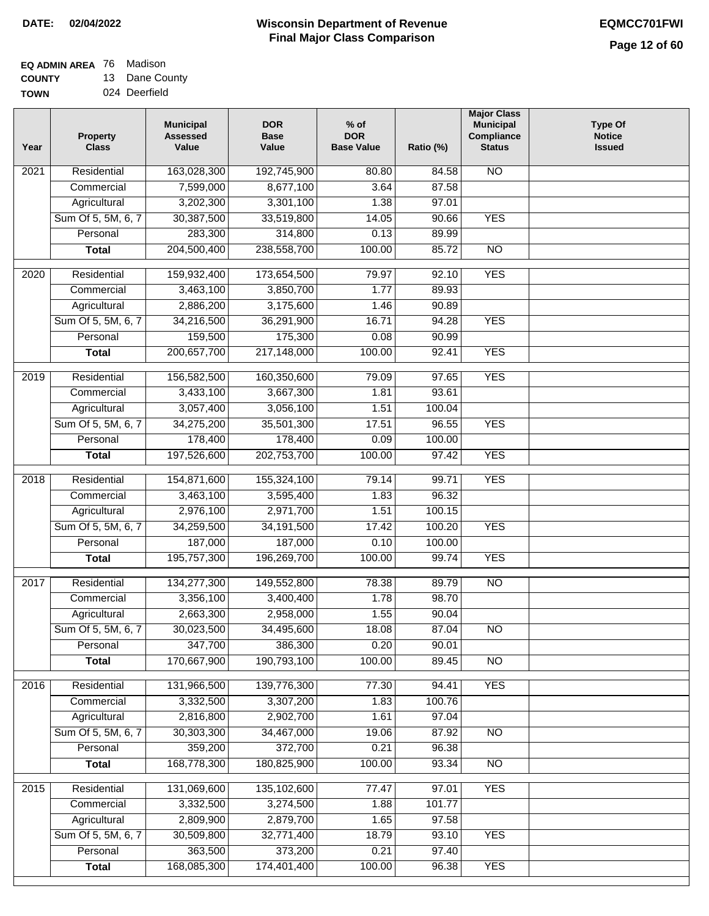**DATE:** 02/04/2022

# Wisconsin Department of Revenue
## Final Major Class Comparison

**EQMCC701FWI**

**EQ ADMIN AREA** 76 Madison
**COUNTY** 13 Dane County
**TOWN** 024 Deerfield

| Year | Property Class | Municipal Assessed Value | DOR Base Value | % of DOR Base Value | Ratio (%) | Major Class Municipal Compliance Status | Type Of Notice Issued |
|---|---|---|---|---|---|---|---|
| 2021 | Residential | 163,028,300 | 192,745,900 | 80.80 | 84.58 | NO | |
| | Commercial | 7,599,000 | 8,677,100 | 3.64 | 87.58 | | |
| | Agricultural | 3,202,300 | 3,301,100 | 1.38 | 97.01 | | |
| | Sum Of 5, 5M, 6, 7 | 30,387,500 | 33,519,800 | 14.05 | 90.66 | YES | |
| | Personal | 283,300 | 314,800 | 0.13 | 89.99 | | |
| | **Total** | 204,500,400 | 238,558,700 | 100.00 | 85.72 | NO | |
| 2020 | Residential | 159,932,400 | 173,654,500 | 79.97 | 92.10 | YES | |
| | Commercial | 3,463,100 | 3,850,700 | 1.77 | 89.93 | | |
| | Agricultural | 2,886,200 | 3,175,600 | 1.46 | 90.89 | | |
| | Sum Of 5, 5M, 6, 7 | 34,216,500 | 36,291,900 | 16.71 | 94.28 | YES | |
| | Personal | 159,500 | 175,300 | 0.08 | 90.99 | | |
| | **Total** | 200,657,700 | 217,148,000 | 100.00 | 92.41 | YES | |
| 2019 | Residential | 156,582,500 | 160,350,600 | 79.09 | 97.65 | YES | |
| | Commercial | 3,433,100 | 3,667,300 | 1.81 | 93.61 | | |
| | Agricultural | 3,057,400 | 3,056,100 | 1.51 | 100.04 | | |
| | Sum Of 5, 5M, 6, 7 | 34,275,200 | 35,501,300 | 17.51 | 96.55 | YES | |
| | Personal | 178,400 | 178,400 | 0.09 | 100.00 | | |
| | **Total** | 197,526,600 | 202,753,700 | 100.00 | 97.42 | YES | |
| 2018 | Residential | 154,871,600 | 155,324,100 | 79.14 | 99.71 | YES | |
| | Commercial | 3,463,100 | 3,595,400 | 1.83 | 96.32 | | |
| | Agricultural | 2,976,100 | 2,971,700 | 1.51 | 100.15 | | |
| | Sum Of 5, 5M, 6, 7 | 34,259,500 | 34,191,500 | 17.42 | 100.20 | YES | |
| | Personal | 187,000 | 187,000 | 0.10 | 100.00 | | |
| | **Total** | 195,757,300 | 196,269,700 | 100.00 | 99.74 | YES | |
| 2017 | Residential | 134,277,300 | 149,552,800 | 78.38 | 89.79 | NO | |
| | Commercial | 3,356,100 | 3,400,400 | 1.78 | 98.70 | | |
| | Agricultural | 2,663,300 | 2,958,000 | 1.55 | 90.04 | | |
| | Sum Of 5, 5M, 6, 7 | 30,023,500 | 34,495,600 | 18.08 | 87.04 | NO | |
| | Personal | 347,700 | 386,300 | 0.20 | 90.01 | | |
| | **Total** | 170,667,900 | 190,793,100 | 100.00 | 89.45 | NO | |
| 2016 | Residential | 131,966,500 | 139,776,300 | 77.30 | 94.41 | YES | |
| | Commercial | 3,332,500 | 3,307,200 | 1.83 | 100.76 | | |
| | Agricultural | 2,816,800 | 2,902,700 | 1.61 | 97.04 | | |
| | Sum Of 5, 5M, 6, 7 | 30,303,300 | 34,467,000 | 19.06 | 87.92 | NO | |
| | Personal | 359,200 | 372,700 | 0.21 | 96.38 | | |
| | **Total** | 168,778,300 | 180,825,900 | 100.00 | 93.34 | NO | |
| 2015 | Residential | 131,069,600 | 135,102,600 | 77.47 | 97.01 | YES | |
| | Commercial | 3,332,500 | 3,274,500 | 1.88 | 101.77 | | |
| | Agricultural | 2,809,900 | 2,879,700 | 1.65 | 97.58 | | |
| | Sum Of 5, 5M, 6, 7 | 30,509,800 | 32,771,400 | 18.79 | 93.10 | YES | |
| | Personal | 363,500 | 373,200 | 0.21 | 97.40 | | |
| | **Total** | 168,085,300 | 174,401,400 | 100.00 | 96.38 | YES | |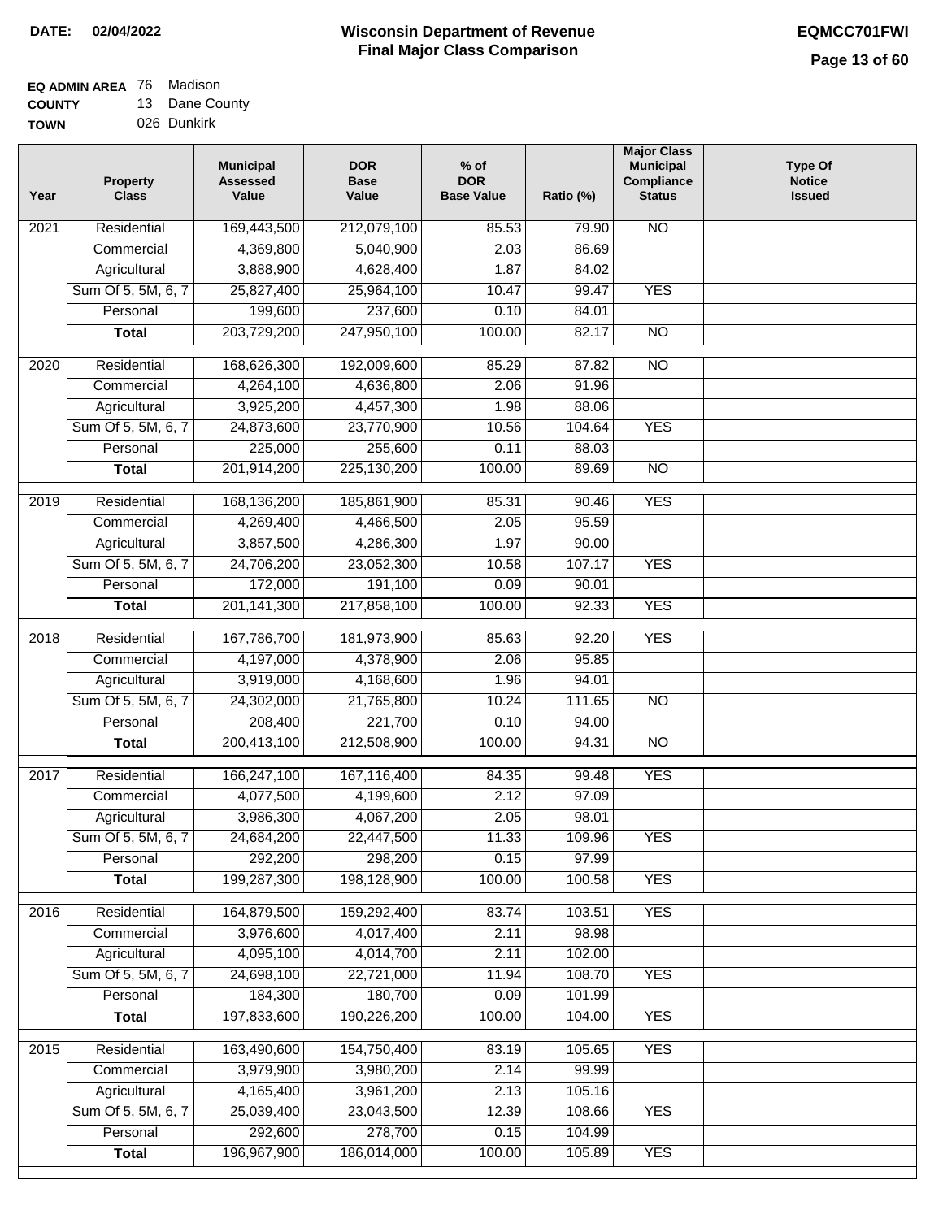**DATE: 02/04/2022**

# Wisconsin Department of Revenue
## Final Major Class Comparison

**EQMCC701FWI**

**EQ ADMIN AREA** 76 Madison
**COUNTY** 13 Dane County
**TOWN** 026 Dunkirk

| Year | Property Class | Municipal Assessed Value | DOR Base Value | % of DOR Base Value | Ratio (%) | Major Class Municipal Compliance Status | Type Of Notice Issued |
|---|---|---|---|---|---|---|---|
| 2021 | Residential | 169,443,500 | 212,079,100 | 85.53 | 79.90 | NO | |
| | Commercial | 4,369,800 | 5,040,900 | 2.03 | 86.69 | | |
| | Agricultural | 3,888,900 | 4,628,400 | 1.87 | 84.02 | | |
| | Sum Of 5, 5M, 6, 7 | 25,827,400 | 25,964,100 | 10.47 | 99.47 | YES | |
| | Personal | 199,600 | 237,600 | 0.10 | 84.01 | | |
| | **Total** | 203,729,200 | 247,950,100 | 100.00 | 82.17 | NO | |
| 2020 | Residential | 168,626,300 | 192,009,600 | 85.29 | 87.82 | NO | |
| | Commercial | 4,264,100 | 4,636,800 | 2.06 | 91.96 | | |
| | Agricultural | 3,925,200 | 4,457,300 | 1.98 | 88.06 | | |
| | Sum Of 5, 5M, 6, 7 | 24,873,600 | 23,770,900 | 10.56 | 104.64 | YES | |
| | Personal | 225,000 | 255,600 | 0.11 | 88.03 | | |
| | **Total** | 201,914,200 | 225,130,200 | 100.00 | 89.69 | NO | |
| 2019 | Residential | 168,136,200 | 185,861,900 | 85.31 | 90.46 | YES | |
| | Commercial | 4,269,400 | 4,466,500 | 2.05 | 95.59 | | |
| | Agricultural | 3,857,500 | 4,286,300 | 1.97 | 90.00 | | |
| | Sum Of 5, 5M, 6, 7 | 24,706,200 | 23,052,300 | 10.58 | 107.17 | YES | |
| | Personal | 172,000 | 191,100 | 0.09 | 90.01 | | |
| | **Total** | 201,141,300 | 217,858,100 | 100.00 | 92.33 | YES | |
| 2018 | Residential | 167,786,700 | 181,973,900 | 85.63 | 92.20 | YES | |
| | Commercial | 4,197,000 | 4,378,900 | 2.06 | 95.85 | | |
| | Agricultural | 3,919,000 | 4,168,600 | 1.96 | 94.01 | | |
| | Sum Of 5, 5M, 6, 7 | 24,302,000 | 21,765,800 | 10.24 | 111.65 | NO | |
| | Personal | 208,400 | 221,700 | 0.10 | 94.00 | | |
| | **Total** | 200,413,100 | 212,508,900 | 100.00 | 94.31 | NO | |
| 2017 | Residential | 166,247,100 | 167,116,400 | 84.35 | 99.48 | YES | |
| | Commercial | 4,077,500 | 4,199,600 | 2.12 | 97.09 | | |
| | Agricultural | 3,986,300 | 4,067,200 | 2.05 | 98.01 | | |
| | Sum Of 5, 5M, 6, 7 | 24,684,200 | 22,447,500 | 11.33 | 109.96 | YES | |
| | Personal | 292,200 | 298,200 | 0.15 | 97.99 | | |
| | **Total** | 199,287,300 | 198,128,900 | 100.00 | 100.58 | YES | |
| 2016 | Residential | 164,879,500 | 159,292,400 | 83.74 | 103.51 | YES | |
| | Commercial | 3,976,600 | 4,017,400 | 2.11 | 98.98 | | |
| | Agricultural | 4,095,100 | 4,014,700 | 2.11 | 102.00 | | |
| | Sum Of 5, 5M, 6, 7 | 24,698,100 | 22,721,000 | 11.94 | 108.70 | YES | |
| | Personal | 184,300 | 180,700 | 0.09 | 101.99 | | |
| | **Total** | 197,833,600 | 190,226,200 | 100.00 | 104.00 | YES | |
| 2015 | Residential | 163,490,600 | 154,750,400 | 83.19 | 105.65 | YES | |
| | Commercial | 3,979,900 | 3,980,200 | 2.14 | 99.99 | | |
| | Agricultural | 4,165,400 | 3,961,200 | 2.13 | 105.16 | | |
| | Sum Of 5, 5M, 6, 7 | 25,039,400 | 23,043,500 | 12.39 | 108.66 | YES | |
| | Personal | 292,600 | 278,700 | 0.15 | 104.99 | | |
| | **Total** | 196,967,900 | 186,014,000 | 100.00 | 105.89 | YES | |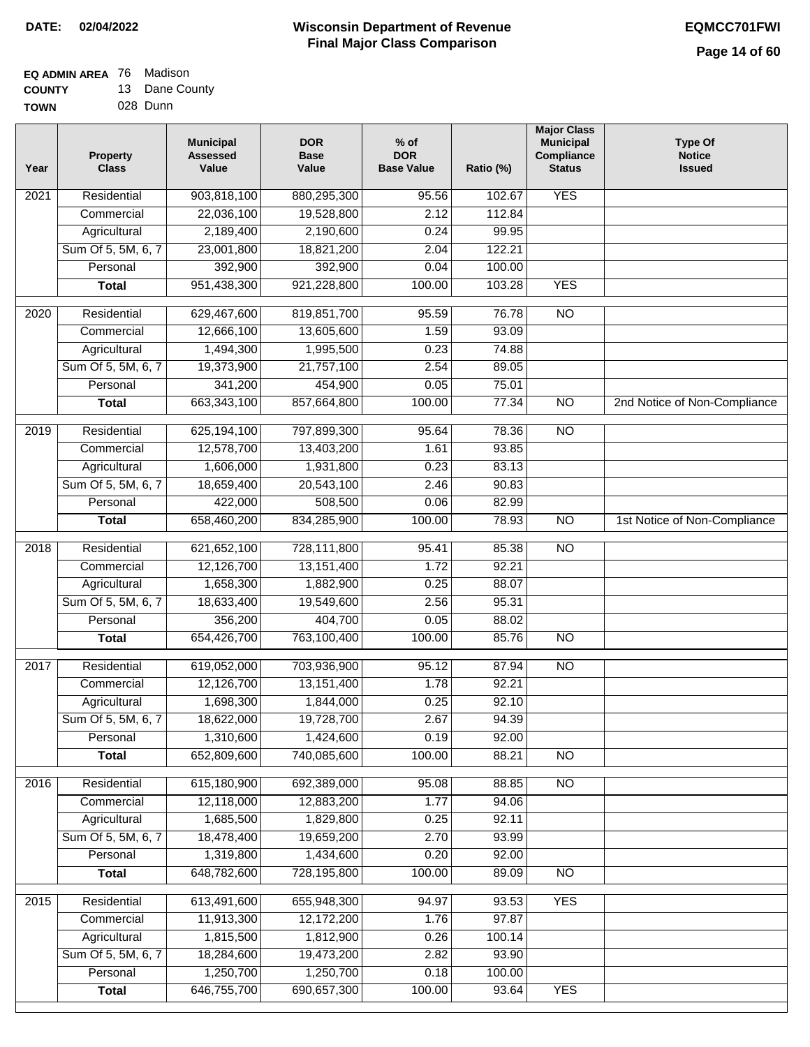**DATE: 02/04/2022**

# Wisconsin Department of Revenue
## Final Major Class Comparison

**EQMCC701FWI**

**EQ ADMIN AREA** 76 Madison
**COUNTY** 13 Dane County
**TOWN** 028 Dunn

| Year | Property Class | Municipal Assessed Value | DOR Base Value | % of DOR Base Value | Ratio (%) | Major Class Municipal Compliance Status | Type Of Notice Issued |
|---|---|---|---|---|---|---|---|
| 2021 | Residential | 903,818,100 | 880,295,300 | 95.56 | 102.67 | YES | |
| | Commercial | 22,036,100 | 19,528,800 | 2.12 | 112.84 | | |
| | Agricultural | 2,189,400 | 2,190,600 | 0.24 | 99.95 | | |
| | Sum Of 5, 5M, 6, 7 | 23,001,800 | 18,821,200 | 2.04 | 122.21 | | |
| | Personal | 392,900 | 392,900 | 0.04 | 100.00 | | |
| | **Total** | 951,438,300 | 921,228,800 | 100.00 | 103.28 | YES | |
| 2020 | Residential | 629,467,600 | 819,851,700 | 95.59 | 76.78 | NO | |
| | Commercial | 12,666,100 | 13,605,600 | 1.59 | 93.09 | | |
| | Agricultural | 1,494,300 | 1,995,500 | 0.23 | 74.88 | | |
| | Sum Of 5, 5M, 6, 7 | 19,373,900 | 21,757,100 | 2.54 | 89.05 | | |
| | Personal | 341,200 | 454,900 | 0.05 | 75.01 | | |
| | **Total** | 663,343,100 | 857,664,800 | 100.00 | 77.34 | NO | 2nd Notice of Non-Compliance |
| 2019 | Residential | 625,194,100 | 797,899,300 | 95.64 | 78.36 | NO | |
| | Commercial | 12,578,700 | 13,403,200 | 1.61 | 93.85 | | |
| | Agricultural | 1,606,000 | 1,931,800 | 0.23 | 83.13 | | |
| | Sum Of 5, 5M, 6, 7 | 18,659,400 | 20,543,100 | 2.46 | 90.83 | | |
| | Personal | 422,000 | 508,500 | 0.06 | 82.99 | | |
| | **Total** | 658,460,200 | 834,285,900 | 100.00 | 78.93 | NO | 1st Notice of Non-Compliance |
| 2018 | Residential | 621,652,100 | 728,111,800 | 95.41 | 85.38 | NO | |
| | Commercial | 12,126,700 | 13,151,400 | 1.72 | 92.21 | | |
| | Agricultural | 1,658,300 | 1,882,900 | 0.25 | 88.07 | | |
| | Sum Of 5, 5M, 6, 7 | 18,633,400 | 19,549,600 | 2.56 | 95.31 | | |
| | Personal | 356,200 | 404,700 | 0.05 | 88.02 | | |
| | **Total** | 654,426,700 | 763,100,400 | 100.00 | 85.76 | NO | |
| 2017 | Residential | 619,052,000 | 703,936,900 | 95.12 | 87.94 | NO | |
| | Commercial | 12,126,700 | 13,151,400 | 1.78 | 92.21 | | |
| | Agricultural | 1,698,300 | 1,844,000 | 0.25 | 92.10 | | |
| | Sum Of 5, 5M, 6, 7 | 18,622,000 | 19,728,700 | 2.67 | 94.39 | | |
| | Personal | 1,310,600 | 1,424,600 | 0.19 | 92.00 | | |
| | **Total** | 652,809,600 | 740,085,600 | 100.00 | 88.21 | NO | |
| 2016 | Residential | 615,180,900 | 692,389,000 | 95.08 | 88.85 | NO | |
| | Commercial | 12,118,000 | 12,883,200 | 1.77 | 94.06 | | |
| | Agricultural | 1,685,500 | 1,829,800 | 0.25 | 92.11 | | |
| | Sum Of 5, 5M, 6, 7 | 18,478,400 | 19,659,200 | 2.70 | 93.99 | | |
| | Personal | 1,319,800 | 1,434,600 | 0.20 | 92.00 | | |
| | **Total** | 648,782,600 | 728,195,800 | 100.00 | 89.09 | NO | |
| 2015 | Residential | 613,491,600 | 655,948,300 | 94.97 | 93.53 | YES | |
| | Commercial | 11,913,300 | 12,172,200 | 1.76 | 97.87 | | |
| | Agricultural | 1,815,500 | 1,812,900 | 0.26 | 100.14 | | |
| | Sum Of 5, 5M, 6, 7 | 18,284,600 | 19,473,200 | 2.82 | 93.90 | | |
| | Personal | 1,250,700 | 1,250,700 | 0.18 | 100.00 | | |
| | **Total** | 646,755,700 | 690,657,300 | 100.00 | 93.64 | YES | |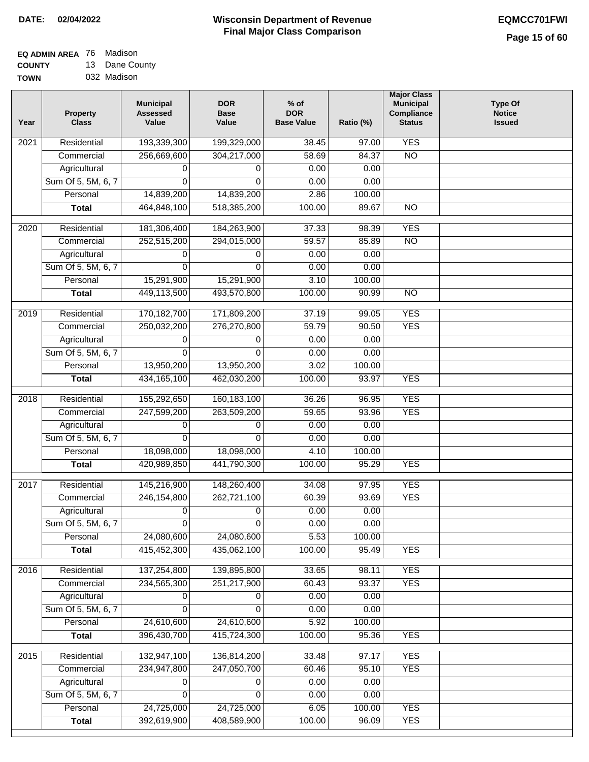**DATE: 02/04/2022**

# Wisconsin Department of Revenue
## Final Major Class Comparison

**EQMCC701FWI**

**EQ ADMIN AREA** 76 Madison
**COUNTY** 13 Dane County
**TOWN** 032 Madison

| Year | Property Class | Municipal Assessed Value | DOR Base Value | % of DOR Base Value | Ratio (%) | Major Class Municipal Compliance Status | Type Of Notice Issued |
|---|---|---|---|---|---|---|---|
| 2021 | Residential | 193,339,300 | 199,329,000 | 38.45 | 97.00 | YES | |
| | Commercial | 256,669,600 | 304,217,000 | 58.69 | 84.37 | NO | |
| | Agricultural | 0 | 0 | 0.00 | 0.00 | | |
| | Sum Of 5, 5M, 6, 7 | 0 | 0 | 0.00 | 0.00 | | |
| | Personal | 14,839,200 | 14,839,200 | 2.86 | 100.00 | | |
| | **Total** | 464,848,100 | 518,385,200 | 100.00 | 89.67 | NO | |
| 2020 | Residential | 181,306,400 | 184,263,900 | 37.33 | 98.39 | YES | |
| | Commercial | 252,515,200 | 294,015,000 | 59.57 | 85.89 | NO | |
| | Agricultural | 0 | 0 | 0.00 | 0.00 | | |
| | Sum Of 5, 5M, 6, 7 | 0 | 0 | 0.00 | 0.00 | | |
| | Personal | 15,291,900 | 15,291,900 | 3.10 | 100.00 | | |
| | **Total** | 449,113,500 | 493,570,800 | 100.00 | 90.99 | NO | |
| 2019 | Residential | 170,182,700 | 171,809,200 | 37.19 | 99.05 | YES | |
| | Commercial | 250,032,200 | 276,270,800 | 59.79 | 90.50 | YES | |
| | Agricultural | 0 | 0 | 0.00 | 0.00 | | |
| | Sum Of 5, 5M, 6, 7 | 0 | 0 | 0.00 | 0.00 | | |
| | Personal | 13,950,200 | 13,950,200 | 3.02 | 100.00 | | |
| | **Total** | 434,165,100 | 462,030,200 | 100.00 | 93.97 | YES | |
| 2018 | Residential | 155,292,650 | 160,183,100 | 36.26 | 96.95 | YES | |
| | Commercial | 247,599,200 | 263,509,200 | 59.65 | 93.96 | YES | |
| | Agricultural | 0 | 0 | 0.00 | 0.00 | | |
| | Sum Of 5, 5M, 6, 7 | 0 | 0 | 0.00 | 0.00 | | |
| | Personal | 18,098,000 | 18,098,000 | 4.10 | 100.00 | | |
| | **Total** | 420,989,850 | 441,790,300 | 100.00 | 95.29 | YES | |
| 2017 | Residential | 145,216,900 | 148,260,400 | 34.08 | 97.95 | YES | |
| | Commercial | 246,154,800 | 262,721,100 | 60.39 | 93.69 | YES | |
| | Agricultural | 0 | 0 | 0.00 | 0.00 | | |
| | Sum Of 5, 5M, 6, 7 | 0 | 0 | 0.00 | 0.00 | | |
| | Personal | 24,080,600 | 24,080,600 | 5.53 | 100.00 | | |
| | **Total** | 415,452,300 | 435,062,100 | 100.00 | 95.49 | YES | |
| 2016 | Residential | 137,254,800 | 139,895,800 | 33.65 | 98.11 | YES | |
| | Commercial | 234,565,300 | 251,217,900 | 60.43 | 93.37 | YES | |
| | Agricultural | 0 | 0 | 0.00 | 0.00 | | |
| | Sum Of 5, 5M, 6, 7 | 0 | 0 | 0.00 | 0.00 | | |
| | Personal | 24,610,600 | 24,610,600 | 5.92 | 100.00 | | |
| | **Total** | 396,430,700 | 415,724,300 | 100.00 | 95.36 | YES | |
| 2015 | Residential | 132,947,100 | 136,814,200 | 33.48 | 97.17 | YES | |
| | Commercial | 234,947,800 | 247,050,700 | 60.46 | 95.10 | YES | |
| | Agricultural | 0 | 0 | 0.00 | 0.00 | | |
| | Sum Of 5, 5M, 6, 7 | 0 | 0 | 0.00 | 0.00 | | |
| | Personal | 24,725,000 | 24,725,000 | 6.05 | 100.00 | YES | |
| | **Total** | 392,619,900 | 408,589,900 | 100.00 | 96.09 | YES | |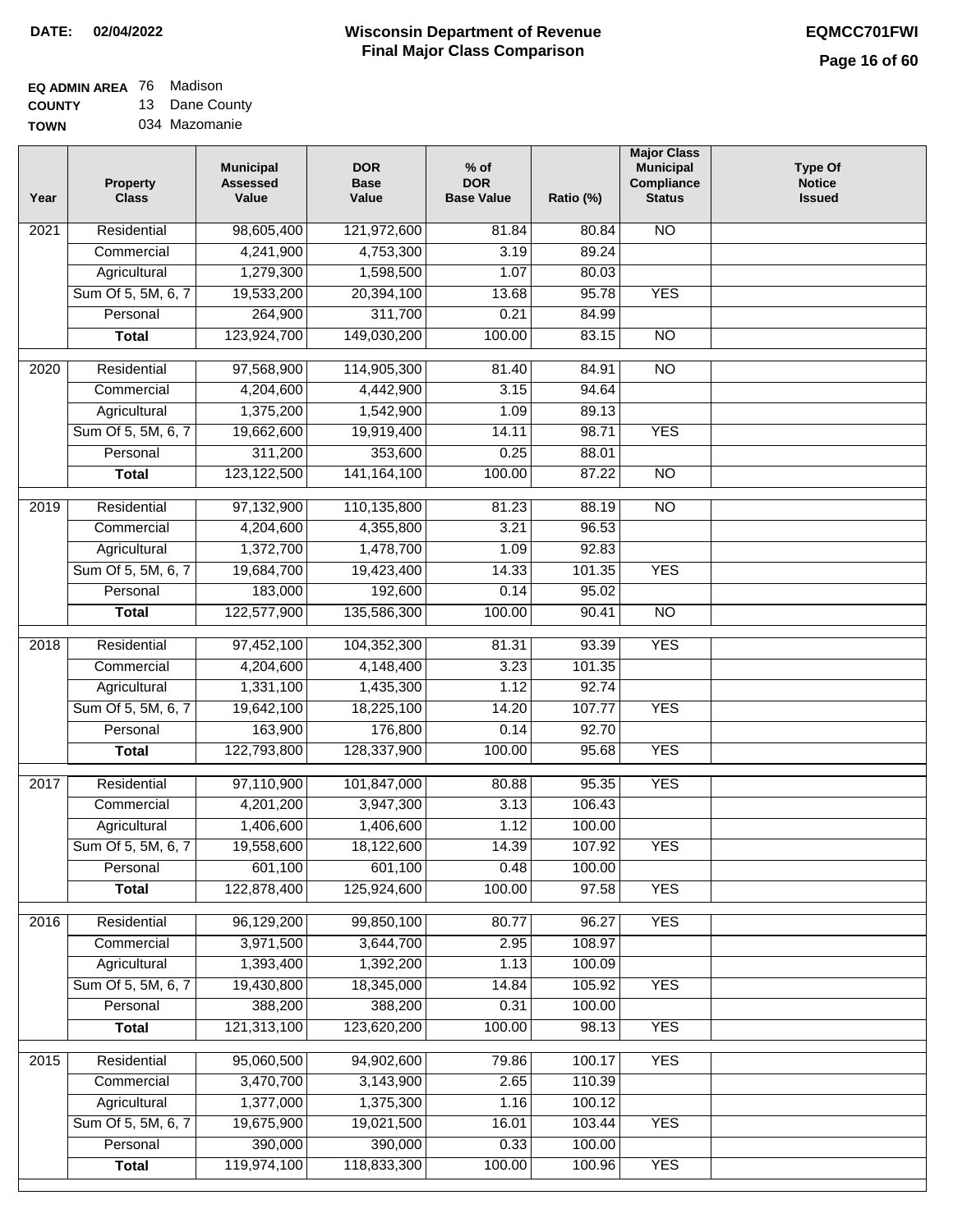**DATE:** 02/04/2022

# Wisconsin Department of Revenue
## Final Major Class Comparison

**EQMCC701FWI**

**EQ ADMIN AREA** 76 Madison
**COUNTY** 13 Dane County
**TOWN** 034 Mazomanie

| Year | Property Class | Municipal Assessed Value | DOR Base Value | % of DOR Base Value | Ratio (%) | Major Class Municipal Compliance Status | Type Of Notice Issued |
|---|---|---|---|---|---|---|---|
| 2021 | Residential | 98,605,400 | 121,972,600 | 81.84 | 80.84 | NO | |
| | Commercial | 4,241,900 | 4,753,300 | 3.19 | 89.24 | | |
| | Agricultural | 1,279,300 | 1,598,500 | 1.07 | 80.03 | | |
| | Sum Of 5, 5M, 6, 7 | 19,533,200 | 20,394,100 | 13.68 | 95.78 | YES | |
| | Personal | 264,900 | 311,700 | 0.21 | 84.99 | | |
| | **Total** | 123,924,700 | 149,030,200 | 100.00 | 83.15 | NO | |
| 2020 | Residential | 97,568,900 | 114,905,300 | 81.40 | 84.91 | NO | |
| | Commercial | 4,204,600 | 4,442,900 | 3.15 | 94.64 | | |
| | Agricultural | 1,375,200 | 1,542,900 | 1.09 | 89.13 | | |
| | Sum Of 5, 5M, 6, 7 | 19,662,600 | 19,919,400 | 14.11 | 98.71 | YES | |
| | Personal | 311,200 | 353,600 | 0.25 | 88.01 | | |
| | **Total** | 123,122,500 | 141,164,100 | 100.00 | 87.22 | NO | |
| 2019 | Residential | 97,132,900 | 110,135,800 | 81.23 | 88.19 | NO | |
| | Commercial | 4,204,600 | 4,355,800 | 3.21 | 96.53 | | |
| | Agricultural | 1,372,700 | 1,478,700 | 1.09 | 92.83 | | |
| | Sum Of 5, 5M, 6, 7 | 19,684,700 | 19,423,400 | 14.33 | 101.35 | YES | |
| | Personal | 183,000 | 192,600 | 0.14 | 95.02 | | |
| | **Total** | 122,577,900 | 135,586,300 | 100.00 | 90.41 | NO | |
| 2018 | Residential | 97,452,100 | 104,352,300 | 81.31 | 93.39 | YES | |
| | Commercial | 4,204,600 | 4,148,400 | 3.23 | 101.35 | | |
| | Agricultural | 1,331,100 | 1,435,300 | 1.12 | 92.74 | | |
| | Sum Of 5, 5M, 6, 7 | 19,642,100 | 18,225,100 | 14.20 | 107.77 | YES | |
| | Personal | 163,900 | 176,800 | 0.14 | 92.70 | | |
| | **Total** | 122,793,800 | 128,337,900 | 100.00 | 95.68 | YES | |
| 2017 | Residential | 97,110,900 | 101,847,000 | 80.88 | 95.35 | YES | |
| | Commercial | 4,201,200 | 3,947,300 | 3.13 | 106.43 | | |
| | Agricultural | 1,406,600 | 1,406,600 | 1.12 | 100.00 | | |
| | Sum Of 5, 5M, 6, 7 | 19,558,600 | 18,122,600 | 14.39 | 107.92 | YES | |
| | Personal | 601,100 | 601,100 | 0.48 | 100.00 | | |
| | **Total** | 122,878,400 | 125,924,600 | 100.00 | 97.58 | YES | |
| 2016 | Residential | 96,129,200 | 99,850,100 | 80.77 | 96.27 | YES | |
| | Commercial | 3,971,500 | 3,644,700 | 2.95 | 108.97 | | |
| | Agricultural | 1,393,400 | 1,392,200 | 1.13 | 100.09 | | |
| | Sum Of 5, 5M, 6, 7 | 19,430,800 | 18,345,000 | 14.84 | 105.92 | YES | |
| | Personal | 388,200 | 388,200 | 0.31 | 100.00 | | |
| | **Total** | 121,313,100 | 123,620,200 | 100.00 | 98.13 | YES | |
| 2015 | Residential | 95,060,500 | 94,902,600 | 79.86 | 100.17 | YES | |
| | Commercial | 3,470,700 | 3,143,900 | 2.65 | 110.39 | | |
| | Agricultural | 1,377,000 | 1,375,300 | 1.16 | 100.12 | | |
| | Sum Of 5, 5M, 6, 7 | 19,675,900 | 19,021,500 | 16.01 | 103.44 | YES | |
| | Personal | 390,000 | 390,000 | 0.33 | 100.00 | | |
| | **Total** | 119,974,100 | 118,833,300 | 100.00 | 100.96 | YES | |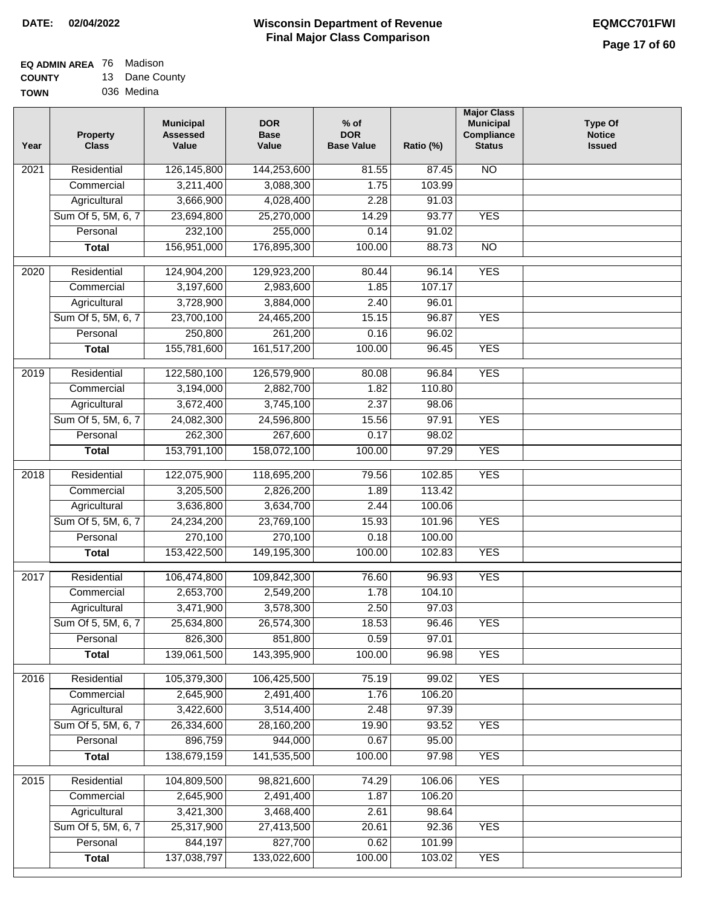**DATE:** 02/04/2022

# Wisconsin Department of Revenue
## Final Major Class Comparison

**EQMCC701FWI**

**EQ ADMIN AREA** 76 Madison
**COUNTY** 13 Dane County
**TOWN** 036 Medina

| Year | Property Class | Municipal Assessed Value | DOR Base Value | % of DOR Base Value | Ratio (%) | Major Class Municipal Compliance Status | Type Of Notice Issued |
|---|---|---|---|---|---|---|---|
| 2021 | Residential | 126,145,800 | 144,253,600 | 81.55 | 87.45 | NO | |
| | Commercial | 3,211,400 | 3,088,300 | 1.75 | 103.99 | | |
| | Agricultural | 3,666,900 | 4,028,400 | 2.28 | 91.03 | | |
| | Sum Of 5, 5M, 6, 7 | 23,694,800 | 25,270,000 | 14.29 | 93.77 | YES | |
| | Personal | 232,100 | 255,000 | 0.14 | 91.02 | | |
| | **Total** | 156,951,000 | 176,895,300 | 100.00 | 88.73 | NO | |
| 2020 | Residential | 124,904,200 | 129,923,200 | 80.44 | 96.14 | YES | |
| | Commercial | 3,197,600 | 2,983,600 | 1.85 | 107.17 | | |
| | Agricultural | 3,728,900 | 3,884,000 | 2.40 | 96.01 | | |
| | Sum Of 5, 5M, 6, 7 | 23,700,100 | 24,465,200 | 15.15 | 96.87 | YES | |
| | Personal | 250,800 | 261,200 | 0.16 | 96.02 | | |
| | **Total** | 155,781,600 | 161,517,200 | 100.00 | 96.45 | YES | |
| 2019 | Residential | 122,580,100 | 126,579,900 | 80.08 | 96.84 | YES | |
| | Commercial | 3,194,000 | 2,882,700 | 1.82 | 110.80 | | |
| | Agricultural | 3,672,400 | 3,745,100 | 2.37 | 98.06 | | |
| | Sum Of 5, 5M, 6, 7 | 24,082,300 | 24,596,800 | 15.56 | 97.91 | YES | |
| | Personal | 262,300 | 267,600 | 0.17 | 98.02 | | |
| | **Total** | 153,791,100 | 158,072,100 | 100.00 | 97.29 | YES | |
| 2018 | Residential | 122,075,900 | 118,695,200 | 79.56 | 102.85 | YES | |
| | Commercial | 3,205,500 | 2,826,200 | 1.89 | 113.42 | | |
| | Agricultural | 3,636,800 | 3,634,700 | 2.44 | 100.06 | | |
| | Sum Of 5, 5M, 6, 7 | 24,234,200 | 23,769,100 | 15.93 | 101.96 | YES | |
| | Personal | 270,100 | 270,100 | 0.18 | 100.00 | | |
| | **Total** | 153,422,500 | 149,195,300 | 100.00 | 102.83 | YES | |
| 2017 | Residential | 106,474,800 | 109,842,300 | 76.60 | 96.93 | YES | |
| | Commercial | 2,653,700 | 2,549,200 | 1.78 | 104.10 | | |
| | Agricultural | 3,471,900 | 3,578,300 | 2.50 | 97.03 | | |
| | Sum Of 5, 5M, 6, 7 | 25,634,800 | 26,574,300 | 18.53 | 96.46 | YES | |
| | Personal | 826,300 | 851,800 | 0.59 | 97.01 | | |
| | **Total** | 139,061,500 | 143,395,900 | 100.00 | 96.98 | YES | |
| 2016 | Residential | 105,379,300 | 106,425,500 | 75.19 | 99.02 | YES | |
| | Commercial | 2,645,900 | 2,491,400 | 1.76 | 106.20 | | |
| | Agricultural | 3,422,600 | 3,514,400 | 2.48 | 97.39 | | |
| | Sum Of 5, 5M, 6, 7 | 26,334,600 | 28,160,200 | 19.90 | 93.52 | YES | |
| | Personal | 896,759 | 944,000 | 0.67 | 95.00 | | |
| | **Total** | 138,679,159 | 141,535,500 | 100.00 | 97.98 | YES | |
| 2015 | Residential | 104,809,500 | 98,821,600 | 74.29 | 106.06 | YES | |
| | Commercial | 2,645,900 | 2,491,400 | 1.87 | 106.20 | | |
| | Agricultural | 3,421,300 | 3,468,400 | 2.61 | 98.64 | | |
| | Sum Of 5, 5M, 6, 7 | 25,317,900 | 27,413,500 | 20.61 | 92.36 | YES | |
| | Personal | 844,197 | 827,700 | 0.62 | 101.99 | | |
| | **Total** | 137,038,797 | 133,022,600 | 100.00 | 103.02 | YES | |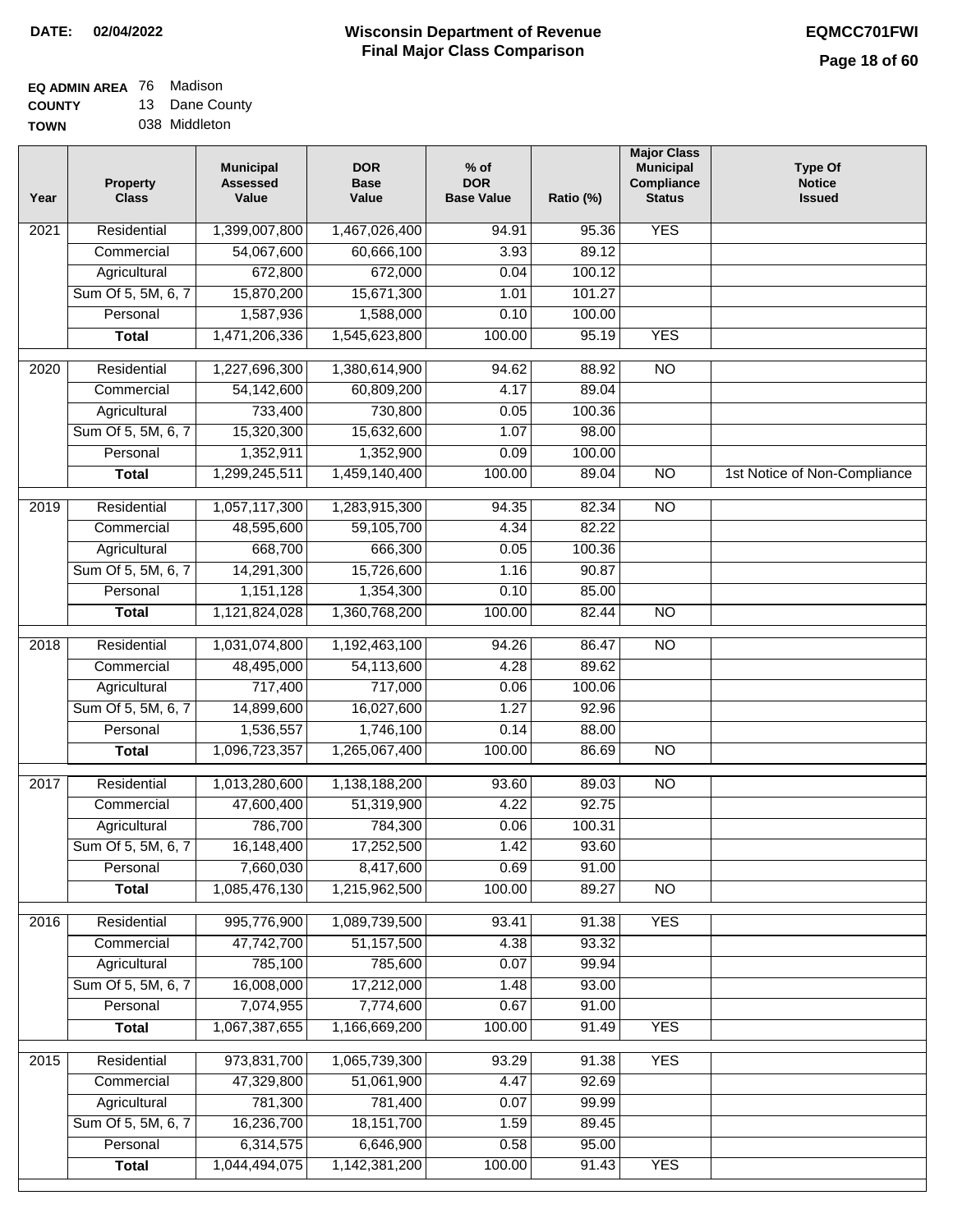**DATE:** 02/04/2022

# Wisconsin Department of Revenue
## Final Major Class Comparison

**EQMCC701FWI**

**EQ ADMIN AREA** 76 Madison
**COUNTY** 13 Dane County
**TOWN** 038 Middleton

| Year | Property Class | Municipal Assessed Value | DOR Base Value | % of DOR Base Value | Ratio (%) | Major Class Municipal Compliance Status | Type Of Notice Issued |
|---|---|---|---|---|---|---|---|
| 2021 | Residential | 1,399,007,800 | 1,467,026,400 | 94.91 | 95.36 | YES | |
| | Commercial | 54,067,600 | 60,666,100 | 3.93 | 89.12 | | |
| | Agricultural | 672,800 | 672,000 | 0.04 | 100.12 | | |
| | Sum Of 5, 5M, 6, 7 | 15,870,200 | 15,671,300 | 1.01 | 101.27 | | |
| | Personal | 1,587,936 | 1,588,000 | 0.10 | 100.00 | | |
| | **Total** | 1,471,206,336 | 1,545,623,800 | 100.00 | 95.19 | YES | |
| 2020 | Residential | 1,227,696,300 | 1,380,614,900 | 94.62 | 88.92 | NO | |
| | Commercial | 54,142,600 | 60,809,200 | 4.17 | 89.04 | | |
| | Agricultural | 733,400 | 730,800 | 0.05 | 100.36 | | |
| | Sum Of 5, 5M, 6, 7 | 15,320,300 | 15,632,600 | 1.07 | 98.00 | | |
| | Personal | 1,352,911 | 1,352,900 | 0.09 | 100.00 | | |
| | **Total** | 1,299,245,511 | 1,459,140,400 | 100.00 | 89.04 | NO | 1st Notice of Non-Compliance |
| 2019 | Residential | 1,057,117,300 | 1,283,915,300 | 94.35 | 82.34 | NO | |
| | Commercial | 48,595,600 | 59,105,700 | 4.34 | 82.22 | | |
| | Agricultural | 668,700 | 666,300 | 0.05 | 100.36 | | |
| | Sum Of 5, 5M, 6, 7 | 14,291,300 | 15,726,600 | 1.16 | 90.87 | | |
| | Personal | 1,151,128 | 1,354,300 | 0.10 | 85.00 | | |
| | **Total** | 1,121,824,028 | 1,360,768,200 | 100.00 | 82.44 | NO | |
| 2018 | Residential | 1,031,074,800 | 1,192,463,100 | 94.26 | 86.47 | NO | |
| | Commercial | 48,495,000 | 54,113,600 | 4.28 | 89.62 | | |
| | Agricultural | 717,400 | 717,000 | 0.06 | 100.06 | | |
| | Sum Of 5, 5M, 6, 7 | 14,899,600 | 16,027,600 | 1.27 | 92.96 | | |
| | Personal | 1,536,557 | 1,746,100 | 0.14 | 88.00 | | |
| | **Total** | 1,096,723,357 | 1,265,067,400 | 100.00 | 86.69 | NO | |
| 2017 | Residential | 1,013,280,600 | 1,138,188,200 | 93.60 | 89.03 | NO | |
| | Commercial | 47,600,400 | 51,319,900 | 4.22 | 92.75 | | |
| | Agricultural | 786,700 | 784,300 | 0.06 | 100.31 | | |
| | Sum Of 5, 5M, 6, 7 | 16,148,400 | 17,252,500 | 1.42 | 93.60 | | |
| | Personal | 7,660,030 | 8,417,600 | 0.69 | 91.00 | | |
| | **Total** | 1,085,476,130 | 1,215,962,500 | 100.00 | 89.27 | NO | |
| 2016 | Residential | 995,776,900 | 1,089,739,500 | 93.41 | 91.38 | YES | |
| | Commercial | 47,742,700 | 51,157,500 | 4.38 | 93.32 | | |
| | Agricultural | 785,100 | 785,600 | 0.07 | 99.94 | | |
| | Sum Of 5, 5M, 6, 7 | 16,008,000 | 17,212,000 | 1.48 | 93.00 | | |
| | Personal | 7,074,955 | 7,774,600 | 0.67 | 91.00 | | |
| | **Total** | 1,067,387,655 | 1,166,669,200 | 100.00 | 91.49 | YES | |
| 2015 | Residential | 973,831,700 | 1,065,739,300 | 93.29 | 91.38 | YES | |
| | Commercial | 47,329,800 | 51,061,900 | 4.47 | 92.69 | | |
| | Agricultural | 781,300 | 781,400 | 0.07 | 99.99 | | |
| | Sum Of 5, 5M, 6, 7 | 16,236,700 | 18,151,700 | 1.59 | 89.45 | | |
| | Personal | 6,314,575 | 6,646,900 | 0.58 | 95.00 | | |
| | **Total** | 1,044,494,075 | 1,142,381,200 | 100.00 | 91.43 | YES | |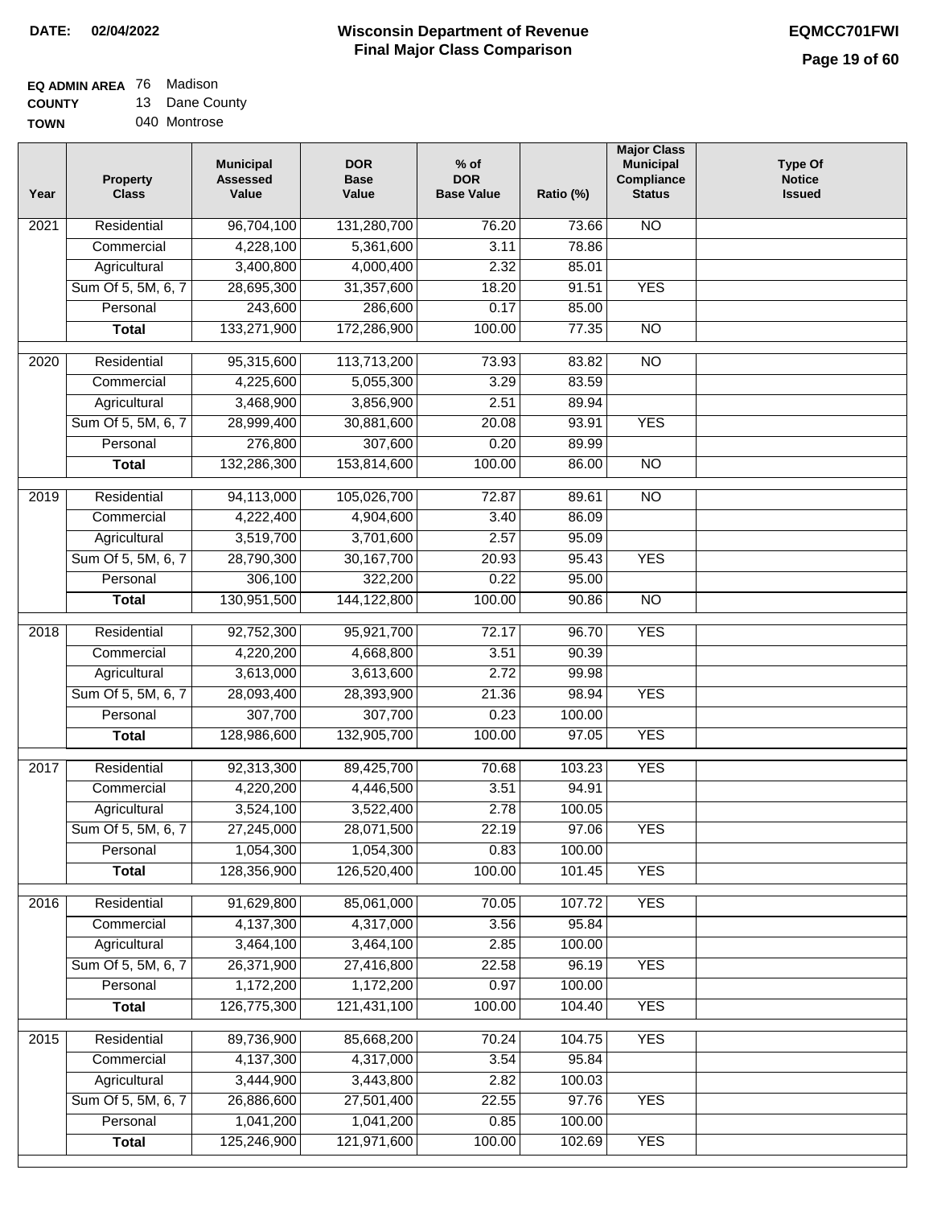**DATE: 02/04/2022**

# Wisconsin Department of Revenue
## Final Major Class Comparison

**EQMCC701FWI**

**EQ ADMIN AREA** 76 Madison
**COUNTY** 13 Dane County
**TOWN** 040 Montrose

| Year | Property Class | Municipal Assessed Value | DOR Base Value | % of DOR Base Value | Ratio (%) | Major Class Municipal Compliance Status | Type Of Notice Issued |
|---|---|---|---|---|---|---|---|
| 2021 | Residential | 96,704,100 | 131,280,700 | 76.20 | 73.66 | NO | |
| | Commercial | 4,228,100 | 5,361,600 | 3.11 | 78.86 | | |
| | Agricultural | 3,400,800 | 4,000,400 | 2.32 | 85.01 | | |
| | Sum Of 5, 5M, 6, 7 | 28,695,300 | 31,357,600 | 18.20 | 91.51 | YES | |
| | Personal | 243,600 | 286,600 | 0.17 | 85.00 | | |
| | **Total** | 133,271,900 | 172,286,900 | 100.00 | 77.35 | NO | |
| 2020 | Residential | 95,315,600 | 113,713,200 | 73.93 | 83.82 | NO | |
| | Commercial | 4,225,600 | 5,055,300 | 3.29 | 83.59 | | |
| | Agricultural | 3,468,900 | 3,856,900 | 2.51 | 89.94 | | |
| | Sum Of 5, 5M, 6, 7 | 28,999,400 | 30,881,600 | 20.08 | 93.91 | YES | |
| | Personal | 276,800 | 307,600 | 0.20 | 89.99 | | |
| | **Total** | 132,286,300 | 153,814,600 | 100.00 | 86.00 | NO | |
| 2019 | Residential | 94,113,000 | 105,026,700 | 72.87 | 89.61 | NO | |
| | Commercial | 4,222,400 | 4,904,600 | 3.40 | 86.09 | | |
| | Agricultural | 3,519,700 | 3,701,600 | 2.57 | 95.09 | | |
| | Sum Of 5, 5M, 6, 7 | 28,790,300 | 30,167,700 | 20.93 | 95.43 | YES | |
| | Personal | 306,100 | 322,200 | 0.22 | 95.00 | | |
| | **Total** | 130,951,500 | 144,122,800 | 100.00 | 90.86 | NO | |
| 2018 | Residential | 92,752,300 | 95,921,700 | 72.17 | 96.70 | YES | |
| | Commercial | 4,220,200 | 4,668,800 | 3.51 | 90.39 | | |
| | Agricultural | 3,613,000 | 3,613,600 | 2.72 | 99.98 | | |
| | Sum Of 5, 5M, 6, 7 | 28,093,400 | 28,393,900 | 21.36 | 98.94 | YES | |
| | Personal | 307,700 | 307,700 | 0.23 | 100.00 | | |
| | **Total** | 128,986,600 | 132,905,700 | 100.00 | 97.05 | YES | |
| 2017 | Residential | 92,313,300 | 89,425,700 | 70.68 | 103.23 | YES | |
| | Commercial | 4,220,200 | 4,446,500 | 3.51 | 94.91 | | |
| | Agricultural | 3,524,100 | 3,522,400 | 2.78 | 100.05 | | |
| | Sum Of 5, 5M, 6, 7 | 27,245,000 | 28,071,500 | 22.19 | 97.06 | YES | |
| | Personal | 1,054,300 | 1,054,300 | 0.83 | 100.00 | | |
| | **Total** | 128,356,900 | 126,520,400 | 100.00 | 101.45 | YES | |
| 2016 | Residential | 91,629,800 | 85,061,000 | 70.05 | 107.72 | YES | |
| | Commercial | 4,137,300 | 4,317,000 | 3.56 | 95.84 | | |
| | Agricultural | 3,464,100 | 3,464,100 | 2.85 | 100.00 | | |
| | Sum Of 5, 5M, 6, 7 | 26,371,900 | 27,416,800 | 22.58 | 96.19 | YES | |
| | Personal | 1,172,200 | 1,172,200 | 0.97 | 100.00 | | |
| | **Total** | 126,775,300 | 121,431,100 | 100.00 | 104.40 | YES | |
| 2015 | Residential | 89,736,900 | 85,668,200 | 70.24 | 104.75 | YES | |
| | Commercial | 4,137,300 | 4,317,000 | 3.54 | 95.84 | | |
| | Agricultural | 3,444,900 | 3,443,800 | 2.82 | 100.03 | | |
| | Sum Of 5, 5M, 6, 7 | 26,886,600 | 27,501,400 | 22.55 | 97.76 | YES | |
| | Personal | 1,041,200 | 1,041,200 | 0.85 | 100.00 | | |
| | **Total** | 125,246,900 | 121,971,600 | 100.00 | 102.69 | YES | |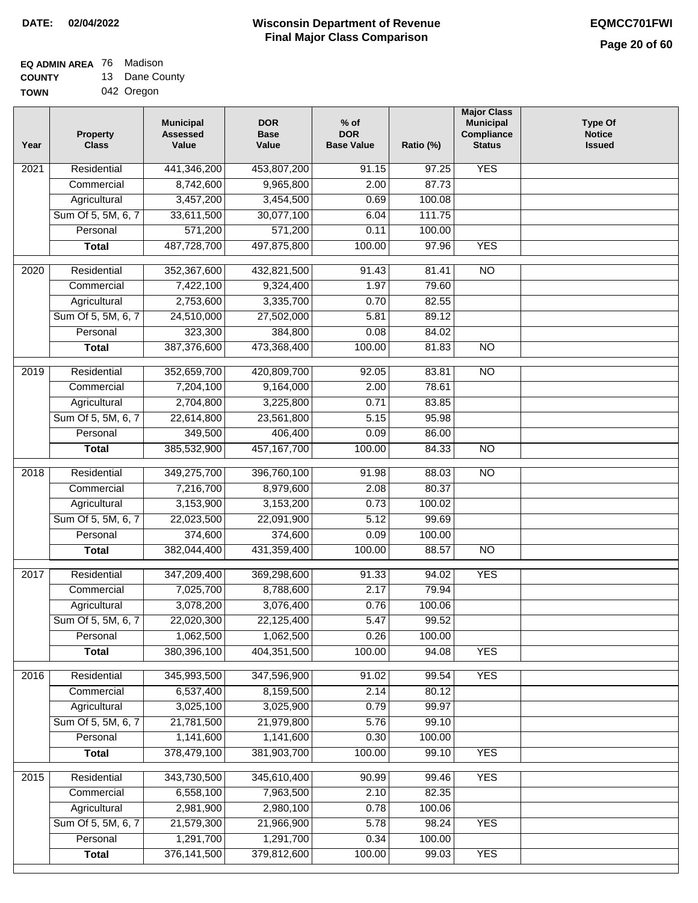**DATE: 02/04/2022**

# Wisconsin Department of Revenue
## Final Major Class Comparison

**EQMCC701FWI**

**EQ ADMIN AREA** 76 Madison
**COUNTY** 13 Dane County
**TOWN** 042 Oregon

| Year | Property Class | Municipal Assessed Value | DOR Base Value | % of DOR Base Value | Ratio (%) | Major Class Municipal Compliance Status | Type Of Notice Issued |
|---|---|---|---|---|---|---|---|
| 2021 | Residential | 441,346,200 | 453,807,200 | 91.15 | 97.25 | YES | |
| | Commercial | 8,742,600 | 9,965,800 | 2.00 | 87.73 | | |
| | Agricultural | 3,457,200 | 3,454,500 | 0.69 | 100.08 | | |
| | Sum Of 5, 5M, 6, 7 | 33,611,500 | 30,077,100 | 6.04 | 111.75 | | |
| | Personal | 571,200 | 571,200 | 0.11 | 100.00 | | |
| | **Total** | 487,728,700 | 497,875,800 | 100.00 | 97.96 | YES | |
| 2020 | Residential | 352,367,600 | 432,821,500 | 91.43 | 81.41 | NO | |
| | Commercial | 7,422,100 | 9,324,400 | 1.97 | 79.60 | | |
| | Agricultural | 2,753,600 | 3,335,700 | 0.70 | 82.55 | | |
| | Sum Of 5, 5M, 6, 7 | 24,510,000 | 27,502,000 | 5.81 | 89.12 | | |
| | Personal | 323,300 | 384,800 | 0.08 | 84.02 | | |
| | **Total** | 387,376,600 | 473,368,400 | 100.00 | 81.83 | NO | |
| 2019 | Residential | 352,659,700 | 420,809,700 | 92.05 | 83.81 | NO | |
| | Commercial | 7,204,100 | 9,164,000 | 2.00 | 78.61 | | |
| | Agricultural | 2,704,800 | 3,225,800 | 0.71 | 83.85 | | |
| | Sum Of 5, 5M, 6, 7 | 22,614,800 | 23,561,800 | 5.15 | 95.98 | | |
| | Personal | 349,500 | 406,400 | 0.09 | 86.00 | | |
| | **Total** | 385,532,900 | 457,167,700 | 100.00 | 84.33 | NO | |
| 2018 | Residential | 349,275,700 | 396,760,100 | 91.98 | 88.03 | NO | |
| | Commercial | 7,216,700 | 8,979,600 | 2.08 | 80.37 | | |
| | Agricultural | 3,153,900 | 3,153,200 | 0.73 | 100.02 | | |
| | Sum Of 5, 5M, 6, 7 | 22,023,500 | 22,091,900 | 5.12 | 99.69 | | |
| | Personal | 374,600 | 374,600 | 0.09 | 100.00 | | |
| | **Total** | 382,044,400 | 431,359,400 | 100.00 | 88.57 | NO | |
| 2017 | Residential | 347,209,400 | 369,298,600 | 91.33 | 94.02 | YES | |
| | Commercial | 7,025,700 | 8,788,600 | 2.17 | 79.94 | | |
| | Agricultural | 3,078,200 | 3,076,400 | 0.76 | 100.06 | | |
| | Sum Of 5, 5M, 6, 7 | 22,020,300 | 22,125,400 | 5.47 | 99.52 | | |
| | Personal | 1,062,500 | 1,062,500 | 0.26 | 100.00 | | |
| | **Total** | 380,396,100 | 404,351,500 | 100.00 | 94.08 | YES | |
| 2016 | Residential | 345,993,500 | 347,596,900 | 91.02 | 99.54 | YES | |
| | Commercial | 6,537,400 | 8,159,500 | 2.14 | 80.12 | | |
| | Agricultural | 3,025,100 | 3,025,900 | 0.79 | 99.97 | | |
| | Sum Of 5, 5M, 6, 7 | 21,781,500 | 21,979,800 | 5.76 | 99.10 | | |
| | Personal | 1,141,600 | 1,141,600 | 0.30 | 100.00 | | |
| | **Total** | 378,479,100 | 381,903,700 | 100.00 | 99.10 | YES | |
| 2015 | Residential | 343,730,500 | 345,610,400 | 90.99 | 99.46 | YES | |
| | Commercial | 6,558,100 | 7,963,500 | 2.10 | 82.35 | | |
| | Agricultural | 2,981,900 | 2,980,100 | 0.78 | 100.06 | | |
| | Sum Of 5, 5M, 6, 7 | 21,579,300 | 21,966,900 | 5.78 | 98.24 | YES | |
| | Personal | 1,291,700 | 1,291,700 | 0.34 | 100.00 | | |
| | **Total** | 376,141,500 | 379,812,600 | 100.00 | 99.03 | YES | |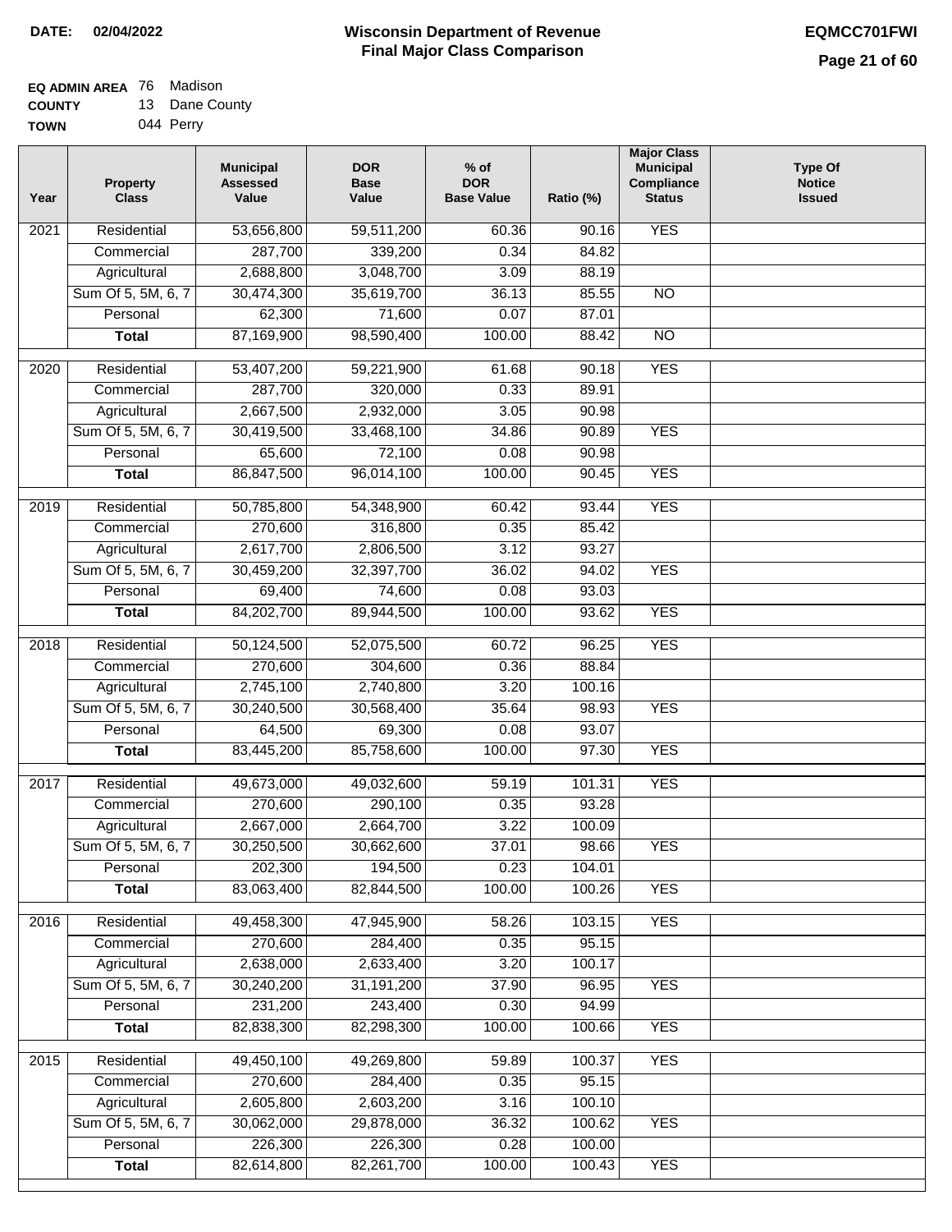**DATE:** 02/04/2022

# Wisconsin Department of Revenue
## Final Major Class Comparison

**EQMCC701FWI**

**EQ ADMIN AREA** 76 Madison
**COUNTY** 13 Dane County
**TOWN** 044 Perry

| Year | Property Class | Municipal Assessed Value | DOR Base Value | % of DOR Base Value | Ratio (%) | Major Class Municipal Compliance Status | Type Of Notice Issued |
|---|---|---|---|---|---|---|---|
| 2021 | Residential | 53,656,800 | 59,511,200 | 60.36 | 90.16 | YES | |
| | Commercial | 287,700 | 339,200 | 0.34 | 84.82 | | |
| | Agricultural | 2,688,800 | 3,048,700 | 3.09 | 88.19 | | |
| | Sum Of 5, 5M, 6, 7 | 30,474,300 | 35,619,700 | 36.13 | 85.55 | NO | |
| | Personal | 62,300 | 71,600 | 0.07 | 87.01 | | |
| | **Total** | 87,169,900 | 98,590,400 | 100.00 | 88.42 | NO | |
| 2020 | Residential | 53,407,200 | 59,221,900 | 61.68 | 90.18 | YES | |
| | Commercial | 287,700 | 320,000 | 0.33 | 89.91 | | |
| | Agricultural | 2,667,500 | 2,932,000 | 3.05 | 90.98 | | |
| | Sum Of 5, 5M, 6, 7 | 30,419,500 | 33,468,100 | 34.86 | 90.89 | YES | |
| | Personal | 65,600 | 72,100 | 0.08 | 90.98 | | |
| | **Total** | 86,847,500 | 96,014,100 | 100.00 | 90.45 | YES | |
| 2019 | Residential | 50,785,800 | 54,348,900 | 60.42 | 93.44 | YES | |
| | Commercial | 270,600 | 316,800 | 0.35 | 85.42 | | |
| | Agricultural | 2,617,700 | 2,806,500 | 3.12 | 93.27 | | |
| | Sum Of 5, 5M, 6, 7 | 30,459,200 | 32,397,700 | 36.02 | 94.02 | YES | |
| | Personal | 69,400 | 74,600 | 0.08 | 93.03 | | |
| | **Total** | 84,202,700 | 89,944,500 | 100.00 | 93.62 | YES | |
| 2018 | Residential | 50,124,500 | 52,075,500 | 60.72 | 96.25 | YES | |
| | Commercial | 270,600 | 304,600 | 0.36 | 88.84 | | |
| | Agricultural | 2,745,100 | 2,740,800 | 3.20 | 100.16 | | |
| | Sum Of 5, 5M, 6, 7 | 30,240,500 | 30,568,400 | 35.64 | 98.93 | YES | |
| | Personal | 64,500 | 69,300 | 0.08 | 93.07 | | |
| | **Total** | 83,445,200 | 85,758,600 | 100.00 | 97.30 | YES | |
| 2017 | Residential | 49,673,000 | 49,032,600 | 59.19 | 101.31 | YES | |
| | Commercial | 270,600 | 290,100 | 0.35 | 93.28 | | |
| | Agricultural | 2,667,000 | 2,664,700 | 3.22 | 100.09 | | |
| | Sum Of 5, 5M, 6, 7 | 30,250,500 | 30,662,600 | 37.01 | 98.66 | YES | |
| | Personal | 202,300 | 194,500 | 0.23 | 104.01 | | |
| | **Total** | 83,063,400 | 82,844,500 | 100.00 | 100.26 | YES | |
| 2016 | Residential | 49,458,300 | 47,945,900 | 58.26 | 103.15 | YES | |
| | Commercial | 270,600 | 284,400 | 0.35 | 95.15 | | |
| | Agricultural | 2,638,000 | 2,633,400 | 3.20 | 100.17 | | |
| | Sum Of 5, 5M, 6, 7 | 30,240,200 | 31,191,200 | 37.90 | 96.95 | YES | |
| | Personal | 231,200 | 243,400 | 0.30 | 94.99 | | |
| | **Total** | 82,838,300 | 82,298,300 | 100.00 | 100.66 | YES | |
| 2015 | Residential | 49,450,100 | 49,269,800 | 59.89 | 100.37 | YES | |
| | Commercial | 270,600 | 284,400 | 0.35 | 95.15 | | |
| | Agricultural | 2,605,800 | 2,603,200 | 3.16 | 100.10 | | |
| | Sum Of 5, 5M, 6, 7 | 30,062,000 | 29,878,000 | 36.32 | 100.62 | YES | |
| | Personal | 226,300 | 226,300 | 0.28 | 100.00 | | |
| | **Total** | 82,614,800 | 82,261,700 | 100.00 | 100.43 | YES | |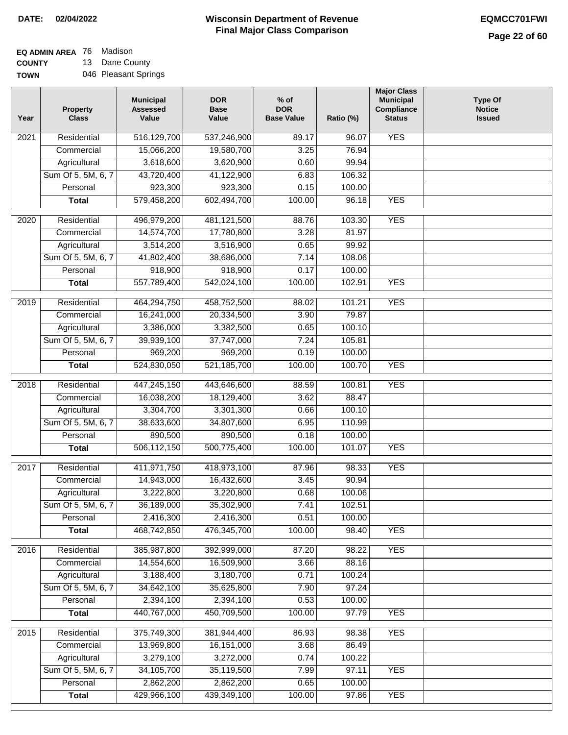**DATE: 02/04/2022**

# Wisconsin Department of Revenue
## Final Major Class Comparison

**EQMCC701FWI**

**EQ ADMIN AREA** 76 Madison
**COUNTY** 13 Dane County
**TOWN** 046 Pleasant Springs

| Year | Property Class | Municipal Assessed Value | DOR Base Value | % of DOR Base Value | Ratio (%) | Major Class Municipal Compliance Status | Type Of Notice Issued |
|---|---|---|---|---|---|---|---|
| 2021 | Residential | 516,129,700 | 537,246,900 | 89.17 | 96.07 | YES | |
| | Commercial | 15,066,200 | 19,580,700 | 3.25 | 76.94 | | |
| | Agricultural | 3,618,600 | 3,620,900 | 0.60 | 99.94 | | |
| | Sum Of 5, 5M, 6, 7 | 43,720,400 | 41,122,900 | 6.83 | 106.32 | | |
| | Personal | 923,300 | 923,300 | 0.15 | 100.00 | | |
| | **Total** | 579,458,200 | 602,494,700 | 100.00 | 96.18 | YES | |
| 2020 | Residential | 496,979,200 | 481,121,500 | 88.76 | 103.30 | YES | |
| | Commercial | 14,574,700 | 17,780,800 | 3.28 | 81.97 | | |
| | Agricultural | 3,514,200 | 3,516,900 | 0.65 | 99.92 | | |
| | Sum Of 5, 5M, 6, 7 | 41,802,400 | 38,686,000 | 7.14 | 108.06 | | |
| | Personal | 918,900 | 918,900 | 0.17 | 100.00 | | |
| | **Total** | 557,789,400 | 542,024,100 | 100.00 | 102.91 | YES | |
| 2019 | Residential | 464,294,750 | 458,752,500 | 88.02 | 101.21 | YES | |
| | Commercial | 16,241,000 | 20,334,500 | 3.90 | 79.87 | | |
| | Agricultural | 3,386,000 | 3,382,500 | 0.65 | 100.10 | | |
| | Sum Of 5, 5M, 6, 7 | 39,939,100 | 37,747,000 | 7.24 | 105.81 | | |
| | Personal | 969,200 | 969,200 | 0.19 | 100.00 | | |
| | **Total** | 524,830,050 | 521,185,700 | 100.00 | 100.70 | YES | |
| 2018 | Residential | 447,245,150 | 443,646,600 | 88.59 | 100.81 | YES | |
| | Commercial | 16,038,200 | 18,129,400 | 3.62 | 88.47 | | |
| | Agricultural | 3,304,700 | 3,301,300 | 0.66 | 100.10 | | |
| | Sum Of 5, 5M, 6, 7 | 38,633,600 | 34,807,600 | 6.95 | 110.99 | | |
| | Personal | 890,500 | 890,500 | 0.18 | 100.00 | | |
| | **Total** | 506,112,150 | 500,775,400 | 100.00 | 101.07 | YES | |
| 2017 | Residential | 411,971,750 | 418,973,100 | 87.96 | 98.33 | YES | |
| | Commercial | 14,943,000 | 16,432,600 | 3.45 | 90.94 | | |
| | Agricultural | 3,222,800 | 3,220,800 | 0.68 | 100.06 | | |
| | Sum Of 5, 5M, 6, 7 | 36,189,000 | 35,302,900 | 7.41 | 102.51 | | |
| | Personal | 2,416,300 | 2,416,300 | 0.51 | 100.00 | | |
| | **Total** | 468,742,850 | 476,345,700 | 100.00 | 98.40 | YES | |
| 2016 | Residential | 385,987,800 | 392,999,000 | 87.20 | 98.22 | YES | |
| | Commercial | 14,554,600 | 16,509,900 | 3.66 | 88.16 | | |
| | Agricultural | 3,188,400 | 3,180,700 | 0.71 | 100.24 | | |
| | Sum Of 5, 5M, 6, 7 | 34,642,100 | 35,625,800 | 7.90 | 97.24 | | |
| | Personal | 2,394,100 | 2,394,100 | 0.53 | 100.00 | | |
| | **Total** | 440,767,000 | 450,709,500 | 100.00 | 97.79 | YES | |
| 2015 | Residential | 375,749,300 | 381,944,400 | 86.93 | 98.38 | YES | |
| | Commercial | 13,969,800 | 16,151,000 | 3.68 | 86.49 | | |
| | Agricultural | 3,279,100 | 3,272,000 | 0.74 | 100.22 | | |
| | Sum Of 5, 5M, 6, 7 | 34,105,700 | 35,119,500 | 7.99 | 97.11 | YES | |
| | Personal | 2,862,200 | 2,862,200 | 0.65 | 100.00 | | |
| | **Total** | 429,966,100 | 439,349,100 | 100.00 | 97.86 | YES | |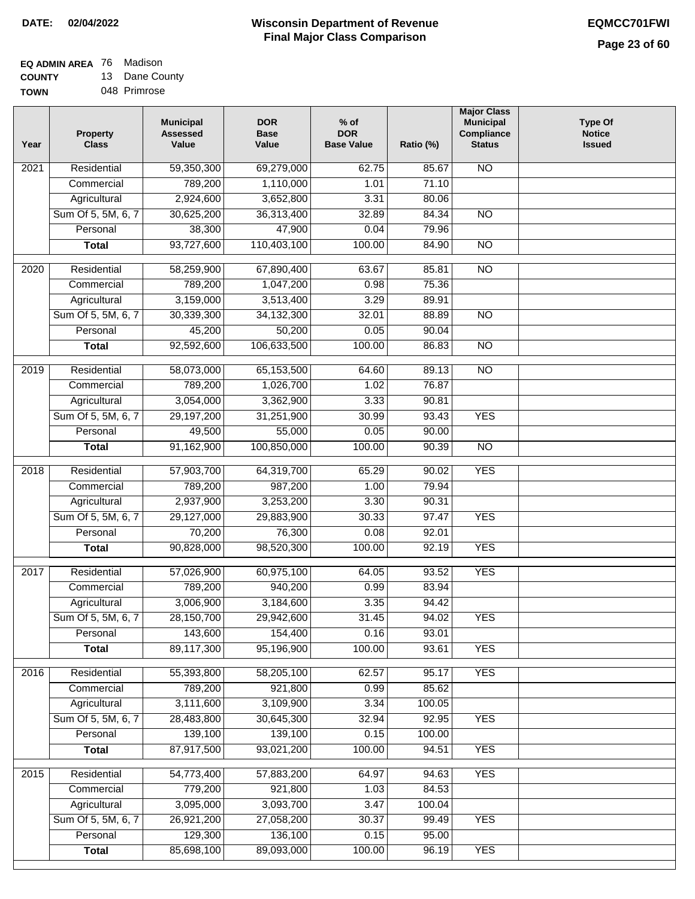**DATE: 02/04/2022**

# Wisconsin Department of Revenue
## Final Major Class Comparison

**EQMCC701FWI**

**EQ ADMIN AREA** 76 Madison
**COUNTY** 13 Dane County
**TOWN** 048 Primrose

| Year | Property Class | Municipal Assessed Value | DOR Base Value | % of DOR Base Value | Ratio (%) | Major Class Municipal Compliance Status | Type Of Notice Issued |
|---|---|---|---|---|---|---|---|
| 2021 | Residential | 59,350,300 | 69,279,000 | 62.75 | 85.67 | NO | |
| | Commercial | 789,200 | 1,110,000 | 1.01 | 71.10 | | |
| | Agricultural | 2,924,600 | 3,652,800 | 3.31 | 80.06 | | |
| | Sum Of 5, 5M, 6, 7 | 30,625,200 | 36,313,400 | 32.89 | 84.34 | NO | |
| | Personal | 38,300 | 47,900 | 0.04 | 79.96 | | |
| | **Total** | 93,727,600 | 110,403,100 | 100.00 | 84.90 | NO | |
| 2020 | Residential | 58,259,900 | 67,890,400 | 63.67 | 85.81 | NO | |
| | Commercial | 789,200 | 1,047,200 | 0.98 | 75.36 | | |
| | Agricultural | 3,159,000 | 3,513,400 | 3.29 | 89.91 | | |
| | Sum Of 5, 5M, 6, 7 | 30,339,300 | 34,132,300 | 32.01 | 88.89 | NO | |
| | Personal | 45,200 | 50,200 | 0.05 | 90.04 | | |
| | **Total** | 92,592,600 | 106,633,500 | 100.00 | 86.83 | NO | |
| 2019 | Residential | 58,073,000 | 65,153,500 | 64.60 | 89.13 | NO | |
| | Commercial | 789,200 | 1,026,700 | 1.02 | 76.87 | | |
| | Agricultural | 3,054,000 | 3,362,900 | 3.33 | 90.81 | | |
| | Sum Of 5, 5M, 6, 7 | 29,197,200 | 31,251,900 | 30.99 | 93.43 | YES | |
| | Personal | 49,500 | 55,000 | 0.05 | 90.00 | | |
| | **Total** | 91,162,900 | 100,850,000 | 100.00 | 90.39 | NO | |
| 2018 | Residential | 57,903,700 | 64,319,700 | 65.29 | 90.02 | YES | |
| | Commercial | 789,200 | 987,200 | 1.00 | 79.94 | | |
| | Agricultural | 2,937,900 | 3,253,200 | 3.30 | 90.31 | | |
| | Sum Of 5, 5M, 6, 7 | 29,127,000 | 29,883,900 | 30.33 | 97.47 | YES | |
| | Personal | 70,200 | 76,300 | 0.08 | 92.01 | | |
| | **Total** | 90,828,000 | 98,520,300 | 100.00 | 92.19 | YES | |
| 2017 | Residential | 57,026,900 | 60,975,100 | 64.05 | 93.52 | YES | |
| | Commercial | 789,200 | 940,200 | 0.99 | 83.94 | | |
| | Agricultural | 3,006,900 | 3,184,600 | 3.35 | 94.42 | | |
| | Sum Of 5, 5M, 6, 7 | 28,150,700 | 29,942,600 | 31.45 | 94.02 | YES | |
| | Personal | 143,600 | 154,400 | 0.16 | 93.01 | | |
| | **Total** | 89,117,300 | 95,196,900 | 100.00 | 93.61 | YES | |
| 2016 | Residential | 55,393,800 | 58,205,100 | 62.57 | 95.17 | YES | |
| | Commercial | 789,200 | 921,800 | 0.99 | 85.62 | | |
| | Agricultural | 3,111,600 | 3,109,900 | 3.34 | 100.05 | | |
| | Sum Of 5, 5M, 6, 7 | 28,483,800 | 30,645,300 | 32.94 | 92.95 | YES | |
| | Personal | 139,100 | 139,100 | 0.15 | 100.00 | | |
| | **Total** | 87,917,500 | 93,021,200 | 100.00 | 94.51 | YES | |
| 2015 | Residential | 54,773,400 | 57,883,200 | 64.97 | 94.63 | YES | |
| | Commercial | 779,200 | 921,800 | 1.03 | 84.53 | | |
| | Agricultural | 3,095,000 | 3,093,700 | 3.47 | 100.04 | | |
| | Sum Of 5, 5M, 6, 7 | 26,921,200 | 27,058,200 | 30.37 | 99.49 | YES | |
| | Personal | 129,300 | 136,100 | 0.15 | 95.00 | | |
| | **Total** | 85,698,100 | 89,093,000 | 100.00 | 96.19 | YES | |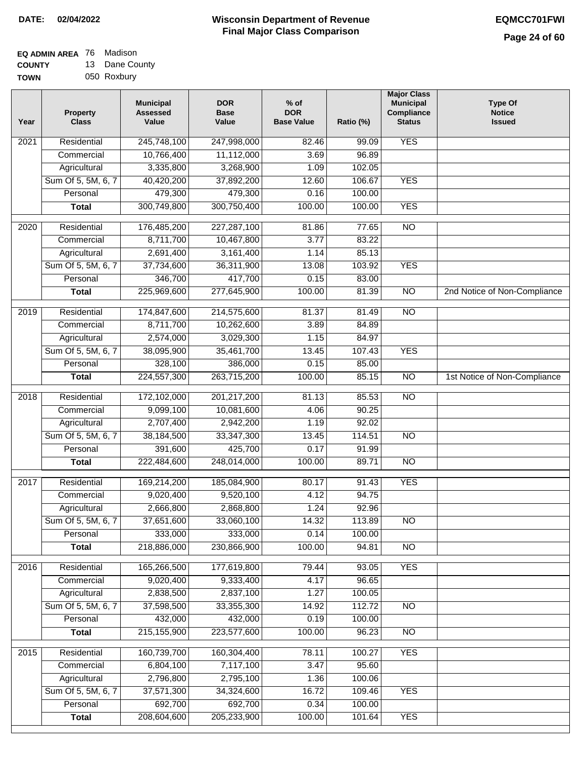**DATE:** 02/04/2022

# Wisconsin Department of Revenue
## Final Major Class Comparison

**EQMCC701FWI**

**EQ ADMIN AREA** 76 Madison
**COUNTY** 13 Dane County
**TOWN** 050 Roxbury

| Year | Property Class | Municipal Assessed Value | DOR Base Value | % of DOR Base Value | Ratio (%) | Major Class Municipal Compliance Status | Type Of Notice Issued |
|---|---|---|---|---|---|---|---|
| 2021 | Residential | 245,748,100 | 247,998,000 | 82.46 | 99.09 | YES | |
| | Commercial | 10,766,400 | 11,112,000 | 3.69 | 96.89 | | |
| | Agricultural | 3,335,800 | 3,268,900 | 1.09 | 102.05 | | |
| | Sum Of 5, 5M, 6, 7 | 40,420,200 | 37,892,200 | 12.60 | 106.67 | YES | |
| | Personal | 479,300 | 479,300 | 0.16 | 100.00 | | |
| | **Total** | 300,749,800 | 300,750,400 | 100.00 | 100.00 | YES | |
| 2020 | Residential | 176,485,200 | 227,287,100 | 81.86 | 77.65 | NO | |
| | Commercial | 8,711,700 | 10,467,800 | 3.77 | 83.22 | | |
| | Agricultural | 2,691,400 | 3,161,400 | 1.14 | 85.13 | | |
| | Sum Of 5, 5M, 6, 7 | 37,734,600 | 36,311,900 | 13.08 | 103.92 | YES | |
| | Personal | 346,700 | 417,700 | 0.15 | 83.00 | | |
| | **Total** | 225,969,600 | 277,645,900 | 100.00 | 81.39 | NO | 2nd Notice of Non-Compliance |
| 2019 | Residential | 174,847,600 | 214,575,600 | 81.37 | 81.49 | NO | |
| | Commercial | 8,711,700 | 10,262,600 | 3.89 | 84.89 | | |
| | Agricultural | 2,574,000 | 3,029,300 | 1.15 | 84.97 | | |
| | Sum Of 5, 5M, 6, 7 | 38,095,900 | 35,461,700 | 13.45 | 107.43 | YES | |
| | Personal | 328,100 | 386,000 | 0.15 | 85.00 | | |
| | **Total** | 224,557,300 | 263,715,200 | 100.00 | 85.15 | NO | 1st Notice of Non-Compliance |
| 2018 | Residential | 172,102,000 | 201,217,200 | 81.13 | 85.53 | NO | |
| | Commercial | 9,099,100 | 10,081,600 | 4.06 | 90.25 | | |
| | Agricultural | 2,707,400 | 2,942,200 | 1.19 | 92.02 | | |
| | Sum Of 5, 5M, 6, 7 | 38,184,500 | 33,347,300 | 13.45 | 114.51 | NO | |
| | Personal | 391,600 | 425,700 | 0.17 | 91.99 | | |
| | **Total** | 222,484,600 | 248,014,000 | 100.00 | 89.71 | NO | |
| 2017 | Residential | 169,214,200 | 185,084,900 | 80.17 | 91.43 | YES | |
| | Commercial | 9,020,400 | 9,520,100 | 4.12 | 94.75 | | |
| | Agricultural | 2,666,800 | 2,868,800 | 1.24 | 92.96 | | |
| | Sum Of 5, 5M, 6, 7 | 37,651,600 | 33,060,100 | 14.32 | 113.89 | NO | |
| | Personal | 333,000 | 333,000 | 0.14 | 100.00 | | |
| | **Total** | 218,886,000 | 230,866,900 | 100.00 | 94.81 | NO | |
| 2016 | Residential | 165,266,500 | 177,619,800 | 79.44 | 93.05 | YES | |
| | Commercial | 9,020,400 | 9,333,400 | 4.17 | 96.65 | | |
| | Agricultural | 2,838,500 | 2,837,100 | 1.27 | 100.05 | | |
| | Sum Of 5, 5M, 6, 7 | 37,598,500 | 33,355,300 | 14.92 | 112.72 | NO | |
| | Personal | 432,000 | 432,000 | 0.19 | 100.00 | | |
| | **Total** | 215,155,900 | 223,577,600 | 100.00 | 96.23 | NO | |
| 2015 | Residential | 160,739,700 | 160,304,400 | 78.11 | 100.27 | YES | |
| | Commercial | 6,804,100 | 7,117,100 | 3.47 | 95.60 | | |
| | Agricultural | 2,796,800 | 2,795,100 | 1.36 | 100.06 | | |
| | Sum Of 5, 5M, 6, 7 | 37,571,300 | 34,324,600 | 16.72 | 109.46 | YES | |
| | Personal | 692,700 | 692,700 | 0.34 | 100.00 | | |
| | **Total** | 208,604,600 | 205,233,900 | 100.00 | 101.64 | YES | |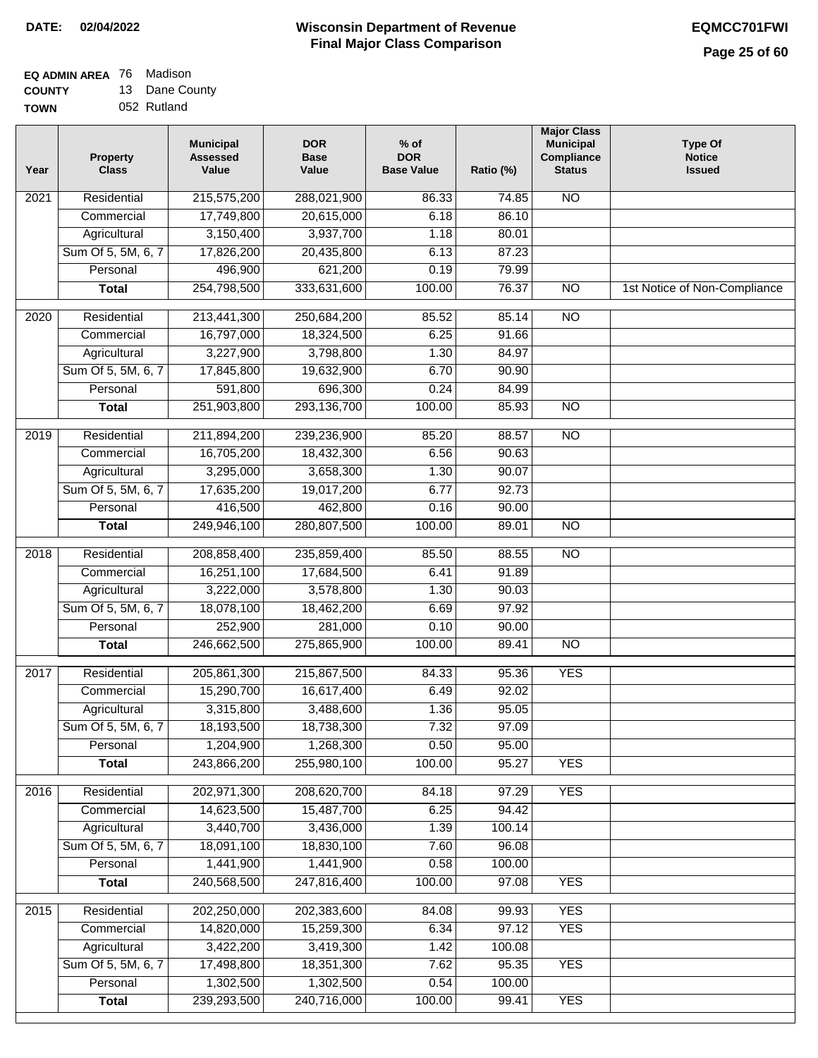**DATE: 02/04/2022**

# Wisconsin Department of Revenue
## Final Major Class Comparison

**EQMCC701FWI**

**EQ ADMIN AREA** 76 Madison
**COUNTY** 13 Dane County
**TOWN** 052 Rutland

| Year | Property Class | Municipal Assessed Value | DOR Base Value | % of DOR Base Value | Ratio (%) | Major Class Municipal Compliance Status | Type Of Notice Issued |
|---|---|---|---|---|---|---|---|
| 2021 | Residential | 215,575,200 | 288,021,900 | 86.33 | 74.85 | NO | |
| | Commercial | 17,749,800 | 20,615,000 | 6.18 | 86.10 | | |
| | Agricultural | 3,150,400 | 3,937,700 | 1.18 | 80.01 | | |
| | Sum Of 5, 5M, 6, 7 | 17,826,200 | 20,435,800 | 6.13 | 87.23 | | |
| | Personal | 496,900 | 621,200 | 0.19 | 79.99 | | |
| | **Total** | 254,798,500 | 333,631,600 | 100.00 | 76.37 | NO | 1st Notice of Non-Compliance |
| 2020 | Residential | 213,441,300 | 250,684,200 | 85.52 | 85.14 | NO | |
| | Commercial | 16,797,000 | 18,324,500 | 6.25 | 91.66 | | |
| | Agricultural | 3,227,900 | 3,798,800 | 1.30 | 84.97 | | |
| | Sum Of 5, 5M, 6, 7 | 17,845,800 | 19,632,900 | 6.70 | 90.90 | | |
| | Personal | 591,800 | 696,300 | 0.24 | 84.99 | | |
| | **Total** | 251,903,800 | 293,136,700 | 100.00 | 85.93 | NO | |
| 2019 | Residential | 211,894,200 | 239,236,900 | 85.20 | 88.57 | NO | |
| | Commercial | 16,705,200 | 18,432,300 | 6.56 | 90.63 | | |
| | Agricultural | 3,295,000 | 3,658,300 | 1.30 | 90.07 | | |
| | Sum Of 5, 5M, 6, 7 | 17,635,200 | 19,017,200 | 6.77 | 92.73 | | |
| | Personal | 416,500 | 462,800 | 0.16 | 90.00 | | |
| | **Total** | 249,946,100 | 280,807,500 | 100.00 | 89.01 | NO | |
| 2018 | Residential | 208,858,400 | 235,859,400 | 85.50 | 88.55 | NO | |
| | Commercial | 16,251,100 | 17,684,500 | 6.41 | 91.89 | | |
| | Agricultural | 3,222,000 | 3,578,800 | 1.30 | 90.03 | | |
| | Sum Of 5, 5M, 6, 7 | 18,078,100 | 18,462,200 | 6.69 | 97.92 | | |
| | Personal | 252,900 | 281,000 | 0.10 | 90.00 | | |
| | **Total** | 246,662,500 | 275,865,900 | 100.00 | 89.41 | NO | |
| 2017 | Residential | 205,861,300 | 215,867,500 | 84.33 | 95.36 | YES | |
| | Commercial | 15,290,700 | 16,617,400 | 6.49 | 92.02 | | |
| | Agricultural | 3,315,800 | 3,488,600 | 1.36 | 95.05 | | |
| | Sum Of 5, 5M, 6, 7 | 18,193,500 | 18,738,300 | 7.32 | 97.09 | | |
| | Personal | 1,204,900 | 1,268,300 | 0.50 | 95.00 | | |
| | **Total** | 243,866,200 | 255,980,100 | 100.00 | 95.27 | YES | |
| 2016 | Residential | 202,971,300 | 208,620,700 | 84.18 | 97.29 | YES | |
| | Commercial | 14,623,500 | 15,487,700 | 6.25 | 94.42 | | |
| | Agricultural | 3,440,700 | 3,436,000 | 1.39 | 100.14 | | |
| | Sum Of 5, 5M, 6, 7 | 18,091,100 | 18,830,100 | 7.60 | 96.08 | | |
| | Personal | 1,441,900 | 1,441,900 | 0.58 | 100.00 | | |
| | **Total** | 240,568,500 | 247,816,400 | 100.00 | 97.08 | YES | |
| 2015 | Residential | 202,250,000 | 202,383,600 | 84.08 | 99.93 | YES | |
| | Commercial | 14,820,000 | 15,259,300 | 6.34 | 97.12 | YES | |
| | Agricultural | 3,422,200 | 3,419,300 | 1.42 | 100.08 | | |
| | Sum Of 5, 5M, 6, 7 | 17,498,800 | 18,351,300 | 7.62 | 95.35 | YES | |
| | Personal | 1,302,500 | 1,302,500 | 0.54 | 100.00 | | |
| | **Total** | 239,293,500 | 240,716,000 | 100.00 | 99.41 | YES | |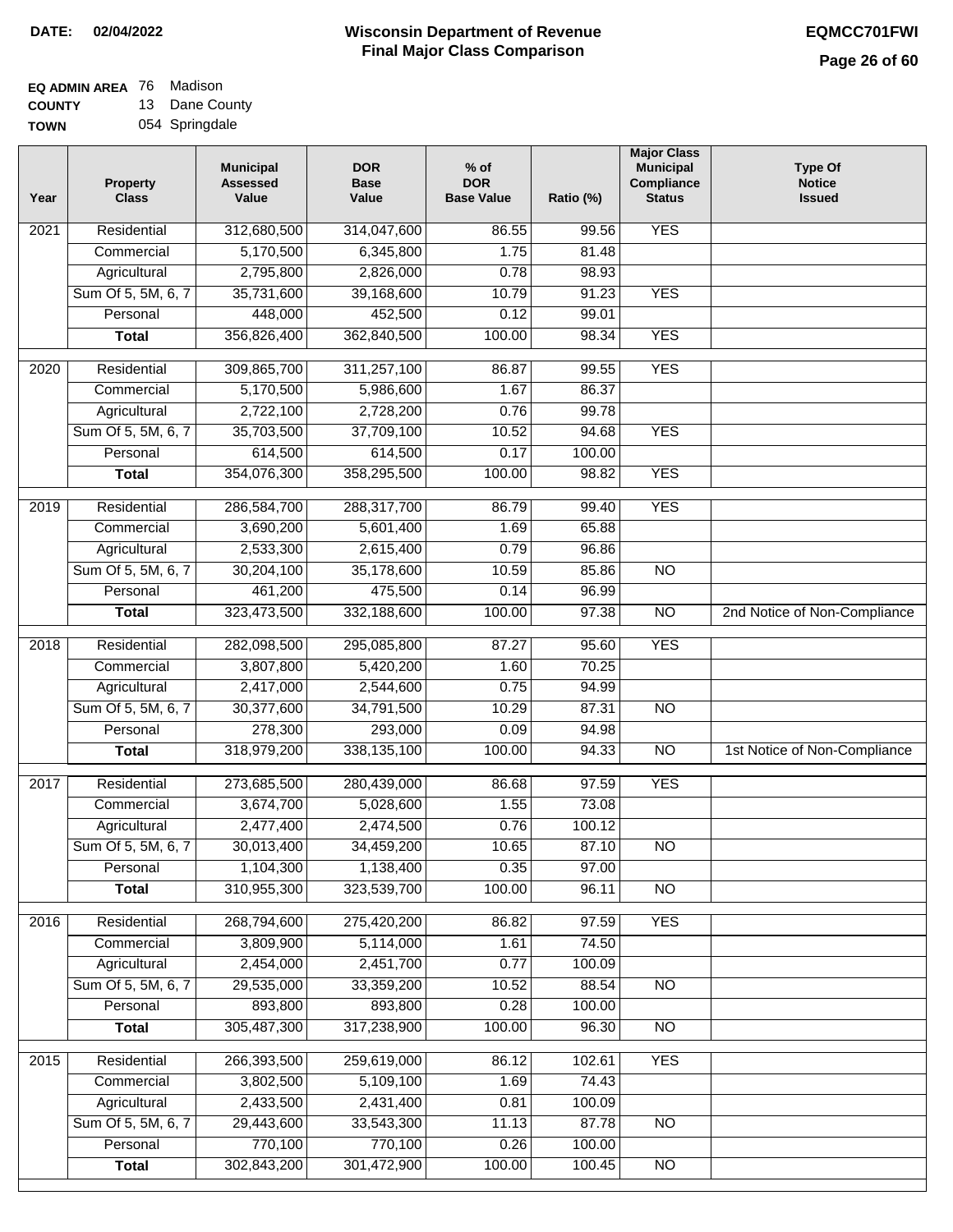**DATE:** 02/04/2022

# Wisconsin Department of Revenue
## Final Major Class Comparison

**EQMCC701FWI**

**EQ ADMIN AREA** 76 Madison
**COUNTY** 13 Dane County
**TOWN** 054 Springdale

| Year | Property Class | Municipal Assessed Value | DOR Base Value | % of DOR Base Value | Ratio (%) | Major Class Municipal Compliance Status | Type Of Notice Issued |
|---|---|---|---|---|---|---|---|
| 2021 | Residential | 312,680,500 | 314,047,600 | 86.55 | 99.56 | YES | |
| | Commercial | 5,170,500 | 6,345,800 | 1.75 | 81.48 | | |
| | Agricultural | 2,795,800 | 2,826,000 | 0.78 | 98.93 | | |
| | Sum Of 5, 5M, 6, 7 | 35,731,600 | 39,168,600 | 10.79 | 91.23 | YES | |
| | Personal | 448,000 | 452,500 | 0.12 | 99.01 | | |
| | **Total** | 356,826,400 | 362,840,500 | 100.00 | 98.34 | YES | |
| 2020 | Residential | 309,865,700 | 311,257,100 | 86.87 | 99.55 | YES | |
| | Commercial | 5,170,500 | 5,986,600 | 1.67 | 86.37 | | |
| | Agricultural | 2,722,100 | 2,728,200 | 0.76 | 99.78 | | |
| | Sum Of 5, 5M, 6, 7 | 35,703,500 | 37,709,100 | 10.52 | 94.68 | YES | |
| | Personal | 614,500 | 614,500 | 0.17 | 100.00 | | |
| | **Total** | 354,076,300 | 358,295,500 | 100.00 | 98.82 | YES | |
| 2019 | Residential | 286,584,700 | 288,317,700 | 86.79 | 99.40 | YES | |
| | Commercial | 3,690,200 | 5,601,400 | 1.69 | 65.88 | | |
| | Agricultural | 2,533,300 | 2,615,400 | 0.79 | 96.86 | | |
| | Sum Of 5, 5M, 6, 7 | 30,204,100 | 35,178,600 | 10.59 | 85.86 | NO | |
| | Personal | 461,200 | 475,500 | 0.14 | 96.99 | | |
| | **Total** | 323,473,500 | 332,188,600 | 100.00 | 97.38 | NO | 2nd Notice of Non-Compliance |
| 2018 | Residential | 282,098,500 | 295,085,800 | 87.27 | 95.60 | YES | |
| | Commercial | 3,807,800 | 5,420,200 | 1.60 | 70.25 | | |
| | Agricultural | 2,417,000 | 2,544,600 | 0.75 | 94.99 | | |
| | Sum Of 5, 5M, 6, 7 | 30,377,600 | 34,791,500 | 10.29 | 87.31 | NO | |
| | Personal | 278,300 | 293,000 | 0.09 | 94.98 | | |
| | **Total** | 318,979,200 | 338,135,100 | 100.00 | 94.33 | NO | 1st Notice of Non-Compliance |
| 2017 | Residential | 273,685,500 | 280,439,000 | 86.68 | 97.59 | YES | |
| | Commercial | 3,674,700 | 5,028,600 | 1.55 | 73.08 | | |
| | Agricultural | 2,477,400 | 2,474,500 | 0.76 | 100.12 | | |
| | Sum Of 5, 5M, 6, 7 | 30,013,400 | 34,459,200 | 10.65 | 87.10 | NO | |
| | Personal | 1,104,300 | 1,138,400 | 0.35 | 97.00 | | |
| | **Total** | 310,955,300 | 323,539,700 | 100.00 | 96.11 | NO | |
| 2016 | Residential | 268,794,600 | 275,420,200 | 86.82 | 97.59 | YES | |
| | Commercial | 3,809,900 | 5,114,000 | 1.61 | 74.50 | | |
| | Agricultural | 2,454,000 | 2,451,700 | 0.77 | 100.09 | | |
| | Sum Of 5, 5M, 6, 7 | 29,535,000 | 33,359,200 | 10.52 | 88.54 | NO | |
| | Personal | 893,800 | 893,800 | 0.28 | 100.00 | | |
| | **Total** | 305,487,300 | 317,238,900 | 100.00 | 96.30 | NO | |
| 2015 | Residential | 266,393,500 | 259,619,000 | 86.12 | 102.61 | YES | |
| | Commercial | 3,802,500 | 5,109,100 | 1.69 | 74.43 | | |
| | Agricultural | 2,433,500 | 2,431,400 | 0.81 | 100.09 | | |
| | Sum Of 5, 5M, 6, 7 | 29,443,600 | 33,543,300 | 11.13 | 87.78 | NO | |
| | Personal | 770,100 | 770,100 | 0.26 | 100.00 | | |
| | **Total** | 302,843,200 | 301,472,900 | 100.00 | 100.45 | NO | |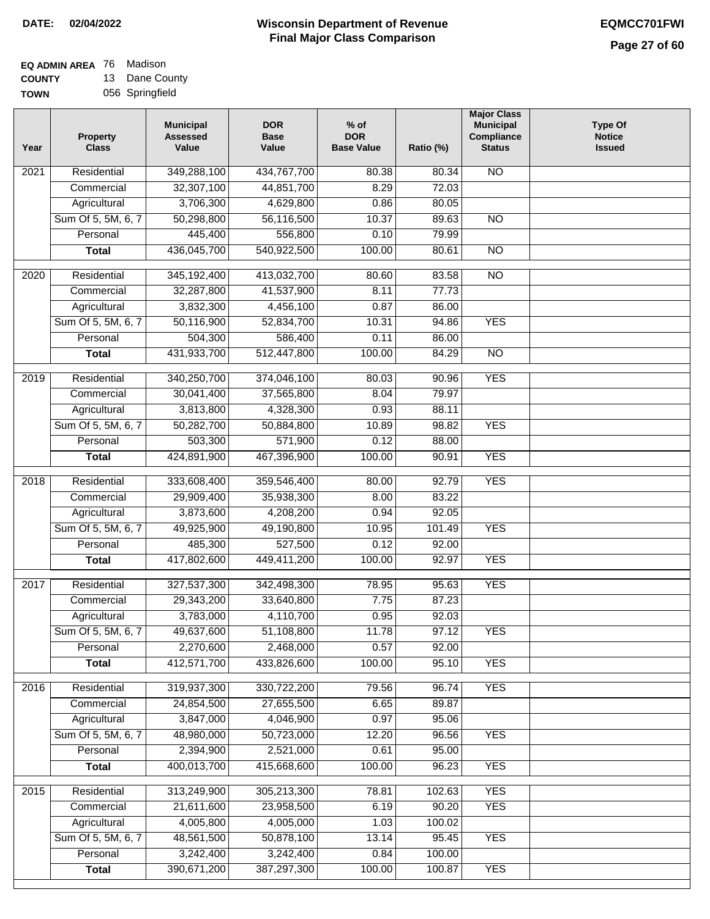**DATE:** 02/04/2022

# Wisconsin Department of Revenue
## Final Major Class Comparison

**EQMCC701FWI**

**EQ ADMIN AREA** 76 Madison
**COUNTY** 13 Dane County
**TOWN** 056 Springfield

| Year | Property Class | Municipal Assessed Value | DOR Base Value | % of DOR Base Value | Ratio (%) | Major Class Municipal Compliance Status | Type Of Notice Issued |
|---|---|---|---|---|---|---|---|
| 2021 | Residential | 349,288,100 | 434,767,700 | 80.38 | 80.34 | NO | |
| | Commercial | 32,307,100 | 44,851,700 | 8.29 | 72.03 | | |
| | Agricultural | 3,706,300 | 4,629,800 | 0.86 | 80.05 | | |
| | Sum Of 5, 5M, 6, 7 | 50,298,800 | 56,116,500 | 10.37 | 89.63 | NO | |
| | Personal | 445,400 | 556,800 | 0.10 | 79.99 | | |
| | **Total** | 436,045,700 | 540,922,500 | 100.00 | 80.61 | NO | |
| 2020 | Residential | 345,192,400 | 413,032,700 | 80.60 | 83.58 | NO | |
| | Commercial | 32,287,800 | 41,537,900 | 8.11 | 77.73 | | |
| | Agricultural | 3,832,300 | 4,456,100 | 0.87 | 86.00 | | |
| | Sum Of 5, 5M, 6, 7 | 50,116,900 | 52,834,700 | 10.31 | 94.86 | YES | |
| | Personal | 504,300 | 586,400 | 0.11 | 86.00 | | |
| | **Total** | 431,933,700 | 512,447,800 | 100.00 | 84.29 | NO | |
| 2019 | Residential | 340,250,700 | 374,046,100 | 80.03 | 90.96 | YES | |
| | Commercial | 30,041,400 | 37,565,800 | 8.04 | 79.97 | | |
| | Agricultural | 3,813,800 | 4,328,300 | 0.93 | 88.11 | | |
| | Sum Of 5, 5M, 6, 7 | 50,282,700 | 50,884,800 | 10.89 | 98.82 | YES | |
| | Personal | 503,300 | 571,900 | 0.12 | 88.00 | | |
| | **Total** | 424,891,900 | 467,396,900 | 100.00 | 90.91 | YES | |
| 2018 | Residential | 333,608,400 | 359,546,400 | 80.00 | 92.79 | YES | |
| | Commercial | 29,909,400 | 35,938,300 | 8.00 | 83.22 | | |
| | Agricultural | 3,873,600 | 4,208,200 | 0.94 | 92.05 | | |
| | Sum Of 5, 5M, 6, 7 | 49,925,900 | 49,190,800 | 10.95 | 101.49 | YES | |
| | Personal | 485,300 | 527,500 | 0.12 | 92.00 | | |
| | **Total** | 417,802,600 | 449,411,200 | 100.00 | 92.97 | YES | |
| 2017 | Residential | 327,537,300 | 342,498,300 | 78.95 | 95.63 | YES | |
| | Commercial | 29,343,200 | 33,640,800 | 7.75 | 87.23 | | |
| | Agricultural | 3,783,000 | 4,110,700 | 0.95 | 92.03 | | |
| | Sum Of 5, 5M, 6, 7 | 49,637,600 | 51,108,800 | 11.78 | 97.12 | YES | |
| | Personal | 2,270,600 | 2,468,000 | 0.57 | 92.00 | | |
| | **Total** | 412,571,700 | 433,826,600 | 100.00 | 95.10 | YES | |
| 2016 | Residential | 319,937,300 | 330,722,200 | 79.56 | 96.74 | YES | |
| | Commercial | 24,854,500 | 27,655,500 | 6.65 | 89.87 | | |
| | Agricultural | 3,847,000 | 4,046,900 | 0.97 | 95.06 | | |
| | Sum Of 5, 5M, 6, 7 | 48,980,000 | 50,723,000 | 12.20 | 96.56 | YES | |
| | Personal | 2,394,900 | 2,521,000 | 0.61 | 95.00 | | |
| | **Total** | 400,013,700 | 415,668,600 | 100.00 | 96.23 | YES | |
| 2015 | Residential | 313,249,900 | 305,213,300 | 78.81 | 102.63 | YES | |
| | Commercial | 21,611,600 | 23,958,500 | 6.19 | 90.20 | YES | |
| | Agricultural | 4,005,800 | 4,005,000 | 1.03 | 100.02 | | |
| | Sum Of 5, 5M, 6, 7 | 48,561,500 | 50,878,100 | 13.14 | 95.45 | YES | |
| | Personal | 3,242,400 | 3,242,400 | 0.84 | 100.00 | | |
| | **Total** | 390,671,200 | 387,297,300 | 100.00 | 100.87 | YES | |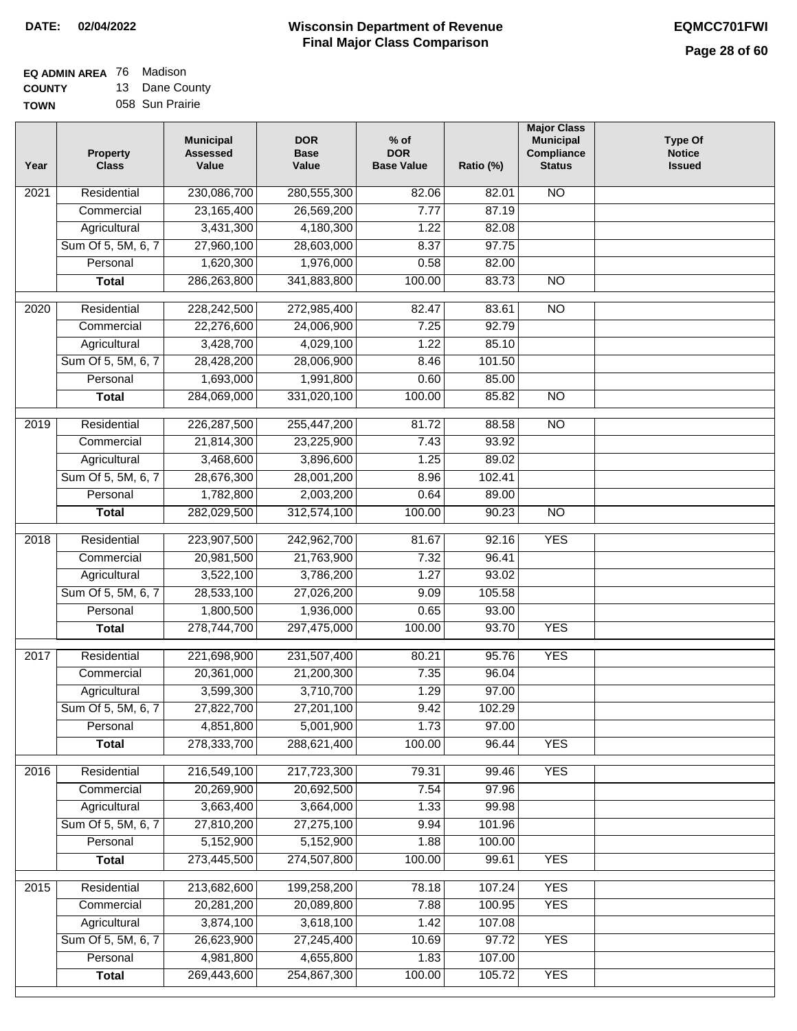**DATE: 02/04/2022**

# Wisconsin Department of Revenue
## Final Major Class Comparison

**EQMCC701FWI**

| | | |
|---|---|---|
| **EQ ADMIN AREA** | 76 | Madison |
| **COUNTY** | 13 | Dane County |
| **TOWN** | 058 | Sun Prairie |

| Year | Property Class | Municipal Assessed Value | DOR Base Value | % of DOR Base Value | Ratio (%) | Major Class Municipal Compliance Status | Type Of Notice Issued |
|---|---|---|---|---|---|---|---|
| 2021 | Residential | 230,086,700 | 280,555,300 | 82.06 | 82.01 | NO | |
| | Commercial | 23,165,400 | 26,569,200 | 7.77 | 87.19 | | |
| | Agricultural | 3,431,300 | 4,180,300 | 1.22 | 82.08 | | |
| | Sum Of 5, 5M, 6, 7 | 27,960,100 | 28,603,000 | 8.37 | 97.75 | | |
| | Personal | 1,620,300 | 1,976,000 | 0.58 | 82.00 | | |
| | **Total** | 286,263,800 | 341,883,800 | 100.00 | 83.73 | NO | |
| 2020 | Residential | 228,242,500 | 272,985,400 | 82.47 | 83.61 | NO | |
| | Commercial | 22,276,600 | 24,006,900 | 7.25 | 92.79 | | |
| | Agricultural | 3,428,700 | 4,029,100 | 1.22 | 85.10 | | |
| | Sum Of 5, 5M, 6, 7 | 28,428,200 | 28,006,900 | 8.46 | 101.50 | | |
| | Personal | 1,693,000 | 1,991,800 | 0.60 | 85.00 | | |
| | **Total** | 284,069,000 | 331,020,100 | 100.00 | 85.82 | NO | |
| 2019 | Residential | 226,287,500 | 255,447,200 | 81.72 | 88.58 | NO | |
| | Commercial | 21,814,300 | 23,225,900 | 7.43 | 93.92 | | |
| | Agricultural | 3,468,600 | 3,896,600 | 1.25 | 89.02 | | |
| | Sum Of 5, 5M, 6, 7 | 28,676,300 | 28,001,200 | 8.96 | 102.41 | | |
| | Personal | 1,782,800 | 2,003,200 | 0.64 | 89.00 | | |
| | **Total** | 282,029,500 | 312,574,100 | 100.00 | 90.23 | NO | |
| 2018 | Residential | 223,907,500 | 242,962,700 | 81.67 | 92.16 | YES | |
| | Commercial | 20,981,500 | 21,763,900 | 7.32 | 96.41 | | |
| | Agricultural | 3,522,100 | 3,786,200 | 1.27 | 93.02 | | |
| | Sum Of 5, 5M, 6, 7 | 28,533,100 | 27,026,200 | 9.09 | 105.58 | | |
| | Personal | 1,800,500 | 1,936,000 | 0.65 | 93.00 | | |
| | **Total** | 278,744,700 | 297,475,000 | 100.00 | 93.70 | YES | |
| 2017 | Residential | 221,698,900 | 231,507,400 | 80.21 | 95.76 | YES | |
| | Commercial | 20,361,000 | 21,200,300 | 7.35 | 96.04 | | |
| | Agricultural | 3,599,300 | 3,710,700 | 1.29 | 97.00 | | |
| | Sum Of 5, 5M, 6, 7 | 27,822,700 | 27,201,100 | 9.42 | 102.29 | | |
| | Personal | 4,851,800 | 5,001,900 | 1.73 | 97.00 | | |
| | **Total** | 278,333,700 | 288,621,400 | 100.00 | 96.44 | YES | |
| 2016 | Residential | 216,549,100 | 217,723,300 | 79.31 | 99.46 | YES | |
| | Commercial | 20,269,900 | 20,692,500 | 7.54 | 97.96 | | |
| | Agricultural | 3,663,400 | 3,664,000 | 1.33 | 99.98 | | |
| | Sum Of 5, 5M, 6, 7 | 27,810,200 | 27,275,100 | 9.94 | 101.96 | | |
| | Personal | 5,152,900 | 5,152,900 | 1.88 | 100.00 | | |
| | **Total** | 273,445,500 | 274,507,800 | 100.00 | 99.61 | YES | |
| 2015 | Residential | 213,682,600 | 199,258,200 | 78.18 | 107.24 | YES | |
| | Commercial | 20,281,200 | 20,089,800 | 7.88 | 100.95 | YES | |
| | Agricultural | 3,874,100 | 3,618,100 | 1.42 | 107.08 | | |
| | Sum Of 5, 5M, 6, 7 | 26,623,900 | 27,245,400 | 10.69 | 97.72 | YES | |
| | Personal | 4,981,800 | 4,655,800 | 1.83 | 107.00 | | |
| | **Total** | 269,443,600 | 254,867,300 | 100.00 | 105.72 | YES | |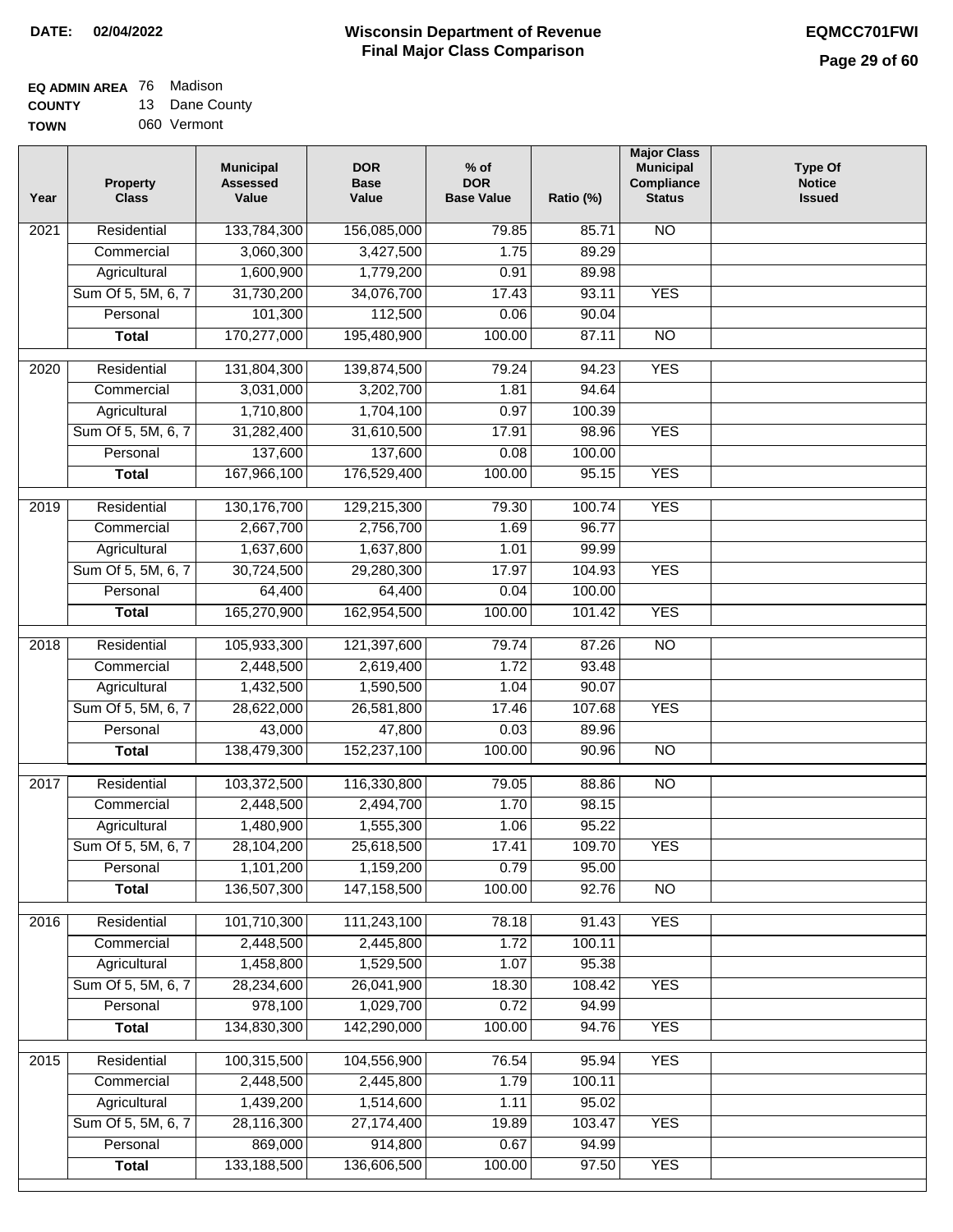**DATE:** 02/04/2022

# Wisconsin Department of Revenue
## Final Major Class Comparison

**EQMCC701FWI**

**EQ ADMIN AREA** 76 Madison
**COUNTY** 13 Dane County
**TOWN** 060 Vermont

| Year | Property Class | Municipal Assessed Value | DOR Base Value | % of DOR Base Value | Ratio (%) | Major Class Municipal Compliance Status | Type Of Notice Issued |
|---|---|---|---|---|---|---|---|
| 2021 | Residential | 133,784,300 | 156,085,000 | 79.85 | 85.71 | NO | |
| | Commercial | 3,060,300 | 3,427,500 | 1.75 | 89.29 | | |
| | Agricultural | 1,600,900 | 1,779,200 | 0.91 | 89.98 | | |
| | Sum Of 5, 5M, 6, 7 | 31,730,200 | 34,076,700 | 17.43 | 93.11 | YES | |
| | Personal | 101,300 | 112,500 | 0.06 | 90.04 | | |
| | **Total** | 170,277,000 | 195,480,900 | 100.00 | 87.11 | NO | |
| 2020 | Residential | 131,804,300 | 139,874,500 | 79.24 | 94.23 | YES | |
| | Commercial | 3,031,000 | 3,202,700 | 1.81 | 94.64 | | |
| | Agricultural | 1,710,800 | 1,704,100 | 0.97 | 100.39 | | |
| | Sum Of 5, 5M, 6, 7 | 31,282,400 | 31,610,500 | 17.91 | 98.96 | YES | |
| | Personal | 137,600 | 137,600 | 0.08 | 100.00 | | |
| | **Total** | 167,966,100 | 176,529,400 | 100.00 | 95.15 | YES | |
| 2019 | Residential | 130,176,700 | 129,215,300 | 79.30 | 100.74 | YES | |
| | Commercial | 2,667,700 | 2,756,700 | 1.69 | 96.77 | | |
| | Agricultural | 1,637,600 | 1,637,800 | 1.01 | 99.99 | | |
| | Sum Of 5, 5M, 6, 7 | 30,724,500 | 29,280,300 | 17.97 | 104.93 | YES | |
| | Personal | 64,400 | 64,400 | 0.04 | 100.00 | | |
| | **Total** | 165,270,900 | 162,954,500 | 100.00 | 101.42 | YES | |
| 2018 | Residential | 105,933,300 | 121,397,600 | 79.74 | 87.26 | NO | |
| | Commercial | 2,448,500 | 2,619,400 | 1.72 | 93.48 | | |
| | Agricultural | 1,432,500 | 1,590,500 | 1.04 | 90.07 | | |
| | Sum Of 5, 5M, 6, 7 | 28,622,000 | 26,581,800 | 17.46 | 107.68 | YES | |
| | Personal | 43,000 | 47,800 | 0.03 | 89.96 | | |
| | **Total** | 138,479,300 | 152,237,100 | 100.00 | 90.96 | NO | |
| 2017 | Residential | 103,372,500 | 116,330,800 | 79.05 | 88.86 | NO | |
| | Commercial | 2,448,500 | 2,494,700 | 1.70 | 98.15 | | |
| | Agricultural | 1,480,900 | 1,555,300 | 1.06 | 95.22 | | |
| | Sum Of 5, 5M, 6, 7 | 28,104,200 | 25,618,500 | 17.41 | 109.70 | YES | |
| | Personal | 1,101,200 | 1,159,200 | 0.79 | 95.00 | | |
| | **Total** | 136,507,300 | 147,158,500 | 100.00 | 92.76 | NO | |
| 2016 | Residential | 101,710,300 | 111,243,100 | 78.18 | 91.43 | YES | |
| | Commercial | 2,448,500 | 2,445,800 | 1.72 | 100.11 | | |
| | Agricultural | 1,458,800 | 1,529,500 | 1.07 | 95.38 | | |
| | Sum Of 5, 5M, 6, 7 | 28,234,600 | 26,041,900 | 18.30 | 108.42 | YES | |
| | Personal | 978,100 | 1,029,700 | 0.72 | 94.99 | | |
| | **Total** | 134,830,300 | 142,290,000 | 100.00 | 94.76 | YES | |
| 2015 | Residential | 100,315,500 | 104,556,900 | 76.54 | 95.94 | YES | |
| | Commercial | 2,448,500 | 2,445,800 | 1.79 | 100.11 | | |
| | Agricultural | 1,439,200 | 1,514,600 | 1.11 | 95.02 | | |
| | Sum Of 5, 5M, 6, 7 | 28,116,300 | 27,174,400 | 19.89 | 103.47 | YES | |
| | Personal | 869,000 | 914,800 | 0.67 | 94.99 | | |
| | **Total** | 133,188,500 | 136,606,500 | 100.00 | 97.50 | YES | |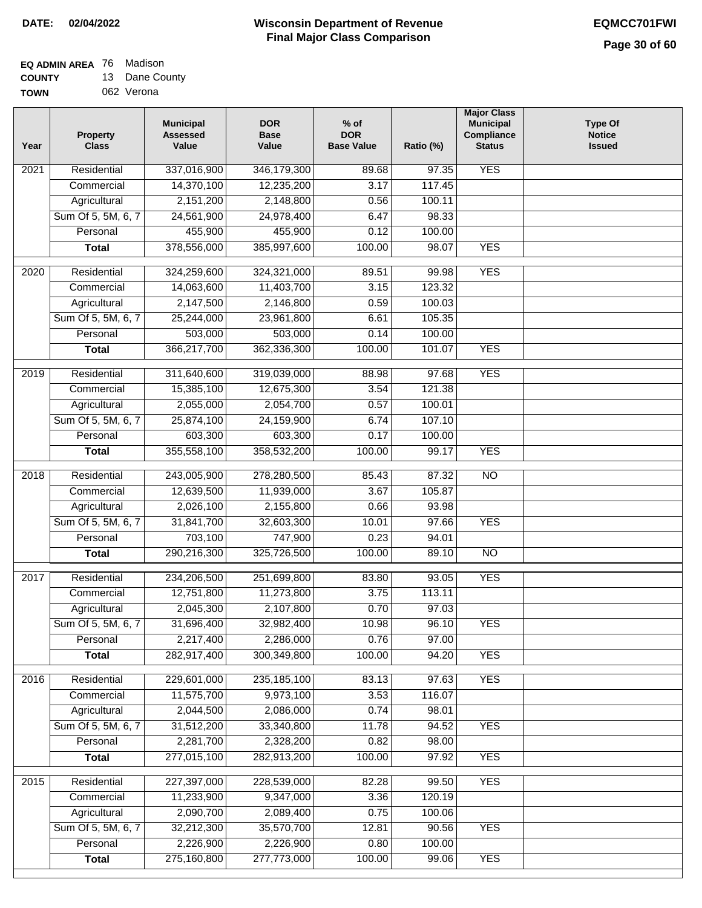**DATE:** 02/04/2022

# Wisconsin Department of Revenue
## Final Major Class Comparison

**EQMCC701FWI**

**EQ ADMIN AREA** 76 Madison
**COUNTY** 13 Dane County
**TOWN** 062 Verona

| Year | Property Class | Municipal Assessed Value | DOR Base Value | % of DOR Base Value | Ratio (%) | Major Class Municipal Compliance Status | Type Of Notice Issued |
|---|---|---|---|---|---|---|---|
| 2021 | Residential | 337,016,900 | 346,179,300 | 89.68 | 97.35 | YES | |
| | Commercial | 14,370,100 | 12,235,200 | 3.17 | 117.45 | | |
| | Agricultural | 2,151,200 | 2,148,800 | 0.56 | 100.11 | | |
| | Sum Of 5, 5M, 6, 7 | 24,561,900 | 24,978,400 | 6.47 | 98.33 | | |
| | Personal | 455,900 | 455,900 | 0.12 | 100.00 | | |
| | **Total** | 378,556,000 | 385,997,600 | 100.00 | 98.07 | YES | |
| 2020 | Residential | 324,259,600 | 324,321,000 | 89.51 | 99.98 | YES | |
| | Commercial | 14,063,600 | 11,403,700 | 3.15 | 123.32 | | |
| | Agricultural | 2,147,500 | 2,146,800 | 0.59 | 100.03 | | |
| | Sum Of 5, 5M, 6, 7 | 25,244,000 | 23,961,800 | 6.61 | 105.35 | | |
| | Personal | 503,000 | 503,000 | 0.14 | 100.00 | | |
| | **Total** | 366,217,700 | 362,336,300 | 100.00 | 101.07 | YES | |
| 2019 | Residential | 311,640,600 | 319,039,000 | 88.98 | 97.68 | YES | |
| | Commercial | 15,385,100 | 12,675,300 | 3.54 | 121.38 | | |
| | Agricultural | 2,055,000 | 2,054,700 | 0.57 | 100.01 | | |
| | Sum Of 5, 5M, 6, 7 | 25,874,100 | 24,159,900 | 6.74 | 107.10 | | |
| | Personal | 603,300 | 603,300 | 0.17 | 100.00 | | |
| | **Total** | 355,558,100 | 358,532,200 | 100.00 | 99.17 | YES | |
| 2018 | Residential | 243,005,900 | 278,280,500 | 85.43 | 87.32 | NO | |
| | Commercial | 12,639,500 | 11,939,000 | 3.67 | 105.87 | | |
| | Agricultural | 2,026,100 | 2,155,800 | 0.66 | 93.98 | | |
| | Sum Of 5, 5M, 6, 7 | 31,841,700 | 32,603,300 | 10.01 | 97.66 | YES | |
| | Personal | 703,100 | 747,900 | 0.23 | 94.01 | | |
| | **Total** | 290,216,300 | 325,726,500 | 100.00 | 89.10 | NO | |
| 2017 | Residential | 234,206,500 | 251,699,800 | 83.80 | 93.05 | YES | |
| | Commercial | 12,751,800 | 11,273,800 | 3.75 | 113.11 | | |
| | Agricultural | 2,045,300 | 2,107,800 | 0.70 | 97.03 | | |
| | Sum Of 5, 5M, 6, 7 | 31,696,400 | 32,982,400 | 10.98 | 96.10 | YES | |
| | Personal | 2,217,400 | 2,286,000 | 0.76 | 97.00 | | |
| | **Total** | 282,917,400 | 300,349,800 | 100.00 | 94.20 | YES | |
| 2016 | Residential | 229,601,000 | 235,185,100 | 83.13 | 97.63 | YES | |
| | Commercial | 11,575,700 | 9,973,100 | 3.53 | 116.07 | | |
| | Agricultural | 2,044,500 | 2,086,000 | 0.74 | 98.01 | | |
| | Sum Of 5, 5M, 6, 7 | 31,512,200 | 33,340,800 | 11.78 | 94.52 | YES | |
| | Personal | 2,281,700 | 2,328,200 | 0.82 | 98.00 | | |
| | **Total** | 277,015,100 | 282,913,200 | 100.00 | 97.92 | YES | |
| 2015 | Residential | 227,397,000 | 228,539,000 | 82.28 | 99.50 | YES | |
| | Commercial | 11,233,900 | 9,347,000 | 3.36 | 120.19 | | |
| | Agricultural | 2,090,700 | 2,089,400 | 0.75 | 100.06 | | |
| | Sum Of 5, 5M, 6, 7 | 32,212,300 | 35,570,700 | 12.81 | 90.56 | YES | |
| | Personal | 2,226,900 | 2,226,900 | 0.80 | 100.00 | | |
| | **Total** | 275,160,800 | 277,773,000 | 100.00 | 99.06 | YES | |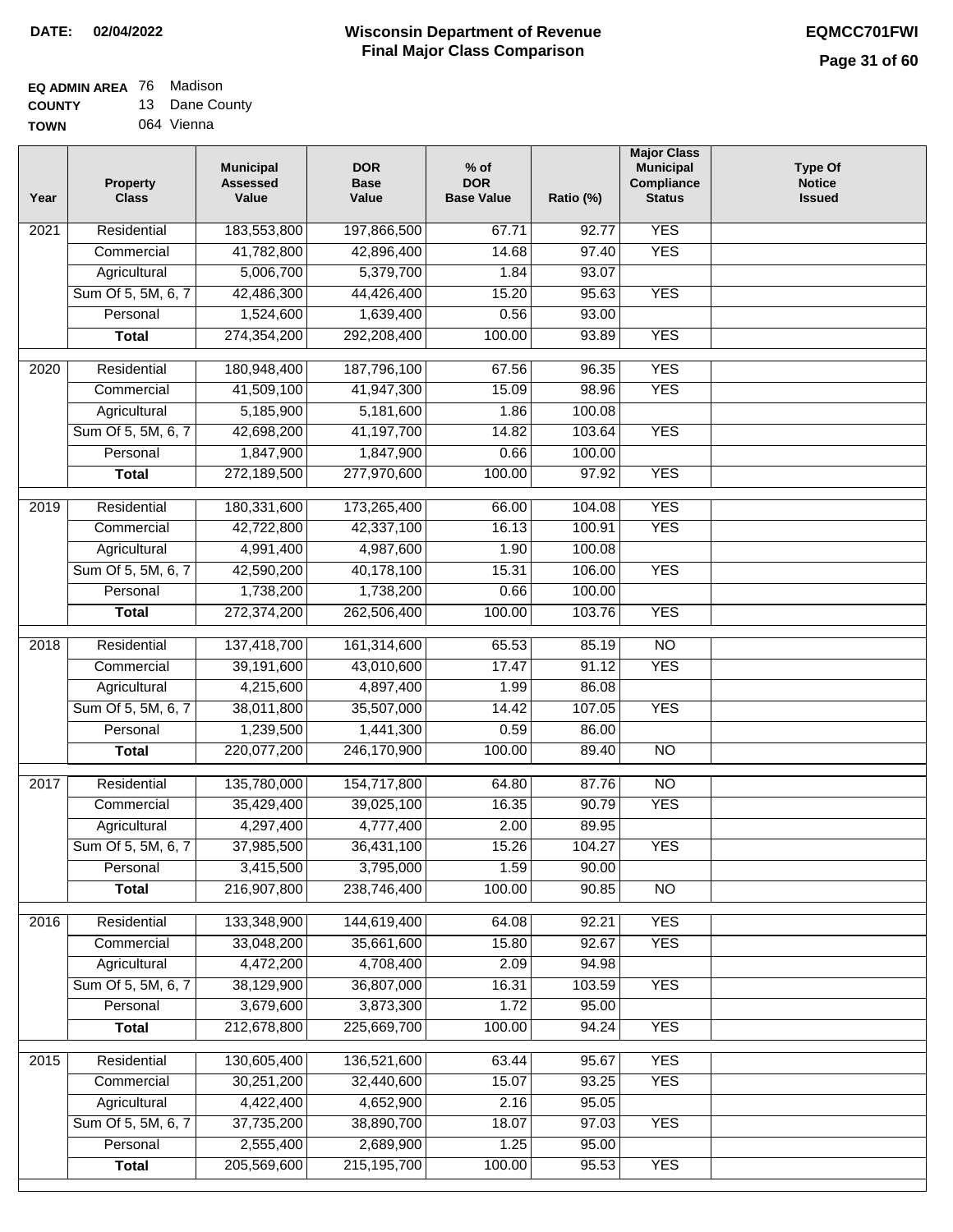**DATE: 02/04/2022**

# Wisconsin Department of Revenue
## Final Major Class Comparison

**EQMCC701FWI**

**EQ ADMIN AREA** 76 Madison
**COUNTY** 13 Dane County
**TOWN** 064 Vienna

| Year | Property Class | Municipal Assessed Value | DOR Base Value | % of DOR Base Value | Ratio (%) | Major Class Municipal Compliance Status | Type Of Notice Issued |
|---|---|---|---|---|---|---|---|
| 2021 | Residential | 183,553,800 | 197,866,500 | 67.71 | 92.77 | YES | |
| | Commercial | 41,782,800 | 42,896,400 | 14.68 | 97.40 | YES | |
| | Agricultural | 5,006,700 | 5,379,700 | 1.84 | 93.07 | | |
| | Sum Of 5, 5M, 6, 7 | 42,486,300 | 44,426,400 | 15.20 | 95.63 | YES | |
| | Personal | 1,524,600 | 1,639,400 | 0.56 | 93.00 | | |
| | **Total** | 274,354,200 | 292,208,400 | 100.00 | 93.89 | YES | |
| 2020 | Residential | 180,948,400 | 187,796,100 | 67.56 | 96.35 | YES | |
| | Commercial | 41,509,100 | 41,947,300 | 15.09 | 98.96 | YES | |
| | Agricultural | 5,185,900 | 5,181,600 | 1.86 | 100.08 | | |
| | Sum Of 5, 5M, 6, 7 | 42,698,200 | 41,197,700 | 14.82 | 103.64 | YES | |
| | Personal | 1,847,900 | 1,847,900 | 0.66 | 100.00 | | |
| | **Total** | 272,189,500 | 277,970,600 | 100.00 | 97.92 | YES | |
| 2019 | Residential | 180,331,600 | 173,265,400 | 66.00 | 104.08 | YES | |
| | Commercial | 42,722,800 | 42,337,100 | 16.13 | 100.91 | YES | |
| | Agricultural | 4,991,400 | 4,987,600 | 1.90 | 100.08 | | |
| | Sum Of 5, 5M, 6, 7 | 42,590,200 | 40,178,100 | 15.31 | 106.00 | YES | |
| | Personal | 1,738,200 | 1,738,200 | 0.66 | 100.00 | | |
| | **Total** | 272,374,200 | 262,506,400 | 100.00 | 103.76 | YES | |
| 2018 | Residential | 137,418,700 | 161,314,600 | 65.53 | 85.19 | NO | |
| | Commercial | 39,191,600 | 43,010,600 | 17.47 | 91.12 | YES | |
| | Agricultural | 4,215,600 | 4,897,400 | 1.99 | 86.08 | | |
| | Sum Of 5, 5M, 6, 7 | 38,011,800 | 35,507,000 | 14.42 | 107.05 | YES | |
| | Personal | 1,239,500 | 1,441,300 | 0.59 | 86.00 | | |
| | **Total** | 220,077,200 | 246,170,900 | 100.00 | 89.40 | NO | |
| 2017 | Residential | 135,780,000 | 154,717,800 | 64.80 | 87.76 | NO | |
| | Commercial | 35,429,400 | 39,025,100 | 16.35 | 90.79 | YES | |
| | Agricultural | 4,297,400 | 4,777,400 | 2.00 | 89.95 | | |
| | Sum Of 5, 5M, 6, 7 | 37,985,500 | 36,431,100 | 15.26 | 104.27 | YES | |
| | Personal | 3,415,500 | 3,795,000 | 1.59 | 90.00 | | |
| | **Total** | 216,907,800 | 238,746,400 | 100.00 | 90.85 | NO | |
| 2016 | Residential | 133,348,900 | 144,619,400 | 64.08 | 92.21 | YES | |
| | Commercial | 33,048,200 | 35,661,600 | 15.80 | 92.67 | YES | |
| | Agricultural | 4,472,200 | 4,708,400 | 2.09 | 94.98 | | |
| | Sum Of 5, 5M, 6, 7 | 38,129,900 | 36,807,000 | 16.31 | 103.59 | YES | |
| | Personal | 3,679,600 | 3,873,300 | 1.72 | 95.00 | | |
| | **Total** | 212,678,800 | 225,669,700 | 100.00 | 94.24 | YES | |
| 2015 | Residential | 130,605,400 | 136,521,600 | 63.44 | 95.67 | YES | |
| | Commercial | 30,251,200 | 32,440,600 | 15.07 | 93.25 | YES | |
| | Agricultural | 4,422,400 | 4,652,900 | 2.16 | 95.05 | | |
| | Sum Of 5, 5M, 6, 7 | 37,735,200 | 38,890,700 | 18.07 | 97.03 | YES | |
| | Personal | 2,555,400 | 2,689,900 | 1.25 | 95.00 | | |
| | **Total** | 205,569,600 | 215,195,700 | 100.00 | 95.53 | YES | |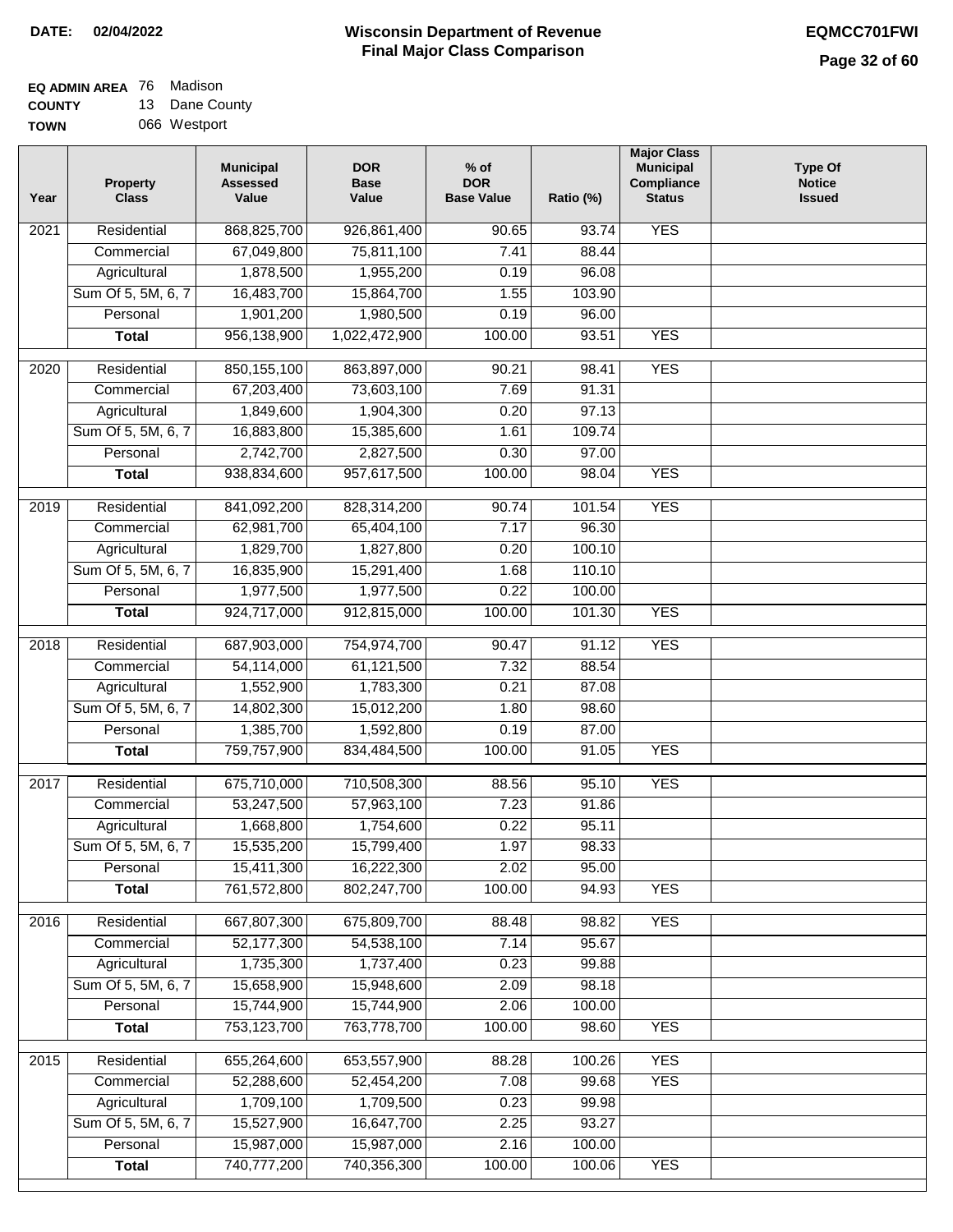**DATE:** 02/04/2022

# Wisconsin Department of Revenue
## Final Major Class Comparison

**EQMCC701FWI**

**EQ ADMIN AREA** 76 Madison
**COUNTY** 13 Dane County
**TOWN** 066 Westport

| Year | Property Class | Municipal Assessed Value | DOR Base Value | % of DOR Base Value | Ratio (%) | Major Class Municipal Compliance Status | Type Of Notice Issued |
|---|---|---|---|---|---|---|---|
| 2021 | Residential | 868,825,700 | 926,861,400 | 90.65 | 93.74 | YES | |
| | Commercial | 67,049,800 | 75,811,100 | 7.41 | 88.44 | | |
| | Agricultural | 1,878,500 | 1,955,200 | 0.19 | 96.08 | | |
| | Sum Of 5, 5M, 6, 7 | 16,483,700 | 15,864,700 | 1.55 | 103.90 | | |
| | Personal | 1,901,200 | 1,980,500 | 0.19 | 96.00 | | |
| | **Total** | 956,138,900 | 1,022,472,900 | 100.00 | 93.51 | YES | |
| 2020 | Residential | 850,155,100 | 863,897,000 | 90.21 | 98.41 | YES | |
| | Commercial | 67,203,400 | 73,603,100 | 7.69 | 91.31 | | |
| | Agricultural | 1,849,600 | 1,904,300 | 0.20 | 97.13 | | |
| | Sum Of 5, 5M, 6, 7 | 16,883,800 | 15,385,600 | 1.61 | 109.74 | | |
| | Personal | 2,742,700 | 2,827,500 | 0.30 | 97.00 | | |
| | **Total** | 938,834,600 | 957,617,500 | 100.00 | 98.04 | YES | |
| 2019 | Residential | 841,092,200 | 828,314,200 | 90.74 | 101.54 | YES | |
| | Commercial | 62,981,700 | 65,404,100 | 7.17 | 96.30 | | |
| | Agricultural | 1,829,700 | 1,827,800 | 0.20 | 100.10 | | |
| | Sum Of 5, 5M, 6, 7 | 16,835,900 | 15,291,400 | 1.68 | 110.10 | | |
| | Personal | 1,977,500 | 1,977,500 | 0.22 | 100.00 | | |
| | **Total** | 924,717,000 | 912,815,000 | 100.00 | 101.30 | YES | |
| 2018 | Residential | 687,903,000 | 754,974,700 | 90.47 | 91.12 | YES | |
| | Commercial | 54,114,000 | 61,121,500 | 7.32 | 88.54 | | |
| | Agricultural | 1,552,900 | 1,783,300 | 0.21 | 87.08 | | |
| | Sum Of 5, 5M, 6, 7 | 14,802,300 | 15,012,200 | 1.80 | 98.60 | | |
| | Personal | 1,385,700 | 1,592,800 | 0.19 | 87.00 | | |
| | **Total** | 759,757,900 | 834,484,500 | 100.00 | 91.05 | YES | |
| 2017 | Residential | 675,710,000 | 710,508,300 | 88.56 | 95.10 | YES | |
| | Commercial | 53,247,500 | 57,963,100 | 7.23 | 91.86 | | |
| | Agricultural | 1,668,800 | 1,754,600 | 0.22 | 95.11 | | |
| | Sum Of 5, 5M, 6, 7 | 15,535,200 | 15,799,400 | 1.97 | 98.33 | | |
| | Personal | 15,411,300 | 16,222,300 | 2.02 | 95.00 | | |
| | **Total** | 761,572,800 | 802,247,700 | 100.00 | 94.93 | YES | |
| 2016 | Residential | 667,807,300 | 675,809,700 | 88.48 | 98.82 | YES | |
| | Commercial | 52,177,300 | 54,538,100 | 7.14 | 95.67 | | |
| | Agricultural | 1,735,300 | 1,737,400 | 0.23 | 99.88 | | |
| | Sum Of 5, 5M, 6, 7 | 15,658,900 | 15,948,600 | 2.09 | 98.18 | | |
| | Personal | 15,744,900 | 15,744,900 | 2.06 | 100.00 | | |
| | **Total** | 753,123,700 | 763,778,700 | 100.00 | 98.60 | YES | |
| 2015 | Residential | 655,264,600 | 653,557,900 | 88.28 | 100.26 | YES | |
| | Commercial | 52,288,600 | 52,454,200 | 7.08 | 99.68 | YES | |
| | Agricultural | 1,709,100 | 1,709,500 | 0.23 | 99.98 | | |
| | Sum Of 5, 5M, 6, 7 | 15,527,900 | 16,647,700 | 2.25 | 93.27 | | |
| | Personal | 15,987,000 | 15,987,000 | 2.16 | 100.00 | | |
| | **Total** | 740,777,200 | 740,356,300 | 100.00 | 100.06 | YES | |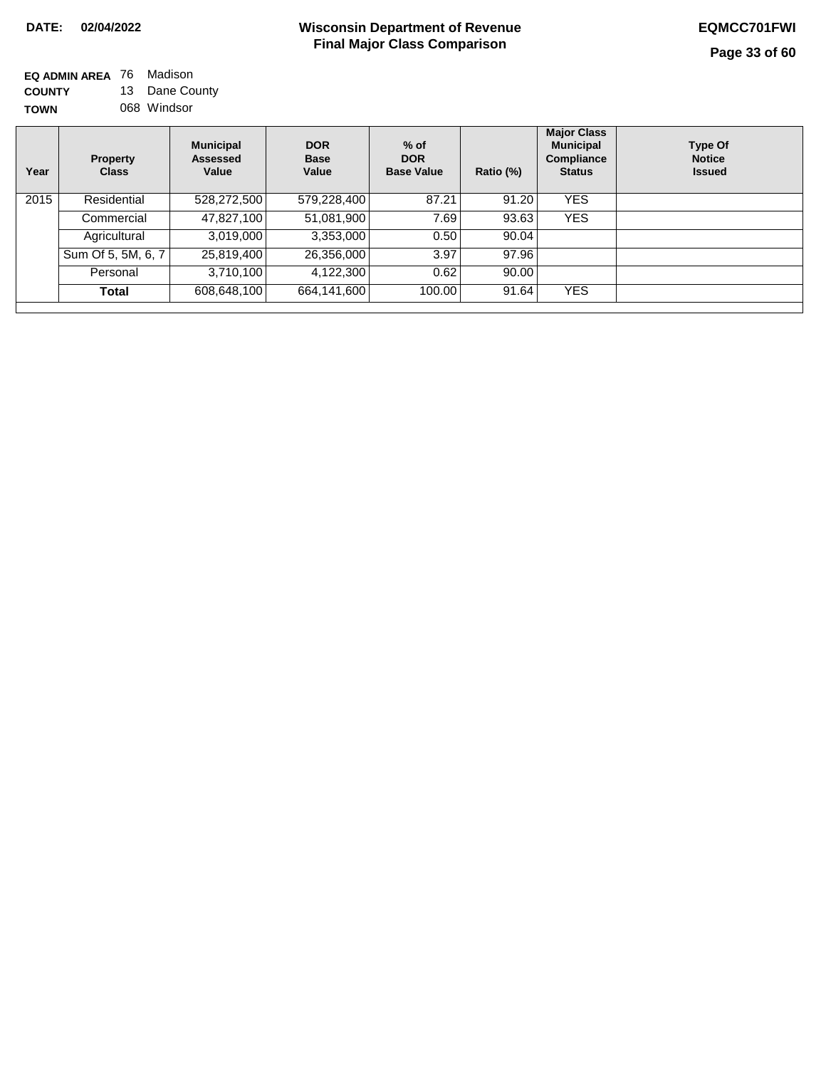**DATE: 02/04/2022**

# Wisconsin Department of Revenue
## Final Major Class Comparison

**EQMCC701FWI**

**EQ ADMIN AREA** 76 Madison
**COUNTY** 13 Dane County
**TOWN** 068 Windsor

| Year | Property Class | Municipal Assessed Value | DOR Base Value | % of DOR Base Value | Ratio (%) | Major Class Municipal Compliance Status | Type Of Notice Issued |
|---|---|---|---|---|---|---|---|
| 2015 | Residential | 528,272,500 | 579,228,400 | 87.21 | 91.20 | YES | |
| | Commercial | 47,827,100 | 51,081,900 | 7.69 | 93.63 | YES | |
| | Agricultural | 3,019,000 | 3,353,000 | 0.50 | 90.04 | | |
| | Sum Of 5, 5M, 6, 7 | 25,819,400 | 26,356,000 | 3.97 | 97.96 | | |
| | Personal | 3,710,100 | 4,122,300 | 0.62 | 90.00 | | |
| | **Total** | 608,648,100 | 664,141,600 | 100.00 | 91.64 | YES | |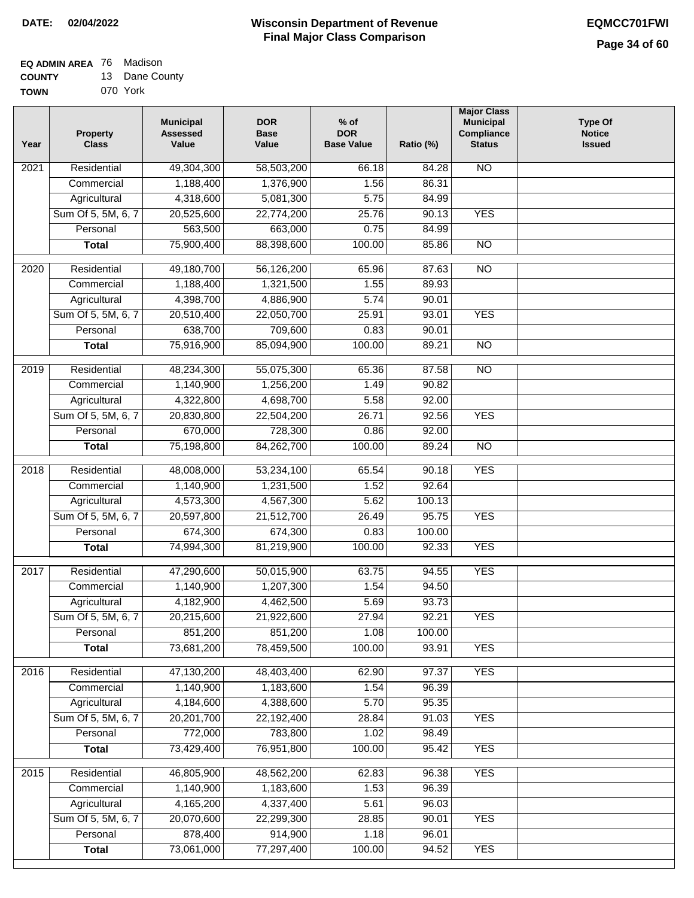**DATE: 02/04/2022**

# Wisconsin Department of Revenue
## Final Major Class Comparison

**EQMCC701FWI**

**EQ ADMIN AREA** 76 Madison
**COUNTY** 13 Dane County
**TOWN** 070 York

| Year | Property Class | Municipal Assessed Value | DOR Base Value | % of DOR Base Value | Ratio (%) | Major Class Municipal Compliance Status | Type Of Notice Issued |
|---|---|---|---|---|---|---|---|
| 2021 | Residential | 49,304,300 | 58,503,200 | 66.18 | 84.28 | NO | |
| | Commercial | 1,188,400 | 1,376,900 | 1.56 | 86.31 | | |
| | Agricultural | 4,318,600 | 5,081,300 | 5.75 | 84.99 | | |
| | Sum Of 5, 5M, 6, 7 | 20,525,600 | 22,774,200 | 25.76 | 90.13 | YES | |
| | Personal | 563,500 | 663,000 | 0.75 | 84.99 | | |
| | **Total** | 75,900,400 | 88,398,600 | 100.00 | 85.86 | NO | |
| 2020 | Residential | 49,180,700 | 56,126,200 | 65.96 | 87.63 | NO | |
| | Commercial | 1,188,400 | 1,321,500 | 1.55 | 89.93 | | |
| | Agricultural | 4,398,700 | 4,886,900 | 5.74 | 90.01 | | |
| | Sum Of 5, 5M, 6, 7 | 20,510,400 | 22,050,700 | 25.91 | 93.01 | YES | |
| | Personal | 638,700 | 709,600 | 0.83 | 90.01 | | |
| | **Total** | 75,916,900 | 85,094,900 | 100.00 | 89.21 | NO | |
| 2019 | Residential | 48,234,300 | 55,075,300 | 65.36 | 87.58 | NO | |
| | Commercial | 1,140,900 | 1,256,200 | 1.49 | 90.82 | | |
| | Agricultural | 4,322,800 | 4,698,700 | 5.58 | 92.00 | | |
| | Sum Of 5, 5M, 6, 7 | 20,830,800 | 22,504,200 | 26.71 | 92.56 | YES | |
| | Personal | 670,000 | 728,300 | 0.86 | 92.00 | | |
| | **Total** | 75,198,800 | 84,262,700 | 100.00 | 89.24 | NO | |
| 2018 | Residential | 48,008,000 | 53,234,100 | 65.54 | 90.18 | YES | |
| | Commercial | 1,140,900 | 1,231,500 | 1.52 | 92.64 | | |
| | Agricultural | 4,573,300 | 4,567,300 | 5.62 | 100.13 | | |
| | Sum Of 5, 5M, 6, 7 | 20,597,800 | 21,512,700 | 26.49 | 95.75 | YES | |
| | Personal | 674,300 | 674,300 | 0.83 | 100.00 | | |
| | **Total** | 74,994,300 | 81,219,900 | 100.00 | 92.33 | YES | |
| 2017 | Residential | 47,290,600 | 50,015,900 | 63.75 | 94.55 | YES | |
| | Commercial | 1,140,900 | 1,207,300 | 1.54 | 94.50 | | |
| | Agricultural | 4,182,900 | 4,462,500 | 5.69 | 93.73 | | |
| | Sum Of 5, 5M, 6, 7 | 20,215,600 | 21,922,600 | 27.94 | 92.21 | YES | |
| | Personal | 851,200 | 851,200 | 1.08 | 100.00 | | |
| | **Total** | 73,681,200 | 78,459,500 | 100.00 | 93.91 | YES | |
| 2016 | Residential | 47,130,200 | 48,403,400 | 62.90 | 97.37 | YES | |
| | Commercial | 1,140,900 | 1,183,600 | 1.54 | 96.39 | | |
| | Agricultural | 4,184,600 | 4,388,600 | 5.70 | 95.35 | | |
| | Sum Of 5, 5M, 6, 7 | 20,201,700 | 22,192,400 | 28.84 | 91.03 | YES | |
| | Personal | 772,000 | 783,800 | 1.02 | 98.49 | | |
| | **Total** | 73,429,400 | 76,951,800 | 100.00 | 95.42 | YES | |
| 2015 | Residential | 46,805,900 | 48,562,200 | 62.83 | 96.38 | YES | |
| | Commercial | 1,140,900 | 1,183,600 | 1.53 | 96.39 | | |
| | Agricultural | 4,165,200 | 4,337,400 | 5.61 | 96.03 | | |
| | Sum Of 5, 5M, 6, 7 | 20,070,600 | 22,299,300 | 28.85 | 90.01 | YES | |
| | Personal | 878,400 | 914,900 | 1.18 | 96.01 | | |
| | **Total** | 73,061,000 | 77,297,400 | 100.00 | 94.52 | YES | |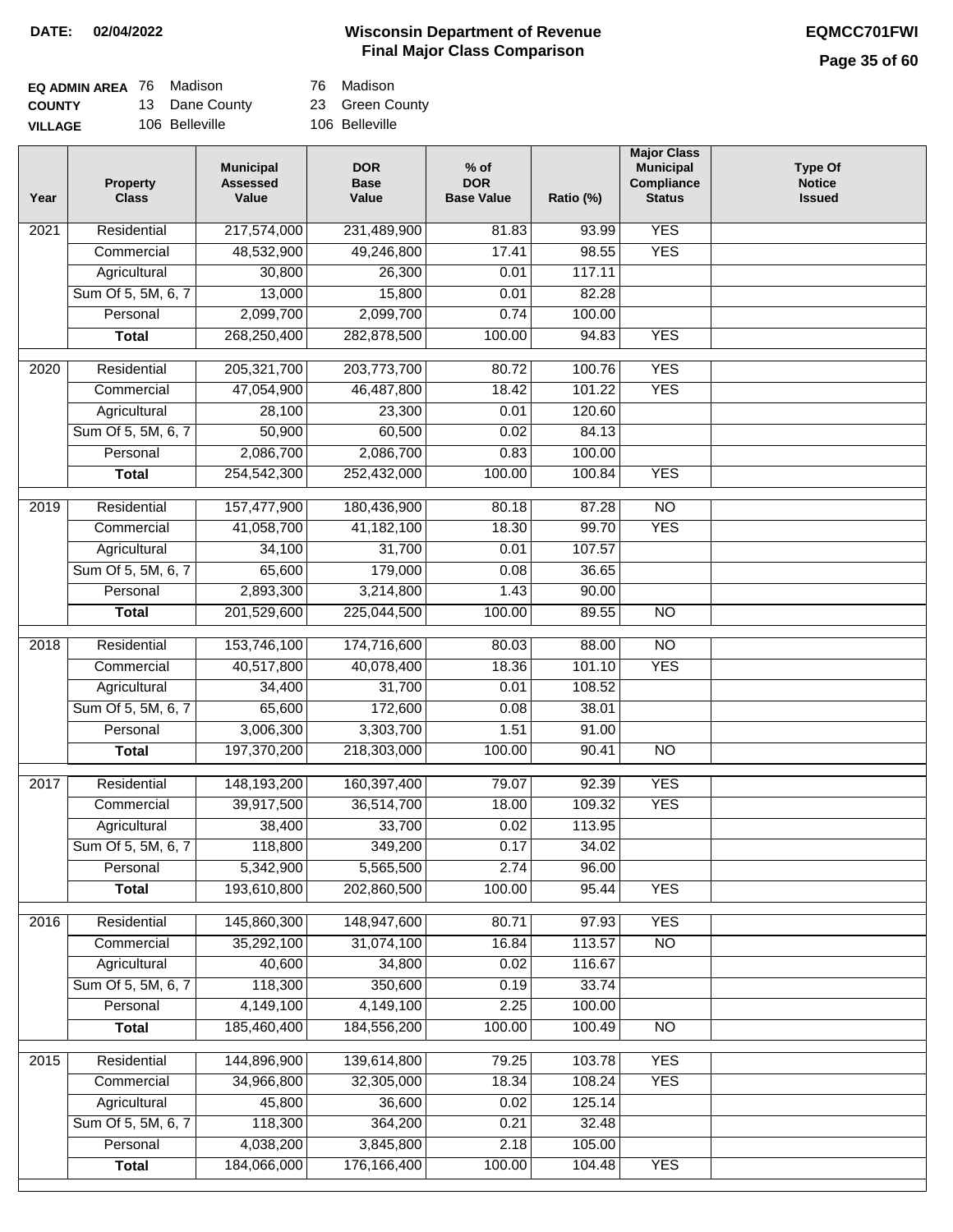**DATE:** 02/04/2022

# Wisconsin Department of Revenue
## Final Major Class Comparison

**EQMCC701FWI**

| | | | |
|---|---|---|---|
| **EQ ADMIN AREA** | 76 Madison | 76 Madison | |
| **COUNTY** | 13 Dane County | 23 Green County | |
| **VILLAGE** | 106 Belleville | 106 Belleville | |

| Year | Property Class | Municipal Assessed Value | DOR Base Value | % of DOR Base Value | Ratio (%) | Major Class Municipal Compliance Status | Type Of Notice Issued |
|---|---|---|---|---|---|---|---|
| 2021 | Residential | 217,574,000 | 231,489,900 | 81.83 | 93.99 | YES | |
| | Commercial | 48,532,900 | 49,246,800 | 17.41 | 98.55 | YES | |
| | Agricultural | 30,800 | 26,300 | 0.01 | 117.11 | | |
| | Sum Of 5, 5M, 6, 7 | 13,000 | 15,800 | 0.01 | 82.28 | | |
| | Personal | 2,099,700 | 2,099,700 | 0.74 | 100.00 | | |
| | **Total** | 268,250,400 | 282,878,500 | 100.00 | 94.83 | YES | |
| 2020 | Residential | 205,321,700 | 203,773,700 | 80.72 | 100.76 | YES | |
| | Commercial | 47,054,900 | 46,487,800 | 18.42 | 101.22 | YES | |
| | Agricultural | 28,100 | 23,300 | 0.01 | 120.60 | | |
| | Sum Of 5, 5M, 6, 7 | 50,900 | 60,500 | 0.02 | 84.13 | | |
| | Personal | 2,086,700 | 2,086,700 | 0.83 | 100.00 | | |
| | **Total** | 254,542,300 | 252,432,000 | 100.00 | 100.84 | YES | |
| 2019 | Residential | 157,477,900 | 180,436,900 | 80.18 | 87.28 | NO | |
| | Commercial | 41,058,700 | 41,182,100 | 18.30 | 99.70 | YES | |
| | Agricultural | 34,100 | 31,700 | 0.01 | 107.57 | | |
| | Sum Of 5, 5M, 6, 7 | 65,600 | 179,000 | 0.08 | 36.65 | | |
| | Personal | 2,893,300 | 3,214,800 | 1.43 | 90.00 | | |
| | **Total** | 201,529,600 | 225,044,500 | 100.00 | 89.55 | NO | |
| 2018 | Residential | 153,746,100 | 174,716,600 | 80.03 | 88.00 | NO | |
| | Commercial | 40,517,800 | 40,078,400 | 18.36 | 101.10 | YES | |
| | Agricultural | 34,400 | 31,700 | 0.01 | 108.52 | | |
| | Sum Of 5, 5M, 6, 7 | 65,600 | 172,600 | 0.08 | 38.01 | | |
| | Personal | 3,006,300 | 3,303,700 | 1.51 | 91.00 | | |
| | **Total** | 197,370,200 | 218,303,000 | 100.00 | 90.41 | NO | |
| 2017 | Residential | 148,193,200 | 160,397,400 | 79.07 | 92.39 | YES | |
| | Commercial | 39,917,500 | 36,514,700 | 18.00 | 109.32 | YES | |
| | Agricultural | 38,400 | 33,700 | 0.02 | 113.95 | | |
| | Sum Of 5, 5M, 6, 7 | 118,800 | 349,200 | 0.17 | 34.02 | | |
| | Personal | 5,342,900 | 5,565,500 | 2.74 | 96.00 | | |
| | **Total** | 193,610,800 | 202,860,500 | 100.00 | 95.44 | YES | |
| 2016 | Residential | 145,860,300 | 148,947,600 | 80.71 | 97.93 | YES | |
| | Commercial | 35,292,100 | 31,074,100 | 16.84 | 113.57 | NO | |
| | Agricultural | 40,600 | 34,800 | 0.02 | 116.67 | | |
| | Sum Of 5, 5M, 6, 7 | 118,300 | 350,600 | 0.19 | 33.74 | | |
| | Personal | 4,149,100 | 4,149,100 | 2.25 | 100.00 | | |
| | **Total** | 185,460,400 | 184,556,200 | 100.00 | 100.49 | NO | |
| 2015 | Residential | 144,896,900 | 139,614,800 | 79.25 | 103.78 | YES | |
| | Commercial | 34,966,800 | 32,305,000 | 18.34 | 108.24 | YES | |
| | Agricultural | 45,800 | 36,600 | 0.02 | 125.14 | | |
| | Sum Of 5, 5M, 6, 7 | 118,300 | 364,200 | 0.21 | 32.48 | | |
| | Personal | 4,038,200 | 3,845,800 | 2.18 | 105.00 | | |
| | **Total** | 184,066,000 | 176,166,400 | 100.00 | 104.48 | YES | |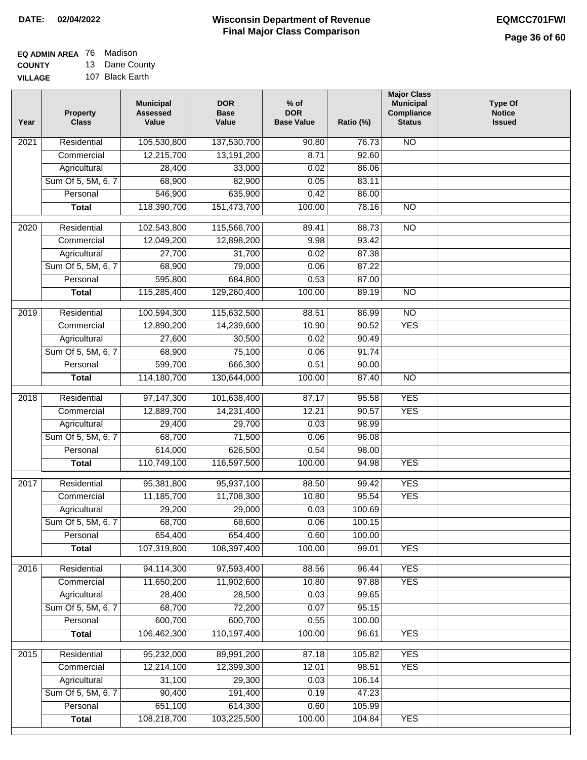**DATE:** 02/04/2022

# Wisconsin Department of Revenue
## Final Major Class Comparison

**EQMCC701FWI**

**EQ ADMIN AREA** 76 Madison
**COUNTY** 13 Dane County
**VILLAGE** 107 Black Earth

| Year | Property Class | Municipal Assessed Value | DOR Base Value | % of DOR Base Value | Ratio (%) | Major Class Municipal Compliance Status | Type Of Notice Issued |
|---|---|---|---|---|---|---|---|
| 2021 | Residential | 105,530,800 | 137,530,700 | 90.80 | 76.73 | NO | |
| | Commercial | 12,215,700 | 13,191,200 | 8.71 | 92.60 | | |
| | Agricultural | 28,400 | 33,000 | 0.02 | 86.06 | | |
| | Sum Of 5, 5M, 6, 7 | 68,900 | 82,900 | 0.05 | 83.11 | | |
| | Personal | 546,900 | 635,900 | 0.42 | 86.00 | | |
| | **Total** | 118,390,700 | 151,473,700 | 100.00 | 78.16 | NO | |
| 2020 | Residential | 102,543,800 | 115,566,700 | 89.41 | 88.73 | NO | |
| | Commercial | 12,049,200 | 12,898,200 | 9.98 | 93.42 | | |
| | Agricultural | 27,700 | 31,700 | 0.02 | 87.38 | | |
| | Sum Of 5, 5M, 6, 7 | 68,900 | 79,000 | 0.06 | 87.22 | | |
| | Personal | 595,800 | 684,800 | 0.53 | 87.00 | | |
| | **Total** | 115,285,400 | 129,260,400 | 100.00 | 89.19 | NO | |
| 2019 | Residential | 100,594,300 | 115,632,500 | 88.51 | 86.99 | NO | |
| | Commercial | 12,890,200 | 14,239,600 | 10.90 | 90.52 | YES | |
| | Agricultural | 27,600 | 30,500 | 0.02 | 90.49 | | |
| | Sum Of 5, 5M, 6, 7 | 68,900 | 75,100 | 0.06 | 91.74 | | |
| | Personal | 599,700 | 666,300 | 0.51 | 90.00 | | |
| | **Total** | 114,180,700 | 130,644,000 | 100.00 | 87.40 | NO | |
| 2018 | Residential | 97,147,300 | 101,638,400 | 87.17 | 95.58 | YES | |
| | Commercial | 12,889,700 | 14,231,400 | 12.21 | 90.57 | YES | |
| | Agricultural | 29,400 | 29,700 | 0.03 | 98.99 | | |
| | Sum Of 5, 5M, 6, 7 | 68,700 | 71,500 | 0.06 | 96.08 | | |
| | Personal | 614,000 | 626,500 | 0.54 | 98.00 | | |
| | **Total** | 110,749,100 | 116,597,500 | 100.00 | 94.98 | YES | |
| 2017 | Residential | 95,381,800 | 95,937,100 | 88.50 | 99.42 | YES | |
| | Commercial | 11,185,700 | 11,708,300 | 10.80 | 95.54 | YES | |
| | Agricultural | 29,200 | 29,000 | 0.03 | 100.69 | | |
| | Sum Of 5, 5M, 6, 7 | 68,700 | 68,600 | 0.06 | 100.15 | | |
| | Personal | 654,400 | 654,400 | 0.60 | 100.00 | | |
| | **Total** | 107,319,800 | 108,397,400 | 100.00 | 99.01 | YES | |
| 2016 | Residential | 94,114,300 | 97,593,400 | 88.56 | 96.44 | YES | |
| | Commercial | 11,650,200 | 11,902,600 | 10.80 | 97.88 | YES | |
| | Agricultural | 28,400 | 28,500 | 0.03 | 99.65 | | |
| | Sum Of 5, 5M, 6, 7 | 68,700 | 72,200 | 0.07 | 95.15 | | |
| | Personal | 600,700 | 600,700 | 0.55 | 100.00 | | |
| | **Total** | 106,462,300 | 110,197,400 | 100.00 | 96.61 | YES | |
| 2015 | Residential | 95,232,000 | 89,991,200 | 87.18 | 105.82 | YES | |
| | Commercial | 12,214,100 | 12,399,300 | 12.01 | 98.51 | YES | |
| | Agricultural | 31,100 | 29,300 | 0.03 | 106.14 | | |
| | Sum Of 5, 5M, 6, 7 | 90,400 | 191,400 | 0.19 | 47.23 | | |
| | Personal | 651,100 | 614,300 | 0.60 | 105.99 | | |
| | **Total** | 108,218,700 | 103,225,500 | 100.00 | 104.84 | YES | |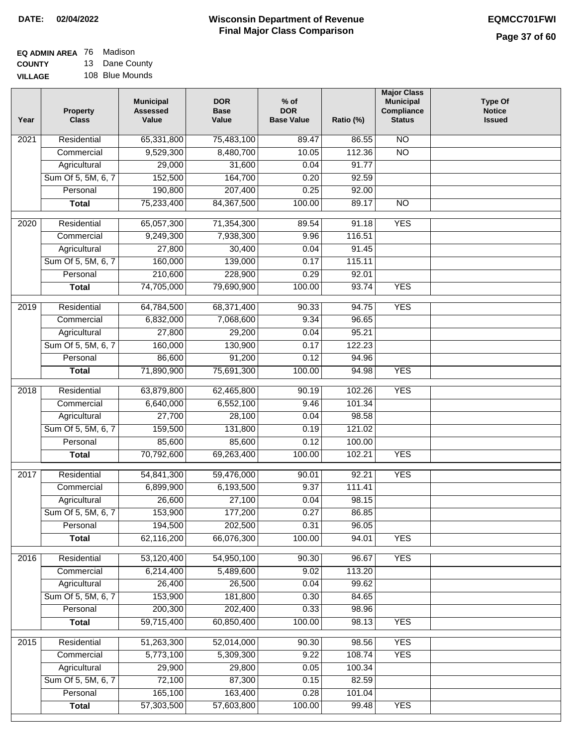**DATE:** 02/04/2022

# Wisconsin Department of Revenue
## Final Major Class Comparison

**EQMCC701FWI**

**EQ ADMIN AREA** 76 Madison
**COUNTY** 13 Dane County
**VILLAGE** 108 Blue Mounds

| Year | Property Class | Municipal Assessed Value | DOR Base Value | % of DOR Base Value | Ratio (%) | Major Class Municipal Compliance Status | Type Of Notice Issued |
|---|---|---|---|---|---|---|---|
| 2021 | Residential | 65,331,800 | 75,483,100 | 89.47 | 86.55 | NO | |
| | Commercial | 9,529,300 | 8,480,700 | 10.05 | 112.36 | NO | |
| | Agricultural | 29,000 | 31,600 | 0.04 | 91.77 | | |
| | Sum Of 5, 5M, 6, 7 | 152,500 | 164,700 | 0.20 | 92.59 | | |
| | Personal | 190,800 | 207,400 | 0.25 | 92.00 | | |
| | **Total** | 75,233,400 | 84,367,500 | 100.00 | 89.17 | NO | |
| 2020 | Residential | 65,057,300 | 71,354,300 | 89.54 | 91.18 | YES | |
| | Commercial | 9,249,300 | 7,938,300 | 9.96 | 116.51 | | |
| | Agricultural | 27,800 | 30,400 | 0.04 | 91.45 | | |
| | Sum Of 5, 5M, 6, 7 | 160,000 | 139,000 | 0.17 | 115.11 | | |
| | Personal | 210,600 | 228,900 | 0.29 | 92.01 | | |
| | **Total** | 74,705,000 | 79,690,900 | 100.00 | 93.74 | YES | |
| 2019 | Residential | 64,784,500 | 68,371,400 | 90.33 | 94.75 | YES | |
| | Commercial | 6,832,000 | 7,068,600 | 9.34 | 96.65 | | |
| | Agricultural | 27,800 | 29,200 | 0.04 | 95.21 | | |
| | Sum Of 5, 5M, 6, 7 | 160,000 | 130,900 | 0.17 | 122.23 | | |
| | Personal | 86,600 | 91,200 | 0.12 | 94.96 | | |
| | **Total** | 71,890,900 | 75,691,300 | 100.00 | 94.98 | YES | |
| 2018 | Residential | 63,879,800 | 62,465,800 | 90.19 | 102.26 | YES | |
| | Commercial | 6,640,000 | 6,552,100 | 9.46 | 101.34 | | |
| | Agricultural | 27,700 | 28,100 | 0.04 | 98.58 | | |
| | Sum Of 5, 5M, 6, 7 | 159,500 | 131,800 | 0.19 | 121.02 | | |
| | Personal | 85,600 | 85,600 | 0.12 | 100.00 | | |
| | **Total** | 70,792,600 | 69,263,400 | 100.00 | 102.21 | YES | |
| 2017 | Residential | 54,841,300 | 59,476,000 | 90.01 | 92.21 | YES | |
| | Commercial | 6,899,900 | 6,193,500 | 9.37 | 111.41 | | |
| | Agricultural | 26,600 | 27,100 | 0.04 | 98.15 | | |
| | Sum Of 5, 5M, 6, 7 | 153,900 | 177,200 | 0.27 | 86.85 | | |
| | Personal | 194,500 | 202,500 | 0.31 | 96.05 | | |
| | **Total** | 62,116,200 | 66,076,300 | 100.00 | 94.01 | YES | |
| 2016 | Residential | 53,120,400 | 54,950,100 | 90.30 | 96.67 | YES | |
| | Commercial | 6,214,400 | 5,489,600 | 9.02 | 113.20 | | |
| | Agricultural | 26,400 | 26,500 | 0.04 | 99.62 | | |
| | Sum Of 5, 5M, 6, 7 | 153,900 | 181,800 | 0.30 | 84.65 | | |
| | Personal | 200,300 | 202,400 | 0.33 | 98.96 | | |
| | **Total** | 59,715,400 | 60,850,400 | 100.00 | 98.13 | YES | |
| 2015 | Residential | 51,263,300 | 52,014,000 | 90.30 | 98.56 | YES | |
| | Commercial | 5,773,100 | 5,309,300 | 9.22 | 108.74 | YES | |
| | Agricultural | 29,900 | 29,800 | 0.05 | 100.34 | | |
| | Sum Of 5, 5M, 6, 7 | 72,100 | 87,300 | 0.15 | 82.59 | | |
| | Personal | 165,100 | 163,400 | 0.28 | 101.04 | | |
| | **Total** | 57,303,500 | 57,603,800 | 100.00 | 99.48 | YES | |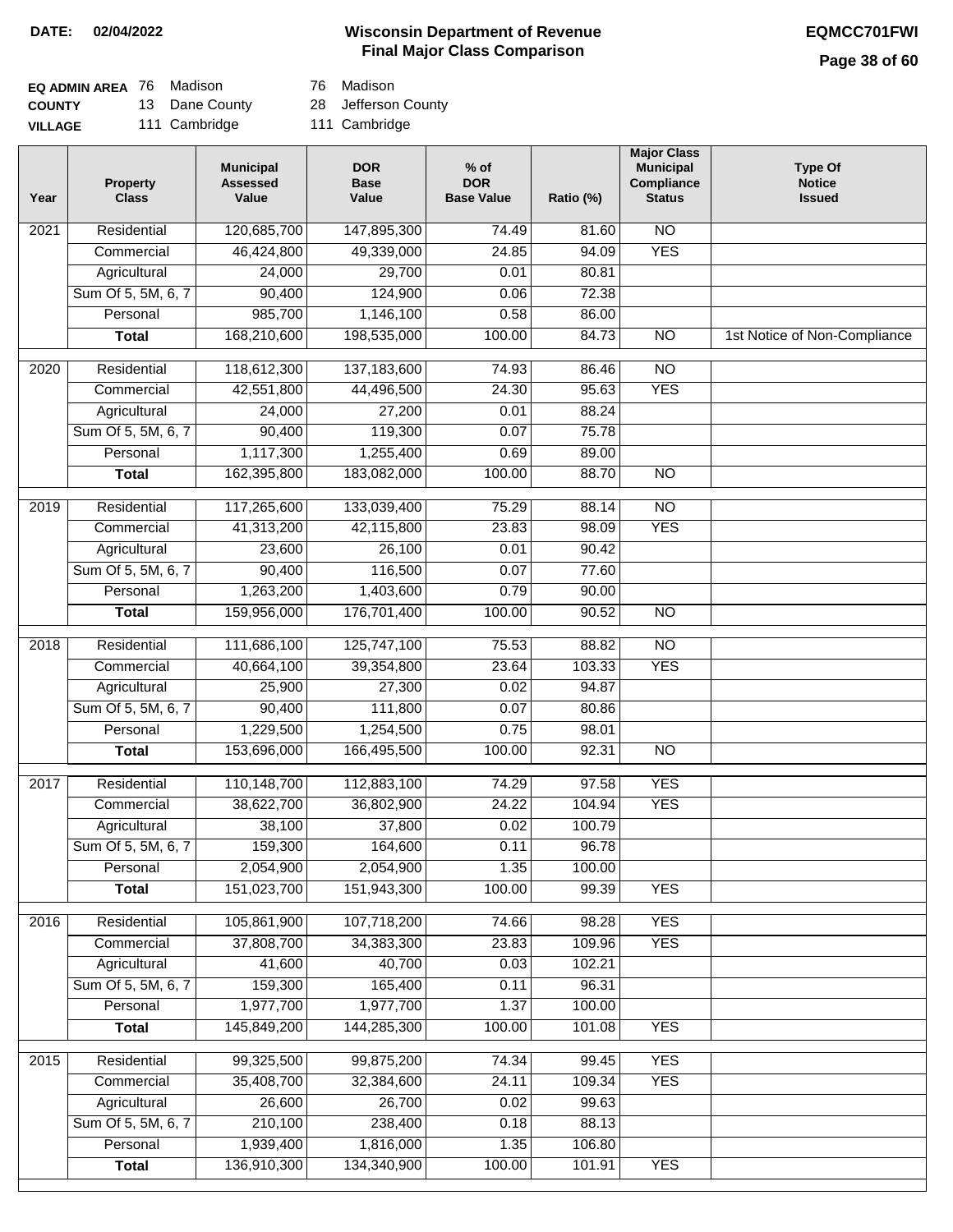**DATE: 02/04/2022**

# Wisconsin Department of Revenue
## Final Major Class Comparison

**EQMCC701FWI**

| | | | |
|---|---|---|---|
| **EQ ADMIN AREA** | 76 Madison | 76 Madison |
| **COUNTY** | 13 Dane County | 28 Jefferson County |
| **VILLAGE** | 111 Cambridge | 111 Cambridge |

| Year | Property Class | Municipal Assessed Value | DOR Base Value | % of DOR Base Value | Ratio (%) | Major Class Municipal Compliance Status | Type Of Notice Issued |
|---|---|---|---|---|---|---|---|
| 2021 | Residential | 120,685,700 | 147,895,300 | 74.49 | 81.60 | NO | |
| | Commercial | 46,424,800 | 49,339,000 | 24.85 | 94.09 | YES | |
| | Agricultural | 24,000 | 29,700 | 0.01 | 80.81 | | |
| | Sum Of 5, 5M, 6, 7 | 90,400 | 124,900 | 0.06 | 72.38 | | |
| | Personal | 985,700 | 1,146,100 | 0.58 | 86.00 | | |
| | **Total** | 168,210,600 | 198,535,000 | 100.00 | 84.73 | NO | 1st Notice of Non-Compliance |
| 2020 | Residential | 118,612,300 | 137,183,600 | 74.93 | 86.46 | NO | |
| | Commercial | 42,551,800 | 44,496,500 | 24.30 | 95.63 | YES | |
| | Agricultural | 24,000 | 27,200 | 0.01 | 88.24 | | |
| | Sum Of 5, 5M, 6, 7 | 90,400 | 119,300 | 0.07 | 75.78 | | |
| | Personal | 1,117,300 | 1,255,400 | 0.69 | 89.00 | | |
| | **Total** | 162,395,800 | 183,082,000 | 100.00 | 88.70 | NO | |
| 2019 | Residential | 117,265,600 | 133,039,400 | 75.29 | 88.14 | NO | |
| | Commercial | 41,313,200 | 42,115,800 | 23.83 | 98.09 | YES | |
| | Agricultural | 23,600 | 26,100 | 0.01 | 90.42 | | |
| | Sum Of 5, 5M, 6, 7 | 90,400 | 116,500 | 0.07 | 77.60 | | |
| | Personal | 1,263,200 | 1,403,600 | 0.79 | 90.00 | | |
| | **Total** | 159,956,000 | 176,701,400 | 100.00 | 90.52 | NO | |
| 2018 | Residential | 111,686,100 | 125,747,100 | 75.53 | 88.82 | NO | |
| | Commercial | 40,664,100 | 39,354,800 | 23.64 | 103.33 | YES | |
| | Agricultural | 25,900 | 27,300 | 0.02 | 94.87 | | |
| | Sum Of 5, 5M, 6, 7 | 90,400 | 111,800 | 0.07 | 80.86 | | |
| | Personal | 1,229,500 | 1,254,500 | 0.75 | 98.01 | | |
| | **Total** | 153,696,000 | 166,495,500 | 100.00 | 92.31 | NO | |
| 2017 | Residential | 110,148,700 | 112,883,100 | 74.29 | 97.58 | YES | |
| | Commercial | 38,622,700 | 36,802,900 | 24.22 | 104.94 | YES | |
| | Agricultural | 38,100 | 37,800 | 0.02 | 100.79 | | |
| | Sum Of 5, 5M, 6, 7 | 159,300 | 164,600 | 0.11 | 96.78 | | |
| | Personal | 2,054,900 | 2,054,900 | 1.35 | 100.00 | | |
| | **Total** | 151,023,700 | 151,943,300 | 100.00 | 99.39 | YES | |
| 2016 | Residential | 105,861,900 | 107,718,200 | 74.66 | 98.28 | YES | |
| | Commercial | 37,808,700 | 34,383,300 | 23.83 | 109.96 | YES | |
| | Agricultural | 41,600 | 40,700 | 0.03 | 102.21 | | |
| | Sum Of 5, 5M, 6, 7 | 159,300 | 165,400 | 0.11 | 96.31 | | |
| | Personal | 1,977,700 | 1,977,700 | 1.37 | 100.00 | | |
| | **Total** | 145,849,200 | 144,285,300 | 100.00 | 101.08 | YES | |
| 2015 | Residential | 99,325,500 | 99,875,200 | 74.34 | 99.45 | YES | |
| | Commercial | 35,408,700 | 32,384,600 | 24.11 | 109.34 | YES | |
| | Agricultural | 26,600 | 26,700 | 0.02 | 99.63 | | |
| | Sum Of 5, 5M, 6, 7 | 210,100 | 238,400 | 0.18 | 88.13 | | |
| | Personal | 1,939,400 | 1,816,000 | 1.35 | 106.80 | | |
| | **Total** | 136,910,300 | 134,340,900 | 100.00 | 101.91 | YES | |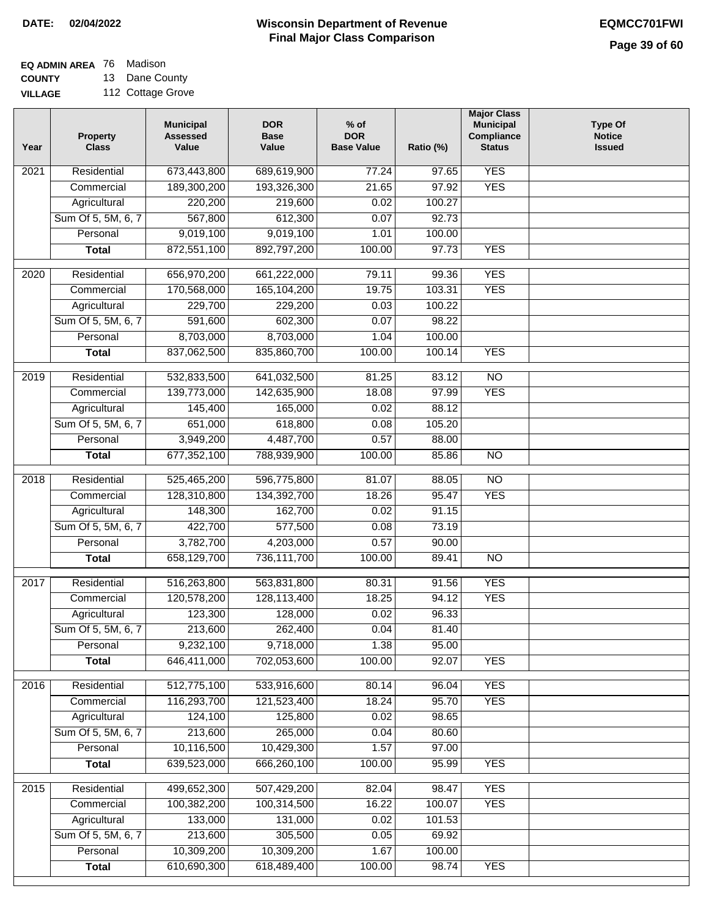**DATE:** 02/04/2022

# Wisconsin Department of Revenue
## Final Major Class Comparison

**EQMCC701FWI**

**EQ ADMIN AREA** 76 Madison
**COUNTY** 13 Dane County
**VILLAGE** 112 Cottage Grove

| Year | Property Class | Municipal Assessed Value | DOR Base Value | % of DOR Base Value | Ratio (%) | Major Class Municipal Compliance Status | Type Of Notice Issued |
|---|---|---|---|---|---|---|---|
| 2021 | Residential | 673,443,800 | 689,619,900 | 77.24 | 97.65 | YES | |
| | Commercial | 189,300,200 | 193,326,300 | 21.65 | 97.92 | YES | |
| | Agricultural | 220,200 | 219,600 | 0.02 | 100.27 | | |
| | Sum Of 5, 5M, 6, 7 | 567,800 | 612,300 | 0.07 | 92.73 | | |
| | Personal | 9,019,100 | 9,019,100 | 1.01 | 100.00 | | |
| | **Total** | 872,551,100 | 892,797,200 | 100.00 | 97.73 | YES | |
| 2020 | Residential | 656,970,200 | 661,222,000 | 79.11 | 99.36 | YES | |
| | Commercial | 170,568,000 | 165,104,200 | 19.75 | 103.31 | YES | |
| | Agricultural | 229,700 | 229,200 | 0.03 | 100.22 | | |
| | Sum Of 5, 5M, 6, 7 | 591,600 | 602,300 | 0.07 | 98.22 | | |
| | Personal | 8,703,000 | 8,703,000 | 1.04 | 100.00 | | |
| | **Total** | 837,062,500 | 835,860,700 | 100.00 | 100.14 | YES | |
| 2019 | Residential | 532,833,500 | 641,032,500 | 81.25 | 83.12 | NO | |
| | Commercial | 139,773,000 | 142,635,900 | 18.08 | 97.99 | YES | |
| | Agricultural | 145,400 | 165,000 | 0.02 | 88.12 | | |
| | Sum Of 5, 5M, 6, 7 | 651,000 | 618,800 | 0.08 | 105.20 | | |
| | Personal | 3,949,200 | 4,487,700 | 0.57 | 88.00 | | |
| | **Total** | 677,352,100 | 788,939,900 | 100.00 | 85.86 | NO | |
| 2018 | Residential | 525,465,200 | 596,775,800 | 81.07 | 88.05 | NO | |
| | Commercial | 128,310,800 | 134,392,700 | 18.26 | 95.47 | YES | |
| | Agricultural | 148,300 | 162,700 | 0.02 | 91.15 | | |
| | Sum Of 5, 5M, 6, 7 | 422,700 | 577,500 | 0.08 | 73.19 | | |
| | Personal | 3,782,700 | 4,203,000 | 0.57 | 90.00 | | |
| | **Total** | 658,129,700 | 736,111,700 | 100.00 | 89.41 | NO | |
| 2017 | Residential | 516,263,800 | 563,831,800 | 80.31 | 91.56 | YES | |
| | Commercial | 120,578,200 | 128,113,400 | 18.25 | 94.12 | YES | |
| | Agricultural | 123,300 | 128,000 | 0.02 | 96.33 | | |
| | Sum Of 5, 5M, 6, 7 | 213,600 | 262,400 | 0.04 | 81.40 | | |
| | Personal | 9,232,100 | 9,718,000 | 1.38 | 95.00 | | |
| | **Total** | 646,411,000 | 702,053,600 | 100.00 | 92.07 | YES | |
| 2016 | Residential | 512,775,100 | 533,916,600 | 80.14 | 96.04 | YES | |
| | Commercial | 116,293,700 | 121,523,400 | 18.24 | 95.70 | YES | |
| | Agricultural | 124,100 | 125,800 | 0.02 | 98.65 | | |
| | Sum Of 5, 5M, 6, 7 | 213,600 | 265,000 | 0.04 | 80.60 | | |
| | Personal | 10,116,500 | 10,429,300 | 1.57 | 97.00 | | |
| | **Total** | 639,523,000 | 666,260,100 | 100.00 | 95.99 | YES | |
| 2015 | Residential | 499,652,300 | 507,429,200 | 82.04 | 98.47 | YES | |
| | Commercial | 100,382,200 | 100,314,500 | 16.22 | 100.07 | YES | |
| | Agricultural | 133,000 | 131,000 | 0.02 | 101.53 | | |
| | Sum Of 5, 5M, 6, 7 | 213,600 | 305,500 | 0.05 | 69.92 | | |
| | Personal | 10,309,200 | 10,309,200 | 1.67 | 100.00 | | |
| | **Total** | 610,690,300 | 618,489,400 | 100.00 | 98.74 | YES | |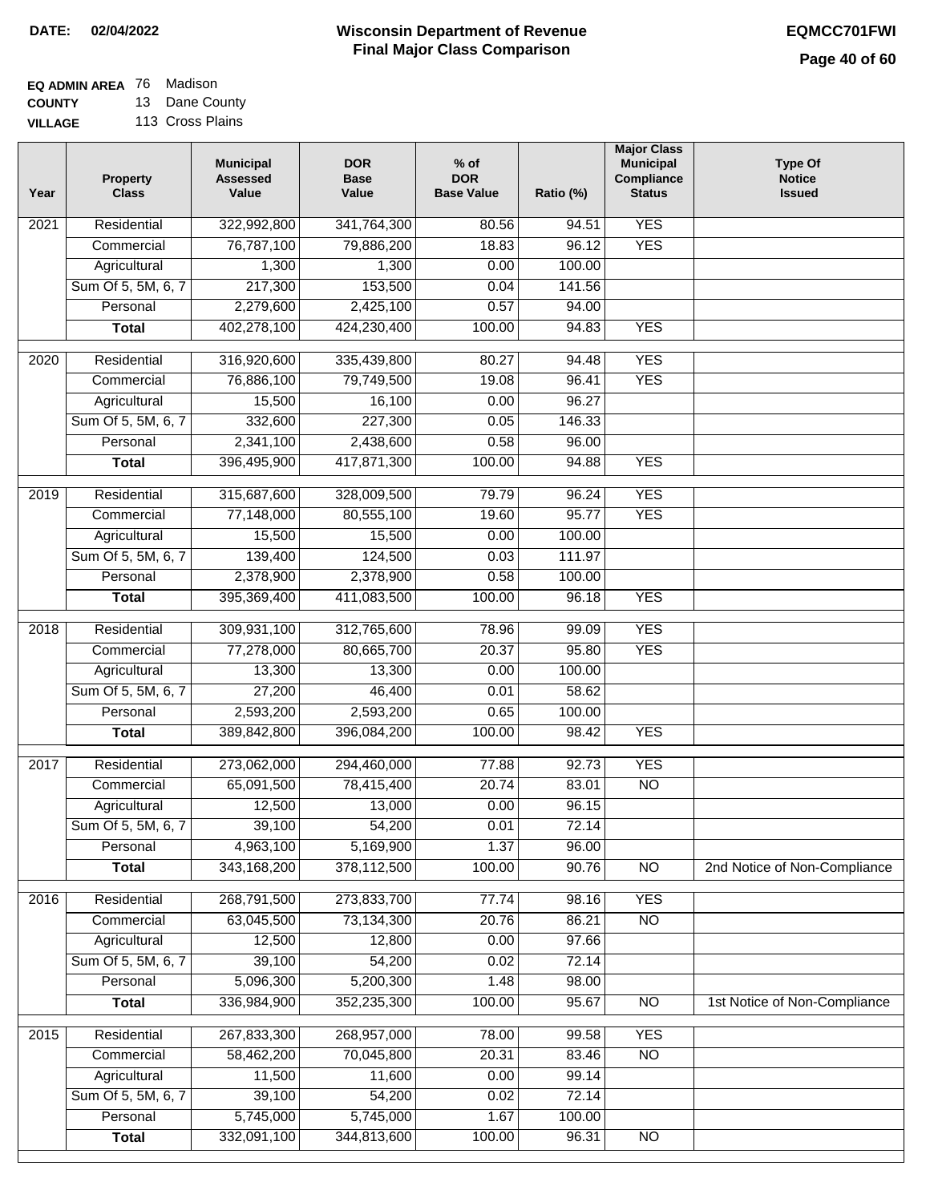**DATE:** 02/04/2022

# Wisconsin Department of Revenue
## Final Major Class Comparison

**EQMCC701FWI**

**EQ ADMIN AREA** 76 Madison
**COUNTY** 13 Dane County
**VILLAGE** 113 Cross Plains

| Year | Property Class | Municipal Assessed Value | DOR Base Value | % of DOR Base Value | Ratio (%) | Major Class Municipal Compliance Status | Type Of Notice Issued |
|---|---|---|---|---|---|---|---|
| 2021 | Residential | 322,992,800 | 341,764,300 | 80.56 | 94.51 | YES | |
| | Commercial | 76,787,100 | 79,886,200 | 18.83 | 96.12 | YES | |
| | Agricultural | 1,300 | 1,300 | 0.00 | 100.00 | | |
| | Sum Of 5, 5M, 6, 7 | 217,300 | 153,500 | 0.04 | 141.56 | | |
| | Personal | 2,279,600 | 2,425,100 | 0.57 | 94.00 | | |
| | **Total** | 402,278,100 | 424,230,400 | 100.00 | 94.83 | YES | |
| 2020 | Residential | 316,920,600 | 335,439,800 | 80.27 | 94.48 | YES | |
| | Commercial | 76,886,100 | 79,749,500 | 19.08 | 96.41 | YES | |
| | Agricultural | 15,500 | 16,100 | 0.00 | 96.27 | | |
| | Sum Of 5, 5M, 6, 7 | 332,600 | 227,300 | 0.05 | 146.33 | | |
| | Personal | 2,341,100 | 2,438,600 | 0.58 | 96.00 | | |
| | **Total** | 396,495,900 | 417,871,300 | 100.00 | 94.88 | YES | |
| 2019 | Residential | 315,687,600 | 328,009,500 | 79.79 | 96.24 | YES | |
| | Commercial | 77,148,000 | 80,555,100 | 19.60 | 95.77 | YES | |
| | Agricultural | 15,500 | 15,500 | 0.00 | 100.00 | | |
| | Sum Of 5, 5M, 6, 7 | 139,400 | 124,500 | 0.03 | 111.97 | | |
| | Personal | 2,378,900 | 2,378,900 | 0.58 | 100.00 | | |
| | **Total** | 395,369,400 | 411,083,500 | 100.00 | 96.18 | YES | |
| 2018 | Residential | 309,931,100 | 312,765,600 | 78.96 | 99.09 | YES | |
| | Commercial | 77,278,000 | 80,665,700 | 20.37 | 95.80 | YES | |
| | Agricultural | 13,300 | 13,300 | 0.00 | 100.00 | | |
| | Sum Of 5, 5M, 6, 7 | 27,200 | 46,400 | 0.01 | 58.62 | | |
| | Personal | 2,593,200 | 2,593,200 | 0.65 | 100.00 | | |
| | **Total** | 389,842,800 | 396,084,200 | 100.00 | 98.42 | YES | |
| 2017 | Residential | 273,062,000 | 294,460,000 | 77.88 | 92.73 | YES | |
| | Commercial | 65,091,500 | 78,415,400 | 20.74 | 83.01 | NO | |
| | Agricultural | 12,500 | 13,000 | 0.00 | 96.15 | | |
| | Sum Of 5, 5M, 6, 7 | 39,100 | 54,200 | 0.01 | 72.14 | | |
| | Personal | 4,963,100 | 5,169,900 | 1.37 | 96.00 | | |
| | **Total** | 343,168,200 | 378,112,500 | 100.00 | 90.76 | NO | 2nd Notice of Non-Compliance |
| 2016 | Residential | 268,791,500 | 273,833,700 | 77.74 | 98.16 | YES | |
| | Commercial | 63,045,500 | 73,134,300 | 20.76 | 86.21 | NO | |
| | Agricultural | 12,500 | 12,800 | 0.00 | 97.66 | | |
| | Sum Of 5, 5M, 6, 7 | 39,100 | 54,200 | 0.02 | 72.14 | | |
| | Personal | 5,096,300 | 5,200,300 | 1.48 | 98.00 | | |
| | **Total** | 336,984,900 | 352,235,300 | 100.00 | 95.67 | NO | 1st Notice of Non-Compliance |
| 2015 | Residential | 267,833,300 | 268,957,000 | 78.00 | 99.58 | YES | |
| | Commercial | 58,462,200 | 70,045,800 | 20.31 | 83.46 | NO | |
| | Agricultural | 11,500 | 11,600 | 0.00 | 99.14 | | |
| | Sum Of 5, 5M, 6, 7 | 39,100 | 54,200 | 0.02 | 72.14 | | |
| | Personal | 5,745,000 | 5,745,000 | 1.67 | 100.00 | | |
| | **Total** | 332,091,100 | 344,813,600 | 100.00 | 96.31 | NO | |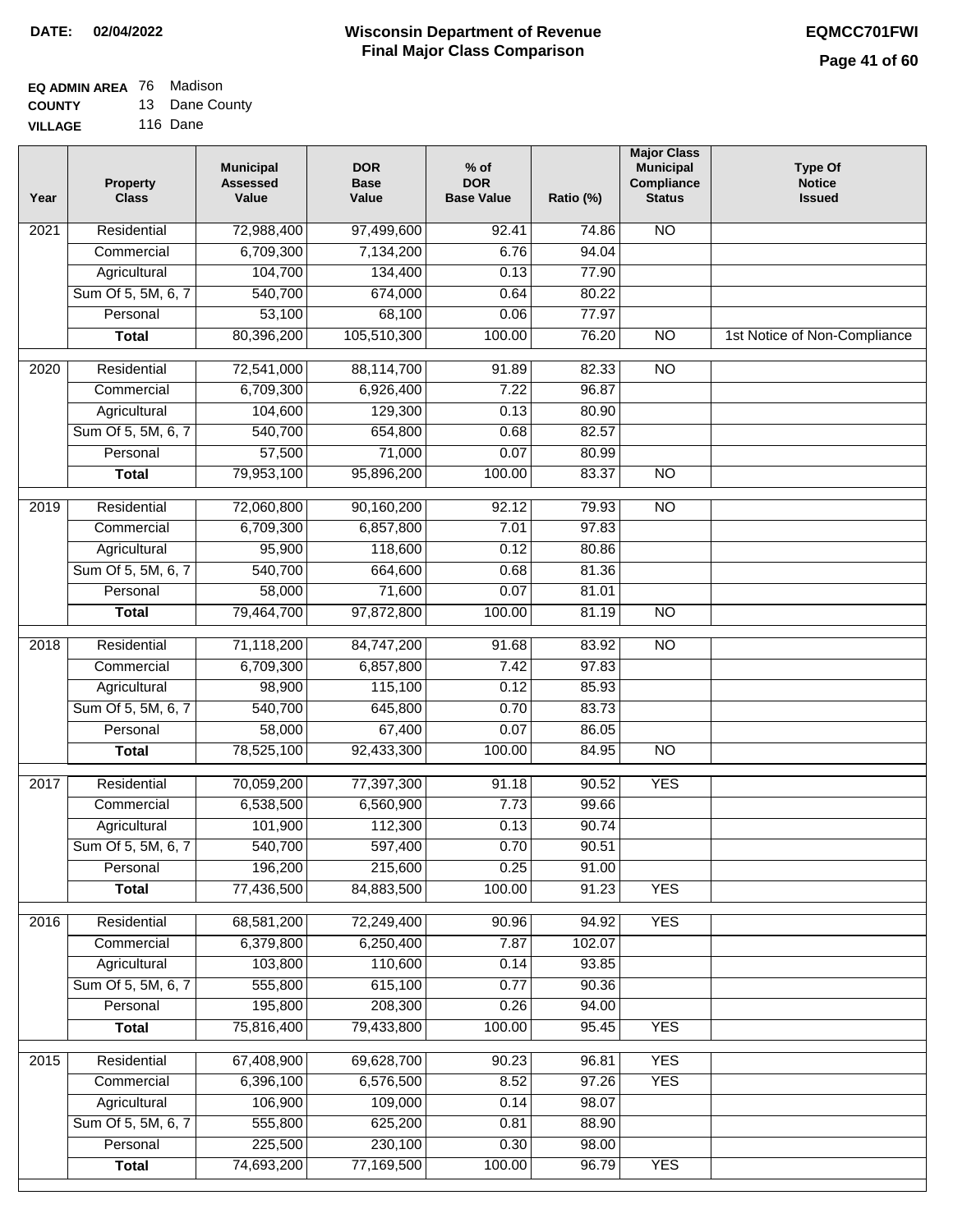**DATE: 02/04/2022**

# Wisconsin Department of Revenue
## Final Major Class Comparison

**EQMCC701FWI**

**EQ ADMIN AREA** 76 Madison
**COUNTY** 13 Dane County
**VILLAGE** 116 Dane

| Year | Property Class | Municipal Assessed Value | DOR Base Value | % of DOR Base Value | Ratio (%) | Major Class Municipal Compliance Status | Type Of Notice Issued |
|---|---|---|---|---|---|---|---|
| 2021 | Residential | 72,988,400 | 97,499,600 | 92.41 | 74.86 | NO | |
| | Commercial | 6,709,300 | 7,134,200 | 6.76 | 94.04 | | |
| | Agricultural | 104,700 | 134,400 | 0.13 | 77.90 | | |
| | Sum Of 5, 5M, 6, 7 | 540,700 | 674,000 | 0.64 | 80.22 | | |
| | Personal | 53,100 | 68,100 | 0.06 | 77.97 | | |
| | **Total** | 80,396,200 | 105,510,300 | 100.00 | 76.20 | NO | 1st Notice of Non-Compliance |
| 2020 | Residential | 72,541,000 | 88,114,700 | 91.89 | 82.33 | NO | |
| | Commercial | 6,709,300 | 6,926,400 | 7.22 | 96.87 | | |
| | Agricultural | 104,600 | 129,300 | 0.13 | 80.90 | | |
| | Sum Of 5, 5M, 6, 7 | 540,700 | 654,800 | 0.68 | 82.57 | | |
| | Personal | 57,500 | 71,000 | 0.07 | 80.99 | | |
| | **Total** | 79,953,100 | 95,896,200 | 100.00 | 83.37 | NO | |
| 2019 | Residential | 72,060,800 | 90,160,200 | 92.12 | 79.93 | NO | |
| | Commercial | 6,709,300 | 6,857,800 | 7.01 | 97.83 | | |
| | Agricultural | 95,900 | 118,600 | 0.12 | 80.86 | | |
| | Sum Of 5, 5M, 6, 7 | 540,700 | 664,600 | 0.68 | 81.36 | | |
| | Personal | 58,000 | 71,600 | 0.07 | 81.01 | | |
| | **Total** | 79,464,700 | 97,872,800 | 100.00 | 81.19 | NO | |
| 2018 | Residential | 71,118,200 | 84,747,200 | 91.68 | 83.92 | NO | |
| | Commercial | 6,709,300 | 6,857,800 | 7.42 | 97.83 | | |
| | Agricultural | 98,900 | 115,100 | 0.12 | 85.93 | | |
| | Sum Of 5, 5M, 6, 7 | 540,700 | 645,800 | 0.70 | 83.73 | | |
| | Personal | 58,000 | 67,400 | 0.07 | 86.05 | | |
| | **Total** | 78,525,100 | 92,433,300 | 100.00 | 84.95 | NO | |
| 2017 | Residential | 70,059,200 | 77,397,300 | 91.18 | 90.52 | YES | |
| | Commercial | 6,538,500 | 6,560,900 | 7.73 | 99.66 | | |
| | Agricultural | 101,900 | 112,300 | 0.13 | 90.74 | | |
| | Sum Of 5, 5M, 6, 7 | 540,700 | 597,400 | 0.70 | 90.51 | | |
| | Personal | 196,200 | 215,600 | 0.25 | 91.00 | | |
| | **Total** | 77,436,500 | 84,883,500 | 100.00 | 91.23 | YES | |
| 2016 | Residential | 68,581,200 | 72,249,400 | 90.96 | 94.92 | YES | |
| | Commercial | 6,379,800 | 6,250,400 | 7.87 | 102.07 | | |
| | Agricultural | 103,800 | 110,600 | 0.14 | 93.85 | | |
| | Sum Of 5, 5M, 6, 7 | 555,800 | 615,100 | 0.77 | 90.36 | | |
| | Personal | 195,800 | 208,300 | 0.26 | 94.00 | | |
| | **Total** | 75,816,400 | 79,433,800 | 100.00 | 95.45 | YES | |
| 2015 | Residential | 67,408,900 | 69,628,700 | 90.23 | 96.81 | YES | |
| | Commercial | 6,396,100 | 6,576,500 | 8.52 | 97.26 | YES | |
| | Agricultural | 106,900 | 109,000 | 0.14 | 98.07 | | |
| | Sum Of 5, 5M, 6, 7 | 555,800 | 625,200 | 0.81 | 88.90 | | |
| | Personal | 225,500 | 230,100 | 0.30 | 98.00 | | |
| | **Total** | 74,693,200 | 77,169,500 | 100.00 | 96.79 | YES | |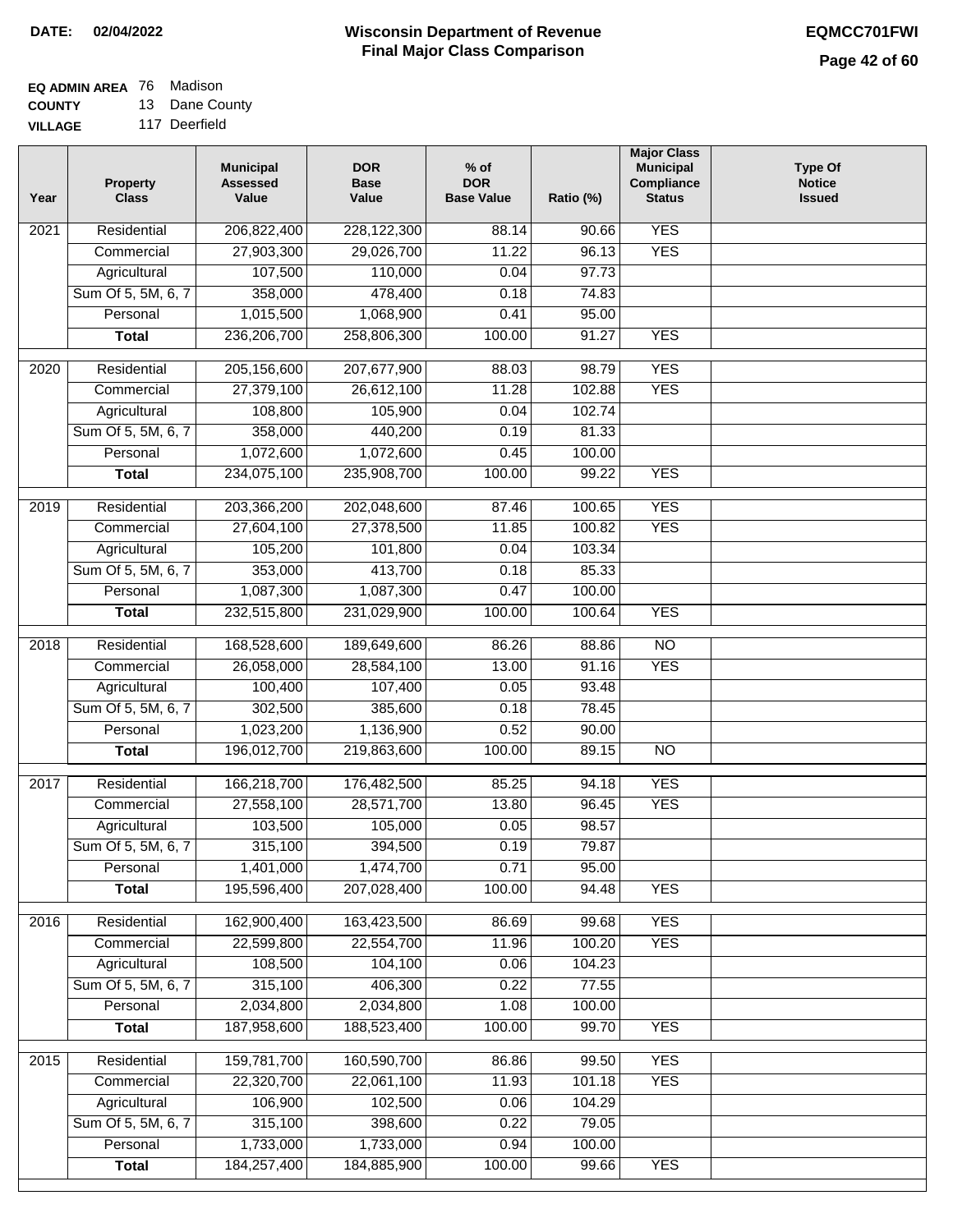**DATE: 02/04/2022**

# Wisconsin Department of Revenue
## Final Major Class Comparison

**EQMCC701FWI**

**EQ ADMIN AREA** 76 Madison
**COUNTY** 13 Dane County
**VILLAGE** 117 Deerfield

| Year | Property Class | Municipal Assessed Value | DOR Base Value | % of DOR Base Value | Ratio (%) | Major Class Municipal Compliance Status | Type Of Notice Issued |
|---|---|---|---|---|---|---|---|
| 2021 | Residential | 206,822,400 | 228,122,300 | 88.14 | 90.66 | YES | |
| | Commercial | 27,903,300 | 29,026,700 | 11.22 | 96.13 | YES | |
| | Agricultural | 107,500 | 110,000 | 0.04 | 97.73 | | |
| | Sum Of 5, 5M, 6, 7 | 358,000 | 478,400 | 0.18 | 74.83 | | |
| | Personal | 1,015,500 | 1,068,900 | 0.41 | 95.00 | | |
| | **Total** | 236,206,700 | 258,806,300 | 100.00 | 91.27 | YES | |
| 2020 | Residential | 205,156,600 | 207,677,900 | 88.03 | 98.79 | YES | |
| | Commercial | 27,379,100 | 26,612,100 | 11.28 | 102.88 | YES | |
| | Agricultural | 108,800 | 105,900 | 0.04 | 102.74 | | |
| | Sum Of 5, 5M, 6, 7 | 358,000 | 440,200 | 0.19 | 81.33 | | |
| | Personal | 1,072,600 | 1,072,600 | 0.45 | 100.00 | | |
| | **Total** | 234,075,100 | 235,908,700 | 100.00 | 99.22 | YES | |
| 2019 | Residential | 203,366,200 | 202,048,600 | 87.46 | 100.65 | YES | |
| | Commercial | 27,604,100 | 27,378,500 | 11.85 | 100.82 | YES | |
| | Agricultural | 105,200 | 101,800 | 0.04 | 103.34 | | |
| | Sum Of 5, 5M, 6, 7 | 353,000 | 413,700 | 0.18 | 85.33 | | |
| | Personal | 1,087,300 | 1,087,300 | 0.47 | 100.00 | | |
| | **Total** | 232,515,800 | 231,029,900 | 100.00 | 100.64 | YES | |
| 2018 | Residential | 168,528,600 | 189,649,600 | 86.26 | 88.86 | NO | |
| | Commercial | 26,058,000 | 28,584,100 | 13.00 | 91.16 | YES | |
| | Agricultural | 100,400 | 107,400 | 0.05 | 93.48 | | |
| | Sum Of 5, 5M, 6, 7 | 302,500 | 385,600 | 0.18 | 78.45 | | |
| | Personal | 1,023,200 | 1,136,900 | 0.52 | 90.00 | | |
| | **Total** | 196,012,700 | 219,863,600 | 100.00 | 89.15 | NO | |
| 2017 | Residential | 166,218,700 | 176,482,500 | 85.25 | 94.18 | YES | |
| | Commercial | 27,558,100 | 28,571,700 | 13.80 | 96.45 | YES | |
| | Agricultural | 103,500 | 105,000 | 0.05 | 98.57 | | |
| | Sum Of 5, 5M, 6, 7 | 315,100 | 394,500 | 0.19 | 79.87 | | |
| | Personal | 1,401,000 | 1,474,700 | 0.71 | 95.00 | | |
| | **Total** | 195,596,400 | 207,028,400 | 100.00 | 94.48 | YES | |
| 2016 | Residential | 162,900,400 | 163,423,500 | 86.69 | 99.68 | YES | |
| | Commercial | 22,599,800 | 22,554,700 | 11.96 | 100.20 | YES | |
| | Agricultural | 108,500 | 104,100 | 0.06 | 104.23 | | |
| | Sum Of 5, 5M, 6, 7 | 315,100 | 406,300 | 0.22 | 77.55 | | |
| | Personal | 2,034,800 | 2,034,800 | 1.08 | 100.00 | | |
| | **Total** | 187,958,600 | 188,523,400 | 100.00 | 99.70 | YES | |
| 2015 | Residential | 159,781,700 | 160,590,700 | 86.86 | 99.50 | YES | |
| | Commercial | 22,320,700 | 22,061,100 | 11.93 | 101.18 | YES | |
| | Agricultural | 106,900 | 102,500 | 0.06 | 104.29 | | |
| | Sum Of 5, 5M, 6, 7 | 315,100 | 398,600 | 0.22 | 79.05 | | |
| | Personal | 1,733,000 | 1,733,000 | 0.94 | 100.00 | | |
| | **Total** | 184,257,400 | 184,885,900 | 100.00 | 99.66 | YES | |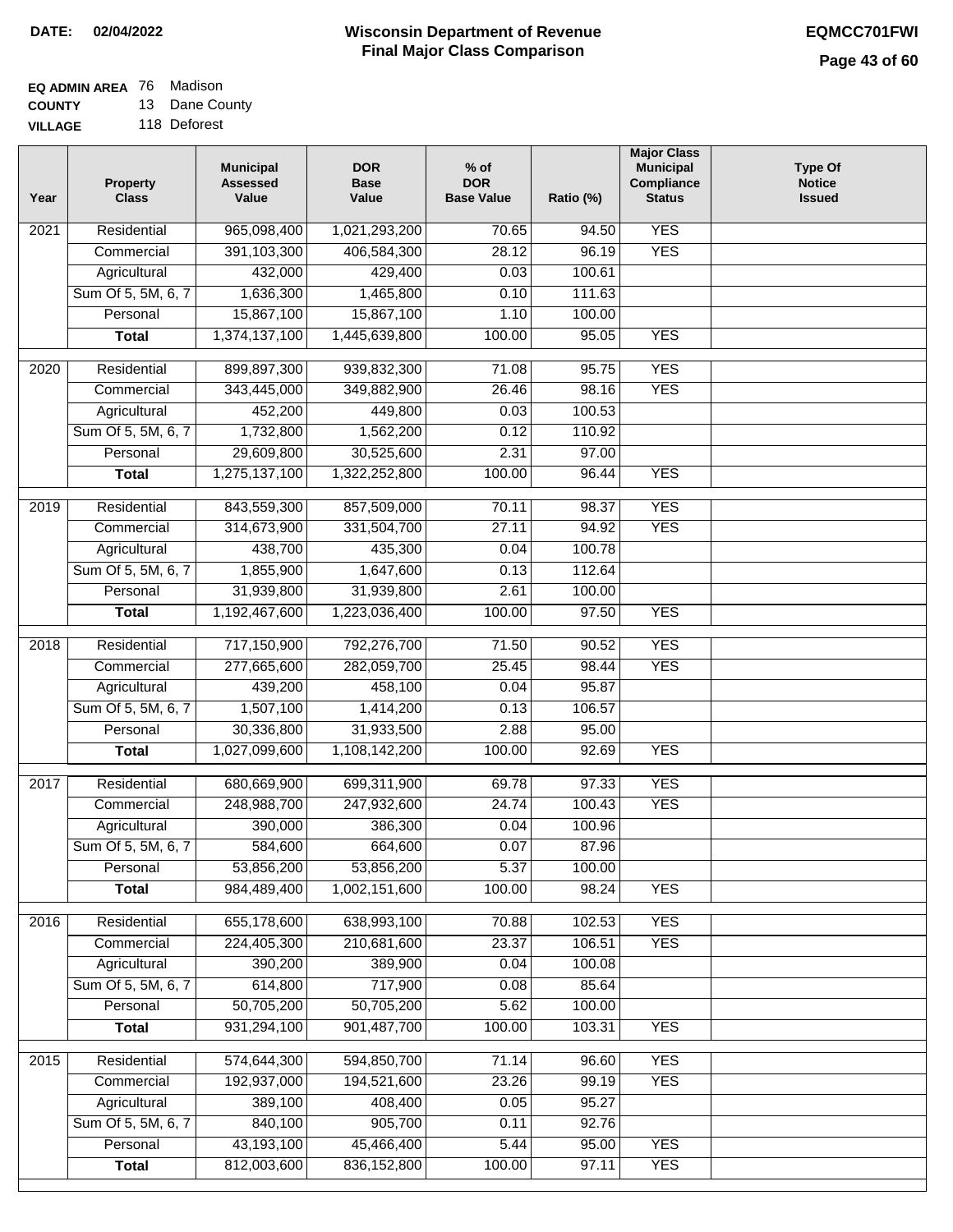**DATE: 02/04/2022**

# Wisconsin Department of Revenue
## Final Major Class Comparison

**EQMCC701FWI**

**EQ ADMIN AREA** 76 Madison
**COUNTY** 13 Dane County
**VILLAGE** 118 Deforest

| Year | Property Class | Municipal Assessed Value | DOR Base Value | % of DOR Base Value | Ratio (%) | Major Class Municipal Compliance Status | Type Of Notice Issued |
|---|---|---|---|---|---|---|---|
| 2021 | Residential | 965,098,400 | 1,021,293,200 | 70.65 | 94.50 | YES | |
| | Commercial | 391,103,300 | 406,584,300 | 28.12 | 96.19 | YES | |
| | Agricultural | 432,000 | 429,400 | 0.03 | 100.61 | | |
| | Sum Of 5, 5M, 6, 7 | 1,636,300 | 1,465,800 | 0.10 | 111.63 | | |
| | Personal | 15,867,100 | 15,867,100 | 1.10 | 100.00 | | |
| | **Total** | 1,374,137,100 | 1,445,639,800 | 100.00 | 95.05 | YES | |
| 2020 | Residential | 899,897,300 | 939,832,300 | 71.08 | 95.75 | YES | |
| | Commercial | 343,445,000 | 349,882,900 | 26.46 | 98.16 | YES | |
| | Agricultural | 452,200 | 449,800 | 0.03 | 100.53 | | |
| | Sum Of 5, 5M, 6, 7 | 1,732,800 | 1,562,200 | 0.12 | 110.92 | | |
| | Personal | 29,609,800 | 30,525,600 | 2.31 | 97.00 | | |
| | **Total** | 1,275,137,100 | 1,322,252,800 | 100.00 | 96.44 | YES | |
| 2019 | Residential | 843,559,300 | 857,509,000 | 70.11 | 98.37 | YES | |
| | Commercial | 314,673,900 | 331,504,700 | 27.11 | 94.92 | YES | |
| | Agricultural | 438,700 | 435,300 | 0.04 | 100.78 | | |
| | Sum Of 5, 5M, 6, 7 | 1,855,900 | 1,647,600 | 0.13 | 112.64 | | |
| | Personal | 31,939,800 | 31,939,800 | 2.61 | 100.00 | | |
| | **Total** | 1,192,467,600 | 1,223,036,400 | 100.00 | 97.50 | YES | |
| 2018 | Residential | 717,150,900 | 792,276,700 | 71.50 | 90.52 | YES | |
| | Commercial | 277,665,600 | 282,059,700 | 25.45 | 98.44 | YES | |
| | Agricultural | 439,200 | 458,100 | 0.04 | 95.87 | | |
| | Sum Of 5, 5M, 6, 7 | 1,507,100 | 1,414,200 | 0.13 | 106.57 | | |
| | Personal | 30,336,800 | 31,933,500 | 2.88 | 95.00 | | |
| | **Total** | 1,027,099,600 | 1,108,142,200 | 100.00 | 92.69 | YES | |
| 2017 | Residential | 680,669,900 | 699,311,900 | 69.78 | 97.33 | YES | |
| | Commercial | 248,988,700 | 247,932,600 | 24.74 | 100.43 | YES | |
| | Agricultural | 390,000 | 386,300 | 0.04 | 100.96 | | |
| | Sum Of 5, 5M, 6, 7 | 584,600 | 664,600 | 0.07 | 87.96 | | |
| | Personal | 53,856,200 | 53,856,200 | 5.37 | 100.00 | | |
| | **Total** | 984,489,400 | 1,002,151,600 | 100.00 | 98.24 | YES | |
| 2016 | Residential | 655,178,600 | 638,993,100 | 70.88 | 102.53 | YES | |
| | Commercial | 224,405,300 | 210,681,600 | 23.37 | 106.51 | YES | |
| | Agricultural | 390,200 | 389,900 | 0.04 | 100.08 | | |
| | Sum Of 5, 5M, 6, 7 | 614,800 | 717,900 | 0.08 | 85.64 | | |
| | Personal | 50,705,200 | 50,705,200 | 5.62 | 100.00 | | |
| | **Total** | 931,294,100 | 901,487,700 | 100.00 | 103.31 | YES | |
| 2015 | Residential | 574,644,300 | 594,850,700 | 71.14 | 96.60 | YES | |
| | Commercial | 192,937,000 | 194,521,600 | 23.26 | 99.19 | YES | |
| | Agricultural | 389,100 | 408,400 | 0.05 | 95.27 | | |
| | Sum Of 5, 5M, 6, 7 | 840,100 | 905,700 | 0.11 | 92.76 | | |
| | Personal | 43,193,100 | 45,466,400 | 5.44 | 95.00 | YES | |
| | **Total** | 812,003,600 | 836,152,800 | 100.00 | 97.11 | YES | |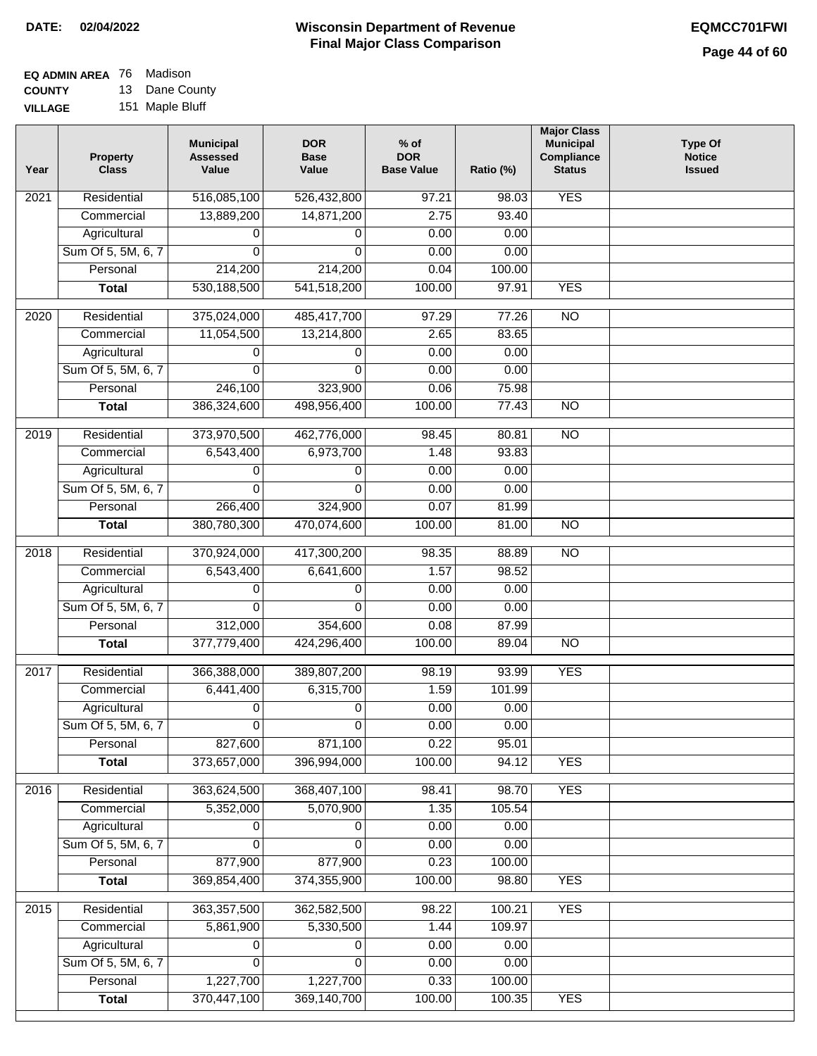**DATE:** 02/04/2022

# Wisconsin Department of Revenue
## Final Major Class Comparison

**EQMCC701FWI**

**EQ ADMIN AREA** 76 Madison
**COUNTY** 13 Dane County
**VILLAGE** 151 Maple Bluff

| Year | Property Class | Municipal Assessed Value | DOR Base Value | % of DOR Base Value | Ratio (%) | Major Class Municipal Compliance Status | Type Of Notice Issued |
|---|---|---|---|---|---|---|---|
| 2021 | Residential | 516,085,100 | 526,432,800 | 97.21 | 98.03 | YES | |
| | Commercial | 13,889,200 | 14,871,200 | 2.75 | 93.40 | | |
| | Agricultural | 0 | 0 | 0.00 | 0.00 | | |
| | Sum Of 5, 5M, 6, 7 | 0 | 0 | 0.00 | 0.00 | | |
| | Personal | 214,200 | 214,200 | 0.04 | 100.00 | | |
| | **Total** | 530,188,500 | 541,518,200 | 100.00 | 97.91 | YES | |
| 2020 | Residential | 375,024,000 | 485,417,700 | 97.29 | 77.26 | NO | |
| | Commercial | 11,054,500 | 13,214,800 | 2.65 | 83.65 | | |
| | Agricultural | 0 | 0 | 0.00 | 0.00 | | |
| | Sum Of 5, 5M, 6, 7 | 0 | 0 | 0.00 | 0.00 | | |
| | Personal | 246,100 | 323,900 | 0.06 | 75.98 | | |
| | **Total** | 386,324,600 | 498,956,400 | 100.00 | 77.43 | NO | |
| 2019 | Residential | 373,970,500 | 462,776,000 | 98.45 | 80.81 | NO | |
| | Commercial | 6,543,400 | 6,973,700 | 1.48 | 93.83 | | |
| | Agricultural | 0 | 0 | 0.00 | 0.00 | | |
| | Sum Of 5, 5M, 6, 7 | 0 | 0 | 0.00 | 0.00 | | |
| | Personal | 266,400 | 324,900 | 0.07 | 81.99 | | |
| | **Total** | 380,780,300 | 470,074,600 | 100.00 | 81.00 | NO | |
| 2018 | Residential | 370,924,000 | 417,300,200 | 98.35 | 88.89 | NO | |
| | Commercial | 6,543,400 | 6,641,600 | 1.57 | 98.52 | | |
| | Agricultural | 0 | 0 | 0.00 | 0.00 | | |
| | Sum Of 5, 5M, 6, 7 | 0 | 0 | 0.00 | 0.00 | | |
| | Personal | 312,000 | 354,600 | 0.08 | 87.99 | | |
| | **Total** | 377,779,400 | 424,296,400 | 100.00 | 89.04 | NO | |
| 2017 | Residential | 366,388,000 | 389,807,200 | 98.19 | 93.99 | YES | |
| | Commercial | 6,441,400 | 6,315,700 | 1.59 | 101.99 | | |
| | Agricultural | 0 | 0 | 0.00 | 0.00 | | |
| | Sum Of 5, 5M, 6, 7 | 0 | 0 | 0.00 | 0.00 | | |
| | Personal | 827,600 | 871,100 | 0.22 | 95.01 | | |
| | **Total** | 373,657,000 | 396,994,000 | 100.00 | 94.12 | YES | |
| 2016 | Residential | 363,624,500 | 368,407,100 | 98.41 | 98.70 | YES | |
| | Commercial | 5,352,000 | 5,070,900 | 1.35 | 105.54 | | |
| | Agricultural | 0 | 0 | 0.00 | 0.00 | | |
| | Sum Of 5, 5M, 6, 7 | 0 | 0 | 0.00 | 0.00 | | |
| | Personal | 877,900 | 877,900 | 0.23 | 100.00 | | |
| | **Total** | 369,854,400 | 374,355,900 | 100.00 | 98.80 | YES | |
| 2015 | Residential | 363,357,500 | 362,582,500 | 98.22 | 100.21 | YES | |
| | Commercial | 5,861,900 | 5,330,500 | 1.44 | 109.97 | | |
| | Agricultural | 0 | 0 | 0.00 | 0.00 | | |
| | Sum Of 5, 5M, 6, 7 | 0 | 0 | 0.00 | 0.00 | | |
| | Personal | 1,227,700 | 1,227,700 | 0.33 | 100.00 | | |
| | **Total** | 370,447,100 | 369,140,700 | 100.00 | 100.35 | YES | |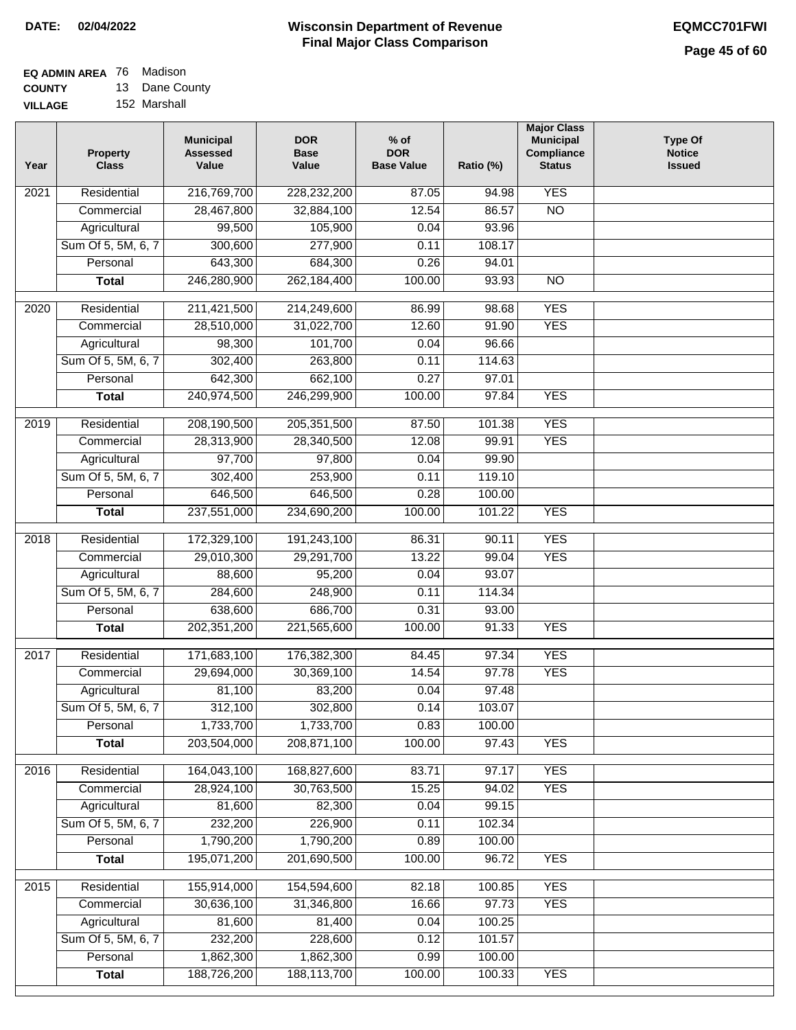**DATE:** 02/04/2022

# Wisconsin Department of Revenue
## Final Major Class Comparison

**EQMCC701FWI**

**EQ ADMIN AREA** 76 Madison
**COUNTY** 13 Dane County
**VILLAGE** 152 Marshall

| Year | Property Class | Municipal Assessed Value | DOR Base Value | % of DOR Base Value | Ratio (%) | Major Class Municipal Compliance Status | Type Of Notice Issued |
|---|---|---|---|---|---|---|---|
| 2021 | Residential | 216,769,700 | 228,232,200 | 87.05 | 94.98 | YES | |
| | Commercial | 28,467,800 | 32,884,100 | 12.54 | 86.57 | NO | |
| | Agricultural | 99,500 | 105,900 | 0.04 | 93.96 | | |
| | Sum Of 5, 5M, 6, 7 | 300,600 | 277,900 | 0.11 | 108.17 | | |
| | Personal | 643,300 | 684,300 | 0.26 | 94.01 | | |
| | **Total** | 246,280,900 | 262,184,400 | 100.00 | 93.93 | NO | |
| 2020 | Residential | 211,421,500 | 214,249,600 | 86.99 | 98.68 | YES | |
| | Commercial | 28,510,000 | 31,022,700 | 12.60 | 91.90 | YES | |
| | Agricultural | 98,300 | 101,700 | 0.04 | 96.66 | | |
| | Sum Of 5, 5M, 6, 7 | 302,400 | 263,800 | 0.11 | 114.63 | | |
| | Personal | 642,300 | 662,100 | 0.27 | 97.01 | | |
| | **Total** | 240,974,500 | 246,299,900 | 100.00 | 97.84 | YES | |
| 2019 | Residential | 208,190,500 | 205,351,500 | 87.50 | 101.38 | YES | |
| | Commercial | 28,313,900 | 28,340,500 | 12.08 | 99.91 | YES | |
| | Agricultural | 97,700 | 97,800 | 0.04 | 99.90 | | |
| | Sum Of 5, 5M, 6, 7 | 302,400 | 253,900 | 0.11 | 119.10 | | |
| | Personal | 646,500 | 646,500 | 0.28 | 100.00 | | |
| | **Total** | 237,551,000 | 234,690,200 | 100.00 | 101.22 | YES | |
| 2018 | Residential | 172,329,100 | 191,243,100 | 86.31 | 90.11 | YES | |
| | Commercial | 29,010,300 | 29,291,700 | 13.22 | 99.04 | YES | |
| | Agricultural | 88,600 | 95,200 | 0.04 | 93.07 | | |
| | Sum Of 5, 5M, 6, 7 | 284,600 | 248,900 | 0.11 | 114.34 | | |
| | Personal | 638,600 | 686,700 | 0.31 | 93.00 | | |
| | **Total** | 202,351,200 | 221,565,600 | 100.00 | 91.33 | YES | |
| 2017 | Residential | 171,683,100 | 176,382,300 | 84.45 | 97.34 | YES | |
| | Commercial | 29,694,000 | 30,369,100 | 14.54 | 97.78 | YES | |
| | Agricultural | 81,100 | 83,200 | 0.04 | 97.48 | | |
| | Sum Of 5, 5M, 6, 7 | 312,100 | 302,800 | 0.14 | 103.07 | | |
| | Personal | 1,733,700 | 1,733,700 | 0.83 | 100.00 | | |
| | **Total** | 203,504,000 | 208,871,100 | 100.00 | 97.43 | YES | |
| 2016 | Residential | 164,043,100 | 168,827,600 | 83.71 | 97.17 | YES | |
| | Commercial | 28,924,100 | 30,763,500 | 15.25 | 94.02 | YES | |
| | Agricultural | 81,600 | 82,300 | 0.04 | 99.15 | | |
| | Sum Of 5, 5M, 6, 7 | 232,200 | 226,900 | 0.11 | 102.34 | | |
| | Personal | 1,790,200 | 1,790,200 | 0.89 | 100.00 | | |
| | **Total** | 195,071,200 | 201,690,500 | 100.00 | 96.72 | YES | |
| 2015 | Residential | 155,914,000 | 154,594,600 | 82.18 | 100.85 | YES | |
| | Commercial | 30,636,100 | 31,346,800 | 16.66 | 97.73 | YES | |
| | Agricultural | 81,600 | 81,400 | 0.04 | 100.25 | | |
| | Sum Of 5, 5M, 6, 7 | 232,200 | 228,600 | 0.12 | 101.57 | | |
| | Personal | 1,862,300 | 1,862,300 | 0.99 | 100.00 | | |
| | **Total** | 188,726,200 | 188,113,700 | 100.00 | 100.33 | YES | |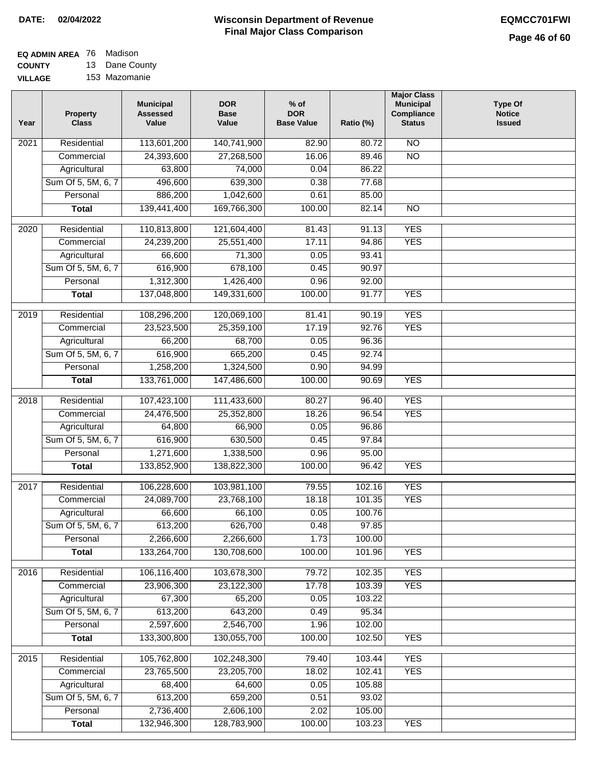**DATE: 02/04/2022**

# Wisconsin Department of Revenue
## Final Major Class Comparison

**EQMCC701FWI**

**EQ ADMIN AREA** 76 Madison
**COUNTY** 13 Dane County
**VILLAGE** 153 Mazomanie

| Year | Property Class | Municipal Assessed Value | DOR Base Value | % of DOR Base Value | Ratio (%) | Major Class Municipal Compliance Status | Type Of Notice Issued |
|---|---|---|---|---|---|---|---|
| 2021 | Residential | 113,601,200 | 140,741,900 | 82.90 | 80.72 | NO | |
| | Commercial | 24,393,600 | 27,268,500 | 16.06 | 89.46 | NO | |
| | Agricultural | 63,800 | 74,000 | 0.04 | 86.22 | | |
| | Sum Of 5, 5M, 6, 7 | 496,600 | 639,300 | 0.38 | 77.68 | | |
| | Personal | 886,200 | 1,042,600 | 0.61 | 85.00 | | |
| | **Total** | 139,441,400 | 169,766,300 | 100.00 | 82.14 | NO | |
| 2020 | Residential | 110,813,800 | 121,604,400 | 81.43 | 91.13 | YES | |
| | Commercial | 24,239,200 | 25,551,400 | 17.11 | 94.86 | YES | |
| | Agricultural | 66,600 | 71,300 | 0.05 | 93.41 | | |
| | Sum Of 5, 5M, 6, 7 | 616,900 | 678,100 | 0.45 | 90.97 | | |
| | Personal | 1,312,300 | 1,426,400 | 0.96 | 92.00 | | |
| | **Total** | 137,048,800 | 149,331,600 | 100.00 | 91.77 | YES | |
| 2019 | Residential | 108,296,200 | 120,069,100 | 81.41 | 90.19 | YES | |
| | Commercial | 23,523,500 | 25,359,100 | 17.19 | 92.76 | YES | |
| | Agricultural | 66,200 | 68,700 | 0.05 | 96.36 | | |
| | Sum Of 5, 5M, 6, 7 | 616,900 | 665,200 | 0.45 | 92.74 | | |
| | Personal | 1,258,200 | 1,324,500 | 0.90 | 94.99 | | |
| | **Total** | 133,761,000 | 147,486,600 | 100.00 | 90.69 | YES | |
| 2018 | Residential | 107,423,100 | 111,433,600 | 80.27 | 96.40 | YES | |
| | Commercial | 24,476,500 | 25,352,800 | 18.26 | 96.54 | YES | |
| | Agricultural | 64,800 | 66,900 | 0.05 | 96.86 | | |
| | Sum Of 5, 5M, 6, 7 | 616,900 | 630,500 | 0.45 | 97.84 | | |
| | Personal | 1,271,600 | 1,338,500 | 0.96 | 95.00 | | |
| | **Total** | 133,852,900 | 138,822,300 | 100.00 | 96.42 | YES | |
| 2017 | Residential | 106,228,600 | 103,981,100 | 79.55 | 102.16 | YES | |
| | Commercial | 24,089,700 | 23,768,100 | 18.18 | 101.35 | YES | |
| | Agricultural | 66,600 | 66,100 | 0.05 | 100.76 | | |
| | Sum Of 5, 5M, 6, 7 | 613,200 | 626,700 | 0.48 | 97.85 | | |
| | Personal | 2,266,600 | 2,266,600 | 1.73 | 100.00 | | |
| | **Total** | 133,264,700 | 130,708,600 | 100.00 | 101.96 | YES | |
| 2016 | Residential | 106,116,400 | 103,678,300 | 79.72 | 102.35 | YES | |
| | Commercial | 23,906,300 | 23,122,300 | 17.78 | 103.39 | YES | |
| | Agricultural | 67,300 | 65,200 | 0.05 | 103.22 | | |
| | Sum Of 5, 5M, 6, 7 | 613,200 | 643,200 | 0.49 | 95.34 | | |
| | Personal | 2,597,600 | 2,546,700 | 1.96 | 102.00 | | |
| | **Total** | 133,300,800 | 130,055,700 | 100.00 | 102.50 | YES | |
| 2015 | Residential | 105,762,800 | 102,248,300 | 79.40 | 103.44 | YES | |
| | Commercial | 23,765,500 | 23,205,700 | 18.02 | 102.41 | YES | |
| | Agricultural | 68,400 | 64,600 | 0.05 | 105.88 | | |
| | Sum Of 5, 5M, 6, 7 | 613,200 | 659,200 | 0.51 | 93.02 | | |
| | Personal | 2,736,400 | 2,606,100 | 2.02 | 105.00 | | |
| | **Total** | 132,946,300 | 128,783,900 | 100.00 | 103.23 | YES | |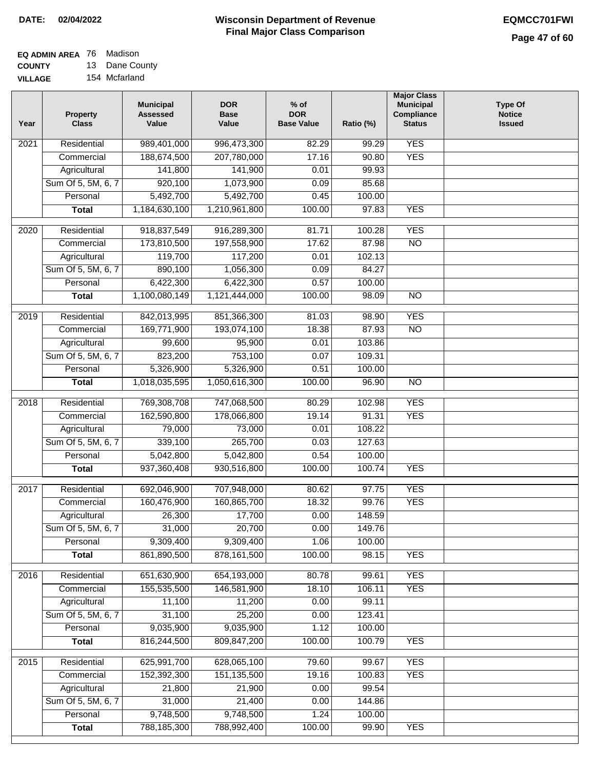**DATE:** 02/04/2022

# Wisconsin Department of Revenue
## Final Major Class Comparison

**EQMCC701FWI**

**EQ ADMIN AREA** 76 Madison
**COUNTY** 13 Dane County
**VILLAGE** 154 Mcfarland

| Year | Property Class | Municipal Assessed Value | DOR Base Value | % of DOR Base Value | Ratio (%) | Major Class Municipal Compliance Status | Type Of Notice Issued |
|---|---|---|---|---|---|---|---|
| 2021 | Residential | 989,401,000 | 996,473,300 | 82.29 | 99.29 | YES | |
| | Commercial | 188,674,500 | 207,780,000 | 17.16 | 90.80 | YES | |
| | Agricultural | 141,800 | 141,900 | 0.01 | 99.93 | | |
| | Sum Of 5, 5M, 6, 7 | 920,100 | 1,073,900 | 0.09 | 85.68 | | |
| | Personal | 5,492,700 | 5,492,700 | 0.45 | 100.00 | | |
| | **Total** | 1,184,630,100 | 1,210,961,800 | 100.00 | 97.83 | YES | |
| 2020 | Residential | 918,837,549 | 916,289,300 | 81.71 | 100.28 | YES | |
| | Commercial | 173,810,500 | 197,558,900 | 17.62 | 87.98 | NO | |
| | Agricultural | 119,700 | 117,200 | 0.01 | 102.13 | | |
| | Sum Of 5, 5M, 6, 7 | 890,100 | 1,056,300 | 0.09 | 84.27 | | |
| | Personal | 6,422,300 | 6,422,300 | 0.57 | 100.00 | | |
| | **Total** | 1,100,080,149 | 1,121,444,000 | 100.00 | 98.09 | NO | |
| 2019 | Residential | 842,013,995 | 851,366,300 | 81.03 | 98.90 | YES | |
| | Commercial | 169,771,900 | 193,074,100 | 18.38 | 87.93 | NO | |
| | Agricultural | 99,600 | 95,900 | 0.01 | 103.86 | | |
| | Sum Of 5, 5M, 6, 7 | 823,200 | 753,100 | 0.07 | 109.31 | | |
| | Personal | 5,326,900 | 5,326,900 | 0.51 | 100.00 | | |
| | **Total** | 1,018,035,595 | 1,050,616,300 | 100.00 | 96.90 | NO | |
| 2018 | Residential | 769,308,708 | 747,068,500 | 80.29 | 102.98 | YES | |
| | Commercial | 162,590,800 | 178,066,800 | 19.14 | 91.31 | YES | |
| | Agricultural | 79,000 | 73,000 | 0.01 | 108.22 | | |
| | Sum Of 5, 5M, 6, 7 | 339,100 | 265,700 | 0.03 | 127.63 | | |
| | Personal | 5,042,800 | 5,042,800 | 0.54 | 100.00 | | |
| | **Total** | 937,360,408 | 930,516,800 | 100.00 | 100.74 | YES | |
| 2017 | Residential | 692,046,900 | 707,948,000 | 80.62 | 97.75 | YES | |
| | Commercial | 160,476,900 | 160,865,700 | 18.32 | 99.76 | YES | |
| | Agricultural | 26,300 | 17,700 | 0.00 | 148.59 | | |
| | Sum Of 5, 5M, 6, 7 | 31,000 | 20,700 | 0.00 | 149.76 | | |
| | Personal | 9,309,400 | 9,309,400 | 1.06 | 100.00 | | |
| | **Total** | 861,890,500 | 878,161,500 | 100.00 | 98.15 | YES | |
| 2016 | Residential | 651,630,900 | 654,193,000 | 80.78 | 99.61 | YES | |
| | Commercial | 155,535,500 | 146,581,900 | 18.10 | 106.11 | YES | |
| | Agricultural | 11,100 | 11,200 | 0.00 | 99.11 | | |
| | Sum Of 5, 5M, 6, 7 | 31,100 | 25,200 | 0.00 | 123.41 | | |
| | Personal | 9,035,900 | 9,035,900 | 1.12 | 100.00 | | |
| | **Total** | 816,244,500 | 809,847,200 | 100.00 | 100.79 | YES | |
| 2015 | Residential | 625,991,700 | 628,065,100 | 79.60 | 99.67 | YES | |
| | Commercial | 152,392,300 | 151,135,500 | 19.16 | 100.83 | YES | |
| | Agricultural | 21,800 | 21,900 | 0.00 | 99.54 | | |
| | Sum Of 5, 5M, 6, 7 | 31,000 | 21,400 | 0.00 | 144.86 | | |
| | Personal | 9,748,500 | 9,748,500 | 1.24 | 100.00 | | |
| | **Total** | 788,185,300 | 788,992,400 | 100.00 | 99.90 | YES | |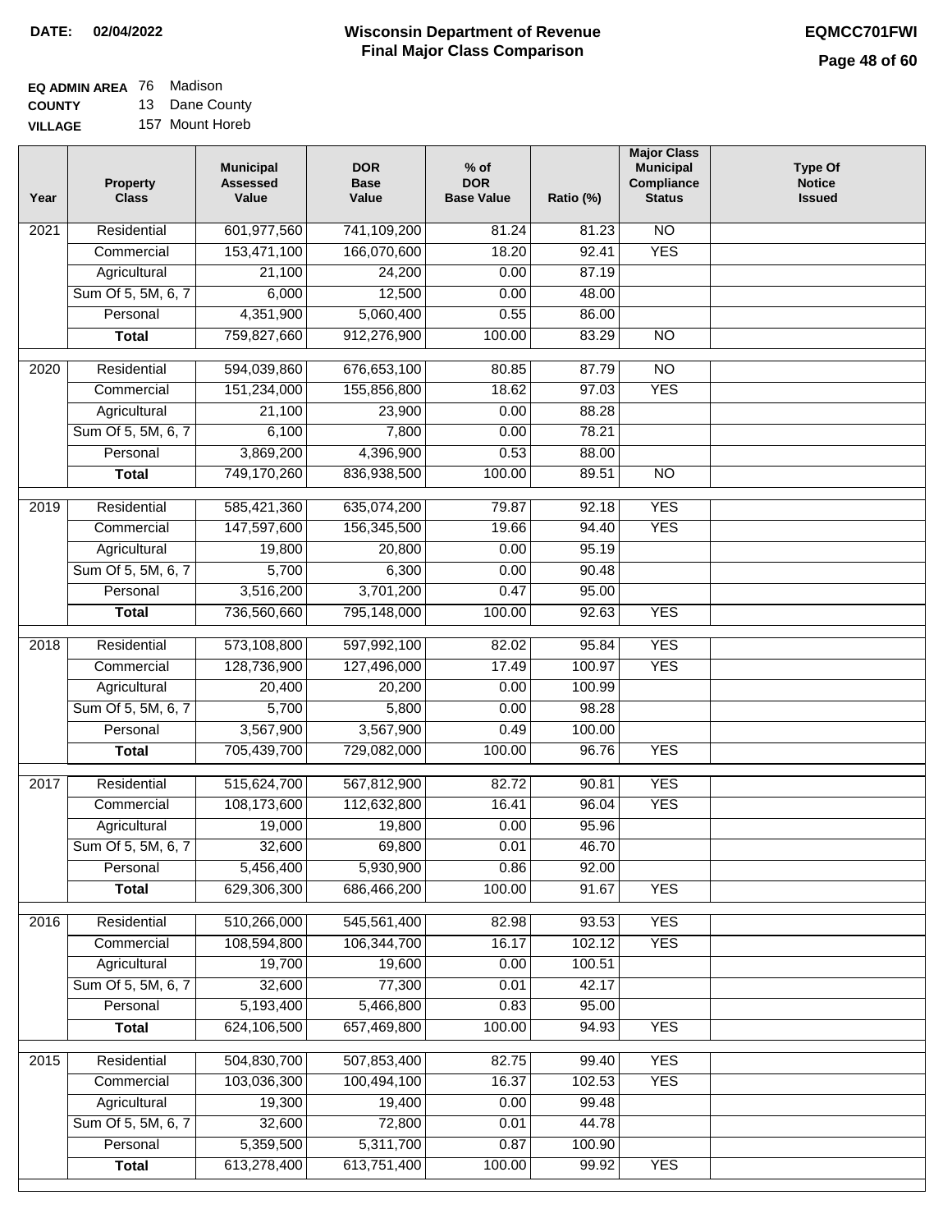DATE: 02/04/2022

# Wisconsin Department of Revenue
## Final Major Class Comparison

EQMCC701FWI

**EQ ADMIN AREA** 76 Madison
**COUNTY** 13 Dane County
**VILLAGE** 157 Mount Horeb

| Year | Property Class | Municipal Assessed Value | DOR Base Value | % of DOR Base Value | Ratio (%) | Major Class Municipal Compliance Status | Type Of Notice Issued |
|---|---|---|---|---|---|---|---|
| 2021 | Residential | 601,977,560 | 741,109,200 | 81.24 | 81.23 | NO | |
| | Commercial | 153,471,100 | 166,070,600 | 18.20 | 92.41 | YES | |
| | Agricultural | 21,100 | 24,200 | 0.00 | 87.19 | | |
| | Sum Of 5, 5M, 6, 7 | 6,000 | 12,500 | 0.00 | 48.00 | | |
| | Personal | 4,351,900 | 5,060,400 | 0.55 | 86.00 | | |
| | **Total** | 759,827,660 | 912,276,900 | 100.00 | 83.29 | NO | |
| 2020 | Residential | 594,039,860 | 676,653,100 | 80.85 | 87.79 | NO | |
| | Commercial | 151,234,000 | 155,856,800 | 18.62 | 97.03 | YES | |
| | Agricultural | 21,100 | 23,900 | 0.00 | 88.28 | | |
| | Sum Of 5, 5M, 6, 7 | 6,100 | 7,800 | 0.00 | 78.21 | | |
| | Personal | 3,869,200 | 4,396,900 | 0.53 | 88.00 | | |
| | **Total** | 749,170,260 | 836,938,500 | 100.00 | 89.51 | NO | |
| 2019 | Residential | 585,421,360 | 635,074,200 | 79.87 | 92.18 | YES | |
| | Commercial | 147,597,600 | 156,345,500 | 19.66 | 94.40 | YES | |
| | Agricultural | 19,800 | 20,800 | 0.00 | 95.19 | | |
| | Sum Of 5, 5M, 6, 7 | 5,700 | 6,300 | 0.00 | 90.48 | | |
| | Personal | 3,516,200 | 3,701,200 | 0.47 | 95.00 | | |
| | **Total** | 736,560,660 | 795,148,000 | 100.00 | 92.63 | YES | |
| 2018 | Residential | 573,108,800 | 597,992,100 | 82.02 | 95.84 | YES | |
| | Commercial | 128,736,900 | 127,496,000 | 17.49 | 100.97 | YES | |
| | Agricultural | 20,400 | 20,200 | 0.00 | 100.99 | | |
| | Sum Of 5, 5M, 6, 7 | 5,700 | 5,800 | 0.00 | 98.28 | | |
| | Personal | 3,567,900 | 3,567,900 | 0.49 | 100.00 | | |
| | **Total** | 705,439,700 | 729,082,000 | 100.00 | 96.76 | YES | |
| 2017 | Residential | 515,624,700 | 567,812,900 | 82.72 | 90.81 | YES | |
| | Commercial | 108,173,600 | 112,632,800 | 16.41 | 96.04 | YES | |
| | Agricultural | 19,000 | 19,800 | 0.00 | 95.96 | | |
| | Sum Of 5, 5M, 6, 7 | 32,600 | 69,800 | 0.01 | 46.70 | | |
| | Personal | 5,456,400 | 5,930,900 | 0.86 | 92.00 | | |
| | **Total** | 629,306,300 | 686,466,200 | 100.00 | 91.67 | YES | |
| 2016 | Residential | 510,266,000 | 545,561,400 | 82.98 | 93.53 | YES | |
| | Commercial | 108,594,800 | 106,344,700 | 16.17 | 102.12 | YES | |
| | Agricultural | 19,700 | 19,600 | 0.00 | 100.51 | | |
| | Sum Of 5, 5M, 6, 7 | 32,600 | 77,300 | 0.01 | 42.17 | | |
| | Personal | 5,193,400 | 5,466,800 | 0.83 | 95.00 | | |
| | **Total** | 624,106,500 | 657,469,800 | 100.00 | 94.93 | YES | |
| 2015 | Residential | 504,830,700 | 507,853,400 | 82.75 | 99.40 | YES | |
| | Commercial | 103,036,300 | 100,494,100 | 16.37 | 102.53 | YES | |
| | Agricultural | 19,300 | 19,400 | 0.00 | 99.48 | | |
| | Sum Of 5, 5M, 6, 7 | 32,600 | 72,800 | 0.01 | 44.78 | | |
| | Personal | 5,359,500 | 5,311,700 | 0.87 | 100.90 | | |
| | **Total** | 613,278,400 | 613,751,400 | 100.00 | 99.92 | YES | |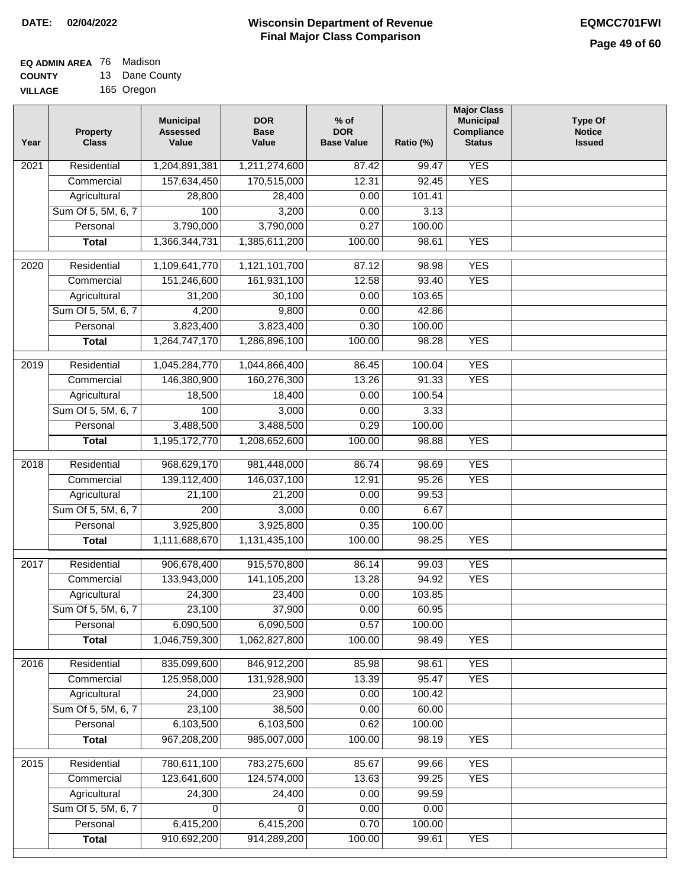**DATE:** 02/04/2022

# Wisconsin Department of Revenue
## Final Major Class Comparison

**EQMCC701FWI**

**EQ ADMIN AREA** 76 Madison
**COUNTY** 13 Dane County
**VILLAGE** 165 Oregon

| Year | Property Class | Municipal Assessed Value | DOR Base Value | % of DOR Base Value | Ratio (%) | Major Class Municipal Compliance Status | Type Of Notice Issued |
|---|---|---|---|---|---|---|---|
| 2021 | Residential | 1,204,891,381 | 1,211,274,600 | 87.42 | 99.47 | YES | |
| | Commercial | 157,634,450 | 170,515,000 | 12.31 | 92.45 | YES | |
| | Agricultural | 28,800 | 28,400 | 0.00 | 101.41 | | |
| | Sum Of 5, 5M, 6, 7 | 100 | 3,200 | 0.00 | 3.13 | | |
| | Personal | 3,790,000 | 3,790,000 | 0.27 | 100.00 | | |
| | **Total** | 1,366,344,731 | 1,385,611,200 | 100.00 | 98.61 | YES | |
| 2020 | Residential | 1,109,641,770 | 1,121,101,700 | 87.12 | 98.98 | YES | |
| | Commercial | 151,246,600 | 161,931,100 | 12.58 | 93.40 | YES | |
| | Agricultural | 31,200 | 30,100 | 0.00 | 103.65 | | |
| | Sum Of 5, 5M, 6, 7 | 4,200 | 9,800 | 0.00 | 42.86 | | |
| | Personal | 3,823,400 | 3,823,400 | 0.30 | 100.00 | | |
| | **Total** | 1,264,747,170 | 1,286,896,100 | 100.00 | 98.28 | YES | |
| 2019 | Residential | 1,045,284,770 | 1,044,866,400 | 86.45 | 100.04 | YES | |
| | Commercial | 146,380,900 | 160,276,300 | 13.26 | 91.33 | YES | |
| | Agricultural | 18,500 | 18,400 | 0.00 | 100.54 | | |
| | Sum Of 5, 5M, 6, 7 | 100 | 3,000 | 0.00 | 3.33 | | |
| | Personal | 3,488,500 | 3,488,500 | 0.29 | 100.00 | | |
| | **Total** | 1,195,172,770 | 1,208,652,600 | 100.00 | 98.88 | YES | |
| 2018 | Residential | 968,629,170 | 981,448,000 | 86.74 | 98.69 | YES | |
| | Commercial | 139,112,400 | 146,037,100 | 12.91 | 95.26 | YES | |
| | Agricultural | 21,100 | 21,200 | 0.00 | 99.53 | | |
| | Sum Of 5, 5M, 6, 7 | 200 | 3,000 | 0.00 | 6.67 | | |
| | Personal | 3,925,800 | 3,925,800 | 0.35 | 100.00 | | |
| | **Total** | 1,111,688,670 | 1,131,435,100 | 100.00 | 98.25 | YES | |
| 2017 | Residential | 906,678,400 | 915,570,800 | 86.14 | 99.03 | YES | |
| | Commercial | 133,943,000 | 141,105,200 | 13.28 | 94.92 | YES | |
| | Agricultural | 24,300 | 23,400 | 0.00 | 103.85 | | |
| | Sum Of 5, 5M, 6, 7 | 23,100 | 37,900 | 0.00 | 60.95 | | |
| | Personal | 6,090,500 | 6,090,500 | 0.57 | 100.00 | | |
| | **Total** | 1,046,759,300 | 1,062,827,800 | 100.00 | 98.49 | YES | |
| 2016 | Residential | 835,099,600 | 846,912,200 | 85.98 | 98.61 | YES | |
| | Commercial | 125,958,000 | 131,928,900 | 13.39 | 95.47 | YES | |
| | Agricultural | 24,000 | 23,900 | 0.00 | 100.42 | | |
| | Sum Of 5, 5M, 6, 7 | 23,100 | 38,500 | 0.00 | 60.00 | | |
| | Personal | 6,103,500 | 6,103,500 | 0.62 | 100.00 | | |
| | **Total** | 967,208,200 | 985,007,000 | 100.00 | 98.19 | YES | |
| 2015 | Residential | 780,611,100 | 783,275,600 | 85.67 | 99.66 | YES | |
| | Commercial | 123,641,600 | 124,574,000 | 13.63 | 99.25 | YES | |
| | Agricultural | 24,300 | 24,400 | 0.00 | 99.59 | | |
| | Sum Of 5, 5M, 6, 7 | 0 | 0 | 0.00 | 0.00 | | |
| | Personal | 6,415,200 | 6,415,200 | 0.70 | 100.00 | | |
| | **Total** | 910,692,200 | 914,289,200 | 100.00 | 99.61 | YES | |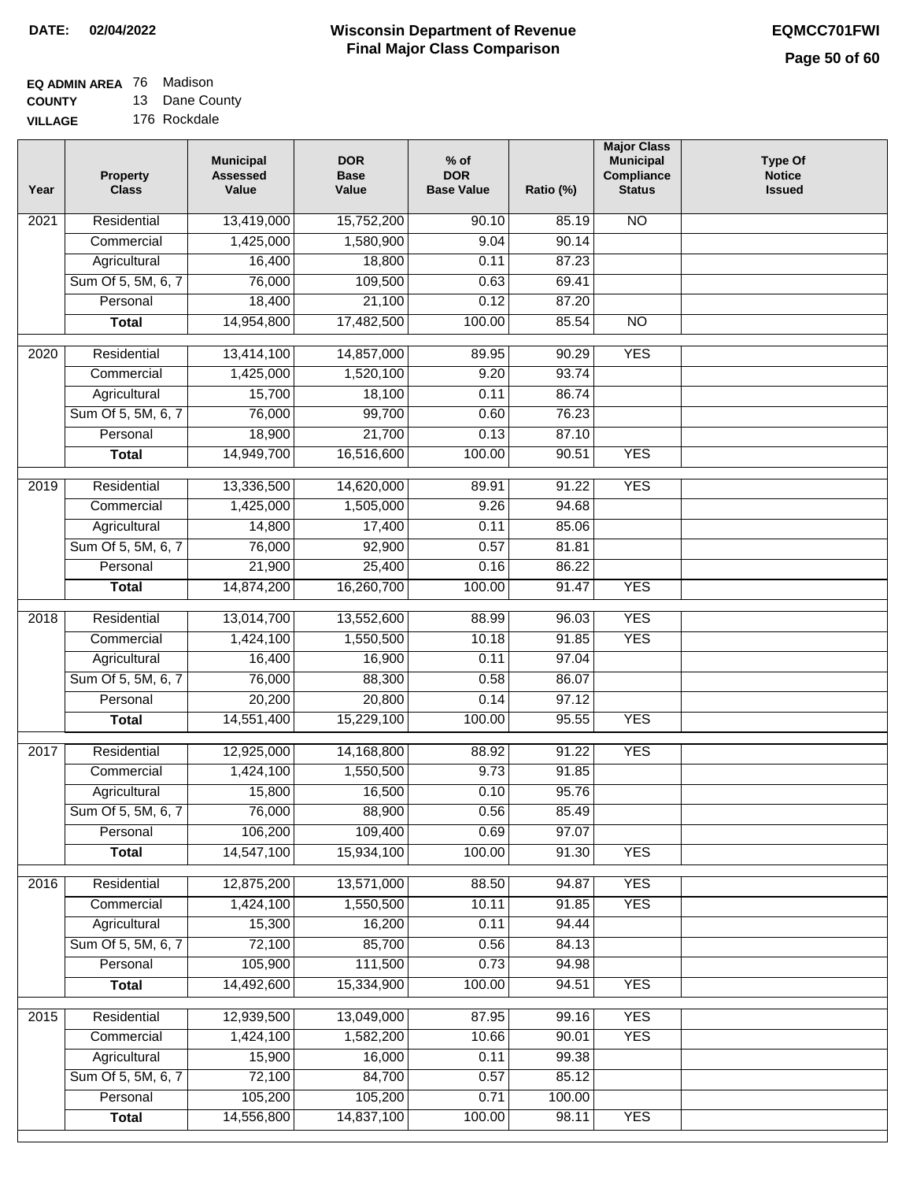**DATE:** 02/04/2022

# Wisconsin Department of Revenue
## Final Major Class Comparison

**EQMCC701FWI**

**EQ ADMIN AREA** 76 Madison
**COUNTY** 13 Dane County
**VILLAGE** 176 Rockdale

| Year | Property Class | Municipal Assessed Value | DOR Base Value | % of DOR Base Value | Ratio (%) | Major Class Municipal Compliance Status | Type Of Notice Issued |
|---|---|---|---|---|---|---|---|
| 2021 | Residential | 13,419,000 | 15,752,200 | 90.10 | 85.19 | NO | |
| | Commercial | 1,425,000 | 1,580,900 | 9.04 | 90.14 | | |
| | Agricultural | 16,400 | 18,800 | 0.11 | 87.23 | | |
| | Sum Of 5, 5M, 6, 7 | 76,000 | 109,500 | 0.63 | 69.41 | | |
| | Personal | 18,400 | 21,100 | 0.12 | 87.20 | | |
| | **Total** | 14,954,800 | 17,482,500 | 100.00 | 85.54 | NO | |
| 2020 | Residential | 13,414,100 | 14,857,000 | 89.95 | 90.29 | YES | |
| | Commercial | 1,425,000 | 1,520,100 | 9.20 | 93.74 | | |
| | Agricultural | 15,700 | 18,100 | 0.11 | 86.74 | | |
| | Sum Of 5, 5M, 6, 7 | 76,000 | 99,700 | 0.60 | 76.23 | | |
| | Personal | 18,900 | 21,700 | 0.13 | 87.10 | | |
| | **Total** | 14,949,700 | 16,516,600 | 100.00 | 90.51 | YES | |
| 2019 | Residential | 13,336,500 | 14,620,000 | 89.91 | 91.22 | YES | |
| | Commercial | 1,425,000 | 1,505,000 | 9.26 | 94.68 | | |
| | Agricultural | 14,800 | 17,400 | 0.11 | 85.06 | | |
| | Sum Of 5, 5M, 6, 7 | 76,000 | 92,900 | 0.57 | 81.81 | | |
| | Personal | 21,900 | 25,400 | 0.16 | 86.22 | | |
| | **Total** | 14,874,200 | 16,260,700 | 100.00 | 91.47 | YES | |
| 2018 | Residential | 13,014,700 | 13,552,600 | 88.99 | 96.03 | YES | |
| | Commercial | 1,424,100 | 1,550,500 | 10.18 | 91.85 | YES | |
| | Agricultural | 16,400 | 16,900 | 0.11 | 97.04 | | |
| | Sum Of 5, 5M, 6, 7 | 76,000 | 88,300 | 0.58 | 86.07 | | |
| | Personal | 20,200 | 20,800 | 0.14 | 97.12 | | |
| | **Total** | 14,551,400 | 15,229,100 | 100.00 | 95.55 | YES | |
| 2017 | Residential | 12,925,000 | 14,168,800 | 88.92 | 91.22 | YES | |
| | Commercial | 1,424,100 | 1,550,500 | 9.73 | 91.85 | | |
| | Agricultural | 15,800 | 16,500 | 0.10 | 95.76 | | |
| | Sum Of 5, 5M, 6, 7 | 76,000 | 88,900 | 0.56 | 85.49 | | |
| | Personal | 106,200 | 109,400 | 0.69 | 97.07 | | |
| | **Total** | 14,547,100 | 15,934,100 | 100.00 | 91.30 | YES | |
| 2016 | Residential | 12,875,200 | 13,571,000 | 88.50 | 94.87 | YES | |
| | Commercial | 1,424,100 | 1,550,500 | 10.11 | 91.85 | YES | |
| | Agricultural | 15,300 | 16,200 | 0.11 | 94.44 | | |
| | Sum Of 5, 5M, 6, 7 | 72,100 | 85,700 | 0.56 | 84.13 | | |
| | Personal | 105,900 | 111,500 | 0.73 | 94.98 | | |
| | **Total** | 14,492,600 | 15,334,900 | 100.00 | 94.51 | YES | |
| 2015 | Residential | 12,939,500 | 13,049,000 | 87.95 | 99.16 | YES | |
| | Commercial | 1,424,100 | 1,582,200 | 10.66 | 90.01 | YES | |
| | Agricultural | 15,900 | 16,000 | 0.11 | 99.38 | | |
| | Sum Of 5, 5M, 6, 7 | 72,100 | 84,700 | 0.57 | 85.12 | | |
| | Personal | 105,200 | 105,200 | 0.71 | 100.00 | | |
| | **Total** | 14,556,800 | 14,837,100 | 100.00 | 98.11 | YES | |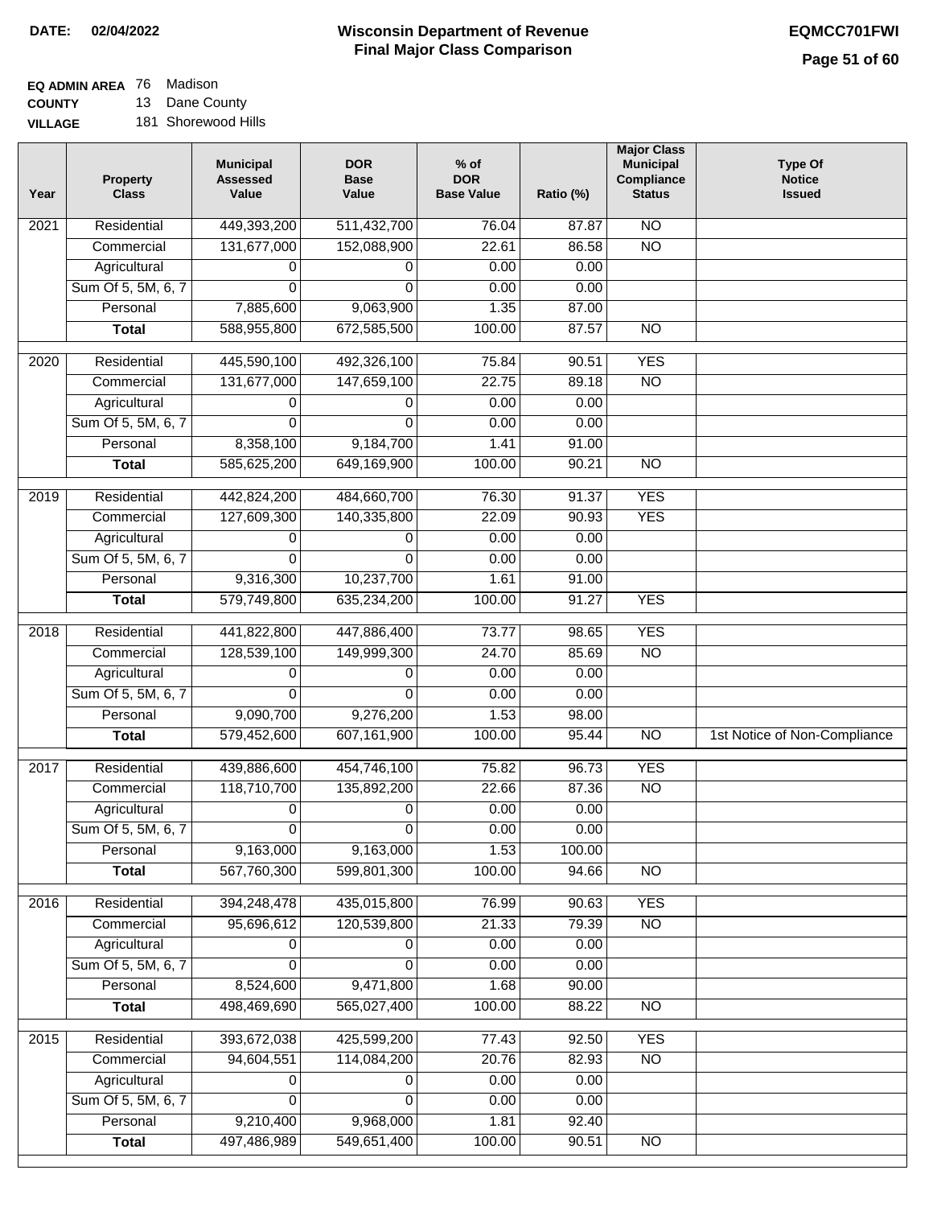**DATE: 02/04/2022**

# Wisconsin Department of Revenue
## Final Major Class Comparison

**EQMCC701FWI**

**EQ ADMIN AREA** 76 Madison
**COUNTY** 13 Dane County
**VILLAGE** 181 Shorewood Hills

| Year | Property Class | Municipal Assessed Value | DOR Base Value | % of DOR Base Value | Ratio (%) | Major Class Municipal Compliance Status | Type Of Notice Issued |
|---|---|---|---|---|---|---|---|
| 2021 | Residential | 449,393,200 | 511,432,700 | 76.04 | 87.87 | NO | |
| | Commercial | 131,677,000 | 152,088,900 | 22.61 | 86.58 | NO | |
| | Agricultural | 0 | 0 | 0.00 | 0.00 | | |
| | Sum Of 5, 5M, 6, 7 | 0 | 0 | 0.00 | 0.00 | | |
| | Personal | 7,885,600 | 9,063,900 | 1.35 | 87.00 | | |
| | **Total** | 588,955,800 | 672,585,500 | 100.00 | 87.57 | NO | |
| 2020 | Residential | 445,590,100 | 492,326,100 | 75.84 | 90.51 | YES | |
| | Commercial | 131,677,000 | 147,659,100 | 22.75 | 89.18 | NO | |
| | Agricultural | 0 | 0 | 0.00 | 0.00 | | |
| | Sum Of 5, 5M, 6, 7 | 0 | 0 | 0.00 | 0.00 | | |
| | Personal | 8,358,100 | 9,184,700 | 1.41 | 91.00 | | |
| | **Total** | 585,625,200 | 649,169,900 | 100.00 | 90.21 | NO | |
| 2019 | Residential | 442,824,200 | 484,660,700 | 76.30 | 91.37 | YES | |
| | Commercial | 127,609,300 | 140,335,800 | 22.09 | 90.93 | YES | |
| | Agricultural | 0 | 0 | 0.00 | 0.00 | | |
| | Sum Of 5, 5M, 6, 7 | 0 | 0 | 0.00 | 0.00 | | |
| | Personal | 9,316,300 | 10,237,700 | 1.61 | 91.00 | | |
| | **Total** | 579,749,800 | 635,234,200 | 100.00 | 91.27 | YES | |
| 2018 | Residential | 441,822,800 | 447,886,400 | 73.77 | 98.65 | YES | |
| | Commercial | 128,539,100 | 149,999,300 | 24.70 | 85.69 | NO | |
| | Agricultural | 0 | 0 | 0.00 | 0.00 | | |
| | Sum Of 5, 5M, 6, 7 | 0 | 0 | 0.00 | 0.00 | | |
| | Personal | 9,090,700 | 9,276,200 | 1.53 | 98.00 | | |
| | **Total** | 579,452,600 | 607,161,900 | 100.00 | 95.44 | NO | 1st Notice of Non-Compliance |
| 2017 | Residential | 439,886,600 | 454,746,100 | 75.82 | 96.73 | YES | |
| | Commercial | 118,710,700 | 135,892,200 | 22.66 | 87.36 | NO | |
| | Agricultural | 0 | 0 | 0.00 | 0.00 | | |
| | Sum Of 5, 5M, 6, 7 | 0 | 0 | 0.00 | 0.00 | | |
| | Personal | 9,163,000 | 9,163,000 | 1.53 | 100.00 | | |
| | **Total** | 567,760,300 | 599,801,300 | 100.00 | 94.66 | NO | |
| 2016 | Residential | 394,248,478 | 435,015,800 | 76.99 | 90.63 | YES | |
| | Commercial | 95,696,612 | 120,539,800 | 21.33 | 79.39 | NO | |
| | Agricultural | 0 | 0 | 0.00 | 0.00 | | |
| | Sum Of 5, 5M, 6, 7 | 0 | 0 | 0.00 | 0.00 | | |
| | Personal | 8,524,600 | 9,471,800 | 1.68 | 90.00 | | |
| | **Total** | 498,469,690 | 565,027,400 | 100.00 | 88.22 | NO | |
| 2015 | Residential | 393,672,038 | 425,599,200 | 77.43 | 92.50 | YES | |
| | Commercial | 94,604,551 | 114,084,200 | 20.76 | 82.93 | NO | |
| | Agricultural | 0 | 0 | 0.00 | 0.00 | | |
| | Sum Of 5, 5M, 6, 7 | 0 | 0 | 0.00 | 0.00 | | |
| | Personal | 9,210,400 | 9,968,000 | 1.81 | 92.40 | | |
| | **Total** | 497,486,989 | 549,651,400 | 100.00 | 90.51 | NO | |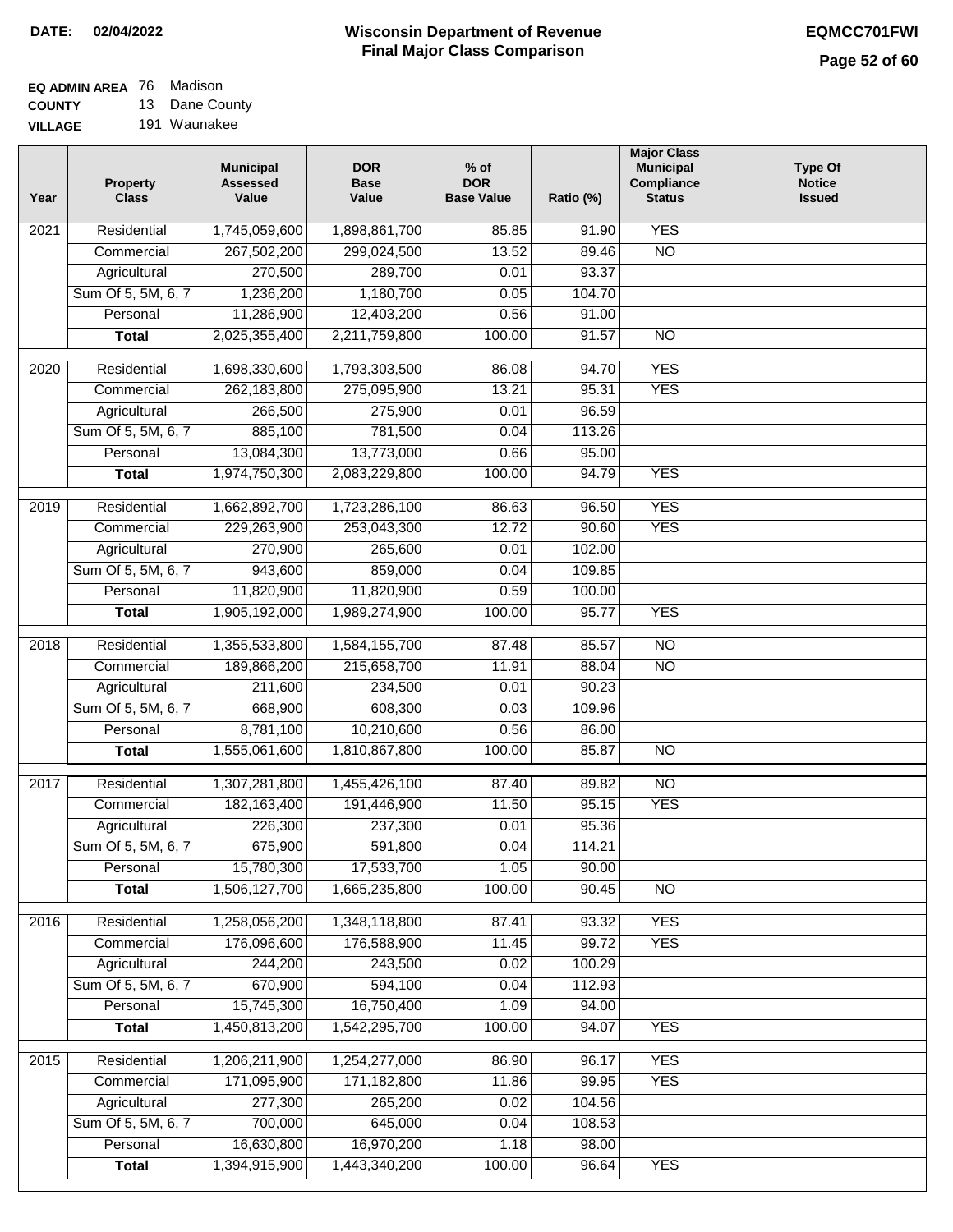**DATE: 02/04/2022**

# Wisconsin Department of Revenue
## Final Major Class Comparison

**EQMCC701FWI**

**EQ ADMIN AREA** 76 Madison
**COUNTY** 13 Dane County
**VILLAGE** 191 Waunakee

| Year | Property Class | Municipal Assessed Value | DOR Base Value | % of DOR Base Value | Ratio (%) | Major Class Municipal Compliance Status | Type Of Notice Issued |
|---|---|---|---|---|---|---|---|
| 2021 | Residential | 1,745,059,600 | 1,898,861,700 | 85.85 | 91.90 | YES | |
| | Commercial | 267,502,200 | 299,024,500 | 13.52 | 89.46 | NO | |
| | Agricultural | 270,500 | 289,700 | 0.01 | 93.37 | | |
| | Sum Of 5, 5M, 6, 7 | 1,236,200 | 1,180,700 | 0.05 | 104.70 | | |
| | Personal | 11,286,900 | 12,403,200 | 0.56 | 91.00 | | |
| | **Total** | 2,025,355,400 | 2,211,759,800 | 100.00 | 91.57 | NO | |
| 2020 | Residential | 1,698,330,600 | 1,793,303,500 | 86.08 | 94.70 | YES | |
| | Commercial | 262,183,800 | 275,095,900 | 13.21 | 95.31 | YES | |
| | Agricultural | 266,500 | 275,900 | 0.01 | 96.59 | | |
| | Sum Of 5, 5M, 6, 7 | 885,100 | 781,500 | 0.04 | 113.26 | | |
| | Personal | 13,084,300 | 13,773,000 | 0.66 | 95.00 | | |
| | **Total** | 1,974,750,300 | 2,083,229,800 | 100.00 | 94.79 | YES | |
| 2019 | Residential | 1,662,892,700 | 1,723,286,100 | 86.63 | 96.50 | YES | |
| | Commercial | 229,263,900 | 253,043,300 | 12.72 | 90.60 | YES | |
| | Agricultural | 270,900 | 265,600 | 0.01 | 102.00 | | |
| | Sum Of 5, 5M, 6, 7 | 943,600 | 859,000 | 0.04 | 109.85 | | |
| | Personal | 11,820,900 | 11,820,900 | 0.59 | 100.00 | | |
| | **Total** | 1,905,192,000 | 1,989,274,900 | 100.00 | 95.77 | YES | |
| 2018 | Residential | 1,355,533,800 | 1,584,155,700 | 87.48 | 85.57 | NO | |
| | Commercial | 189,866,200 | 215,658,700 | 11.91 | 88.04 | NO | |
| | Agricultural | 211,600 | 234,500 | 0.01 | 90.23 | | |
| | Sum Of 5, 5M, 6, 7 | 668,900 | 608,300 | 0.03 | 109.96 | | |
| | Personal | 8,781,100 | 10,210,600 | 0.56 | 86.00 | | |
| | **Total** | 1,555,061,600 | 1,810,867,800 | 100.00 | 85.87 | NO | |
| 2017 | Residential | 1,307,281,800 | 1,455,426,100 | 87.40 | 89.82 | NO | |
| | Commercial | 182,163,400 | 191,446,900 | 11.50 | 95.15 | YES | |
| | Agricultural | 226,300 | 237,300 | 0.01 | 95.36 | | |
| | Sum Of 5, 5M, 6, 7 | 675,900 | 591,800 | 0.04 | 114.21 | | |
| | Personal | 15,780,300 | 17,533,700 | 1.05 | 90.00 | | |
| | **Total** | 1,506,127,700 | 1,665,235,800 | 100.00 | 90.45 | NO | |
| 2016 | Residential | 1,258,056,200 | 1,348,118,800 | 87.41 | 93.32 | YES | |
| | Commercial | 176,096,600 | 176,588,900 | 11.45 | 99.72 | YES | |
| | Agricultural | 244,200 | 243,500 | 0.02 | 100.29 | | |
| | Sum Of 5, 5M, 6, 7 | 670,900 | 594,100 | 0.04 | 112.93 | | |
| | Personal | 15,745,300 | 16,750,400 | 1.09 | 94.00 | | |
| | **Total** | 1,450,813,200 | 1,542,295,700 | 100.00 | 94.07 | YES | |
| 2015 | Residential | 1,206,211,900 | 1,254,277,000 | 86.90 | 96.17 | YES | |
| | Commercial | 171,095,900 | 171,182,800 | 11.86 | 99.95 | YES | |
| | Agricultural | 277,300 | 265,200 | 0.02 | 104.56 | | |
| | Sum Of 5, 5M, 6, 7 | 700,000 | 645,000 | 0.04 | 108.53 | | |
| | Personal | 16,630,800 | 16,970,200 | 1.18 | 98.00 | | |
| | **Total** | 1,394,915,900 | 1,443,340,200 | 100.00 | 96.64 | YES | |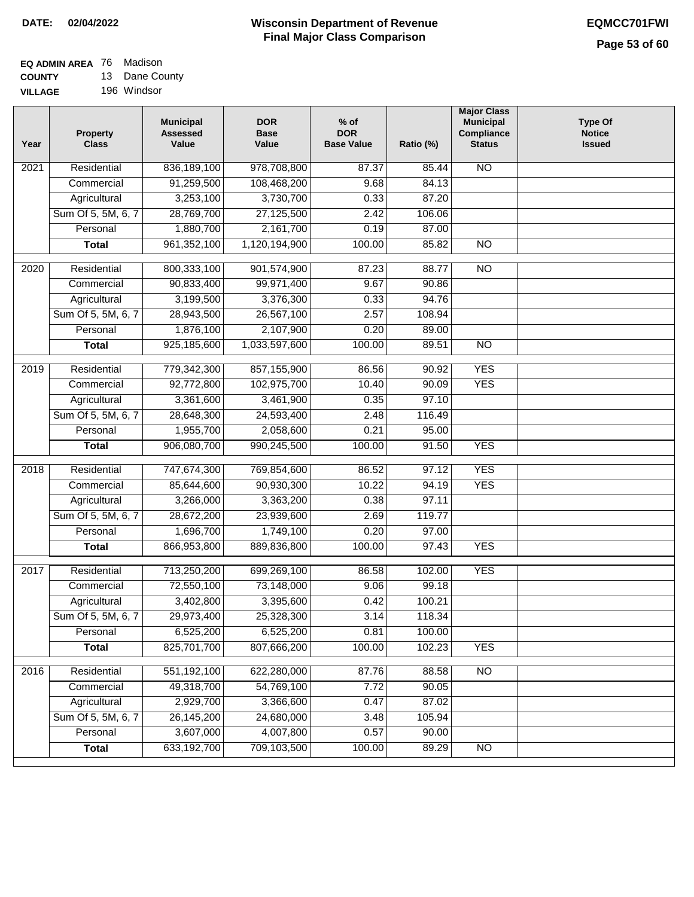**DATE: 02/04/2022**

# Wisconsin Department of Revenue
## Final Major Class Comparison

**EQMCC701FWI**

**EQ ADMIN AREA** 76 Madison
**COUNTY** 13 Dane County
**VILLAGE** 196 Windsor

| Year | Property Class | Municipal Assessed Value | DOR Base Value | % of DOR Base Value | Ratio (%) | Major Class Municipal Compliance Status | Type Of Notice Issued |
|---|---|---|---|---|---|---|---|
| 2021 | Residential | 836,189,100 | 978,708,800 | 87.37 | 85.44 | NO | |
| | Commercial | 91,259,500 | 108,468,200 | 9.68 | 84.13 | | |
| | Agricultural | 3,253,100 | 3,730,700 | 0.33 | 87.20 | | |
| | Sum Of 5, 5M, 6, 7 | 28,769,700 | 27,125,500 | 2.42 | 106.06 | | |
| | Personal | 1,880,700 | 2,161,700 | 0.19 | 87.00 | | |
| | **Total** | 961,352,100 | 1,120,194,900 | 100.00 | 85.82 | NO | |
| 2020 | Residential | 800,333,100 | 901,574,900 | 87.23 | 88.77 | NO | |
| | Commercial | 90,833,400 | 99,971,400 | 9.67 | 90.86 | | |
| | Agricultural | 3,199,500 | 3,376,300 | 0.33 | 94.76 | | |
| | Sum Of 5, 5M, 6, 7 | 28,943,500 | 26,567,100 | 2.57 | 108.94 | | |
| | Personal | 1,876,100 | 2,107,900 | 0.20 | 89.00 | | |
| | **Total** | 925,185,600 | 1,033,597,600 | 100.00 | 89.51 | NO | |
| 2019 | Residential | 779,342,300 | 857,155,900 | 86.56 | 90.92 | YES | |
| | Commercial | 92,772,800 | 102,975,700 | 10.40 | 90.09 | YES | |
| | Agricultural | 3,361,600 | 3,461,900 | 0.35 | 97.10 | | |
| | Sum Of 5, 5M, 6, 7 | 28,648,300 | 24,593,400 | 2.48 | 116.49 | | |
| | Personal | 1,955,700 | 2,058,600 | 0.21 | 95.00 | | |
| | **Total** | 906,080,700 | 990,245,500 | 100.00 | 91.50 | YES | |
| 2018 | Residential | 747,674,300 | 769,854,600 | 86.52 | 97.12 | YES | |
| | Commercial | 85,644,600 | 90,930,300 | 10.22 | 94.19 | YES | |
| | Agricultural | 3,266,000 | 3,363,200 | 0.38 | 97.11 | | |
| | Sum Of 5, 5M, 6, 7 | 28,672,200 | 23,939,600 | 2.69 | 119.77 | | |
| | Personal | 1,696,700 | 1,749,100 | 0.20 | 97.00 | | |
| | **Total** | 866,953,800 | 889,836,800 | 100.00 | 97.43 | YES | |
| 2017 | Residential | 713,250,200 | 699,269,100 | 86.58 | 102.00 | YES | |
| | Commercial | 72,550,100 | 73,148,000 | 9.06 | 99.18 | | |
| | Agricultural | 3,402,800 | 3,395,600 | 0.42 | 100.21 | | |
| | Sum Of 5, 5M, 6, 7 | 29,973,400 | 25,328,300 | 3.14 | 118.34 | | |
| | Personal | 6,525,200 | 6,525,200 | 0.81 | 100.00 | | |
| | **Total** | 825,701,700 | 807,666,200 | 100.00 | 102.23 | YES | |
| 2016 | Residential | 551,192,100 | 622,280,000 | 87.76 | 88.58 | NO | |
| | Commercial | 49,318,700 | 54,769,100 | 7.72 | 90.05 | | |
| | Agricultural | 2,929,700 | 3,366,600 | 0.47 | 87.02 | | |
| | Sum Of 5, 5M, 6, 7 | 26,145,200 | 24,680,000 | 3.48 | 105.94 | | |
| | Personal | 3,607,000 | 4,007,800 | 0.57 | 90.00 | | |
| | **Total** | 633,192,700 | 709,103,500 | 100.00 | 89.29 | NO | |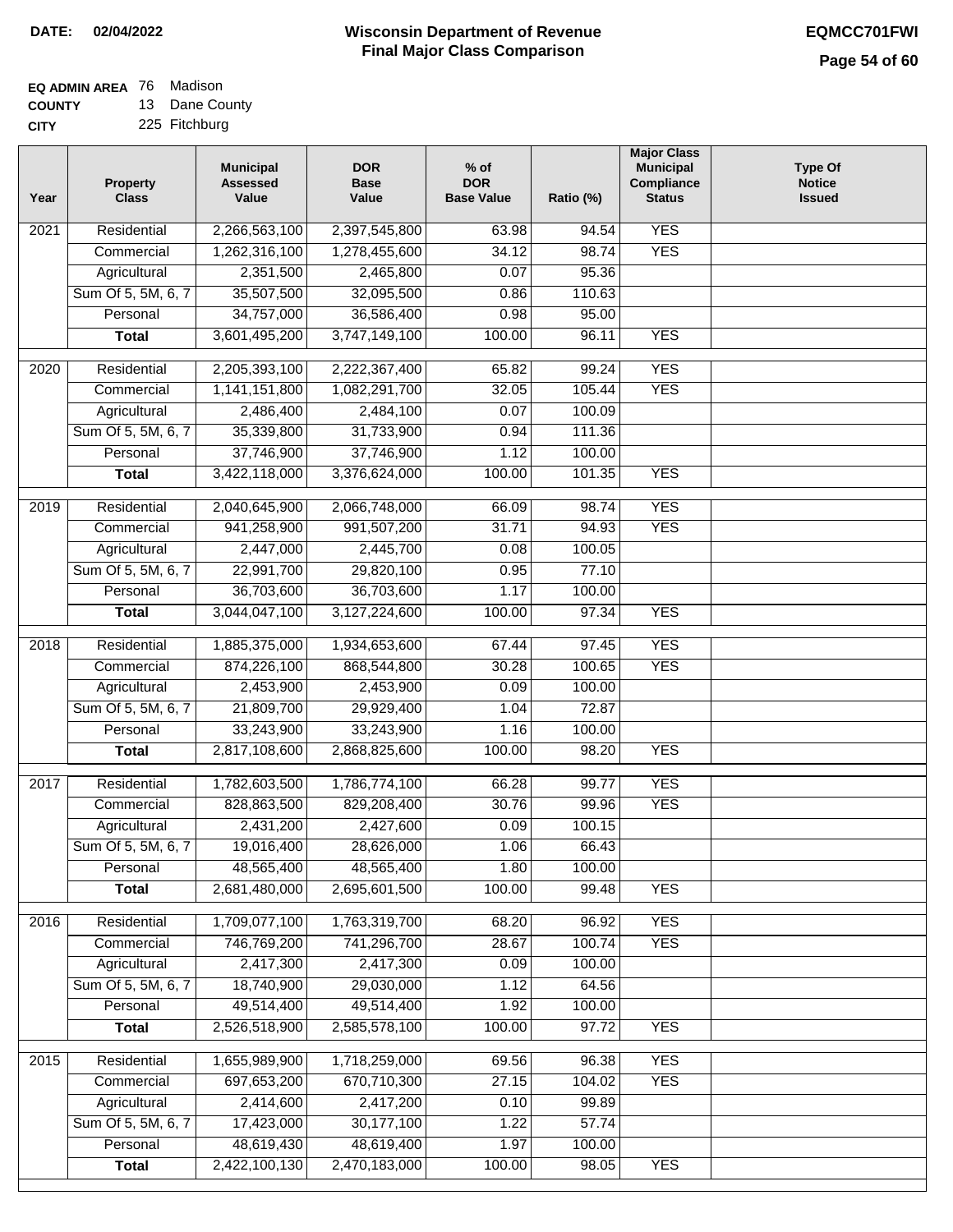**DATE:** 02/04/2022

# Wisconsin Department of Revenue
## Final Major Class Comparison

**EQMCC701FWI**

**EQ ADMIN AREA** 76 Madison
**COUNTY** 13 Dane County
**CITY** 225 Fitchburg

| Year | Property Class | Municipal Assessed Value | DOR Base Value | % of DOR Base Value | Ratio (%) | Major Class Municipal Compliance Status | Type Of Notice Issued |
|---|---|---|---|---|---|---|---|
| 2021 | Residential | 2,266,563,100 | 2,397,545,800 | 63.98 | 94.54 | YES | |
| | Commercial | 1,262,316,100 | 1,278,455,600 | 34.12 | 98.74 | YES | |
| | Agricultural | 2,351,500 | 2,465,800 | 0.07 | 95.36 | | |
| | Sum Of 5, 5M, 6, 7 | 35,507,500 | 32,095,500 | 0.86 | 110.63 | | |
| | Personal | 34,757,000 | 36,586,400 | 0.98 | 95.00 | | |
| | **Total** | 3,601,495,200 | 3,747,149,100 | 100.00 | 96.11 | YES | |
| 2020 | Residential | 2,205,393,100 | 2,222,367,400 | 65.82 | 99.24 | YES | |
| | Commercial | 1,141,151,800 | 1,082,291,700 | 32.05 | 105.44 | YES | |
| | Agricultural | 2,486,400 | 2,484,100 | 0.07 | 100.09 | | |
| | Sum Of 5, 5M, 6, 7 | 35,339,800 | 31,733,900 | 0.94 | 111.36 | | |
| | Personal | 37,746,900 | 37,746,900 | 1.12 | 100.00 | | |
| | **Total** | 3,422,118,000 | 3,376,624,000 | 100.00 | 101.35 | YES | |
| 2019 | Residential | 2,040,645,900 | 2,066,748,000 | 66.09 | 98.74 | YES | |
| | Commercial | 941,258,900 | 991,507,200 | 31.71 | 94.93 | YES | |
| | Agricultural | 2,447,000 | 2,445,700 | 0.08 | 100.05 | | |
| | Sum Of 5, 5M, 6, 7 | 22,991,700 | 29,820,100 | 0.95 | 77.10 | | |
| | Personal | 36,703,600 | 36,703,600 | 1.17 | 100.00 | | |
| | **Total** | 3,044,047,100 | 3,127,224,600 | 100.00 | 97.34 | YES | |
| 2018 | Residential | 1,885,375,000 | 1,934,653,600 | 67.44 | 97.45 | YES | |
| | Commercial | 874,226,100 | 868,544,800 | 30.28 | 100.65 | YES | |
| | Agricultural | 2,453,900 | 2,453,900 | 0.09 | 100.00 | | |
| | Sum Of 5, 5M, 6, 7 | 21,809,700 | 29,929,400 | 1.04 | 72.87 | | |
| | Personal | 33,243,900 | 33,243,900 | 1.16 | 100.00 | | |
| | **Total** | 2,817,108,600 | 2,868,825,600 | 100.00 | 98.20 | YES | |
| 2017 | Residential | 1,782,603,500 | 1,786,774,100 | 66.28 | 99.77 | YES | |
| | Commercial | 828,863,500 | 829,208,400 | 30.76 | 99.96 | YES | |
| | Agricultural | 2,431,200 | 2,427,600 | 0.09 | 100.15 | | |
| | Sum Of 5, 5M, 6, 7 | 19,016,400 | 28,626,000 | 1.06 | 66.43 | | |
| | Personal | 48,565,400 | 48,565,400 | 1.80 | 100.00 | | |
| | **Total** | 2,681,480,000 | 2,695,601,500 | 100.00 | 99.48 | YES | |
| 2016 | Residential | 1,709,077,100 | 1,763,319,700 | 68.20 | 96.92 | YES | |
| | Commercial | 746,769,200 | 741,296,700 | 28.67 | 100.74 | YES | |
| | Agricultural | 2,417,300 | 2,417,300 | 0.09 | 100.00 | | |
| | Sum Of 5, 5M, 6, 7 | 18,740,900 | 29,030,000 | 1.12 | 64.56 | | |
| | Personal | 49,514,400 | 49,514,400 | 1.92 | 100.00 | | |
| | **Total** | 2,526,518,900 | 2,585,578,100 | 100.00 | 97.72 | YES | |
| 2015 | Residential | 1,655,989,900 | 1,718,259,000 | 69.56 | 96.38 | YES | |
| | Commercial | 697,653,200 | 670,710,300 | 27.15 | 104.02 | YES | |
| | Agricultural | 2,414,600 | 2,417,200 | 0.10 | 99.89 | | |
| | Sum Of 5, 5M, 6, 7 | 17,423,000 | 30,177,100 | 1.22 | 57.74 | | |
| | Personal | 48,619,430 | 48,619,400 | 1.97 | 100.00 | | |
| | **Total** | 2,422,100,130 | 2,470,183,000 | 100.00 | 98.05 | YES | |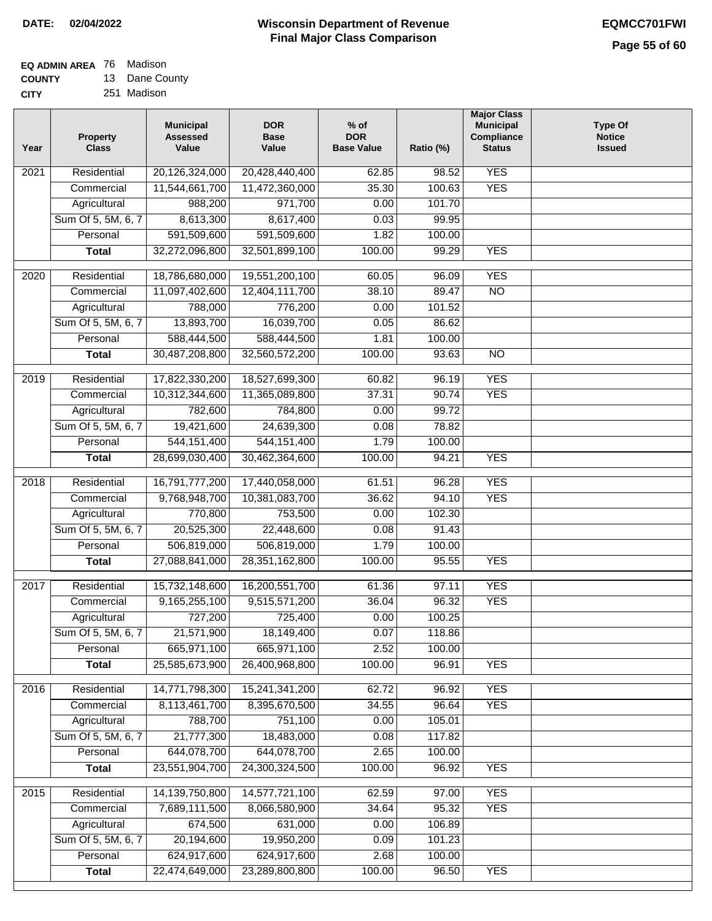**DATE:** 02/04/2022

# Wisconsin Department of Revenue
## Final Major Class Comparison

**EQMCC701FWI**

**EQ ADMIN AREA** 76 Madison
**COUNTY** 13 Dane County
**CITY** 251 Madison

| Year | Property Class | Municipal Assessed Value | DOR Base Value | % of DOR Base Value | Ratio (%) | Major Class Municipal Compliance Status | Type Of Notice Issued |
|---|---|---|---|---|---|---|---|
| 2021 | Residential | 20,126,324,000 | 20,428,440,400 | 62.85 | 98.52 | YES | |
| | Commercial | 11,544,661,700 | 11,472,360,000 | 35.30 | 100.63 | YES | |
| | Agricultural | 988,200 | 971,700 | 0.00 | 101.70 | | |
| | Sum Of 5, 5M, 6, 7 | 8,613,300 | 8,617,400 | 0.03 | 99.95 | | |
| | Personal | 591,509,600 | 591,509,600 | 1.82 | 100.00 | | |
| | **Total** | 32,272,096,800 | 32,501,899,100 | 100.00 | 99.29 | YES | |
| 2020 | Residential | 18,786,680,000 | 19,551,200,100 | 60.05 | 96.09 | YES | |
| | Commercial | 11,097,402,600 | 12,404,111,700 | 38.10 | 89.47 | NO | |
| | Agricultural | 788,000 | 776,200 | 0.00 | 101.52 | | |
| | Sum Of 5, 5M, 6, 7 | 13,893,700 | 16,039,700 | 0.05 | 86.62 | | |
| | Personal | 588,444,500 | 588,444,500 | 1.81 | 100.00 | | |
| | **Total** | 30,487,208,800 | 32,560,572,200 | 100.00 | 93.63 | NO | |
| 2019 | Residential | 17,822,330,200 | 18,527,699,300 | 60.82 | 96.19 | YES | |
| | Commercial | 10,312,344,600 | 11,365,089,800 | 37.31 | 90.74 | YES | |
| | Agricultural | 782,600 | 784,800 | 0.00 | 99.72 | | |
| | Sum Of 5, 5M, 6, 7 | 19,421,600 | 24,639,300 | 0.08 | 78.82 | | |
| | Personal | 544,151,400 | 544,151,400 | 1.79 | 100.00 | | |
| | **Total** | 28,699,030,400 | 30,462,364,600 | 100.00 | 94.21 | YES | |
| 2018 | Residential | 16,791,777,200 | 17,440,058,000 | 61.51 | 96.28 | YES | |
| | Commercial | 9,768,948,700 | 10,381,083,700 | 36.62 | 94.10 | YES | |
| | Agricultural | 770,800 | 753,500 | 0.00 | 102.30 | | |
| | Sum Of 5, 5M, 6, 7 | 20,525,300 | 22,448,600 | 0.08 | 91.43 | | |
| | Personal | 506,819,000 | 506,819,000 | 1.79 | 100.00 | | |
| | **Total** | 27,088,841,000 | 28,351,162,800 | 100.00 | 95.55 | YES | |
| 2017 | Residential | 15,732,148,600 | 16,200,551,700 | 61.36 | 97.11 | YES | |
| | Commercial | 9,165,255,100 | 9,515,571,200 | 36.04 | 96.32 | YES | |
| | Agricultural | 727,200 | 725,400 | 0.00 | 100.25 | | |
| | Sum Of 5, 5M, 6, 7 | 21,571,900 | 18,149,400 | 0.07 | 118.86 | | |
| | Personal | 665,971,100 | 665,971,100 | 2.52 | 100.00 | | |
| | **Total** | 25,585,673,900 | 26,400,968,800 | 100.00 | 96.91 | YES | |
| 2016 | Residential | 14,771,798,300 | 15,241,341,200 | 62.72 | 96.92 | YES | |
| | Commercial | 8,113,461,700 | 8,395,670,500 | 34.55 | 96.64 | YES | |
| | Agricultural | 788,700 | 751,100 | 0.00 | 105.01 | | |
| | Sum Of 5, 5M, 6, 7 | 21,777,300 | 18,483,000 | 0.08 | 117.82 | | |
| | Personal | 644,078,700 | 644,078,700 | 2.65 | 100.00 | | |
| | **Total** | 23,551,904,700 | 24,300,324,500 | 100.00 | 96.92 | YES | |
| 2015 | Residential | 14,139,750,800 | 14,577,721,100 | 62.59 | 97.00 | YES | |
| | Commercial | 7,689,111,500 | 8,066,580,900 | 34.64 | 95.32 | YES | |
| | Agricultural | 674,500 | 631,000 | 0.00 | 106.89 | | |
| | Sum Of 5, 5M, 6, 7 | 20,194,600 | 19,950,200 | 0.09 | 101.23 | | |
| | Personal | 624,917,600 | 624,917,600 | 2.68 | 100.00 | | |
| | **Total** | 22,474,649,000 | 23,289,800,800 | 100.00 | 96.50 | YES | |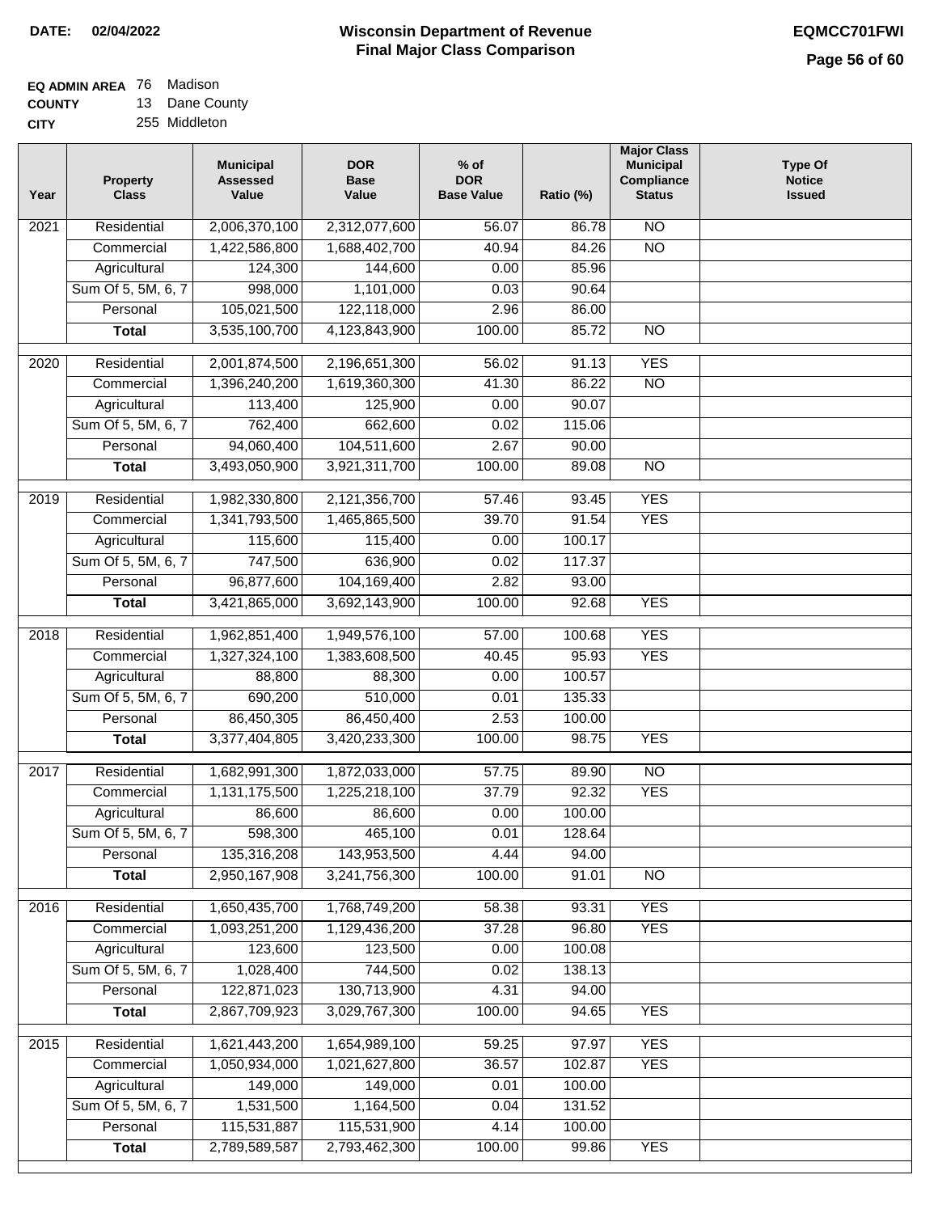**DATE:** 02/04/2022

# Wisconsin Department of Revenue
## Final Major Class Comparison

**EQMCC701FWI**

**EQ ADMIN AREA** 76 Madison
**COUNTY** 13 Dane County
**CITY** 255 Middleton

| Year | Property Class | Municipal Assessed Value | DOR Base Value | % of DOR Base Value | Ratio (%) | Major Class Municipal Compliance Status | Type Of Notice Issued |
|---|---|---|---|---|---|---|---|
| 2021 | Residential | 2,006,370,100 | 2,312,077,600 | 56.07 | 86.78 | NO | |
| | Commercial | 1,422,586,800 | 1,688,402,700 | 40.94 | 84.26 | NO | |
| | Agricultural | 124,300 | 144,600 | 0.00 | 85.96 | | |
| | Sum Of 5, 5M, 6, 7 | 998,000 | 1,101,000 | 0.03 | 90.64 | | |
| | Personal | 105,021,500 | 122,118,000 | 2.96 | 86.00 | | |
| | **Total** | 3,535,100,700 | 4,123,843,900 | 100.00 | 85.72 | NO | |
| 2020 | Residential | 2,001,874,500 | 2,196,651,300 | 56.02 | 91.13 | YES | |
| | Commercial | 1,396,240,200 | 1,619,360,300 | 41.30 | 86.22 | NO | |
| | Agricultural | 113,400 | 125,900 | 0.00 | 90.07 | | |
| | Sum Of 5, 5M, 6, 7 | 762,400 | 662,600 | 0.02 | 115.06 | | |
| | Personal | 94,060,400 | 104,511,600 | 2.67 | 90.00 | | |
| | **Total** | 3,493,050,900 | 3,921,311,700 | 100.00 | 89.08 | NO | |
| 2019 | Residential | 1,982,330,800 | 2,121,356,700 | 57.46 | 93.45 | YES | |
| | Commercial | 1,341,793,500 | 1,465,865,500 | 39.70 | 91.54 | YES | |
| | Agricultural | 115,600 | 115,400 | 0.00 | 100.17 | | |
| | Sum Of 5, 5M, 6, 7 | 747,500 | 636,900 | 0.02 | 117.37 | | |
| | Personal | 96,877,600 | 104,169,400 | 2.82 | 93.00 | | |
| | **Total** | 3,421,865,000 | 3,692,143,900 | 100.00 | 92.68 | YES | |
| 2018 | Residential | 1,962,851,400 | 1,949,576,100 | 57.00 | 100.68 | YES | |
| | Commercial | 1,327,324,100 | 1,383,608,500 | 40.45 | 95.93 | YES | |
| | Agricultural | 88,800 | 88,300 | 0.00 | 100.57 | | |
| | Sum Of 5, 5M, 6, 7 | 690,200 | 510,000 | 0.01 | 135.33 | | |
| | Personal | 86,450,305 | 86,450,400 | 2.53 | 100.00 | | |
| | **Total** | 3,377,404,805 | 3,420,233,300 | 100.00 | 98.75 | YES | |
| 2017 | Residential | 1,682,991,300 | 1,872,033,000 | 57.75 | 89.90 | NO | |
| | Commercial | 1,131,175,500 | 1,225,218,100 | 37.79 | 92.32 | YES | |
| | Agricultural | 86,600 | 86,600 | 0.00 | 100.00 | | |
| | Sum Of 5, 5M, 6, 7 | 598,300 | 465,100 | 0.01 | 128.64 | | |
| | Personal | 135,316,208 | 143,953,500 | 4.44 | 94.00 | | |
| | **Total** | 2,950,167,908 | 3,241,756,300 | 100.00 | 91.01 | NO | |
| 2016 | Residential | 1,650,435,700 | 1,768,749,200 | 58.38 | 93.31 | YES | |
| | Commercial | 1,093,251,200 | 1,129,436,200 | 37.28 | 96.80 | YES | |
| | Agricultural | 123,600 | 123,500 | 0.00 | 100.08 | | |
| | Sum Of 5, 5M, 6, 7 | 1,028,400 | 744,500 | 0.02 | 138.13 | | |
| | Personal | 122,871,023 | 130,713,900 | 4.31 | 94.00 | | |
| | **Total** | 2,867,709,923 | 3,029,767,300 | 100.00 | 94.65 | YES | |
| 2015 | Residential | 1,621,443,200 | 1,654,989,100 | 59.25 | 97.97 | YES | |
| | Commercial | 1,050,934,000 | 1,021,627,800 | 36.57 | 102.87 | YES | |
| | Agricultural | 149,000 | 149,000 | 0.01 | 100.00 | | |
| | Sum Of 5, 5M, 6, 7 | 1,531,500 | 1,164,500 | 0.04 | 131.52 | | |
| | Personal | 115,531,887 | 115,531,900 | 4.14 | 100.00 | | |
| | **Total** | 2,789,589,587 | 2,793,462,300 | 100.00 | 99.86 | YES | |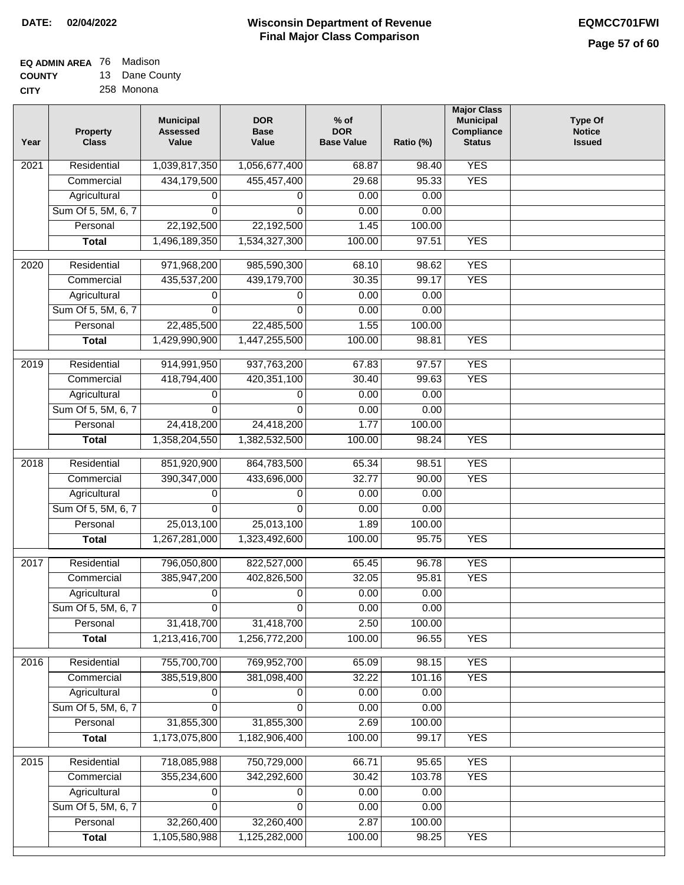**DATE: 02/04/2022**

# Wisconsin Department of Revenue
## Final Major Class Comparison

**EQMCC701FWI**

**EQ ADMIN AREA** 76 Madison
**COUNTY** 13 Dane County
**CITY** 258 Monona

| Year | Property Class | Municipal Assessed Value | DOR Base Value | % of DOR Base Value | Ratio (%) | Major Class Municipal Compliance Status | Type Of Notice Issued |
|---|---|---|---|---|---|---|---|
| 2021 | Residential | 1,039,817,350 | 1,056,677,400 | 68.87 | 98.40 | YES | |
| | Commercial | 434,179,500 | 455,457,400 | 29.68 | 95.33 | YES | |
| | Agricultural | 0 | 0 | 0.00 | 0.00 | | |
| | Sum Of 5, 5M, 6, 7 | 0 | 0 | 0.00 | 0.00 | | |
| | Personal | 22,192,500 | 22,192,500 | 1.45 | 100.00 | | |
| | **Total** | 1,496,189,350 | 1,534,327,300 | 100.00 | 97.51 | YES | |
| 2020 | Residential | 971,968,200 | 985,590,300 | 68.10 | 98.62 | YES | |
| | Commercial | 435,537,200 | 439,179,700 | 30.35 | 99.17 | YES | |
| | Agricultural | 0 | 0 | 0.00 | 0.00 | | |
| | Sum Of 5, 5M, 6, 7 | 0 | 0 | 0.00 | 0.00 | | |
| | Personal | 22,485,500 | 22,485,500 | 1.55 | 100.00 | | |
| | **Total** | 1,429,990,900 | 1,447,255,500 | 100.00 | 98.81 | YES | |
| 2019 | Residential | 914,991,950 | 937,763,200 | 67.83 | 97.57 | YES | |
| | Commercial | 418,794,400 | 420,351,100 | 30.40 | 99.63 | YES | |
| | Agricultural | 0 | 0 | 0.00 | 0.00 | | |
| | Sum Of 5, 5M, 6, 7 | 0 | 0 | 0.00 | 0.00 | | |
| | Personal | 24,418,200 | 24,418,200 | 1.77 | 100.00 | | |
| | **Total** | 1,358,204,550 | 1,382,532,500 | 100.00 | 98.24 | YES | |
| 2018 | Residential | 851,920,900 | 864,783,500 | 65.34 | 98.51 | YES | |
| | Commercial | 390,347,000 | 433,696,000 | 32.77 | 90.00 | YES | |
| | Agricultural | 0 | 0 | 0.00 | 0.00 | | |
| | Sum Of 5, 5M, 6, 7 | 0 | 0 | 0.00 | 0.00 | | |
| | Personal | 25,013,100 | 25,013,100 | 1.89 | 100.00 | | |
| | **Total** | 1,267,281,000 | 1,323,492,600 | 100.00 | 95.75 | YES | |
| 2017 | Residential | 796,050,800 | 822,527,000 | 65.45 | 96.78 | YES | |
| | Commercial | 385,947,200 | 402,826,500 | 32.05 | 95.81 | YES | |
| | Agricultural | 0 | 0 | 0.00 | 0.00 | | |
| | Sum Of 5, 5M, 6, 7 | 0 | 0 | 0.00 | 0.00 | | |
| | Personal | 31,418,700 | 31,418,700 | 2.50 | 100.00 | | |
| | **Total** | 1,213,416,700 | 1,256,772,200 | 100.00 | 96.55 | YES | |
| 2016 | Residential | 755,700,700 | 769,952,700 | 65.09 | 98.15 | YES | |
| | Commercial | 385,519,800 | 381,098,400 | 32.22 | 101.16 | YES | |
| | Agricultural | 0 | 0 | 0.00 | 0.00 | | |
| | Sum Of 5, 5M, 6, 7 | 0 | 0 | 0.00 | 0.00 | | |
| | Personal | 31,855,300 | 31,855,300 | 2.69 | 100.00 | | |
| | **Total** | 1,173,075,800 | 1,182,906,400 | 100.00 | 99.17 | YES | |
| 2015 | Residential | 718,085,988 | 750,729,000 | 66.71 | 95.65 | YES | |
| | Commercial | 355,234,600 | 342,292,600 | 30.42 | 103.78 | YES | |
| | Agricultural | 0 | 0 | 0.00 | 0.00 | | |
| | Sum Of 5, 5M, 6, 7 | 0 | 0 | 0.00 | 0.00 | | |
| | Personal | 32,260,400 | 32,260,400 | 2.87 | 100.00 | | |
| | **Total** | 1,105,580,988 | 1,125,282,000 | 100.00 | 98.25 | YES | |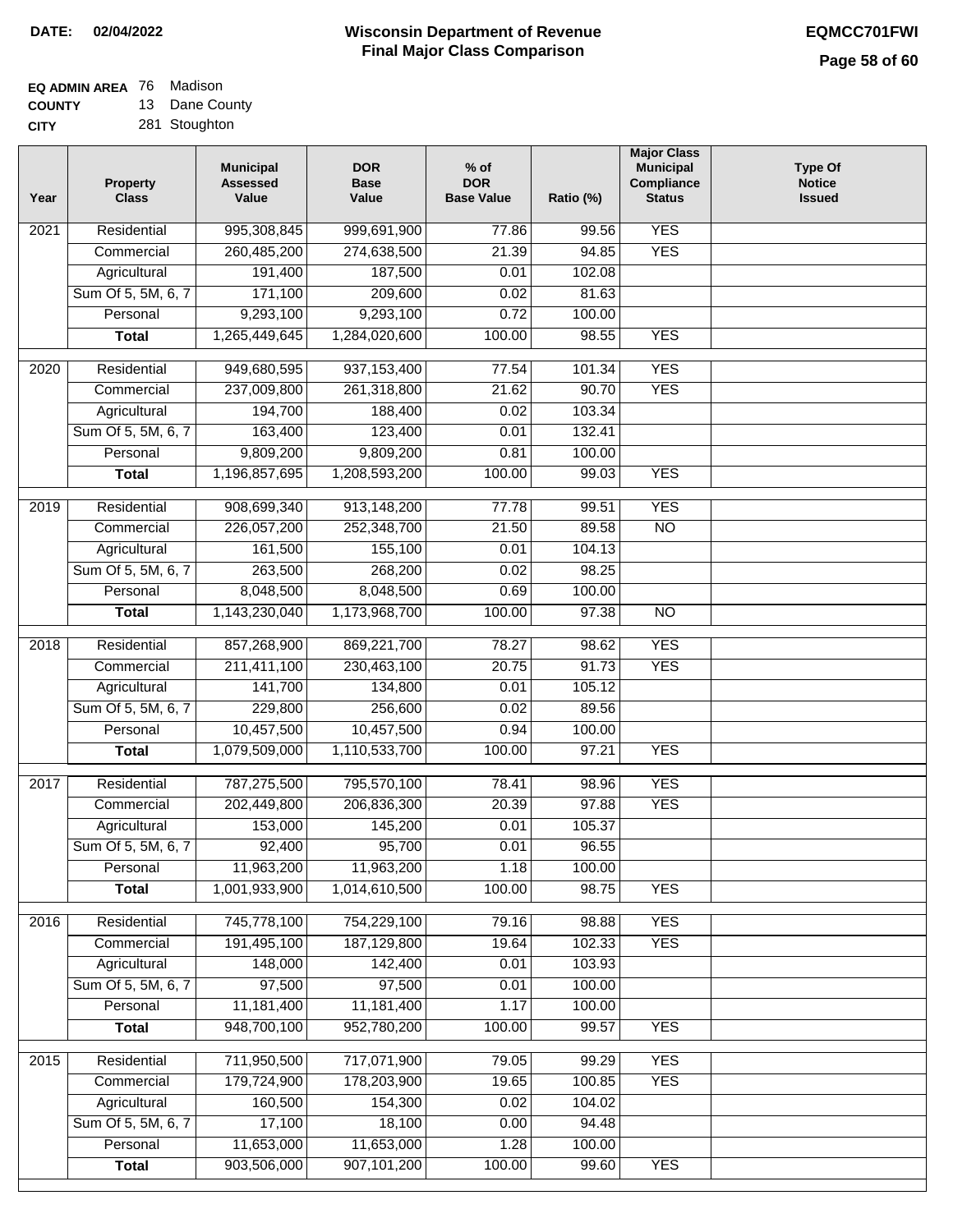**DATE:** 02/04/2022

# Wisconsin Department of Revenue
## Final Major Class Comparison

**EQMCC701FWI**

**EQ ADMIN AREA** 76 Madison
**COUNTY** 13 Dane County
**CITY** 281 Stoughton

| Year | Property Class | Municipal Assessed Value | DOR Base Value | % of DOR Base Value | Ratio (%) | Major Class Municipal Compliance Status | Type Of Notice Issued |
|---|---|---|---|---|---|---|---|
| 2021 | Residential | 995,308,845 | 999,691,900 | 77.86 | 99.56 | YES | |
| | Commercial | 260,485,200 | 274,638,500 | 21.39 | 94.85 | YES | |
| | Agricultural | 191,400 | 187,500 | 0.01 | 102.08 | | |
| | Sum Of 5, 5M, 6, 7 | 171,100 | 209,600 | 0.02 | 81.63 | | |
| | Personal | 9,293,100 | 9,293,100 | 0.72 | 100.00 | | |
| | **Total** | 1,265,449,645 | 1,284,020,600 | 100.00 | 98.55 | YES | |
| 2020 | Residential | 949,680,595 | 937,153,400 | 77.54 | 101.34 | YES | |
| | Commercial | 237,009,800 | 261,318,800 | 21.62 | 90.70 | YES | |
| | Agricultural | 194,700 | 188,400 | 0.02 | 103.34 | | |
| | Sum Of 5, 5M, 6, 7 | 163,400 | 123,400 | 0.01 | 132.41 | | |
| | Personal | 9,809,200 | 9,809,200 | 0.81 | 100.00 | | |
| | **Total** | 1,196,857,695 | 1,208,593,200 | 100.00 | 99.03 | YES | |
| 2019 | Residential | 908,699,340 | 913,148,200 | 77.78 | 99.51 | YES | |
| | Commercial | 226,057,200 | 252,348,700 | 21.50 | 89.58 | NO | |
| | Agricultural | 161,500 | 155,100 | 0.01 | 104.13 | | |
| | Sum Of 5, 5M, 6, 7 | 263,500 | 268,200 | 0.02 | 98.25 | | |
| | Personal | 8,048,500 | 8,048,500 | 0.69 | 100.00 | | |
| | **Total** | 1,143,230,040 | 1,173,968,700 | 100.00 | 97.38 | NO | |
| 2018 | Residential | 857,268,900 | 869,221,700 | 78.27 | 98.62 | YES | |
| | Commercial | 211,411,100 | 230,463,100 | 20.75 | 91.73 | YES | |
| | Agricultural | 141,700 | 134,800 | 0.01 | 105.12 | | |
| | Sum Of 5, 5M, 6, 7 | 229,800 | 256,600 | 0.02 | 89.56 | | |
| | Personal | 10,457,500 | 10,457,500 | 0.94 | 100.00 | | |
| | **Total** | 1,079,509,000 | 1,110,533,700 | 100.00 | 97.21 | YES | |
| 2017 | Residential | 787,275,500 | 795,570,100 | 78.41 | 98.96 | YES | |
| | Commercial | 202,449,800 | 206,836,300 | 20.39 | 97.88 | YES | |
| | Agricultural | 153,000 | 145,200 | 0.01 | 105.37 | | |
| | Sum Of 5, 5M, 6, 7 | 92,400 | 95,700 | 0.01 | 96.55 | | |
| | Personal | 11,963,200 | 11,963,200 | 1.18 | 100.00 | | |
| | **Total** | 1,001,933,900 | 1,014,610,500 | 100.00 | 98.75 | YES | |
| 2016 | Residential | 745,778,100 | 754,229,100 | 79.16 | 98.88 | YES | |
| | Commercial | 191,495,100 | 187,129,800 | 19.64 | 102.33 | YES | |
| | Agricultural | 148,000 | 142,400 | 0.01 | 103.93 | | |
| | Sum Of 5, 5M, 6, 7 | 97,500 | 97,500 | 0.01 | 100.00 | | |
| | Personal | 11,181,400 | 11,181,400 | 1.17 | 100.00 | | |
| | **Total** | 948,700,100 | 952,780,200 | 100.00 | 99.57 | YES | |
| 2015 | Residential | 711,950,500 | 717,071,900 | 79.05 | 99.29 | YES | |
| | Commercial | 179,724,900 | 178,203,900 | 19.65 | 100.85 | YES | |
| | Agricultural | 160,500 | 154,300 | 0.02 | 104.02 | | |
| | Sum Of 5, 5M, 6, 7 | 17,100 | 18,100 | 0.00 | 94.48 | | |
| | Personal | 11,653,000 | 11,653,000 | 1.28 | 100.00 | | |
| | **Total** | 903,506,000 | 907,101,200 | 100.00 | 99.60 | YES | |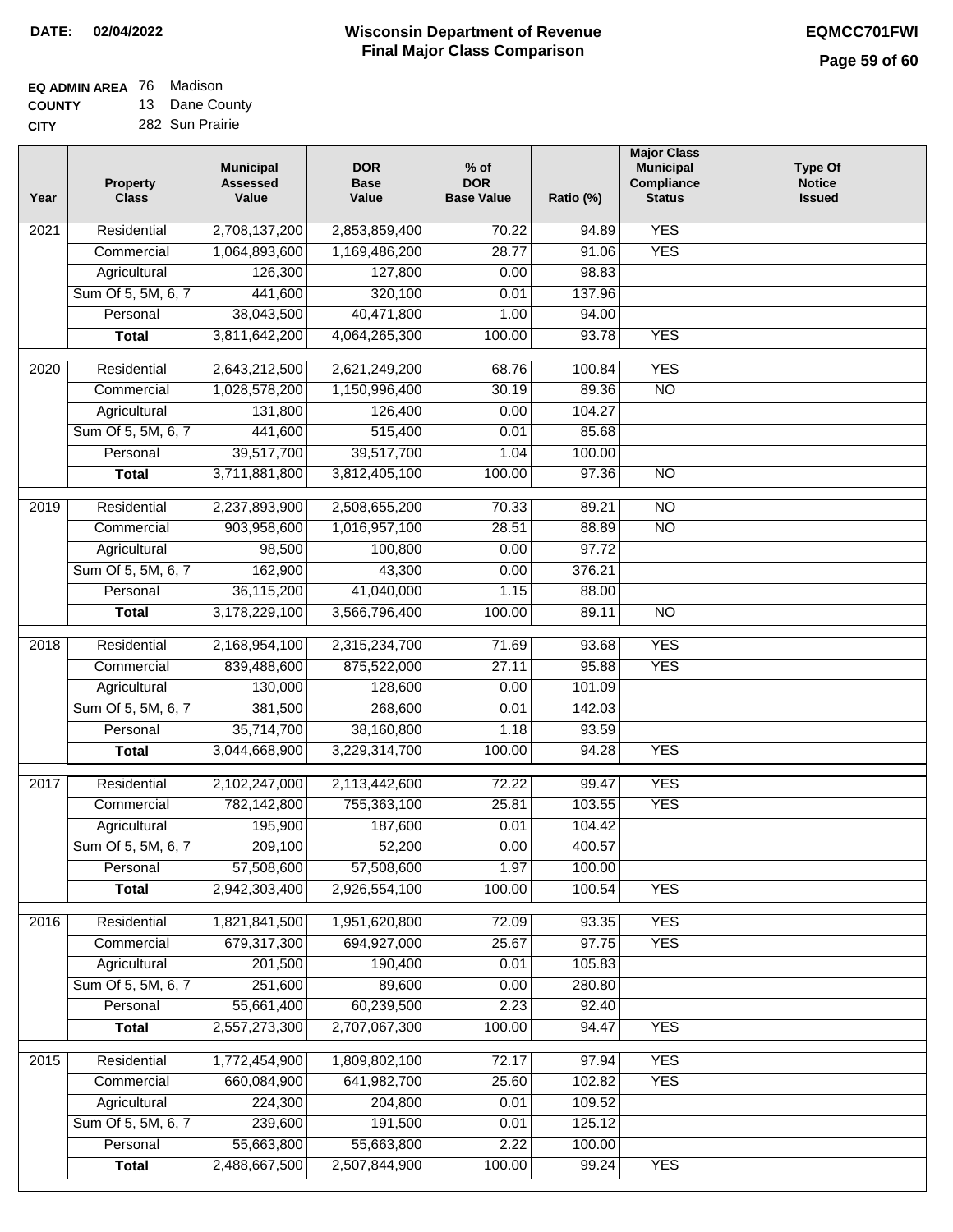**DATE:** 02/04/2022

# Wisconsin Department of Revenue
## Final Major Class Comparison

**EQMCC701FWI**

**EQ ADMIN AREA** 76 Madison
**COUNTY** 13 Dane County
**CITY** 282 Sun Prairie

| Year | Property Class | Municipal Assessed Value | DOR Base Value | % of DOR Base Value | Ratio (%) | Major Class Municipal Compliance Status | Type Of Notice Issued |
|---|---|---|---|---|---|---|---|
| 2021 | Residential | 2,708,137,200 | 2,853,859,400 | 70.22 | 94.89 | YES | |
| | Commercial | 1,064,893,600 | 1,169,486,200 | 28.77 | 91.06 | YES | |
| | Agricultural | 126,300 | 127,800 | 0.00 | 98.83 | | |
| | Sum Of 5, 5M, 6, 7 | 441,600 | 320,100 | 0.01 | 137.96 | | |
| | Personal | 38,043,500 | 40,471,800 | 1.00 | 94.00 | | |
| | **Total** | 3,811,642,200 | 4,064,265,300 | 100.00 | 93.78 | YES | |
| 2020 | Residential | 2,643,212,500 | 2,621,249,200 | 68.76 | 100.84 | YES | |
| | Commercial | 1,028,578,200 | 1,150,996,400 | 30.19 | 89.36 | NO | |
| | Agricultural | 131,800 | 126,400 | 0.00 | 104.27 | | |
| | Sum Of 5, 5M, 6, 7 | 441,600 | 515,400 | 0.01 | 85.68 | | |
| | Personal | 39,517,700 | 39,517,700 | 1.04 | 100.00 | | |
| | **Total** | 3,711,881,800 | 3,812,405,100 | 100.00 | 97.36 | NO | |
| 2019 | Residential | 2,237,893,900 | 2,508,655,200 | 70.33 | 89.21 | NO | |
| | Commercial | 903,958,600 | 1,016,957,100 | 28.51 | 88.89 | NO | |
| | Agricultural | 98,500 | 100,800 | 0.00 | 97.72 | | |
| | Sum Of 5, 5M, 6, 7 | 162,900 | 43,300 | 0.00 | 376.21 | | |
| | Personal | 36,115,200 | 41,040,000 | 1.15 | 88.00 | | |
| | **Total** | 3,178,229,100 | 3,566,796,400 | 100.00 | 89.11 | NO | |
| 2018 | Residential | 2,168,954,100 | 2,315,234,700 | 71.69 | 93.68 | YES | |
| | Commercial | 839,488,600 | 875,522,000 | 27.11 | 95.88 | YES | |
| | Agricultural | 130,000 | 128,600 | 0.00 | 101.09 | | |
| | Sum Of 5, 5M, 6, 7 | 381,500 | 268,600 | 0.01 | 142.03 | | |
| | Personal | 35,714,700 | 38,160,800 | 1.18 | 93.59 | | |
| | **Total** | 3,044,668,900 | 3,229,314,700 | 100.00 | 94.28 | YES | |
| 2017 | Residential | 2,102,247,000 | 2,113,442,600 | 72.22 | 99.47 | YES | |
| | Commercial | 782,142,800 | 755,363,100 | 25.81 | 103.55 | YES | |
| | Agricultural | 195,900 | 187,600 | 0.01 | 104.42 | | |
| | Sum Of 5, 5M, 6, 7 | 209,100 | 52,200 | 0.00 | 400.57 | | |
| | Personal | 57,508,600 | 57,508,600 | 1.97 | 100.00 | | |
| | **Total** | 2,942,303,400 | 2,926,554,100 | 100.00 | 100.54 | YES | |
| 2016 | Residential | 1,821,841,500 | 1,951,620,800 | 72.09 | 93.35 | YES | |
| | Commercial | 679,317,300 | 694,927,000 | 25.67 | 97.75 | YES | |
| | Agricultural | 201,500 | 190,400 | 0.01 | 105.83 | | |
| | Sum Of 5, 5M, 6, 7 | 251,600 | 89,600 | 0.00 | 280.80 | | |
| | Personal | 55,661,400 | 60,239,500 | 2.23 | 92.40 | | |
| | **Total** | 2,557,273,300 | 2,707,067,300 | 100.00 | 94.47 | YES | |
| 2015 | Residential | 1,772,454,900 | 1,809,802,100 | 72.17 | 97.94 | YES | |
| | Commercial | 660,084,900 | 641,982,700 | 25.60 | 102.82 | YES | |
| | Agricultural | 224,300 | 204,800 | 0.01 | 109.52 | | |
| | Sum Of 5, 5M, 6, 7 | 239,600 | 191,500 | 0.01 | 125.12 | | |
| | Personal | 55,663,800 | 55,663,800 | 2.22 | 100.00 | | |
| | **Total** | 2,488,667,500 | 2,507,844,900 | 100.00 | 99.24 | YES | |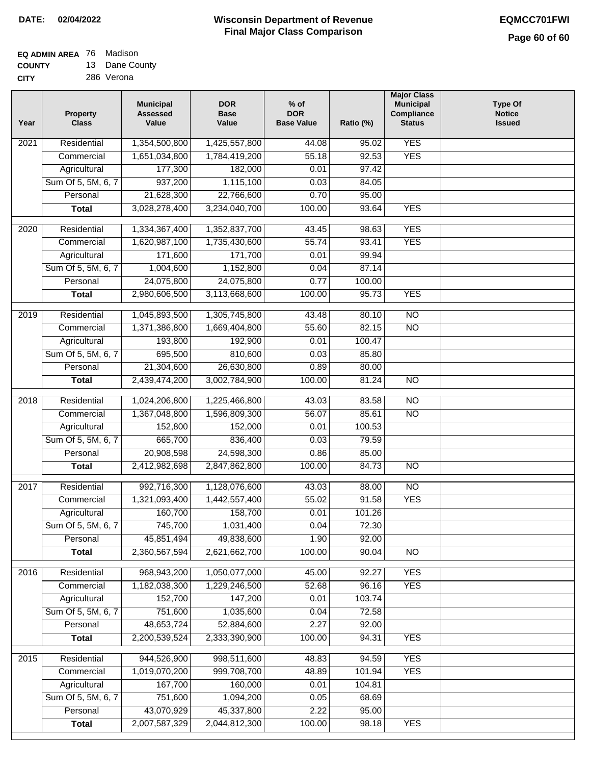**DATE:** 02/04/2022

# Wisconsin Department of Revenue
## Final Major Class Comparison

**EQMCC701FWI**

**EQ ADMIN AREA** 76 Madison
**COUNTY** 13 Dane County
**CITY** 286 Verona

| Year | Property Class | Municipal Assessed Value | DOR Base Value | % of DOR Base Value | Ratio (%) | Major Class Municipal Compliance Status | Type Of Notice Issued |
|---|---|---|---|---|---|---|---|
| 2021 | Residential | 1,354,500,800 | 1,425,557,800 | 44.08 | 95.02 | YES | |
| | Commercial | 1,651,034,800 | 1,784,419,200 | 55.18 | 92.53 | YES | |
| | Agricultural | 177,300 | 182,000 | 0.01 | 97.42 | | |
| | Sum Of 5, 5M, 6, 7 | 937,200 | 1,115,100 | 0.03 | 84.05 | | |
| | Personal | 21,628,300 | 22,766,600 | 0.70 | 95.00 | | |
| | **Total** | 3,028,278,400 | 3,234,040,700 | 100.00 | 93.64 | YES | |
| 2020 | Residential | 1,334,367,400 | 1,352,837,700 | 43.45 | 98.63 | YES | |
| | Commercial | 1,620,987,100 | 1,735,430,600 | 55.74 | 93.41 | YES | |
| | Agricultural | 171,600 | 171,700 | 0.01 | 99.94 | | |
| | Sum Of 5, 5M, 6, 7 | 1,004,600 | 1,152,800 | 0.04 | 87.14 | | |
| | Personal | 24,075,800 | 24,075,800 | 0.77 | 100.00 | | |
| | **Total** | 2,980,606,500 | 3,113,668,600 | 100.00 | 95.73 | YES | |
| 2019 | Residential | 1,045,893,500 | 1,305,745,800 | 43.48 | 80.10 | NO | |
| | Commercial | 1,371,386,800 | 1,669,404,800 | 55.60 | 82.15 | NO | |
| | Agricultural | 193,800 | 192,900 | 0.01 | 100.47 | | |
| | Sum Of 5, 5M, 6, 7 | 695,500 | 810,600 | 0.03 | 85.80 | | |
| | Personal | 21,304,600 | 26,630,800 | 0.89 | 80.00 | | |
| | **Total** | 2,439,474,200 | 3,002,784,900 | 100.00 | 81.24 | NO | |
| 2018 | Residential | 1,024,206,800 | 1,225,466,800 | 43.03 | 83.58 | NO | |
| | Commercial | 1,367,048,800 | 1,596,809,300 | 56.07 | 85.61 | NO | |
| | Agricultural | 152,800 | 152,000 | 0.01 | 100.53 | | |
| | Sum Of 5, 5M, 6, 7 | 665,700 | 836,400 | 0.03 | 79.59 | | |
| | Personal | 20,908,598 | 24,598,300 | 0.86 | 85.00 | | |
| | **Total** | 2,412,982,698 | 2,847,862,800 | 100.00 | 84.73 | NO | |
| 2017 | Residential | 992,716,300 | 1,128,076,600 | 43.03 | 88.00 | NO | |
| | Commercial | 1,321,093,400 | 1,442,557,400 | 55.02 | 91.58 | YES | |
| | Agricultural | 160,700 | 158,700 | 0.01 | 101.26 | | |
| | Sum Of 5, 5M, 6, 7 | 745,700 | 1,031,400 | 0.04 | 72.30 | | |
| | Personal | 45,851,494 | 49,838,600 | 1.90 | 92.00 | | |
| | **Total** | 2,360,567,594 | 2,621,662,700 | 100.00 | 90.04 | NO | |
| 2016 | Residential | 968,943,200 | 1,050,077,000 | 45.00 | 92.27 | YES | |
| | Commercial | 1,182,038,300 | 1,229,246,500 | 52.68 | 96.16 | YES | |
| | Agricultural | 152,700 | 147,200 | 0.01 | 103.74 | | |
| | Sum Of 5, 5M, 6, 7 | 751,600 | 1,035,600 | 0.04 | 72.58 | | |
| | Personal | 48,653,724 | 52,884,600 | 2.27 | 92.00 | | |
| | **Total** | 2,200,539,524 | 2,333,390,900 | 100.00 | 94.31 | YES | |
| 2015 | Residential | 944,526,900 | 998,511,600 | 48.83 | 94.59 | YES | |
| | Commercial | 1,019,070,200 | 999,708,700 | 48.89 | 101.94 | YES | |
| | Agricultural | 167,700 | 160,000 | 0.01 | 104.81 | | |
| | Sum Of 5, 5M, 6, 7 | 751,600 | 1,094,200 | 0.05 | 68.69 | | |
| | Personal | 43,070,929 | 45,337,800 | 2.22 | 95.00 | | |
| | **Total** | 2,007,587,329 | 2,044,812,300 | 100.00 | 98.18 | YES | |